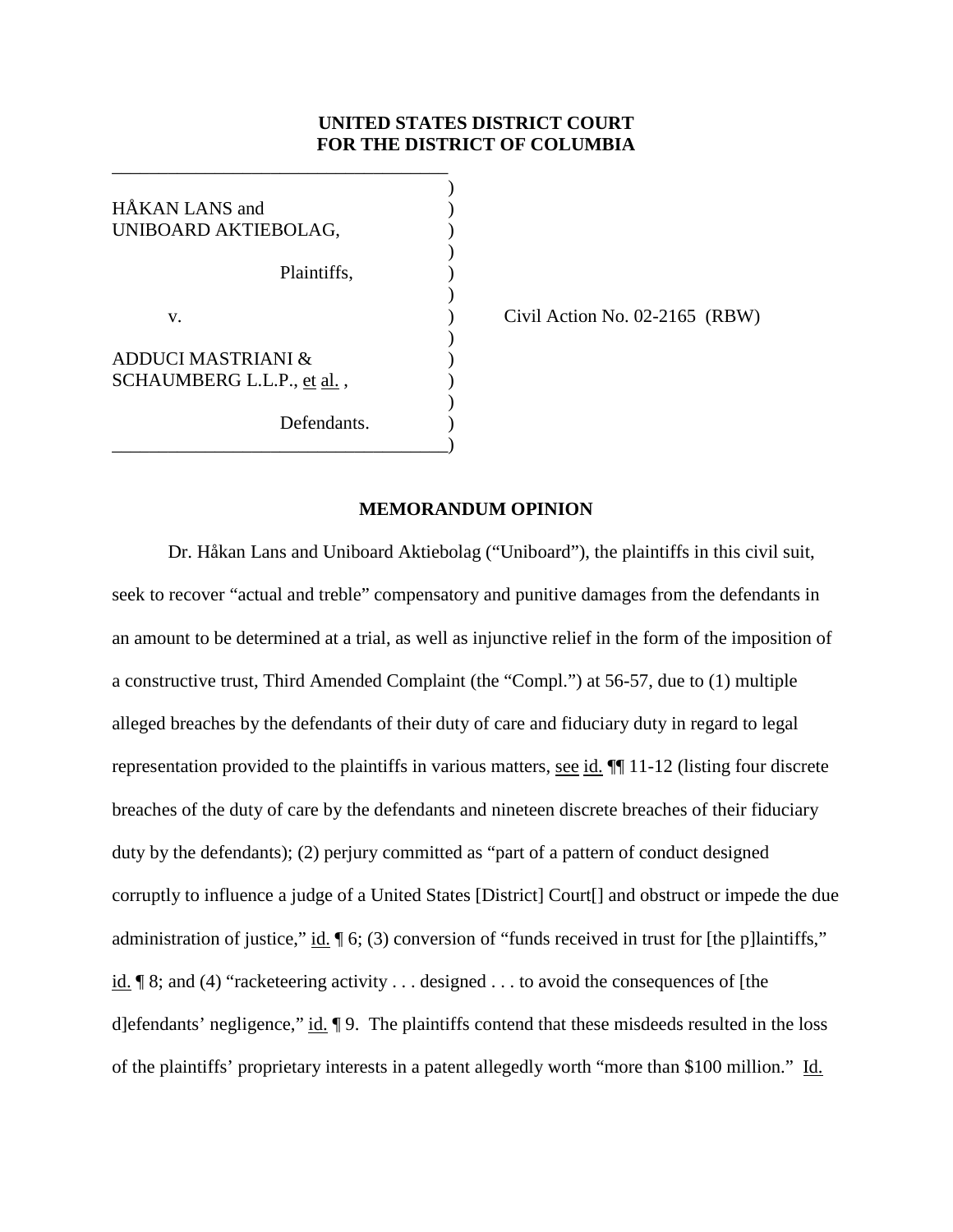**UNITED STATES DISTRICT COURT**
**FOR THE DISTRICT OF COLUMBIA**

HÅKAN LANS and UNIBOARD AKTIEBOLAG,

Plaintiffs,

v.

ADDUCI MASTRIANI & SCHAUMBERG L.L.P., et al.,

Defendants.

Civil Action No. 02-2165 (RBW)

**MEMORANDUM OPINION**

Dr. Håkan Lans and Uniboard Aktiebolag ("Uniboard"), the plaintiffs in this civil suit, seek to recover "actual and treble" compensatory and punitive damages from the defendants in an amount to be determined at a trial, as well as injunctive relief in the form of the imposition of a constructive trust, Third Amended Complaint (the "Compl.") at 56-57, due to (1) multiple alleged breaches by the defendants of their duty of care and fiduciary duty in regard to legal representation provided to the plaintiffs in various matters, see id. ¶¶ 11-12 (listing four discrete breaches of the duty of care by the defendants and nineteen discrete breaches of their fiduciary duty by the defendants); (2) perjury committed as "part of a pattern of conduct designed corruptly to influence a judge of a United States [District] Court[] and obstruct or impede the due administration of justice," id. ¶ 6; (3) conversion of "funds received in trust for [the p]laintiffs," id. ¶ 8; and (4) "racketeering activity . . . designed . . . to avoid the consequences of [the d]efendants' negligence," id. ¶ 9. The plaintiffs contend that these misdeeds resulted in the loss of the plaintiffs' proprietary interests in a patent allegedly worth "more than $100 million." Id.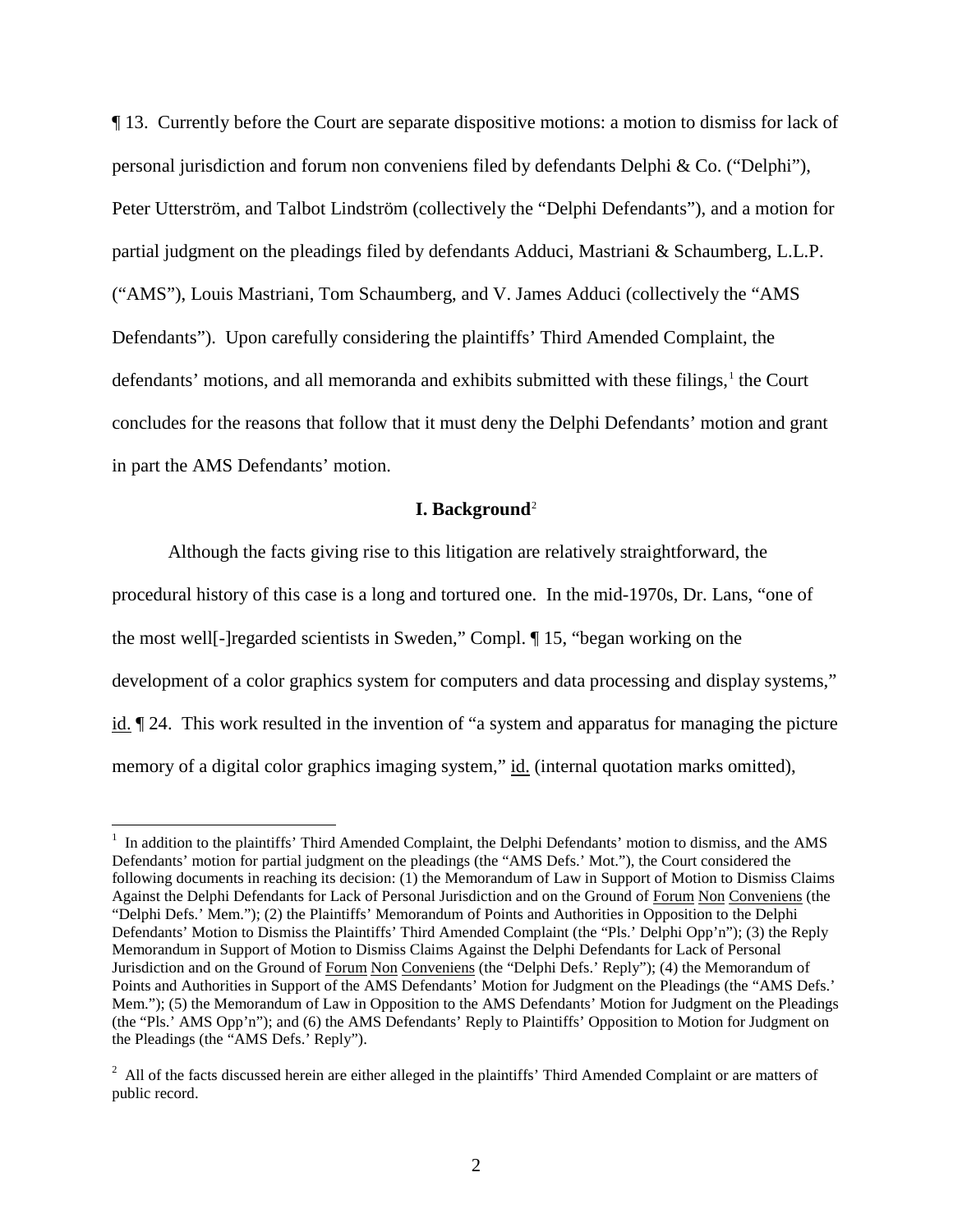¶ 13. Currently before the Court are separate dispositive motions: a motion to dismiss for lack of personal jurisdiction and forum non conveniens filed by defendants Delphi & Co. ("Delphi"), Peter Utterström, and Talbot Lindström (collectively the "Delphi Defendants"), and a motion for partial judgment on the pleadings filed by defendants Adduci, Mastriani & Schaumberg, L.L.P. ("AMS"), Louis Mastriani, Tom Schaumberg, and V. James Adduci (collectively the "AMS Defendants"). Upon carefully considering the plaintiffs' Third Amended Complaint, the defendants' motions, and all memoranda and exhibits submitted with these filings,[1] the Court concludes for the reasons that follow that it must deny the Delphi Defendants' motion and grant in part the AMS Defendants' motion.

## I. Background[2]

Although the facts giving rise to this litigation are relatively straightforward, the procedural history of this case is a long and tortured one. In the mid-1970s, Dr. Lans, "one of the most well[-]regarded scientists in Sweden," Compl. ¶ 15, "began working on the development of a color graphics system for computers and data processing and display systems," id. ¶ 24. This work resulted in the invention of "a system and apparatus for managing the picture memory of a digital color graphics imaging system," id. (internal quotation marks omitted),

---

[1] In addition to the plaintiffs' Third Amended Complaint, the Delphi Defendants' motion to dismiss, and the AMS Defendants' motion for partial judgment on the pleadings (the "AMS Defs.' Mot."), the Court considered the following documents in reaching its decision: (1) the Memorandum of Law in Support of Motion to Dismiss Claims Against the Delphi Defendants for Lack of Personal Jurisdiction and on the Ground of Forum Non Conveniens (the "Delphi Defs.' Mem."); (2) the Plaintiffs' Memorandum of Points and Authorities in Opposition to the Delphi Defendants' Motion to Dismiss the Plaintiffs' Third Amended Complaint (the "Pls.' Delphi Opp'n"); (3) the Reply Memorandum in Support of Motion to Dismiss Claims Against the Delphi Defendants for Lack of Personal Jurisdiction and on the Ground of Forum Non Conveniens (the "Delphi Defs.' Reply"); (4) the Memorandum of Points and Authorities in Support of the AMS Defendants' Motion for Judgment on the Pleadings (the "AMS Defs.' Mem."); (5) the Memorandum of Law in Opposition to the AMS Defendants' Motion for Judgment on the Pleadings (the "Pls.' AMS Opp'n"); and (6) the AMS Defendants' Reply to Plaintiffs' Opposition to Motion for Judgment on the Pleadings (the "AMS Defs.' Reply").

[2] All of the facts discussed herein are either alleged in the plaintiffs' Third Amended Complaint or are matters of public record.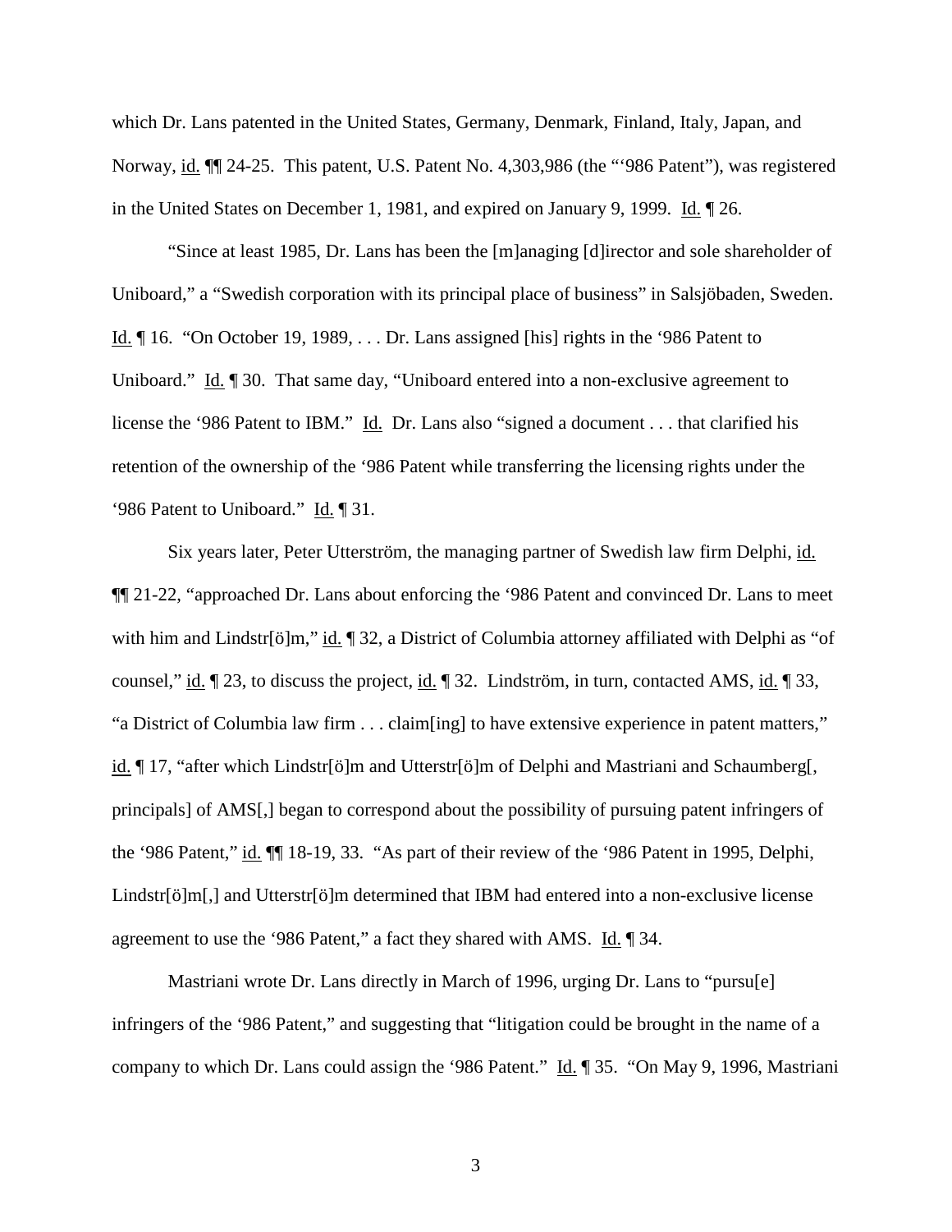which Dr. Lans patented in the United States, Germany, Denmark, Finland, Italy, Japan, and Norway, id. ¶¶ 24-25. This patent, U.S. Patent No. 4,303,986 (the "'986 Patent"), was registered in the United States on December 1, 1981, and expired on January 9, 1999. Id. ¶ 26.

"Since at least 1985, Dr. Lans has been the [m]anaging [d]irector and sole shareholder of Uniboard," a "Swedish corporation with its principal place of business" in Salsjöbaden, Sweden. Id. ¶ 16. "On October 19, 1989, . . . Dr. Lans assigned [his] rights in the '986 Patent to Uniboard." Id. ¶ 30. That same day, "Uniboard entered into a non-exclusive agreement to license the '986 Patent to IBM." Id. Dr. Lans also "signed a document . . . that clarified his retention of the ownership of the '986 Patent while transferring the licensing rights under the '986 Patent to Uniboard." Id. ¶ 31.

Six years later, Peter Utterström, the managing partner of Swedish law firm Delphi, id. ¶¶ 21-22, "approached Dr. Lans about enforcing the '986 Patent and convinced Dr. Lans to meet with him and Lindstr[ö]m," id. ¶ 32, a District of Columbia attorney affiliated with Delphi as "of counsel," id. ¶ 23, to discuss the project, id. ¶ 32. Lindström, in turn, contacted AMS, id. ¶ 33, "a District of Columbia law firm . . . claim[ing] to have extensive experience in patent matters," id. ¶ 17, "after which Lindstr[ö]m and Utterstr[ö]m of Delphi and Mastriani and Schaumberg[, principals] of AMS[,] began to correspond about the possibility of pursuing patent infringers of the '986 Patent," id. ¶¶ 18-19, 33. "As part of their review of the '986 Patent in 1995, Delphi, Lindstr[ö]m[,] and Utterstr[ö]m determined that IBM had entered into a non-exclusive license agreement to use the '986 Patent," a fact they shared with AMS. Id. ¶ 34.

Mastriani wrote Dr. Lans directly in March of 1996, urging Dr. Lans to "pursu[e] infringers of the '986 Patent," and suggesting that "litigation could be brought in the name of a company to which Dr. Lans could assign the '986 Patent." Id. ¶ 35. "On May 9, 1996, Mastriani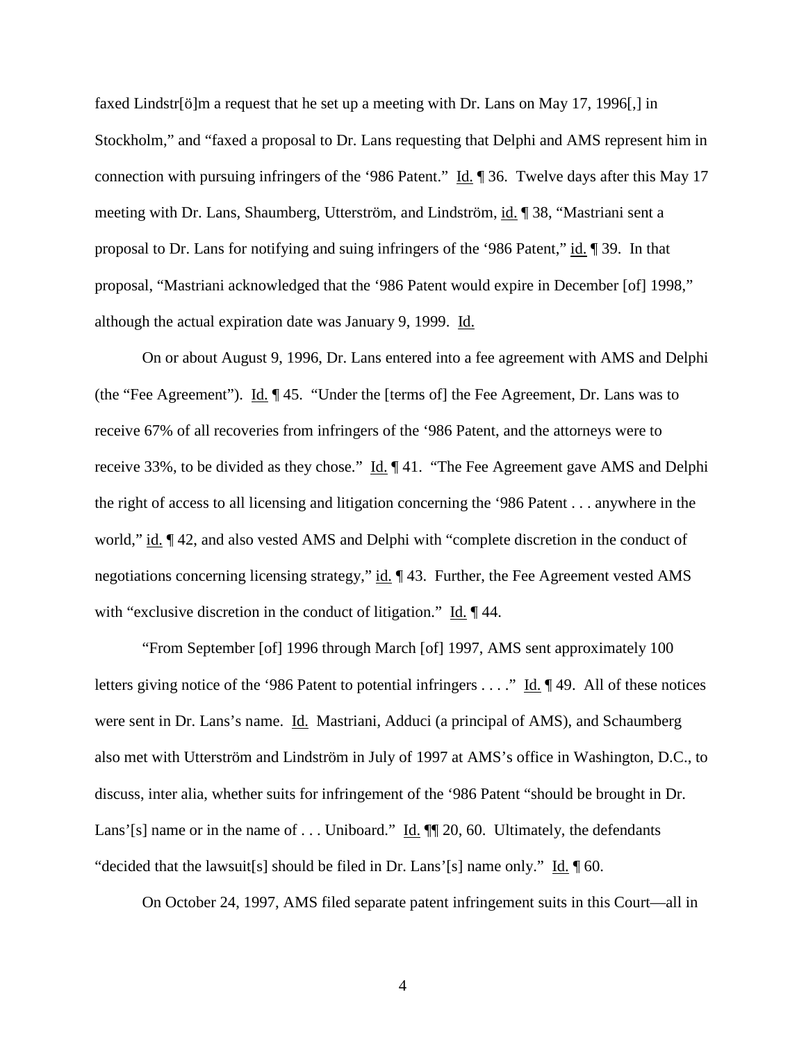faxed Lindstr[ö]m a request that he set up a meeting with Dr. Lans on May 17, 1996[,] in Stockholm," and "faxed a proposal to Dr. Lans requesting that Delphi and AMS represent him in connection with pursuing infringers of the '986 Patent." Id. ¶ 36. Twelve days after this May 17 meeting with Dr. Lans, Shaumberg, Utterström, and Lindström, id. ¶ 38, "Mastriani sent a proposal to Dr. Lans for notifying and suing infringers of the '986 Patent," id. ¶ 39. In that proposal, "Mastriani acknowledged that the '986 Patent would expire in December [of] 1998," although the actual expiration date was January 9, 1999. Id.

On or about August 9, 1996, Dr. Lans entered into a fee agreement with AMS and Delphi (the "Fee Agreement"). Id. ¶ 45. "Under the [terms of] the Fee Agreement, Dr. Lans was to receive 67% of all recoveries from infringers of the '986 Patent, and the attorneys were to receive 33%, to be divided as they chose." Id. ¶ 41. "The Fee Agreement gave AMS and Delphi the right of access to all licensing and litigation concerning the '986 Patent . . . anywhere in the world," id. ¶ 42, and also vested AMS and Delphi with "complete discretion in the conduct of negotiations concerning licensing strategy," id. ¶ 43. Further, the Fee Agreement vested AMS with "exclusive discretion in the conduct of litigation." Id. ¶ 44.

"From September [of] 1996 through March [of] 1997, AMS sent approximately 100 letters giving notice of the '986 Patent to potential infringers . . . ." Id. ¶ 49. All of these notices were sent in Dr. Lans's name. Id. Mastriani, Adduci (a principal of AMS), and Schaumberg also met with Utterström and Lindström in July of 1997 at AMS's office in Washington, D.C., to discuss, inter alia, whether suits for infringement of the '986 Patent "should be brought in Dr. Lans'[s] name or in the name of . . . Uniboard." Id. ¶¶ 20, 60. Ultimately, the defendants "decided that the lawsuit[s] should be filed in Dr. Lans'[s] name only." Id. ¶ 60.

On October 24, 1997, AMS filed separate patent infringement suits in this Court—all in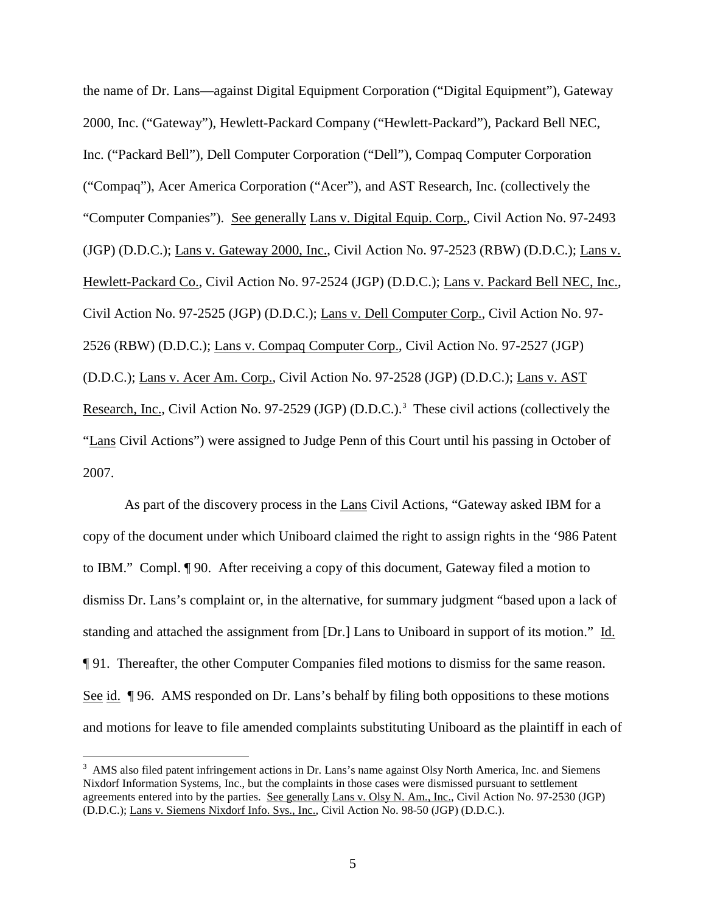the name of Dr. Lans—against Digital Equipment Corporation ("Digital Equipment"), Gateway 2000, Inc. ("Gateway"), Hewlett-Packard Company ("Hewlett-Packard"), Packard Bell NEC, Inc. ("Packard Bell"), Dell Computer Corporation ("Dell"), Compaq Computer Corporation ("Compaq"), Acer America Corporation ("Acer"), and AST Research, Inc. (collectively the "Computer Companies"). See generally Lans v. Digital Equip. Corp., Civil Action No. 97-2493 (JGP) (D.D.C.); Lans v. Gateway 2000, Inc., Civil Action No. 97-2523 (RBW) (D.D.C.); Lans v. Hewlett-Packard Co., Civil Action No. 97-2524 (JGP) (D.D.C.); Lans v. Packard Bell NEC, Inc., Civil Action No. 97-2525 (JGP) (D.D.C.); Lans v. Dell Computer Corp., Civil Action No. 97-2526 (RBW) (D.D.C.); Lans v. Compaq Computer Corp., Civil Action No. 97-2527 (JGP) (D.D.C.); Lans v. Acer Am. Corp., Civil Action No. 97-2528 (JGP) (D.D.C.); Lans v. AST Research, Inc., Civil Action No. 97-2529 (JGP) (D.D.C.).[3] These civil actions (collectively the "Lans Civil Actions") were assigned to Judge Penn of this Court until his passing in October of 2007.

As part of the discovery process in the Lans Civil Actions, "Gateway asked IBM for a copy of the document under which Uniboard claimed the right to assign rights in the '986 Patent to IBM." Compl. ¶ 90. After receiving a copy of this document, Gateway filed a motion to dismiss Dr. Lans's complaint or, in the alternative, for summary judgment "based upon a lack of standing and attached the assignment from [Dr.] Lans to Uniboard in support of its motion." Id. ¶ 91. Thereafter, the other Computer Companies filed motions to dismiss for the same reason. See id. ¶ 96. AMS responded on Dr. Lans's behalf by filing both oppositions to these motions and motions for leave to file amended complaints substituting Uniboard as the plaintiff in each of

[3] AMS also filed patent infringement actions in Dr. Lans's name against Olsy North America, Inc. and Siemens Nixdorf Information Systems, Inc., but the complaints in those cases were dismissed pursuant to settlement agreements entered into by the parties. See generally Lans v. Olsy N. Am., Inc., Civil Action No. 97-2530 (JGP) (D.D.C.); Lans v. Siemens Nixdorf Info. Sys., Inc., Civil Action No. 98-50 (JGP) (D.D.C.).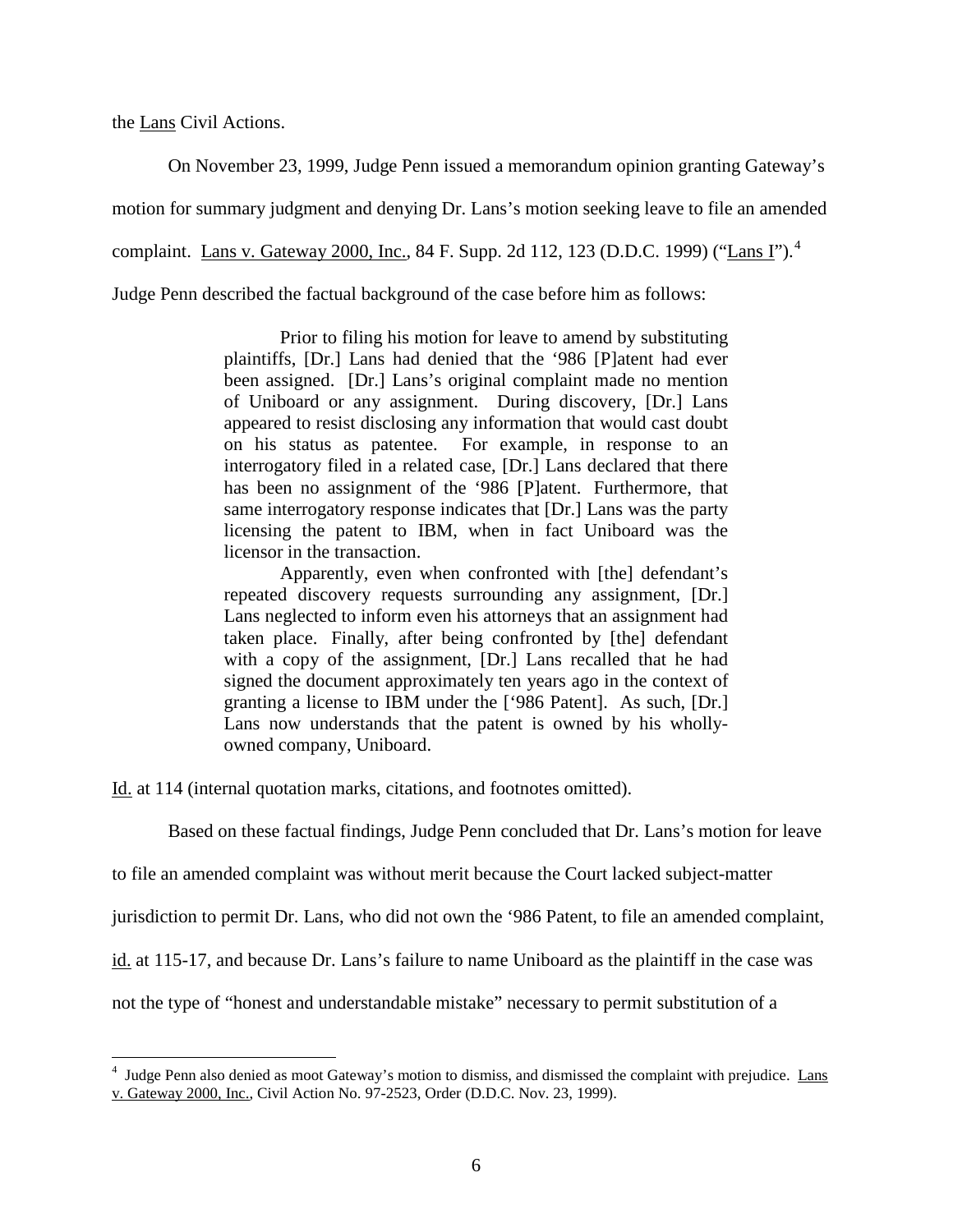the Lans Civil Actions.

On November 23, 1999, Judge Penn issued a memorandum opinion granting Gateway's motion for summary judgment and denying Dr. Lans's motion seeking leave to file an amended complaint. Lans v. Gateway 2000, Inc., 84 F. Supp. 2d 112, 123 (D.D.C. 1999) ("Lans I").[4] Judge Penn described the factual background of the case before him as follows:

> Prior to filing his motion for leave to amend by substituting plaintiffs, [Dr.] Lans had denied that the '986 [P]atent had ever been assigned. [Dr.] Lans's original complaint made no mention of Uniboard or any assignment. During discovery, [Dr.] Lans appeared to resist disclosing any information that would cast doubt on his status as patentee. For example, in response to an interrogatory filed in a related case, [Dr.] Lans declared that there has been no assignment of the '986 [P]atent. Furthermore, that same interrogatory response indicates that [Dr.] Lans was the party licensing the patent to IBM, when in fact Uniboard was the licensor in the transaction.
>
> Apparently, even when confronted with [the] defendant's repeated discovery requests surrounding any assignment, [Dr.] Lans neglected to inform even his attorneys that an assignment had taken place. Finally, after being confronted by [the] defendant with a copy of the assignment, [Dr.] Lans recalled that he had signed the document approximately ten years ago in the context of granting a license to IBM under the ['986 Patent]. As such, [Dr.] Lans now understands that the patent is owned by his wholly-owned company, Uniboard.

Id. at 114 (internal quotation marks, citations, and footnotes omitted).

Based on these factual findings, Judge Penn concluded that Dr. Lans's motion for leave to file an amended complaint was without merit because the Court lacked subject-matter jurisdiction to permit Dr. Lans, who did not own the '986 Patent, to file an amended complaint, id. at 115-17, and because Dr. Lans's failure to name Uniboard as the plaintiff in the case was not the type of "honest and understandable mistake" necessary to permit substitution of a

[4] Judge Penn also denied as moot Gateway's motion to dismiss, and dismissed the complaint with prejudice. Lans v. Gateway 2000, Inc., Civil Action No. 97-2523, Order (D.D.C. Nov. 23, 1999).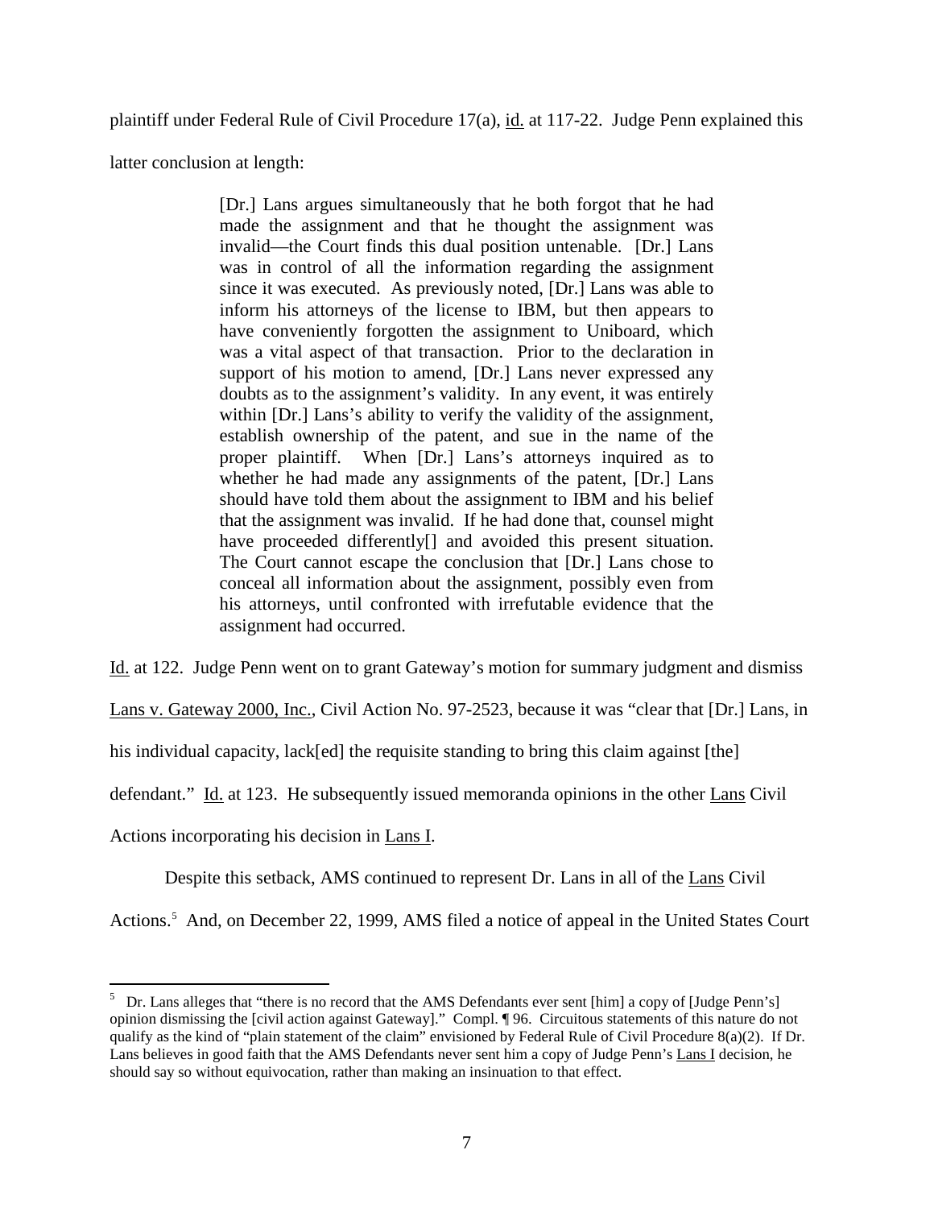plaintiff under Federal Rule of Civil Procedure 17(a), id. at 117-22. Judge Penn explained this latter conclusion at length:

> [Dr.] Lans argues simultaneously that he both forgot that he had made the assignment and that he thought the assignment was invalid—the Court finds this dual position untenable. [Dr.] Lans was in control of all the information regarding the assignment since it was executed. As previously noted, [Dr.] Lans was able to inform his attorneys of the license to IBM, but then appears to have conveniently forgotten the assignment to Uniboard, which was a vital aspect of that transaction. Prior to the declaration in support of his motion to amend, [Dr.] Lans never expressed any doubts as to the assignment's validity. In any event, it was entirely within [Dr.] Lans's ability to verify the validity of the assignment, establish ownership of the patent, and sue in the name of the proper plaintiff. When [Dr.] Lans's attorneys inquired as to whether he had made any assignments of the patent, [Dr.] Lans should have told them about the assignment to IBM and his belief that the assignment was invalid. If he had done that, counsel might have proceeded differently[] and avoided this present situation. The Court cannot escape the conclusion that [Dr.] Lans chose to conceal all information about the assignment, possibly even from his attorneys, until confronted with irrefutable evidence that the assignment had occurred.

Id. at 122. Judge Penn went on to grant Gateway's motion for summary judgment and dismiss Lans v. Gateway 2000, Inc., Civil Action No. 97-2523, because it was "clear that [Dr.] Lans, in his individual capacity, lack[ed] the requisite standing to bring this claim against [the] defendant." Id. at 123. He subsequently issued memoranda opinions in the other Lans Civil Actions incorporating his decision in Lans I.

Despite this setback, AMS continued to represent Dr. Lans in all of the Lans Civil Actions.[5] And, on December 22, 1999, AMS filed a notice of appeal in the United States Court

[5] Dr. Lans alleges that "there is no record that the AMS Defendants ever sent [him] a copy of [Judge Penn's] opinion dismissing the [civil action against Gateway]." Compl. ¶ 96. Circuitous statements of this nature do not qualify as the kind of "plain statement of the claim" envisioned by Federal Rule of Civil Procedure 8(a)(2). If Dr. Lans believes in good faith that the AMS Defendants never sent him a copy of Judge Penn's Lans I decision, he should say so without equivocation, rather than making an insinuation to that effect.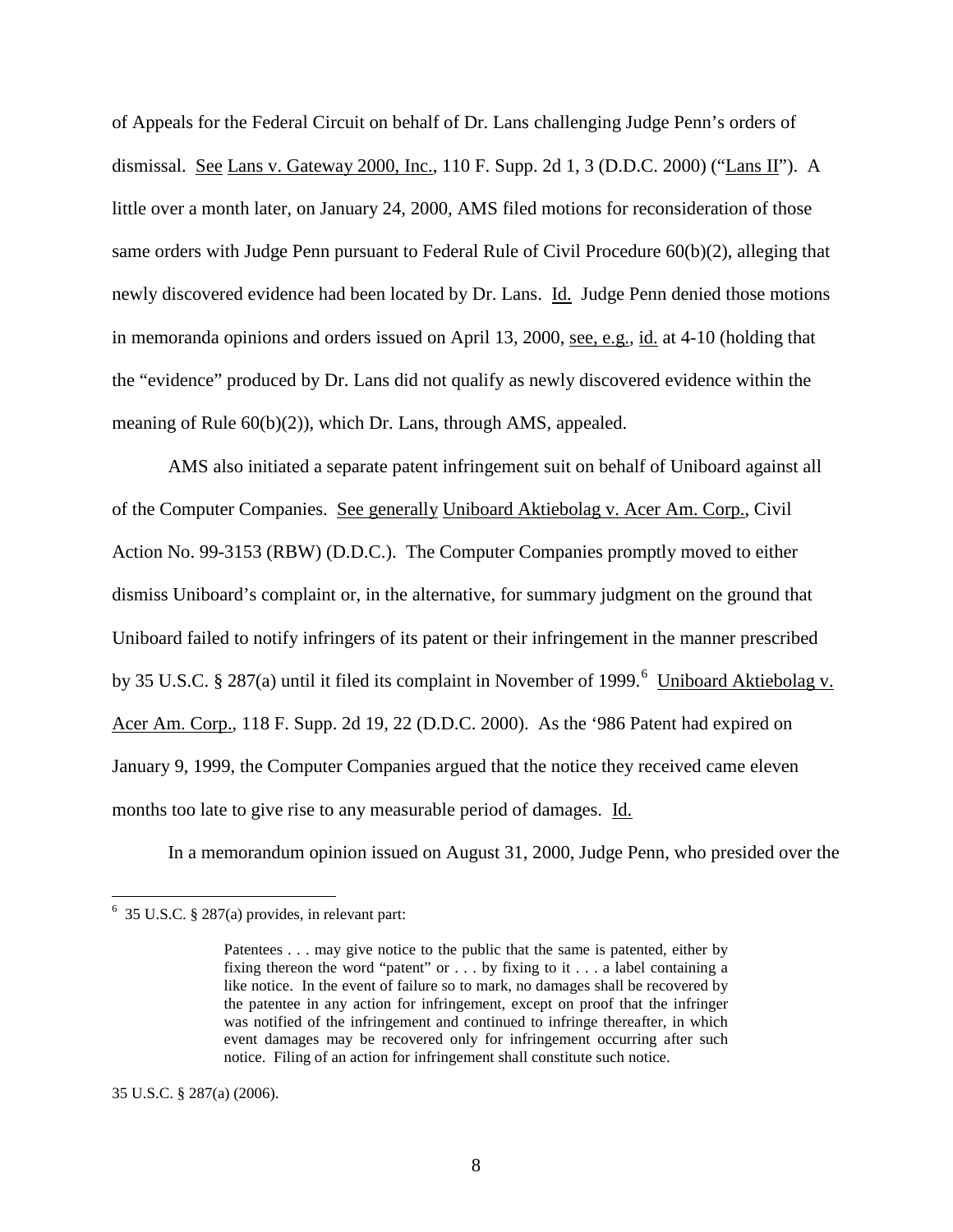of Appeals for the Federal Circuit on behalf of Dr. Lans challenging Judge Penn's orders of dismissal. See Lans v. Gateway 2000, Inc., 110 F. Supp. 2d 1, 3 (D.D.C. 2000) ("Lans II"). A little over a month later, on January 24, 2000, AMS filed motions for reconsideration of those same orders with Judge Penn pursuant to Federal Rule of Civil Procedure 60(b)(2), alleging that newly discovered evidence had been located by Dr. Lans. Id. Judge Penn denied those motions in memoranda opinions and orders issued on April 13, 2000, see, e.g., id. at 4-10 (holding that the "evidence" produced by Dr. Lans did not qualify as newly discovered evidence within the meaning of Rule 60(b)(2)), which Dr. Lans, through AMS, appealed.

AMS also initiated a separate patent infringement suit on behalf of Uniboard against all of the Computer Companies. See generally Uniboard Aktiebolag v. Acer Am. Corp., Civil Action No. 99-3153 (RBW) (D.D.C.). The Computer Companies promptly moved to either dismiss Uniboard's complaint or, in the alternative, for summary judgment on the ground that Uniboard failed to notify infringers of its patent or their infringement in the manner prescribed by 35 U.S.C. § 287(a) until it filed its complaint in November of 1999.[6] Uniboard Aktiebolag v. Acer Am. Corp., 118 F. Supp. 2d 19, 22 (D.D.C. 2000). As the '986 Patent had expired on January 9, 1999, the Computer Companies argued that the notice they received came eleven months too late to give rise to any measurable period of damages. Id.

In a memorandum opinion issued on August 31, 2000, Judge Penn, who presided over the

---

[6] 35 U.S.C. § 287(a) provides, in relevant part:

> Patentees . . . may give notice to the public that the same is patented, either by fixing thereon the word "patent" or . . . by fixing to it . . . a label containing a like notice. In the event of failure so to mark, no damages shall be recovered by the patentee in any action for infringement, except on proof that the infringer was notified of the infringement and continued to infringe thereafter, in which event damages may be recovered only for infringement occurring after such notice. Filing of an action for infringement shall constitute such notice.

35 U.S.C. § 287(a) (2006).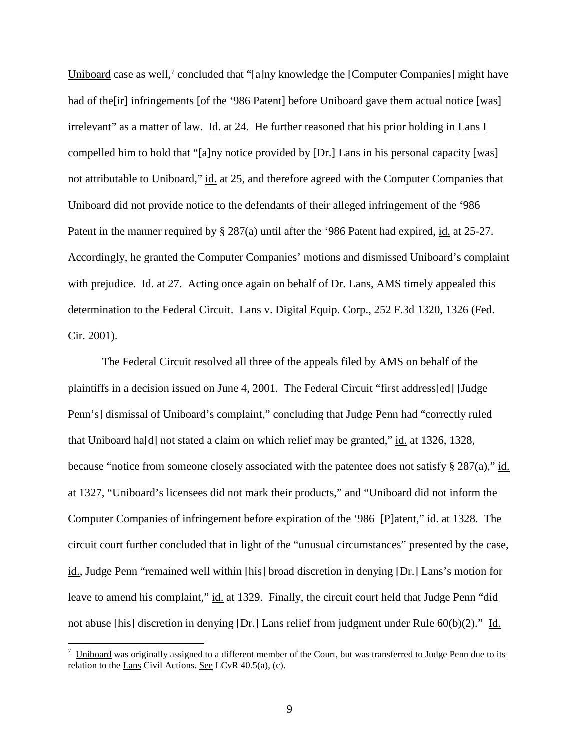Uniboard case as well,[7] concluded that "[a]ny knowledge the [Computer Companies] might have had of the[ir] infringements [of the '986 Patent] before Uniboard gave them actual notice [was] irrelevant" as a matter of law. Id. at 24. He further reasoned that his prior holding in Lans I compelled him to hold that "[a]ny notice provided by [Dr.] Lans in his personal capacity [was] not attributable to Uniboard," id. at 25, and therefore agreed with the Computer Companies that Uniboard did not provide notice to the defendants of their alleged infringement of the '986 Patent in the manner required by § 287(a) until after the '986 Patent had expired, id. at 25-27. Accordingly, he granted the Computer Companies' motions and dismissed Uniboard's complaint with prejudice. Id. at 27. Acting once again on behalf of Dr. Lans, AMS timely appealed this determination to the Federal Circuit. Lans v. Digital Equip. Corp., 252 F.3d 1320, 1326 (Fed. Cir. 2001).

The Federal Circuit resolved all three of the appeals filed by AMS on behalf of the plaintiffs in a decision issued on June 4, 2001. The Federal Circuit "first address[ed] [Judge Penn's] dismissal of Uniboard's complaint," concluding that Judge Penn had "correctly ruled that Uniboard ha[d] not stated a claim on which relief may be granted," id. at 1326, 1328, because "notice from someone closely associated with the patentee does not satisfy § 287(a)," id. at 1327, "Uniboard's licensees did not mark their products," and "Uniboard did not inform the Computer Companies of infringement before expiration of the '986 [P]atent," id. at 1328. The circuit court further concluded that in light of the "unusual circumstances" presented by the case, id., Judge Penn "remained well within [his] broad discretion in denying [Dr.] Lans's motion for leave to amend his complaint," id. at 1329. Finally, the circuit court held that Judge Penn "did not abuse [his] discretion in denying [Dr.] Lans relief from judgment under Rule 60(b)(2)." Id.

[7] Uniboard was originally assigned to a different member of the Court, but was transferred to Judge Penn due to its relation to the Lans Civil Actions. See LCvR 40.5(a), (c).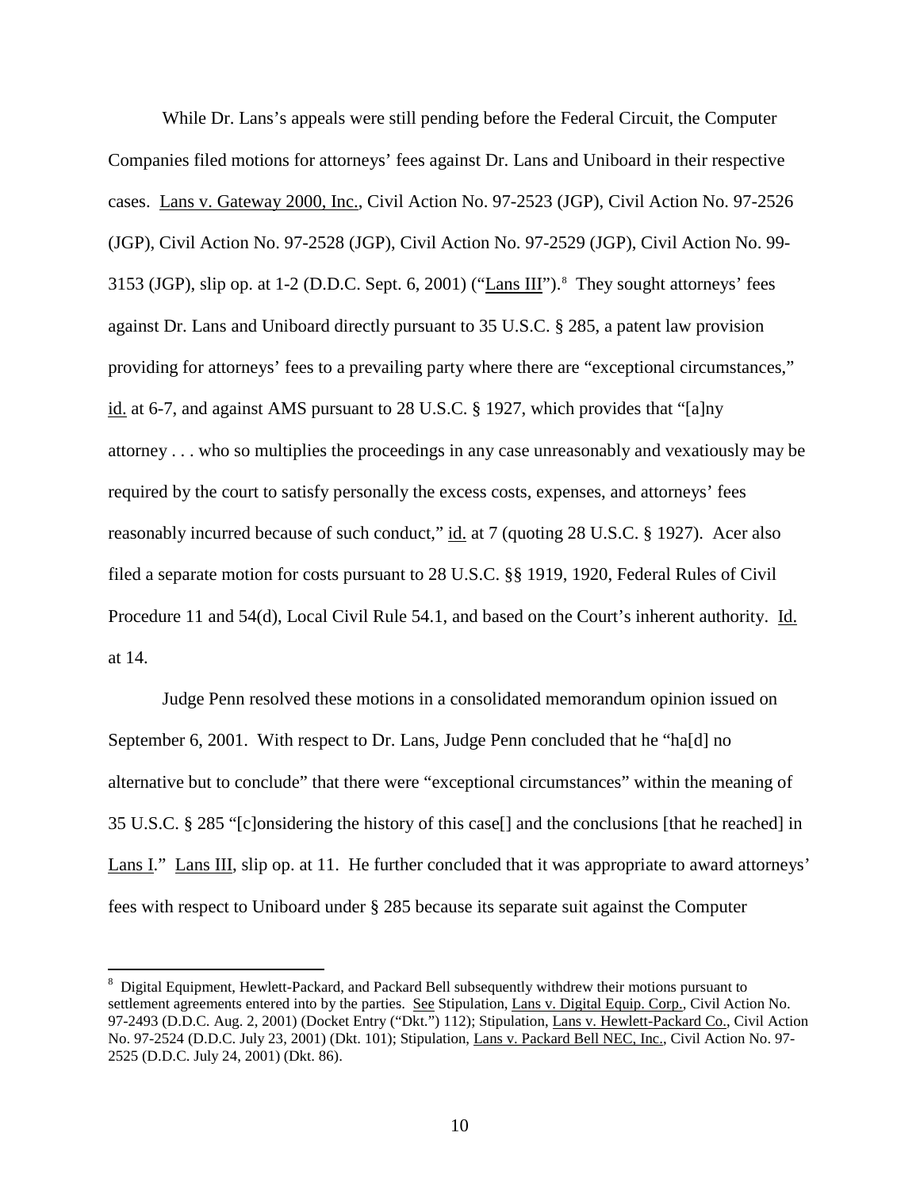While Dr. Lans's appeals were still pending before the Federal Circuit, the Computer Companies filed motions for attorneys' fees against Dr. Lans and Uniboard in their respective cases. Lans v. Gateway 2000, Inc., Civil Action No. 97-2523 (JGP), Civil Action No. 97-2526 (JGP), Civil Action No. 97-2528 (JGP), Civil Action No. 97-2529 (JGP), Civil Action No. 99-3153 (JGP), slip op. at 1-2 (D.D.C. Sept. 6, 2001) ("Lans III").[8] They sought attorneys' fees against Dr. Lans and Uniboard directly pursuant to 35 U.S.C. § 285, a patent law provision providing for attorneys' fees to a prevailing party where there are "exceptional circumstances," id. at 6-7, and against AMS pursuant to 28 U.S.C. § 1927, which provides that "[a]ny attorney . . . who so multiplies the proceedings in any case unreasonably and vexatiously may be required by the court to satisfy personally the excess costs, expenses, and attorneys' fees reasonably incurred because of such conduct," id. at 7 (quoting 28 U.S.C. § 1927). Acer also filed a separate motion for costs pursuant to 28 U.S.C. §§ 1919, 1920, Federal Rules of Civil Procedure 11 and 54(d), Local Civil Rule 54.1, and based on the Court's inherent authority. Id. at 14.

Judge Penn resolved these motions in a consolidated memorandum opinion issued on September 6, 2001. With respect to Dr. Lans, Judge Penn concluded that he "ha[d] no alternative but to conclude" that there were "exceptional circumstances" within the meaning of 35 U.S.C. § 285 "[c]onsidering the history of this case[] and the conclusions [that he reached] in Lans I." Lans III, slip op. at 11. He further concluded that it was appropriate to award attorneys' fees with respect to Uniboard under § 285 because its separate suit against the Computer

[8] Digital Equipment, Hewlett-Packard, and Packard Bell subsequently withdrew their motions pursuant to settlement agreements entered into by the parties. See Stipulation, Lans v. Digital Equip. Corp., Civil Action No. 97-2493 (D.D.C. Aug. 2, 2001) (Docket Entry ("Dkt.") 112); Stipulation, Lans v. Hewlett-Packard Co., Civil Action No. 97-2524 (D.D.C. July 23, 2001) (Dkt. 101); Stipulation, Lans v. Packard Bell NEC, Inc., Civil Action No. 97-2525 (D.D.C. July 24, 2001) (Dkt. 86).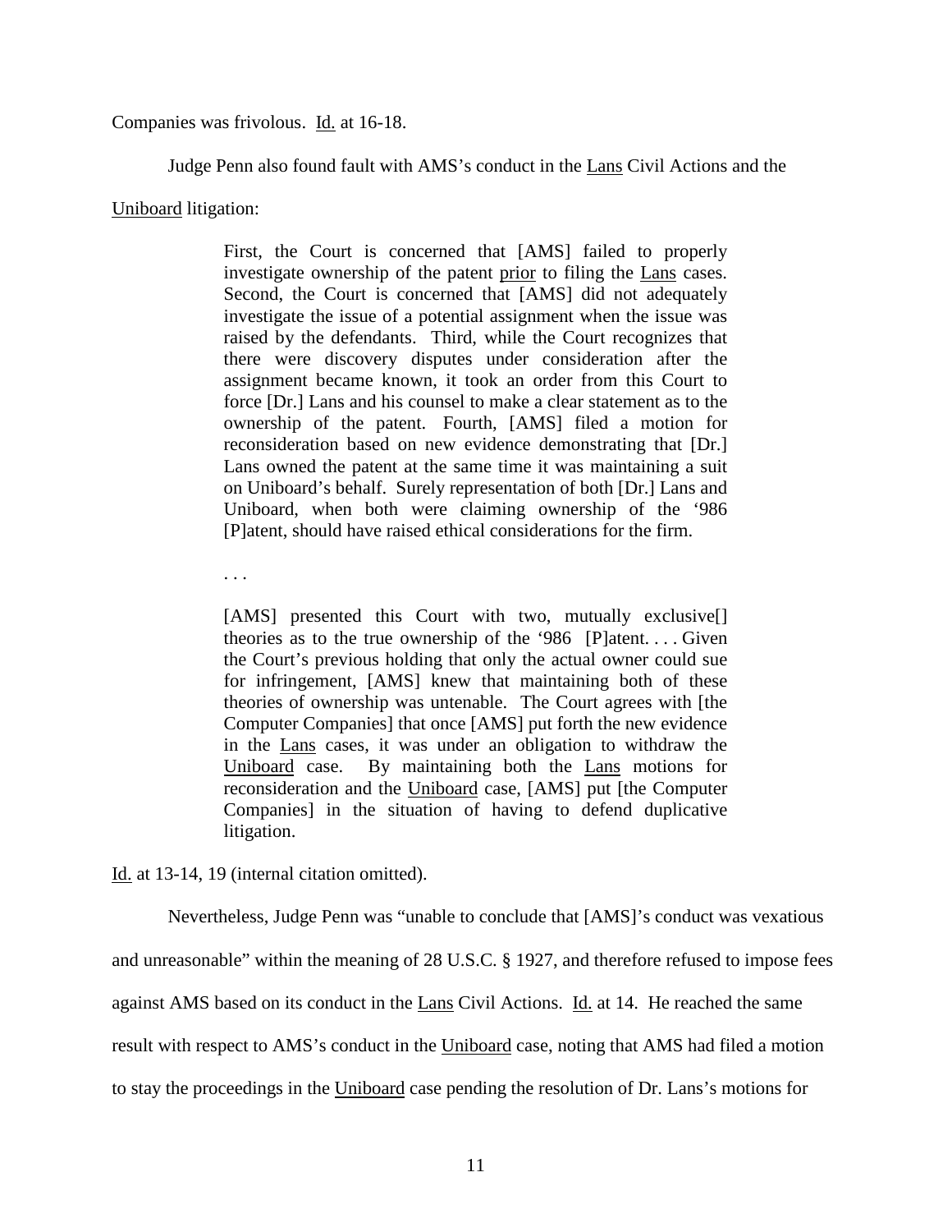Companies was frivolous. Id. at 16-18.

Judge Penn also found fault with AMS's conduct in the Lans Civil Actions and the Uniboard litigation:

> First, the Court is concerned that [AMS] failed to properly investigate ownership of the patent prior to filing the Lans cases. Second, the Court is concerned that [AMS] did not adequately investigate the issue of a potential assignment when the issue was raised by the defendants. Third, while the Court recognizes that there were discovery disputes under consideration after the assignment became known, it took an order from this Court to force [Dr.] Lans and his counsel to make a clear statement as to the ownership of the patent. Fourth, [AMS] filed a motion for reconsideration based on new evidence demonstrating that [Dr.] Lans owned the patent at the same time it was maintaining a suit on Uniboard's behalf. Surely representation of both [Dr.] Lans and Uniboard, when both were claiming ownership of the '986 [P]atent, should have raised ethical considerations for the firm.
>
> . . .
>
> [AMS] presented this Court with two, mutually exclusive[] theories as to the true ownership of the '986 [P]atent. . . . Given the Court's previous holding that only the actual owner could sue for infringement, [AMS] knew that maintaining both of these theories of ownership was untenable. The Court agrees with [the Computer Companies] that once [AMS] put forth the new evidence in the Lans cases, it was under an obligation to withdraw the Uniboard case. By maintaining both the Lans motions for reconsideration and the Uniboard case, [AMS] put [the Computer Companies] in the situation of having to defend duplicative litigation.

Id. at 13-14, 19 (internal citation omitted).

Nevertheless, Judge Penn was "unable to conclude that [AMS]'s conduct was vexatious and unreasonable" within the meaning of 28 U.S.C. § 1927, and therefore refused to impose fees against AMS based on its conduct in the Lans Civil Actions. Id. at 14. He reached the same result with respect to AMS's conduct in the Uniboard case, noting that AMS had filed a motion to stay the proceedings in the Uniboard case pending the resolution of Dr. Lans's motions for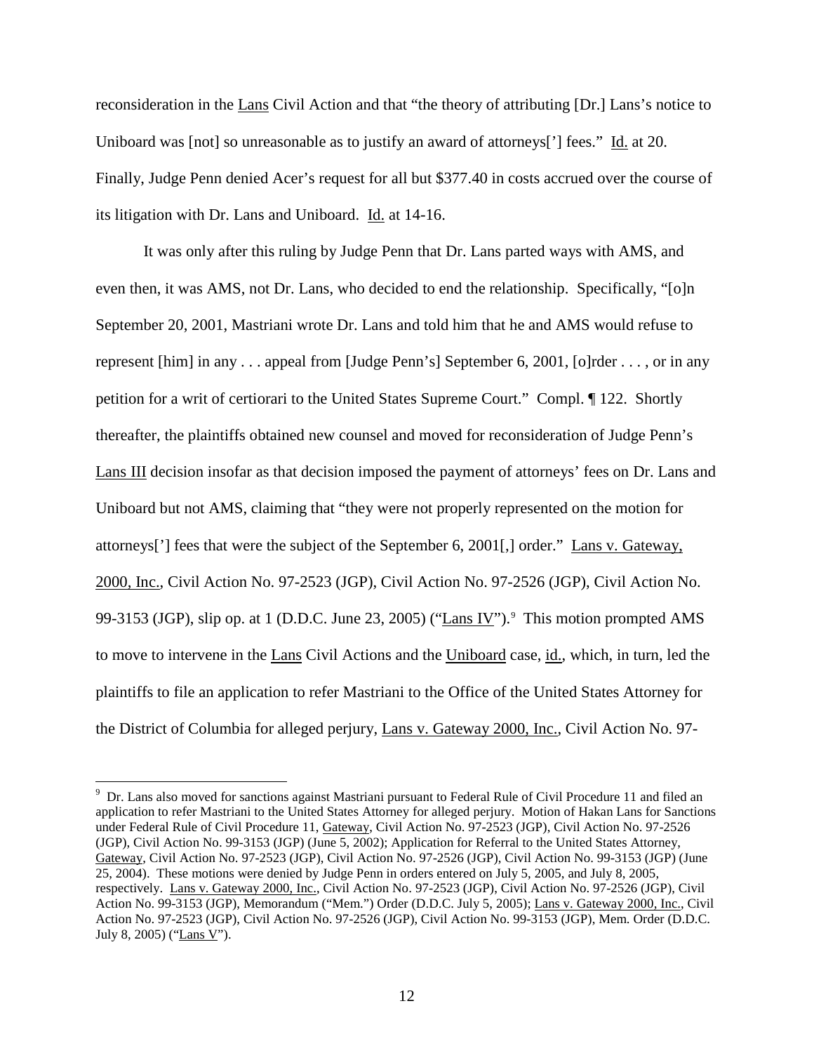reconsideration in the Lans Civil Action and that "the theory of attributing [Dr.] Lans's notice to Uniboard was [not] so unreasonable as to justify an award of attorneys['] fees." Id. at 20. Finally, Judge Penn denied Acer's request for all but $377.40 in costs accrued over the course of its litigation with Dr. Lans and Uniboard. Id. at 14-16.

It was only after this ruling by Judge Penn that Dr. Lans parted ways with AMS, and even then, it was AMS, not Dr. Lans, who decided to end the relationship. Specifically, "[o]n September 20, 2001, Mastriani wrote Dr. Lans and told him that he and AMS would refuse to represent [him] in any . . . appeal from [Judge Penn's] September 6, 2001, [o]rder . . . , or in any petition for a writ of certiorari to the United States Supreme Court." Compl. ¶ 122. Shortly thereafter, the plaintiffs obtained new counsel and moved for reconsideration of Judge Penn's Lans III decision insofar as that decision imposed the payment of attorneys' fees on Dr. Lans and Uniboard but not AMS, claiming that "they were not properly represented on the motion for attorneys['] fees that were the subject of the September 6, 2001[,] order." Lans v. Gateway, 2000, Inc., Civil Action No. 97-2523 (JGP), Civil Action No. 97-2526 (JGP), Civil Action No. 99-3153 (JGP), slip op. at 1 (D.D.C. June 23, 2005) ("Lans IV").[9] This motion prompted AMS to move to intervene in the Lans Civil Actions and the Uniboard case, id., which, in turn, led the plaintiffs to file an application to refer Mastriani to the Office of the United States Attorney for the District of Columbia for alleged perjury, Lans v. Gateway 2000, Inc., Civil Action No. 97-

[9] Dr. Lans also moved for sanctions against Mastriani pursuant to Federal Rule of Civil Procedure 11 and filed an application to refer Mastriani to the United States Attorney for alleged perjury. Motion of Hakan Lans for Sanctions under Federal Rule of Civil Procedure 11, Gateway, Civil Action No. 97-2523 (JGP), Civil Action No. 97-2526 (JGP), Civil Action No. 99-3153 (JGP) (June 5, 2002); Application for Referral to the United States Attorney, Gateway, Civil Action No. 97-2523 (JGP), Civil Action No. 97-2526 (JGP), Civil Action No. 99-3153 (JGP) (June 25, 2004). These motions were denied by Judge Penn in orders entered on July 5, 2005, and July 8, 2005, respectively. Lans v. Gateway 2000, Inc., Civil Action No. 97-2523 (JGP), Civil Action No. 97-2526 (JGP), Civil Action No. 99-3153 (JGP), Memorandum ("Mem.") Order (D.D.C. July 5, 2005); Lans v. Gateway 2000, Inc., Civil Action No. 97-2523 (JGP), Civil Action No. 97-2526 (JGP), Civil Action No. 99-3153 (JGP), Mem. Order (D.D.C. July 8, 2005) ("Lans V").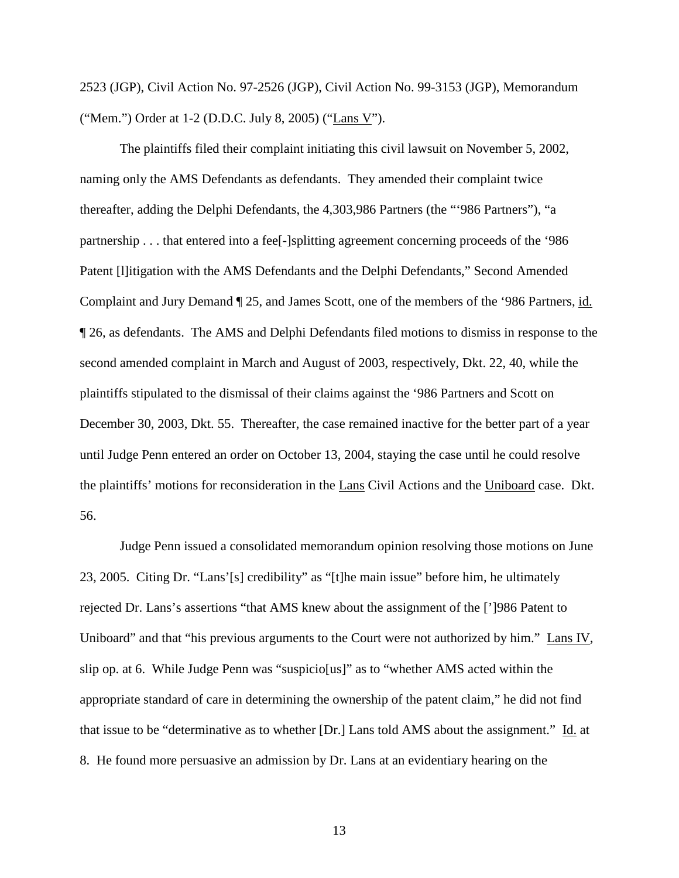2523 (JGP), Civil Action No. 97-2526 (JGP), Civil Action No. 99-3153 (JGP), Memorandum ("Mem.") Order at 1-2 (D.D.C. July 8, 2005) ("Lans V").

The plaintiffs filed their complaint initiating this civil lawsuit on November 5, 2002, naming only the AMS Defendants as defendants. They amended their complaint twice thereafter, adding the Delphi Defendants, the 4,303,986 Partners (the "'986 Partners"), "a partnership . . . that entered into a fee[-]splitting agreement concerning proceeds of the '986 Patent [l]itigation with the AMS Defendants and the Delphi Defendants," Second Amended Complaint and Jury Demand ¶ 25, and James Scott, one of the members of the '986 Partners, id. ¶ 26, as defendants. The AMS and Delphi Defendants filed motions to dismiss in response to the second amended complaint in March and August of 2003, respectively, Dkt. 22, 40, while the plaintiffs stipulated to the dismissal of their claims against the '986 Partners and Scott on December 30, 2003, Dkt. 55. Thereafter, the case remained inactive for the better part of a year until Judge Penn entered an order on October 13, 2004, staying the case until he could resolve the plaintiffs' motions for reconsideration in the Lans Civil Actions and the Uniboard case. Dkt. 56.

Judge Penn issued a consolidated memorandum opinion resolving those motions on June 23, 2005. Citing Dr. "Lans'[s] credibility" as "[t]he main issue" before him, he ultimately rejected Dr. Lans's assertions "that AMS knew about the assignment of the [']986 Patent to Uniboard" and that "his previous arguments to the Court were not authorized by him." Lans IV, slip op. at 6. While Judge Penn was "suspicio[us]" as to "whether AMS acted within the appropriate standard of care in determining the ownership of the patent claim," he did not find that issue to be "determinative as to whether [Dr.] Lans told AMS about the assignment." Id. at 8. He found more persuasive an admission by Dr. Lans at an evidentiary hearing on the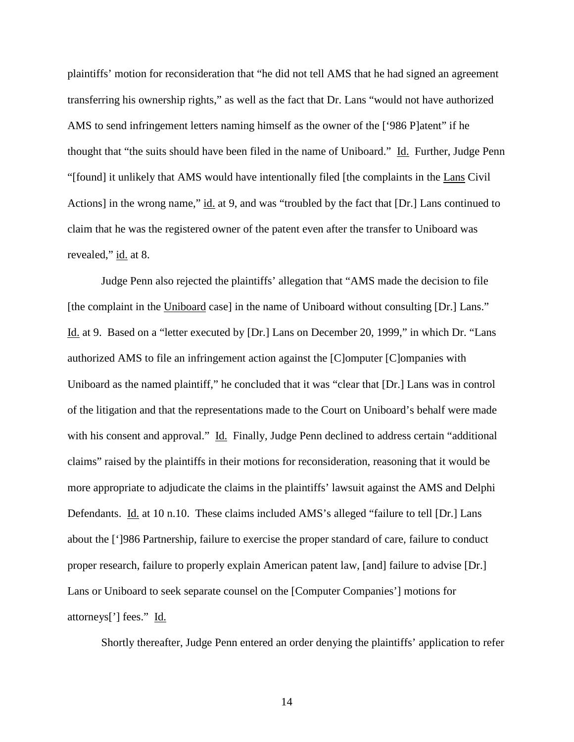plaintiffs' motion for reconsideration that "he did not tell AMS that he had signed an agreement transferring his ownership rights," as well as the fact that Dr. Lans "would not have authorized AMS to send infringement letters naming himself as the owner of the ['986 P]atent" if he thought that "the suits should have been filed in the name of Uniboard." Id. Further, Judge Penn "[found] it unlikely that AMS would have intentionally filed [the complaints in the Lans Civil Actions] in the wrong name," id. at 9, and was "troubled by the fact that [Dr.] Lans continued to claim that he was the registered owner of the patent even after the transfer to Uniboard was revealed," id. at 8.

Judge Penn also rejected the plaintiffs' allegation that "AMS made the decision to file [the complaint in the Uniboard case] in the name of Uniboard without consulting [Dr.] Lans." Id. at 9. Based on a "letter executed by [Dr.] Lans on December 20, 1999," in which Dr. "Lans authorized AMS to file an infringement action against the [C]omputer [C]ompanies with Uniboard as the named plaintiff," he concluded that it was "clear that [Dr.] Lans was in control of the litigation and that the representations made to the Court on Uniboard's behalf were made with his consent and approval." Id. Finally, Judge Penn declined to address certain "additional claims" raised by the plaintiffs in their motions for reconsideration, reasoning that it would be more appropriate to adjudicate the claims in the plaintiffs' lawsuit against the AMS and Delphi Defendants. Id. at 10 n.10. These claims included AMS's alleged "failure to tell [Dr.] Lans about the [']986 Partnership, failure to exercise the proper standard of care, failure to conduct proper research, failure to properly explain American patent law, [and] failure to advise [Dr.] Lans or Uniboard to seek separate counsel on the [Computer Companies'] motions for attorneys['] fees." Id.

Shortly thereafter, Judge Penn entered an order denying the plaintiffs' application to refer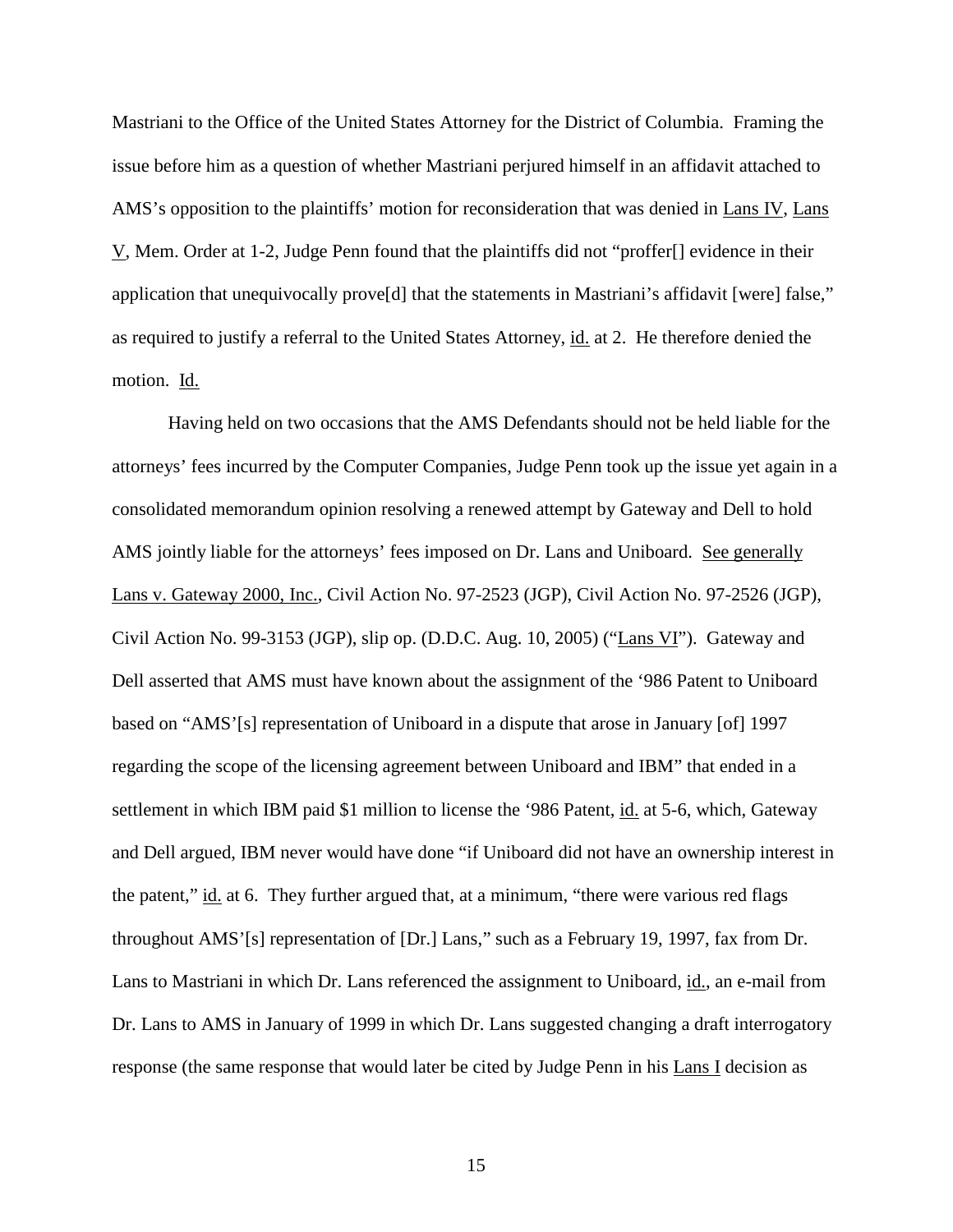Mastriani to the Office of the United States Attorney for the District of Columbia. Framing the issue before him as a question of whether Mastriani perjured himself in an affidavit attached to AMS's opposition to the plaintiffs' motion for reconsideration that was denied in Lans IV, Lans V, Mem. Order at 1-2, Judge Penn found that the plaintiffs did not "proffer[] evidence in their application that unequivocally prove[d] that the statements in Mastriani's affidavit [were] false," as required to justify a referral to the United States Attorney, id. at 2. He therefore denied the motion. Id.

Having held on two occasions that the AMS Defendants should not be held liable for the attorneys' fees incurred by the Computer Companies, Judge Penn took up the issue yet again in a consolidated memorandum opinion resolving a renewed attempt by Gateway and Dell to hold AMS jointly liable for the attorneys' fees imposed on Dr. Lans and Uniboard. See generally Lans v. Gateway 2000, Inc., Civil Action No. 97-2523 (JGP), Civil Action No. 97-2526 (JGP), Civil Action No. 99-3153 (JGP), slip op. (D.D.C. Aug. 10, 2005) ("Lans VI"). Gateway and Dell asserted that AMS must have known about the assignment of the '986 Patent to Uniboard based on "AMS'[s] representation of Uniboard in a dispute that arose in January [of] 1997 regarding the scope of the licensing agreement between Uniboard and IBM" that ended in a settlement in which IBM paid $1 million to license the '986 Patent, id. at 5-6, which, Gateway and Dell argued, IBM never would have done "if Uniboard did not have an ownership interest in the patent," id. at 6. They further argued that, at a minimum, "there were various red flags throughout AMS'[s] representation of [Dr.] Lans," such as a February 19, 1997, fax from Dr. Lans to Mastriani in which Dr. Lans referenced the assignment to Uniboard, id., an e-mail from Dr. Lans to AMS in January of 1999 in which Dr. Lans suggested changing a draft interrogatory response (the same response that would later be cited by Judge Penn in his Lans I decision as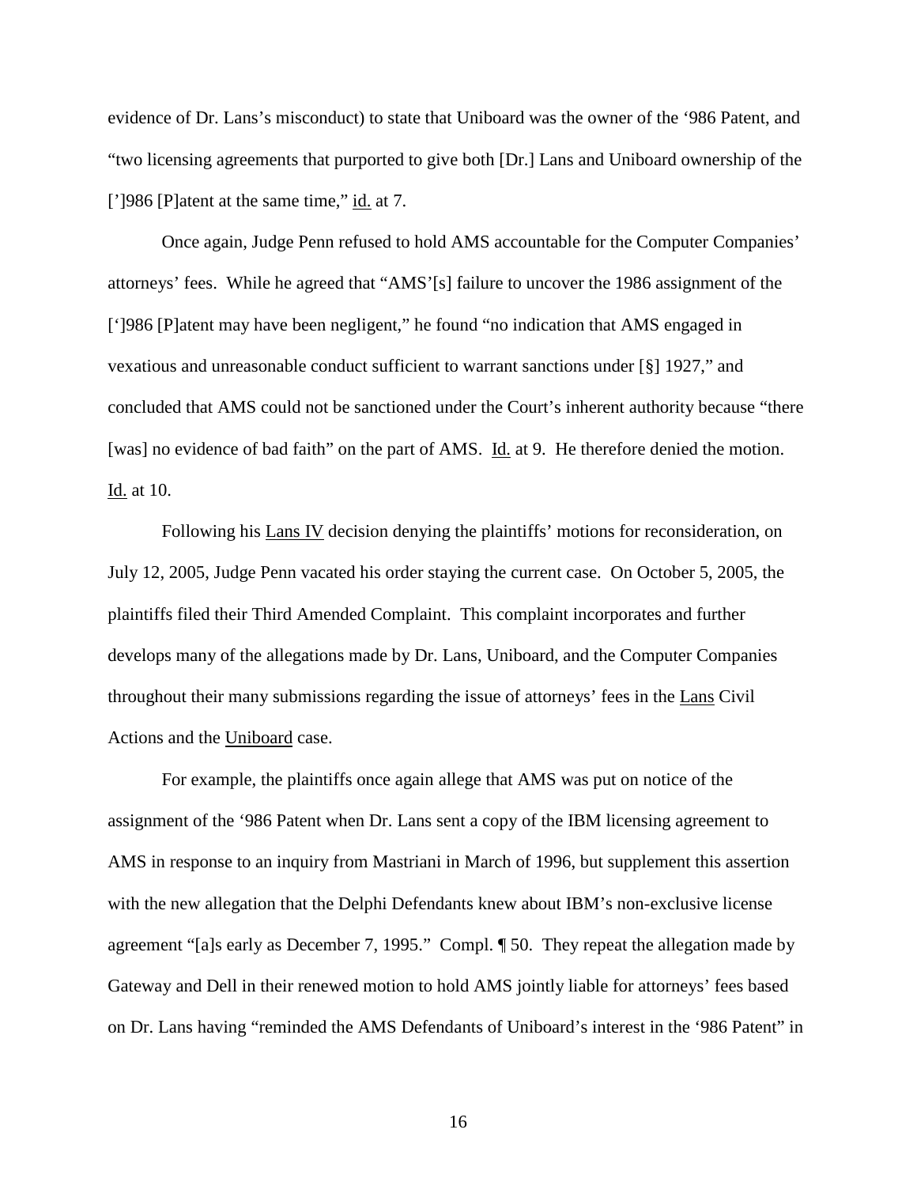evidence of Dr. Lans's misconduct) to state that Uniboard was the owner of the '986 Patent, and "two licensing agreements that purported to give both [Dr.] Lans and Uniboard ownership of the [']986 [P]atent at the same time," id. at 7.

Once again, Judge Penn refused to hold AMS accountable for the Computer Companies' attorneys' fees. While he agreed that "AMS'[s] failure to uncover the 1986 assignment of the [']986 [P]atent may have been negligent," he found "no indication that AMS engaged in vexatious and unreasonable conduct sufficient to warrant sanctions under [§] 1927," and concluded that AMS could not be sanctioned under the Court's inherent authority because "there [was] no evidence of bad faith" on the part of AMS. Id. at 9. He therefore denied the motion. Id. at 10.

Following his Lans IV decision denying the plaintiffs' motions for reconsideration, on July 12, 2005, Judge Penn vacated his order staying the current case. On October 5, 2005, the plaintiffs filed their Third Amended Complaint. This complaint incorporates and further develops many of the allegations made by Dr. Lans, Uniboard, and the Computer Companies throughout their many submissions regarding the issue of attorneys' fees in the Lans Civil Actions and the Uniboard case.

For example, the plaintiffs once again allege that AMS was put on notice of the assignment of the '986 Patent when Dr. Lans sent a copy of the IBM licensing agreement to AMS in response to an inquiry from Mastriani in March of 1996, but supplement this assertion with the new allegation that the Delphi Defendants knew about IBM's non-exclusive license agreement "[a]s early as December 7, 1995." Compl. ¶ 50. They repeat the allegation made by Gateway and Dell in their renewed motion to hold AMS jointly liable for attorneys' fees based on Dr. Lans having "reminded the AMS Defendants of Uniboard's interest in the '986 Patent" in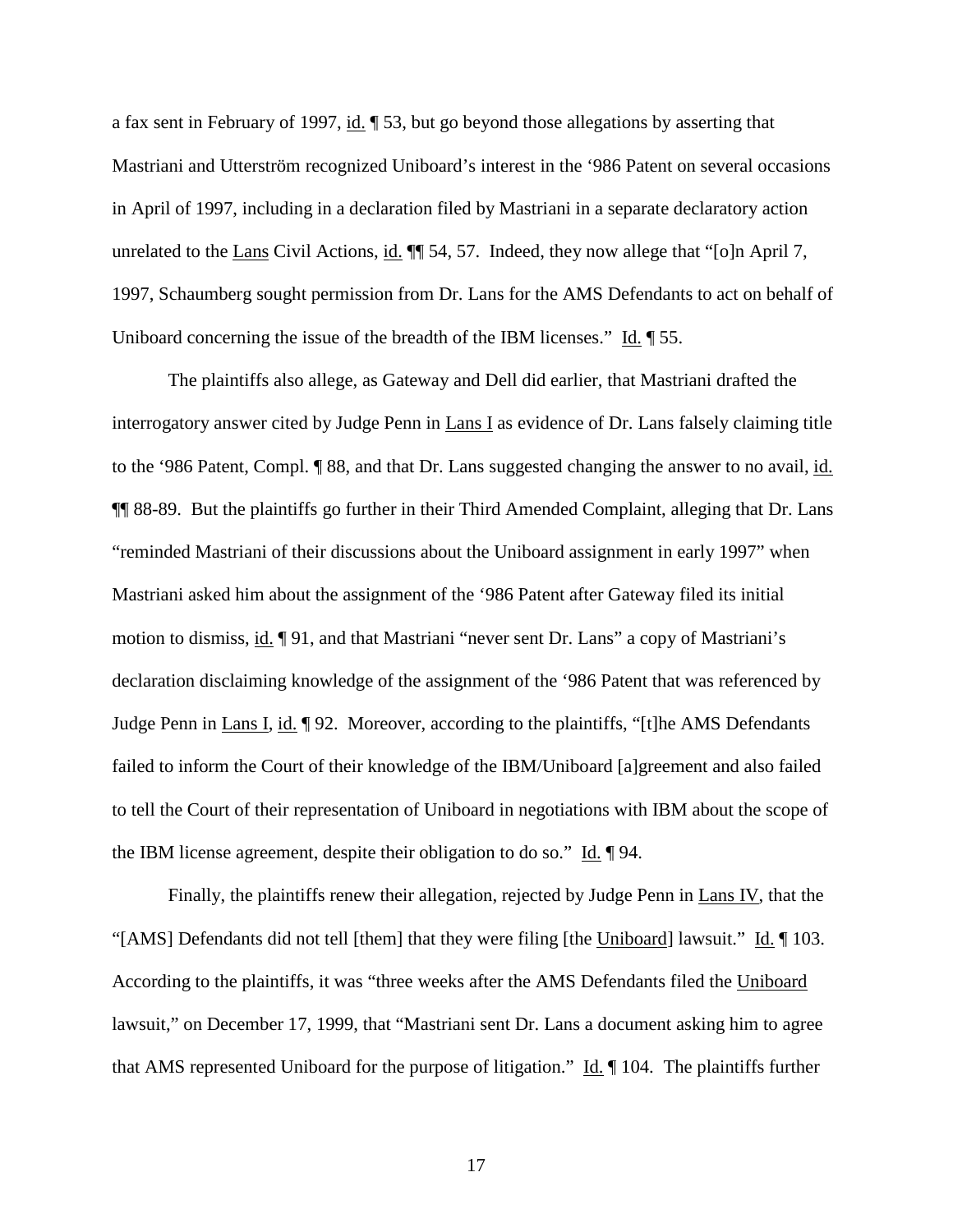a fax sent in February of 1997, id. ¶ 53, but go beyond those allegations by asserting that Mastriani and Utterström recognized Uniboard's interest in the '986 Patent on several occasions in April of 1997, including in a declaration filed by Mastriani in a separate declaratory action unrelated to the Lans Civil Actions, id. ¶¶ 54, 57. Indeed, they now allege that "[o]n April 7, 1997, Schaumberg sought permission from Dr. Lans for the AMS Defendants to act on behalf of Uniboard concerning the issue of the breadth of the IBM licenses." Id. ¶ 55.

The plaintiffs also allege, as Gateway and Dell did earlier, that Mastriani drafted the interrogatory answer cited by Judge Penn in Lans I as evidence of Dr. Lans falsely claiming title to the '986 Patent, Compl. ¶ 88, and that Dr. Lans suggested changing the answer to no avail, id. ¶¶ 88-89. But the plaintiffs go further in their Third Amended Complaint, alleging that Dr. Lans "reminded Mastriani of their discussions about the Uniboard assignment in early 1997" when Mastriani asked him about the assignment of the '986 Patent after Gateway filed its initial motion to dismiss, id. ¶ 91, and that Mastriani "never sent Dr. Lans" a copy of Mastriani's declaration disclaiming knowledge of the assignment of the '986 Patent that was referenced by Judge Penn in Lans I, id. ¶ 92. Moreover, according to the plaintiffs, "[t]he AMS Defendants failed to inform the Court of their knowledge of the IBM/Uniboard [a]greement and also failed to tell the Court of their representation of Uniboard in negotiations with IBM about the scope of the IBM license agreement, despite their obligation to do so." Id. ¶ 94.

Finally, the plaintiffs renew their allegation, rejected by Judge Penn in Lans IV, that the "[AMS] Defendants did not tell [them] that they were filing [the Uniboard] lawsuit." Id. ¶ 103. According to the plaintiffs, it was "three weeks after the AMS Defendants filed the Uniboard lawsuit," on December 17, 1999, that "Mastriani sent Dr. Lans a document asking him to agree that AMS represented Uniboard for the purpose of litigation." Id. ¶ 104. The plaintiffs further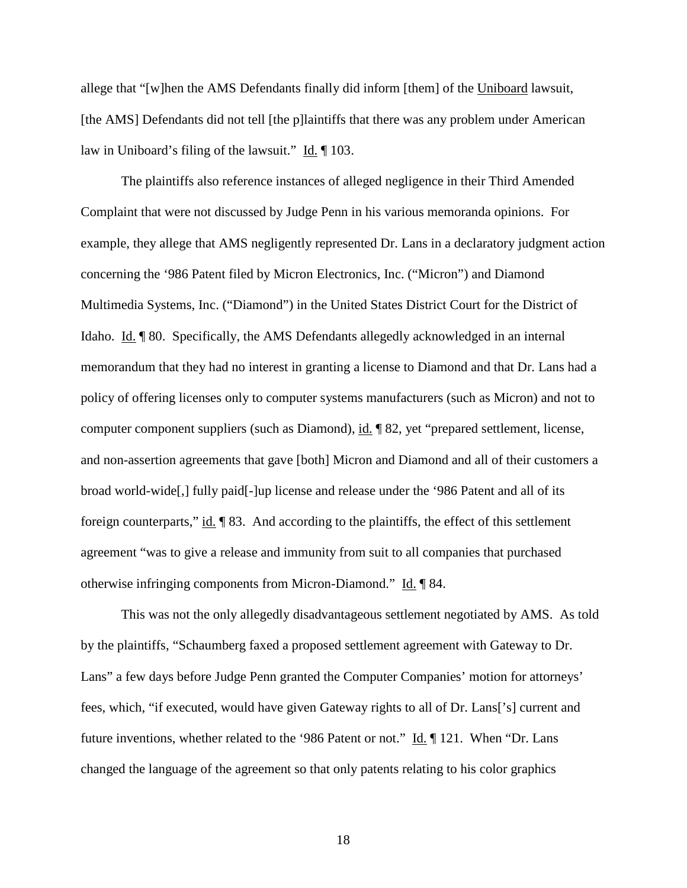allege that "[w]hen the AMS Defendants finally did inform [them] of the Uniboard lawsuit, [the AMS] Defendants did not tell [the p]laintiffs that there was any problem under American law in Uniboard's filing of the lawsuit." Id. ¶ 103.

The plaintiffs also reference instances of alleged negligence in their Third Amended Complaint that were not discussed by Judge Penn in his various memoranda opinions. For example, they allege that AMS negligently represented Dr. Lans in a declaratory judgment action concerning the '986 Patent filed by Micron Electronics, Inc. ("Micron") and Diamond Multimedia Systems, Inc. ("Diamond") in the United States District Court for the District of Idaho. Id. ¶ 80. Specifically, the AMS Defendants allegedly acknowledged in an internal memorandum that they had no interest in granting a license to Diamond and that Dr. Lans had a policy of offering licenses only to computer systems manufacturers (such as Micron) and not to computer component suppliers (such as Diamond), id. ¶ 82, yet "prepared settlement, license, and non-assertion agreements that gave [both] Micron and Diamond and all of their customers a broad world-wide[,] fully paid[-]up license and release under the '986 Patent and all of its foreign counterparts," id. ¶ 83. And according to the plaintiffs, the effect of this settlement agreement "was to give a release and immunity from suit to all companies that purchased otherwise infringing components from Micron-Diamond." Id. ¶ 84.

This was not the only allegedly disadvantageous settlement negotiated by AMS. As told by the plaintiffs, "Schaumberg faxed a proposed settlement agreement with Gateway to Dr. Lans" a few days before Judge Penn granted the Computer Companies' motion for attorneys' fees, which, "if executed, would have given Gateway rights to all of Dr. Lans['s] current and future inventions, whether related to the '986 Patent or not." Id. ¶ 121. When "Dr. Lans changed the language of the agreement so that only patents relating to his color graphics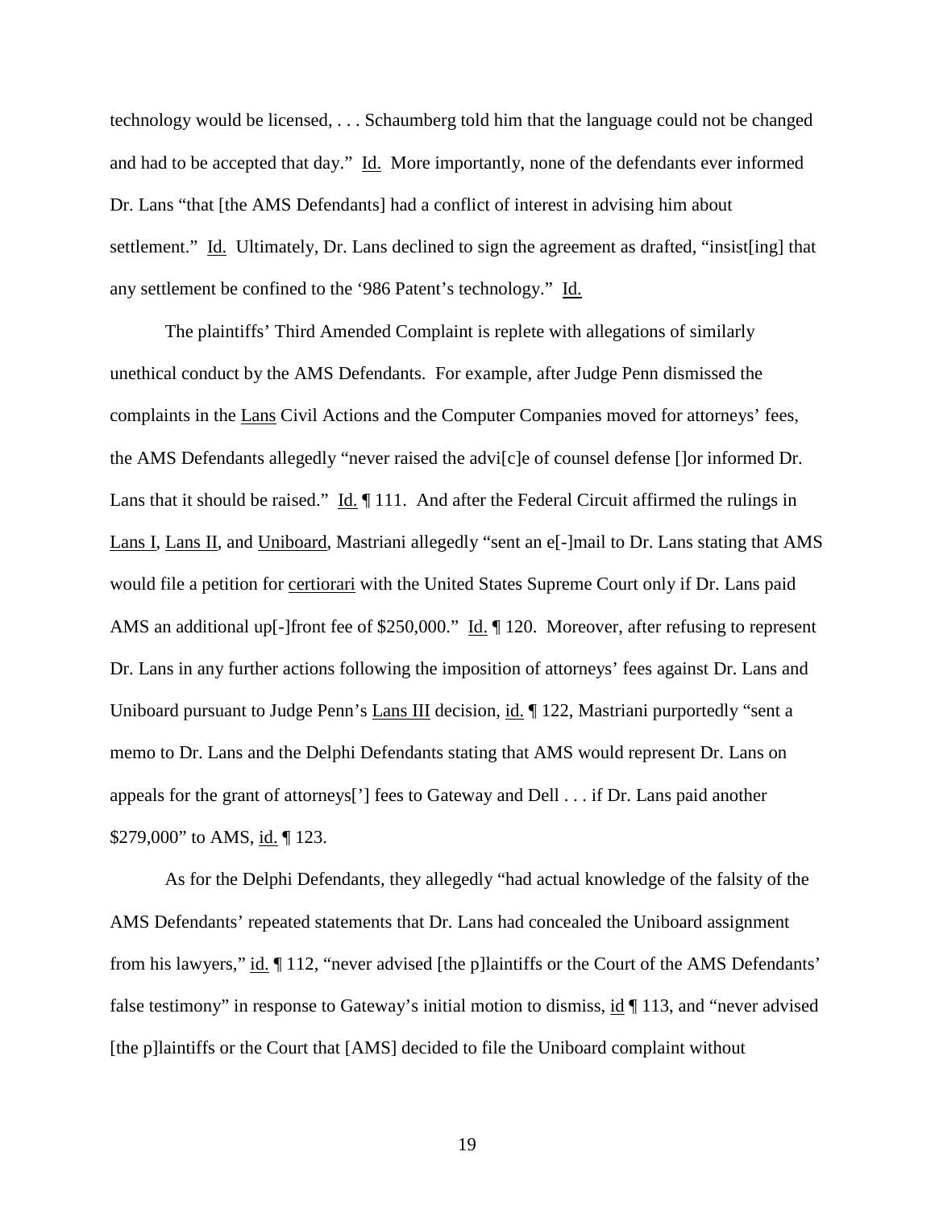technology would be licensed, . . . Schaumberg told him that the language could not be changed and had to be accepted that day." Id. More importantly, none of the defendants ever informed Dr. Lans "that [the AMS Defendants] had a conflict of interest in advising him about settlement." Id. Ultimately, Dr. Lans declined to sign the agreement as drafted, "insist[ing] that any settlement be confined to the '986 Patent's technology." Id.

The plaintiffs' Third Amended Complaint is replete with allegations of similarly unethical conduct by the AMS Defendants. For example, after Judge Penn dismissed the complaints in the Lans Civil Actions and the Computer Companies moved for attorneys' fees, the AMS Defendants allegedly "never raised the advi[c]e of counsel defense []or informed Dr. Lans that it should be raised." Id. ¶ 111. And after the Federal Circuit affirmed the rulings in Lans I, Lans II, and Uniboard, Mastriani allegedly "sent an e[-]mail to Dr. Lans stating that AMS would file a petition for certiorari with the United States Supreme Court only if Dr. Lans paid AMS an additional up[-]front fee of $250,000." Id. ¶ 120. Moreover, after refusing to represent Dr. Lans in any further actions following the imposition of attorneys' fees against Dr. Lans and Uniboard pursuant to Judge Penn's Lans III decision, id. ¶ 122, Mastriani purportedly "sent a memo to Dr. Lans and the Delphi Defendants stating that AMS would represent Dr. Lans on appeals for the grant of attorneys['] fees to Gateway and Dell . . . if Dr. Lans paid another $279,000" to AMS, id. ¶ 123.

As for the Delphi Defendants, they allegedly "had actual knowledge of the falsity of the AMS Defendants' repeated statements that Dr. Lans had concealed the Uniboard assignment from his lawyers," id. ¶ 112, "never advised [the p]laintiffs or the Court of the AMS Defendants' false testimony" in response to Gateway's initial motion to dismiss, id ¶ 113, and "never advised [the p]laintiffs or the Court that [AMS] decided to file the Uniboard complaint without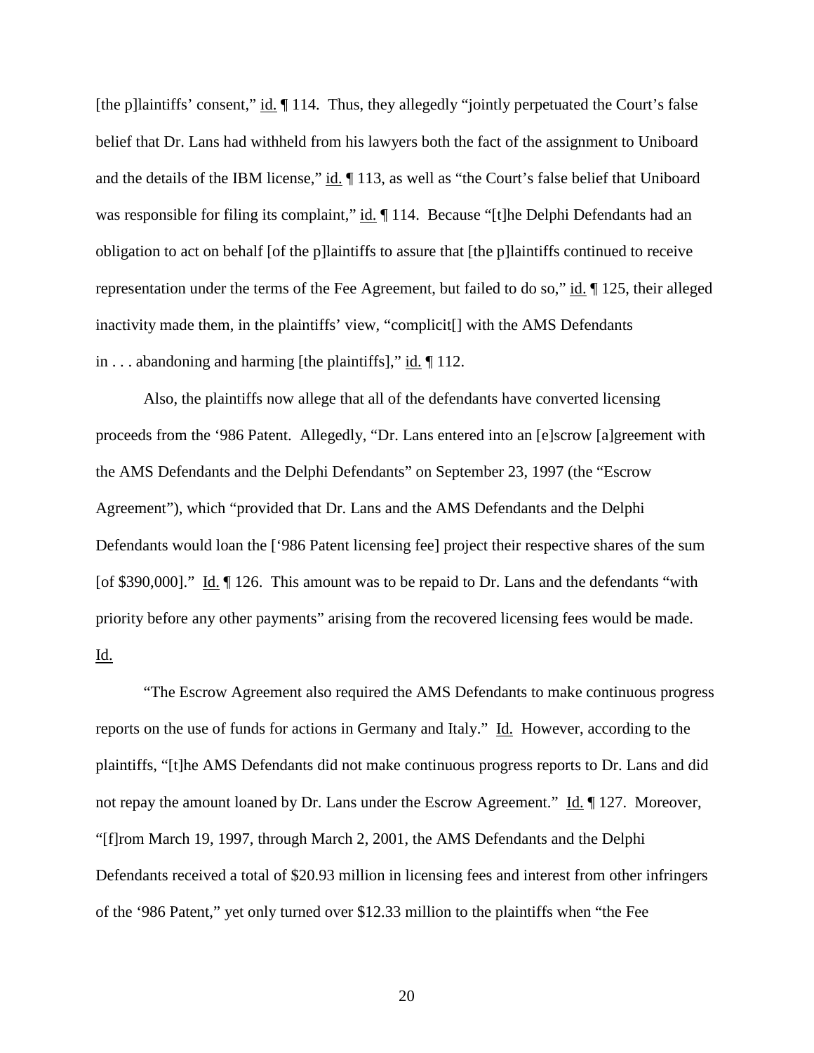[the p]laintiffs' consent," id. ¶ 114. Thus, they allegedly "jointly perpetuated the Court's false belief that Dr. Lans had withheld from his lawyers both the fact of the assignment to Uniboard and the details of the IBM license," id. ¶ 113, as well as "the Court's false belief that Uniboard was responsible for filing its complaint," id. ¶ 114. Because "[t]he Delphi Defendants had an obligation to act on behalf [of the p]laintiffs to assure that [the p]laintiffs continued to receive representation under the terms of the Fee Agreement, but failed to do so," id. ¶ 125, their alleged inactivity made them, in the plaintiffs' view, "complicit[] with the AMS Defendants in . . . abandoning and harming [the plaintiffs]," id. ¶ 112.

Also, the plaintiffs now allege that all of the defendants have converted licensing proceeds from the '986 Patent. Allegedly, "Dr. Lans entered into an [e]scrow [a]greement with the AMS Defendants and the Delphi Defendants" on September 23, 1997 (the "Escrow Agreement"), which "provided that Dr. Lans and the AMS Defendants and the Delphi Defendants would loan the ['986 Patent licensing fee] project their respective shares of the sum [of $390,000]." Id. ¶ 126. This amount was to be repaid to Dr. Lans and the defendants "with priority before any other payments" arising from the recovered licensing fees would be made. Id.

"The Escrow Agreement also required the AMS Defendants to make continuous progress reports on the use of funds for actions in Germany and Italy." Id. However, according to the plaintiffs, "[t]he AMS Defendants did not make continuous progress reports to Dr. Lans and did not repay the amount loaned by Dr. Lans under the Escrow Agreement." Id. ¶ 127. Moreover, "[f]rom March 19, 1997, through March 2, 2001, the AMS Defendants and the Delphi Defendants received a total of $20.93 million in licensing fees and interest from other infringers of the '986 Patent," yet only turned over $12.33 million to the plaintiffs when "the Fee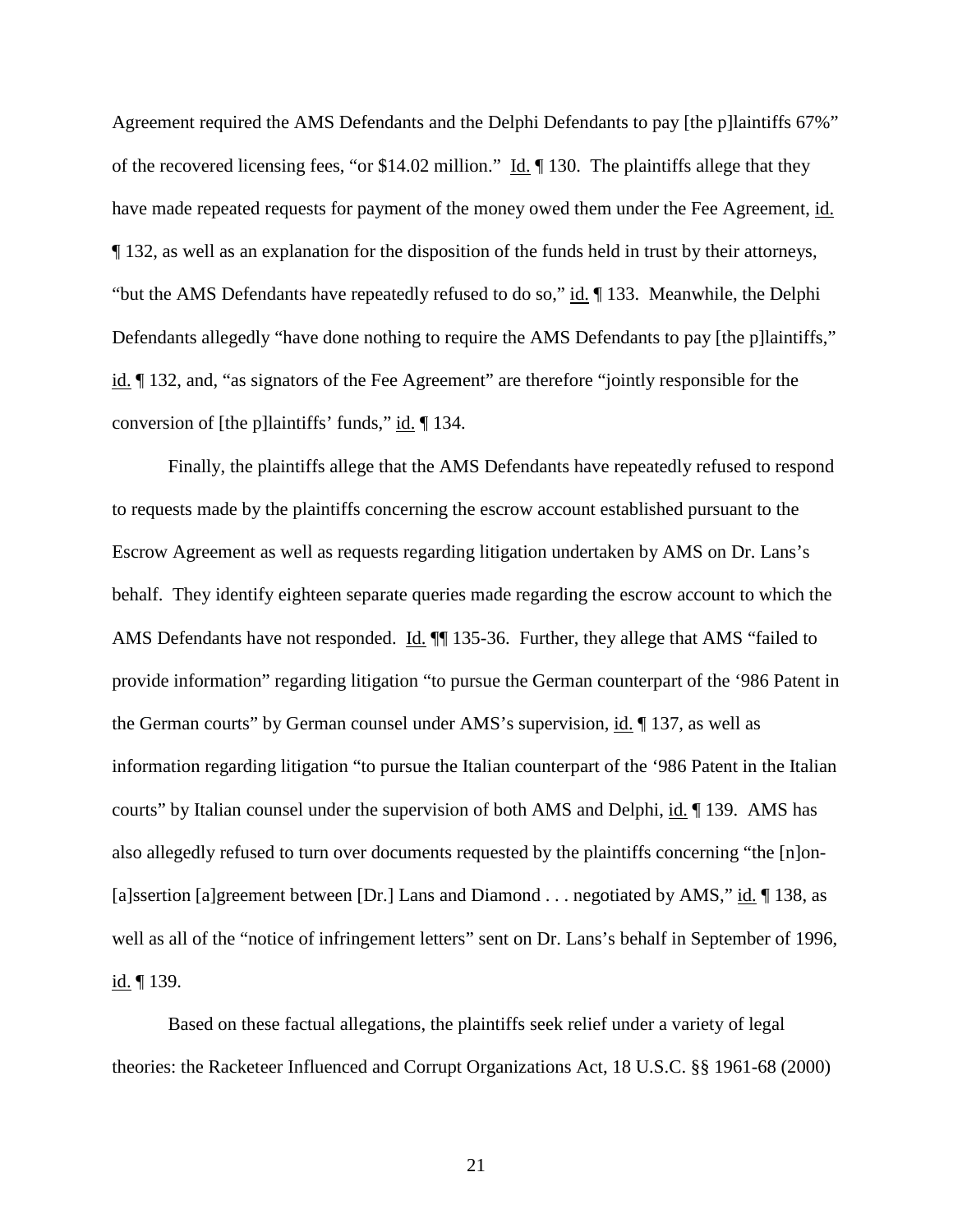Agreement required the AMS Defendants and the Delphi Defendants to pay [the p]laintiffs 67%" of the recovered licensing fees, "or $14.02 million." Id. ¶ 130. The plaintiffs allege that they have made repeated requests for payment of the money owed them under the Fee Agreement, id. ¶ 132, as well as an explanation for the disposition of the funds held in trust by their attorneys, "but the AMS Defendants have repeatedly refused to do so," id. ¶ 133. Meanwhile, the Delphi Defendants allegedly "have done nothing to require the AMS Defendants to pay [the p]laintiffs," id. ¶ 132, and, "as signators of the Fee Agreement" are therefore "jointly responsible for the conversion of [the p]laintiffs' funds," id. ¶ 134.

Finally, the plaintiffs allege that the AMS Defendants have repeatedly refused to respond to requests made by the plaintiffs concerning the escrow account established pursuant to the Escrow Agreement as well as requests regarding litigation undertaken by AMS on Dr. Lans's behalf. They identify eighteen separate queries made regarding the escrow account to which the AMS Defendants have not responded. Id. ¶¶ 135-36. Further, they allege that AMS "failed to provide information" regarding litigation "to pursue the German counterpart of the '986 Patent in the German courts" by German counsel under AMS's supervision, id. ¶ 137, as well as information regarding litigation "to pursue the Italian counterpart of the '986 Patent in the Italian courts" by Italian counsel under the supervision of both AMS and Delphi, id. ¶ 139. AMS has also allegedly refused to turn over documents requested by the plaintiffs concerning "the [n]on-[a]ssertion [a]greement between [Dr.] Lans and Diamond . . . negotiated by AMS," id. ¶ 138, as well as all of the "notice of infringement letters" sent on Dr. Lans's behalf in September of 1996, id. ¶ 139.

Based on these factual allegations, the plaintiffs seek relief under a variety of legal theories: the Racketeer Influenced and Corrupt Organizations Act, 18 U.S.C. §§ 1961-68 (2000)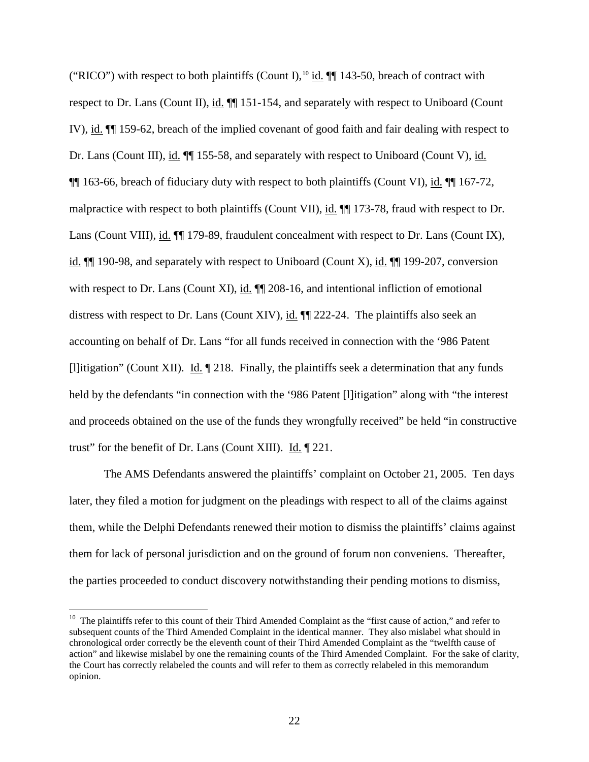("RICO") with respect to both plaintiffs (Count I),[10] id. ¶¶ 143-50, breach of contract with respect to Dr. Lans (Count II), id. ¶¶ 151-154, and separately with respect to Uniboard (Count IV), id. ¶¶ 159-62, breach of the implied covenant of good faith and fair dealing with respect to Dr. Lans (Count III), id. ¶¶ 155-58, and separately with respect to Uniboard (Count V), id. ¶¶ 163-66, breach of fiduciary duty with respect to both plaintiffs (Count VI), id. ¶¶ 167-72, malpractice with respect to both plaintiffs (Count VII), id. ¶¶ 173-78, fraud with respect to Dr. Lans (Count VIII), id. ¶¶ 179-89, fraudulent concealment with respect to Dr. Lans (Count IX), id. ¶¶ 190-98, and separately with respect to Uniboard (Count X), id. ¶¶ 199-207, conversion with respect to Dr. Lans (Count XI), id. ¶¶ 208-16, and intentional infliction of emotional distress with respect to Dr. Lans (Count XIV), id. ¶¶ 222-24. The plaintiffs also seek an accounting on behalf of Dr. Lans "for all funds received in connection with the '986 Patent [l]itigation" (Count XII). Id. ¶ 218. Finally, the plaintiffs seek a determination that any funds held by the defendants "in connection with the '986 Patent [l]itigation" along with "the interest and proceeds obtained on the use of the funds they wrongfully received" be held "in constructive trust" for the benefit of Dr. Lans (Count XIII). Id. ¶ 221.

The AMS Defendants answered the plaintiffs' complaint on October 21, 2005. Ten days later, they filed a motion for judgment on the pleadings with respect to all of the claims against them, while the Delphi Defendants renewed their motion to dismiss the plaintiffs' claims against them for lack of personal jurisdiction and on the ground of forum non conveniens. Thereafter, the parties proceeded to conduct discovery notwithstanding their pending motions to dismiss,

[10] The plaintiffs refer to this count of their Third Amended Complaint as the "first cause of action," and refer to subsequent counts of the Third Amended Complaint in the identical manner. They also mislabel what should in chronological order correctly be the eleventh count of their Third Amended Complaint as the "twelfth cause of action" and likewise mislabel by one the remaining counts of the Third Amended Complaint. For the sake of clarity, the Court has correctly relabeled the counts and will refer to them as correctly relabeled in this memorandum opinion.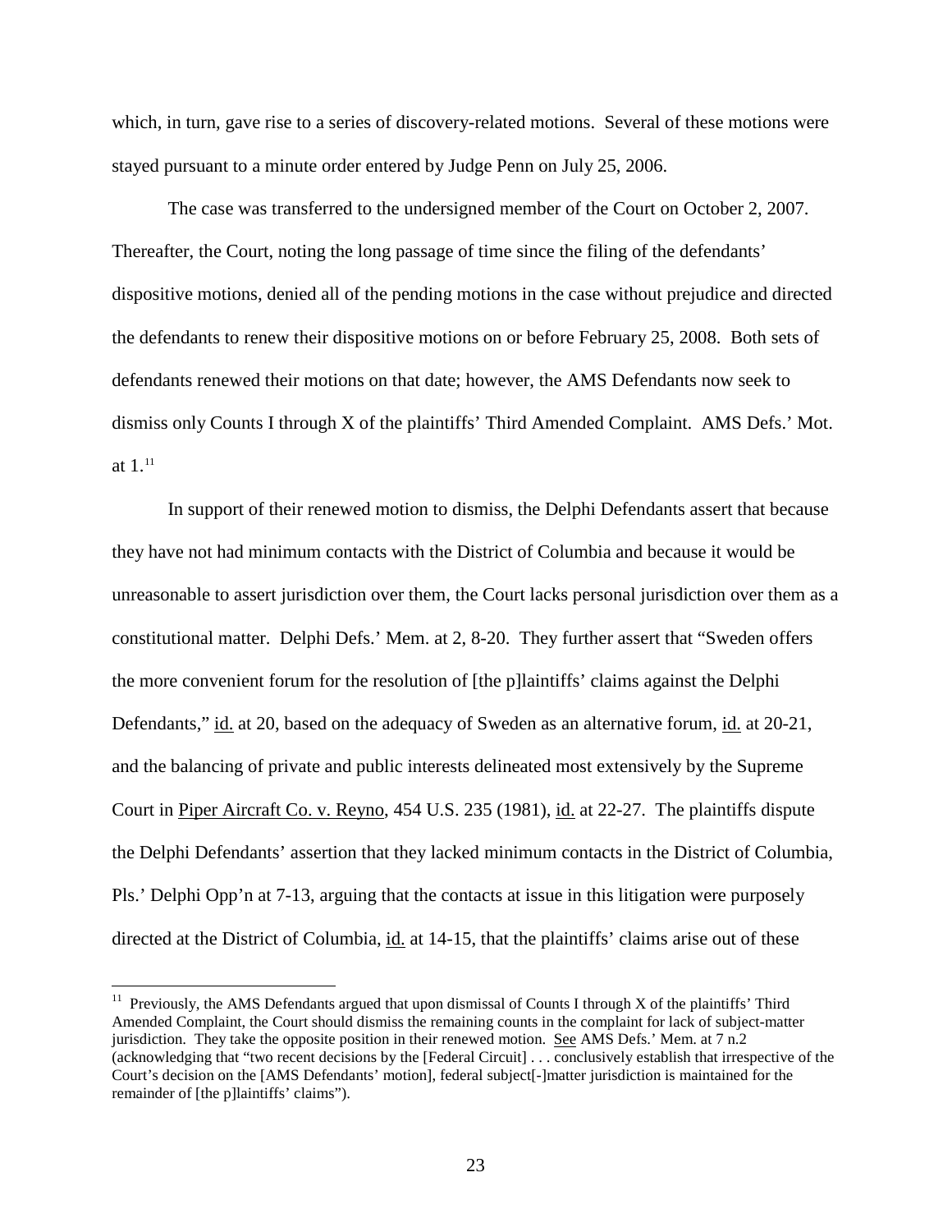which, in turn, gave rise to a series of discovery-related motions. Several of these motions were stayed pursuant to a minute order entered by Judge Penn on July 25, 2006.

The case was transferred to the undersigned member of the Court on October 2, 2007. Thereafter, the Court, noting the long passage of time since the filing of the defendants' dispositive motions, denied all of the pending motions in the case without prejudice and directed the defendants to renew their dispositive motions on or before February 25, 2008. Both sets of defendants renewed their motions on that date; however, the AMS Defendants now seek to dismiss only Counts I through X of the plaintiffs' Third Amended Complaint. AMS Defs.' Mot. at 1.[11]

In support of their renewed motion to dismiss, the Delphi Defendants assert that because they have not had minimum contacts with the District of Columbia and because it would be unreasonable to assert jurisdiction over them, the Court lacks personal jurisdiction over them as a constitutional matter. Delphi Defs.' Mem. at 2, 8-20. They further assert that "Sweden offers the more convenient forum for the resolution of [the p]laintiffs' claims against the Delphi Defendants," id. at 20, based on the adequacy of Sweden as an alternative forum, id. at 20-21, and the balancing of private and public interests delineated most extensively by the Supreme Court in Piper Aircraft Co. v. Reyno, 454 U.S. 235 (1981), id. at 22-27. The plaintiffs dispute the Delphi Defendants' assertion that they lacked minimum contacts in the District of Columbia, Pls.' Delphi Opp'n at 7-13, arguing that the contacts at issue in this litigation were purposely directed at the District of Columbia, id. at 14-15, that the plaintiffs' claims arise out of these

[11] Previously, the AMS Defendants argued that upon dismissal of Counts I through X of the plaintiffs' Third Amended Complaint, the Court should dismiss the remaining counts in the complaint for lack of subject-matter jurisdiction. They take the opposite position in their renewed motion. See AMS Defs.' Mem. at 7 n.2 (acknowledging that "two recent decisions by the [Federal Circuit] . . . conclusively establish that irrespective of the Court's decision on the [AMS Defendants' motion], federal subject[-]matter jurisdiction is maintained for the remainder of [the p]laintiffs' claims").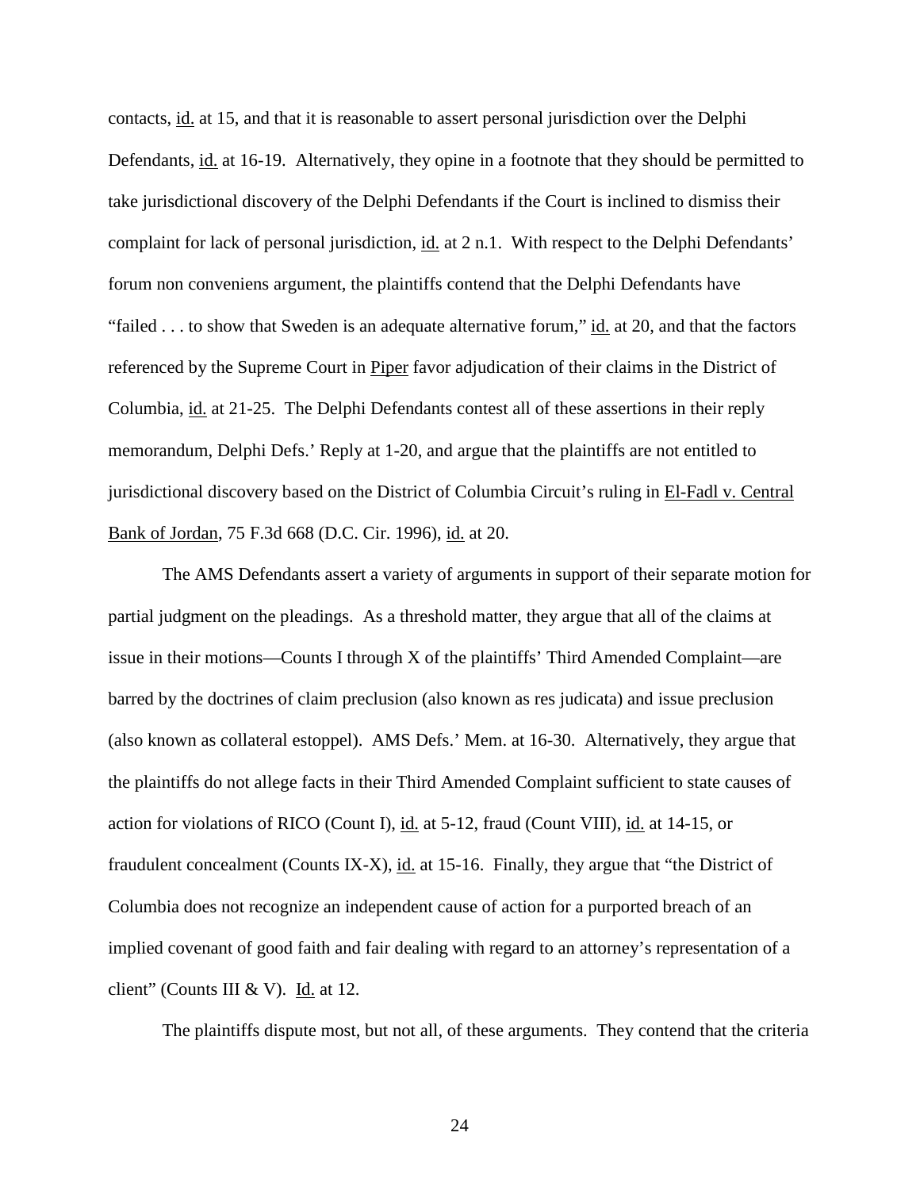contacts, id. at 15, and that it is reasonable to assert personal jurisdiction over the Delphi Defendants, id. at 16-19. Alternatively, they opine in a footnote that they should be permitted to take jurisdictional discovery of the Delphi Defendants if the Court is inclined to dismiss their complaint for lack of personal jurisdiction, id. at 2 n.1. With respect to the Delphi Defendants' forum non conveniens argument, the plaintiffs contend that the Delphi Defendants have "failed . . . to show that Sweden is an adequate alternative forum," id. at 20, and that the factors referenced by the Supreme Court in Piper favor adjudication of their claims in the District of Columbia, id. at 21-25. The Delphi Defendants contest all of these assertions in their reply memorandum, Delphi Defs.' Reply at 1-20, and argue that the plaintiffs are not entitled to jurisdictional discovery based on the District of Columbia Circuit's ruling in El-Fadl v. Central Bank of Jordan, 75 F.3d 668 (D.C. Cir. 1996), id. at 20.

The AMS Defendants assert a variety of arguments in support of their separate motion for partial judgment on the pleadings. As a threshold matter, they argue that all of the claims at issue in their motions—Counts I through X of the plaintiffs' Third Amended Complaint—are barred by the doctrines of claim preclusion (also known as res judicata) and issue preclusion (also known as collateral estoppel). AMS Defs.' Mem. at 16-30. Alternatively, they argue that the plaintiffs do not allege facts in their Third Amended Complaint sufficient to state causes of action for violations of RICO (Count I), id. at 5-12, fraud (Count VIII), id. at 14-15, or fraudulent concealment (Counts IX-X), id. at 15-16. Finally, they argue that "the District of Columbia does not recognize an independent cause of action for a purported breach of an implied covenant of good faith and fair dealing with regard to an attorney's representation of a client" (Counts III & V). Id. at 12.

The plaintiffs dispute most, but not all, of these arguments. They contend that the criteria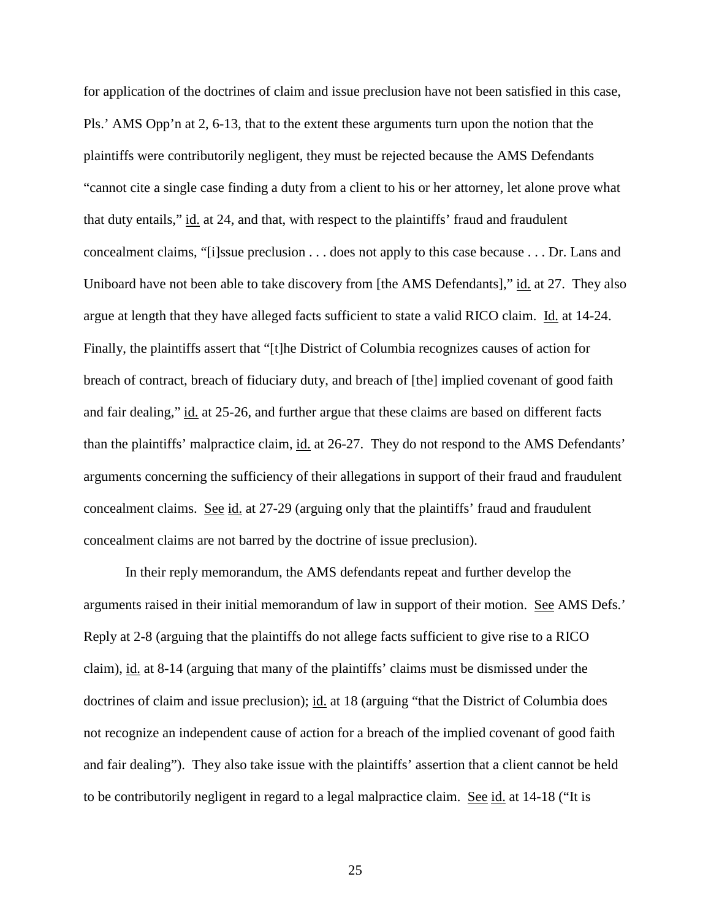for application of the doctrines of claim and issue preclusion have not been satisfied in this case, Pls.' AMS Opp'n at 2, 6-13, that to the extent these arguments turn upon the notion that the plaintiffs were contributorily negligent, they must be rejected because the AMS Defendants "cannot cite a single case finding a duty from a client to his or her attorney, let alone prove what that duty entails," id. at 24, and that, with respect to the plaintiffs' fraud and fraudulent concealment claims, "[i]ssue preclusion . . . does not apply to this case because . . . Dr. Lans and Uniboard have not been able to take discovery from [the AMS Defendants]," id. at 27. They also argue at length that they have alleged facts sufficient to state a valid RICO claim. Id. at 14-24. Finally, the plaintiffs assert that "[t]he District of Columbia recognizes causes of action for breach of contract, breach of fiduciary duty, and breach of [the] implied covenant of good faith and fair dealing," id. at 25-26, and further argue that these claims are based on different facts than the plaintiffs' malpractice claim, id. at 26-27. They do not respond to the AMS Defendants' arguments concerning the sufficiency of their allegations in support of their fraud and fraudulent concealment claims. See id. at 27-29 (arguing only that the plaintiffs' fraud and fraudulent concealment claims are not barred by the doctrine of issue preclusion).

In their reply memorandum, the AMS defendants repeat and further develop the arguments raised in their initial memorandum of law in support of their motion. See AMS Defs.' Reply at 2-8 (arguing that the plaintiffs do not allege facts sufficient to give rise to a RICO claim), id. at 8-14 (arguing that many of the plaintiffs' claims must be dismissed under the doctrines of claim and issue preclusion); id. at 18 (arguing "that the District of Columbia does not recognize an independent cause of action for a breach of the implied covenant of good faith and fair dealing"). They also take issue with the plaintiffs' assertion that a client cannot be held to be contributorily negligent in regard to a legal malpractice claim. See id. at 14-18 ("It is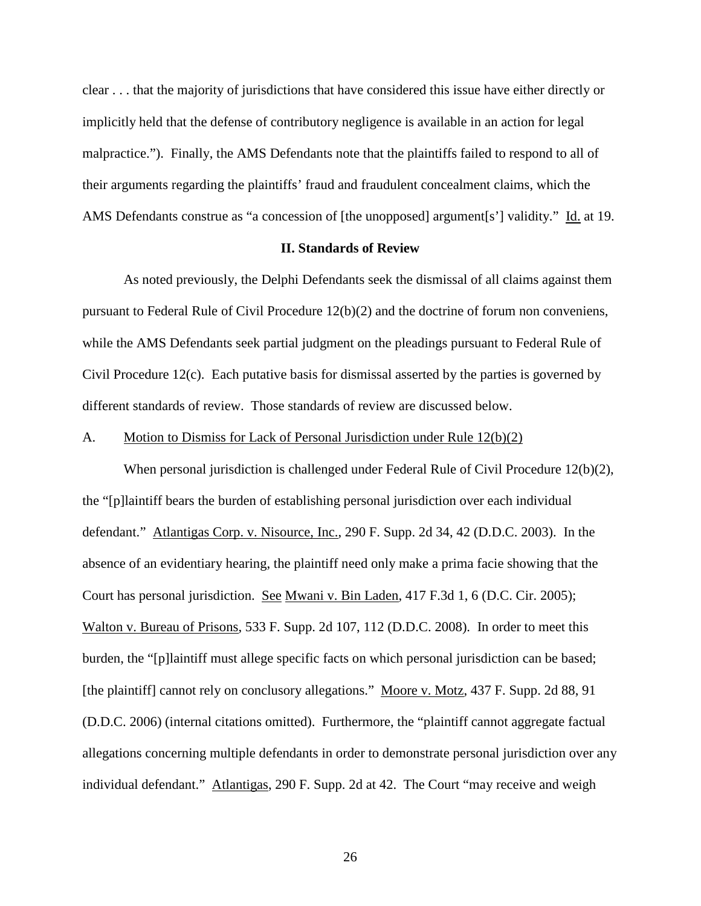clear . . . that the majority of jurisdictions that have considered this issue have either directly or implicitly held that the defense of contributory negligence is available in an action for legal malpractice."). Finally, the AMS Defendants note that the plaintiffs failed to respond to all of their arguments regarding the plaintiffs' fraud and fraudulent concealment claims, which the AMS Defendants construe as "a concession of [the unopposed] argument[s'] validity." Id. at 19.

## II. Standards of Review

As noted previously, the Delphi Defendants seek the dismissal of all claims against them pursuant to Federal Rule of Civil Procedure 12(b)(2) and the doctrine of forum non conveniens, while the AMS Defendants seek partial judgment on the pleadings pursuant to Federal Rule of Civil Procedure 12(c). Each putative basis for dismissal asserted by the parties is governed by different standards of review. Those standards of review are discussed below.

### A. Motion to Dismiss for Lack of Personal Jurisdiction under Rule 12(b)(2)

When personal jurisdiction is challenged under Federal Rule of Civil Procedure 12(b)(2), the "[p]laintiff bears the burden of establishing personal jurisdiction over each individual defendant." Atlantigas Corp. v. Nisource, Inc., 290 F. Supp. 2d 34, 42 (D.D.C. 2003). In the absence of an evidentiary hearing, the plaintiff need only make a prima facie showing that the Court has personal jurisdiction. See Mwani v. Bin Laden, 417 F.3d 1, 6 (D.C. Cir. 2005); Walton v. Bureau of Prisons, 533 F. Supp. 2d 107, 112 (D.D.C. 2008). In order to meet this burden, the "[p]laintiff must allege specific facts on which personal jurisdiction can be based; [the plaintiff] cannot rely on conclusory allegations." Moore v. Motz, 437 F. Supp. 2d 88, 91 (D.D.C. 2006) (internal citations omitted). Furthermore, the "plaintiff cannot aggregate factual allegations concerning multiple defendants in order to demonstrate personal jurisdiction over any individual defendant." Atlantigas, 290 F. Supp. 2d at 42. The Court "may receive and weigh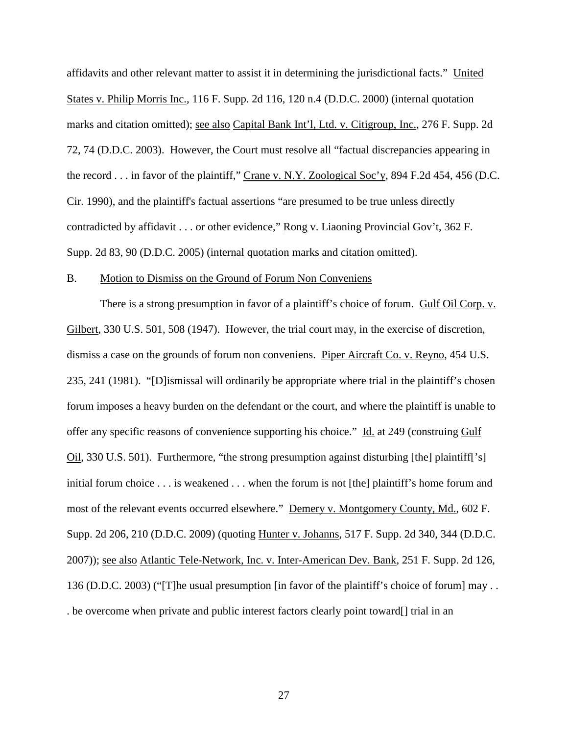affidavits and other relevant matter to assist it in determining the jurisdictional facts." United States v. Philip Morris Inc., 116 F. Supp. 2d 116, 120 n.4 (D.D.C. 2000) (internal quotation marks and citation omitted); see also Capital Bank Int'l, Ltd. v. Citigroup, Inc., 276 F. Supp. 2d 72, 74 (D.D.C. 2003). However, the Court must resolve all "factual discrepancies appearing in the record . . . in favor of the plaintiff," Crane v. N.Y. Zoological Soc'y, 894 F.2d 454, 456 (D.C. Cir. 1990), and the plaintiff's factual assertions "are presumed to be true unless directly contradicted by affidavit . . . or other evidence," Rong v. Liaoning Provincial Gov't, 362 F. Supp. 2d 83, 90 (D.D.C. 2005) (internal quotation marks and citation omitted).

B. Motion to Dismiss on the Ground of Forum Non Conveniens

There is a strong presumption in favor of a plaintiff's choice of forum. Gulf Oil Corp. v. Gilbert, 330 U.S. 501, 508 (1947). However, the trial court may, in the exercise of discretion, dismiss a case on the grounds of forum non conveniens. Piper Aircraft Co. v. Reyno, 454 U.S. 235, 241 (1981). "[D]ismissal will ordinarily be appropriate where trial in the plaintiff's chosen forum imposes a heavy burden on the defendant or the court, and where the plaintiff is unable to offer any specific reasons of convenience supporting his choice." Id. at 249 (construing Gulf Oil, 330 U.S. 501). Furthermore, "the strong presumption against disturbing [the] plaintiff['s] initial forum choice . . . is weakened . . . when the forum is not [the] plaintiff's home forum and most of the relevant events occurred elsewhere." Demery v. Montgomery County, Md., 602 F. Supp. 2d 206, 210 (D.D.C. 2009) (quoting Hunter v. Johanns, 517 F. Supp. 2d 340, 344 (D.D.C. 2007)); see also Atlantic Tele-Network, Inc. v. Inter-American Dev. Bank, 251 F. Supp. 2d 126, 136 (D.D.C. 2003) ("[T]he usual presumption [in favor of the plaintiff's choice of forum] may . . . be overcome when private and public interest factors clearly point toward[] trial in an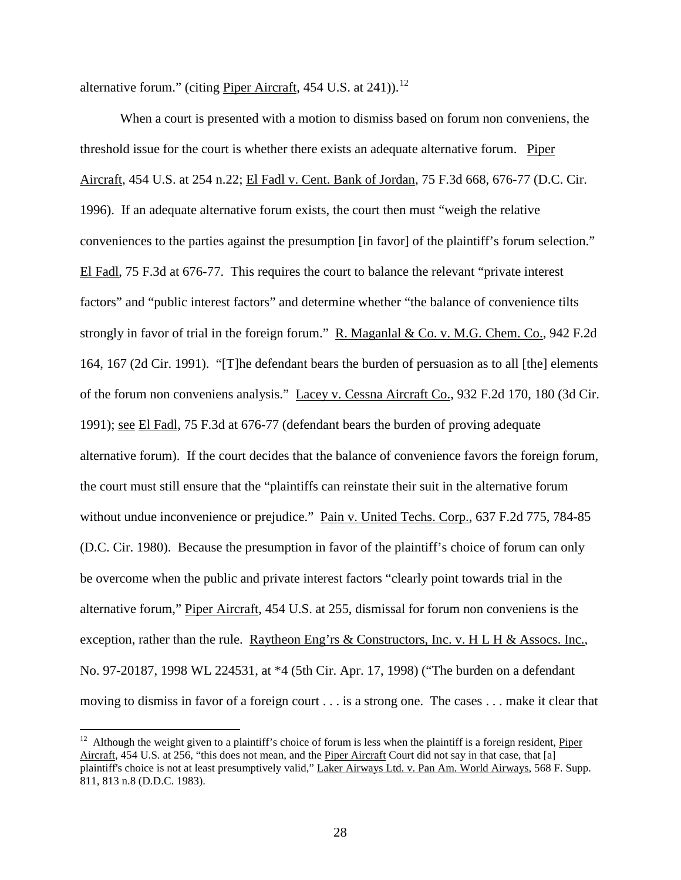alternative forum." (citing Piper Aircraft, 454 U.S. at 241)).[12]

When a court is presented with a motion to dismiss based on forum non conveniens, the threshold issue for the court is whether there exists an adequate alternative forum. Piper Aircraft, 454 U.S. at 254 n.22; El Fadl v. Cent. Bank of Jordan, 75 F.3d 668, 676-77 (D.C. Cir. 1996). If an adequate alternative forum exists, the court then must "weigh the relative conveniences to the parties against the presumption [in favor] of the plaintiff's forum selection." El Fadl, 75 F.3d at 676-77. This requires the court to balance the relevant "private interest factors" and "public interest factors" and determine whether "the balance of convenience tilts strongly in favor of trial in the foreign forum." R. Maganlal & Co. v. M.G. Chem. Co., 942 F.2d 164, 167 (2d Cir. 1991). "[T]he defendant bears the burden of persuasion as to all [the] elements of the forum non conveniens analysis." Lacey v. Cessna Aircraft Co., 932 F.2d 170, 180 (3d Cir. 1991); see El Fadl, 75 F.3d at 676-77 (defendant bears the burden of proving adequate alternative forum). If the court decides that the balance of convenience favors the foreign forum, the court must still ensure that the "plaintiffs can reinstate their suit in the alternative forum without undue inconvenience or prejudice." Pain v. United Techs. Corp., 637 F.2d 775, 784-85 (D.C. Cir. 1980). Because the presumption in favor of the plaintiff's choice of forum can only be overcome when the public and private interest factors "clearly point towards trial in the alternative forum," Piper Aircraft, 454 U.S. at 255, dismissal for forum non conveniens is the exception, rather than the rule. Raytheon Eng'rs & Constructors, Inc. v. H L H & Assocs. Inc., No. 97-20187, 1998 WL 224531, at *4 (5th Cir. Apr. 17, 1998) ("The burden on a defendant moving to dismiss in favor of a foreign court . . . is a strong one. The cases . . . make it clear that

[12] Although the weight given to a plaintiff's choice of forum is less when the plaintiff is a foreign resident, Piper Aircraft, 454 U.S. at 256, "this does not mean, and the Piper Aircraft Court did not say in that case, that [a] plaintiff's choice is not at least presumptively valid," Laker Airways Ltd. v. Pan Am. World Airways, 568 F. Supp. 811, 813 n.8 (D.D.C. 1983).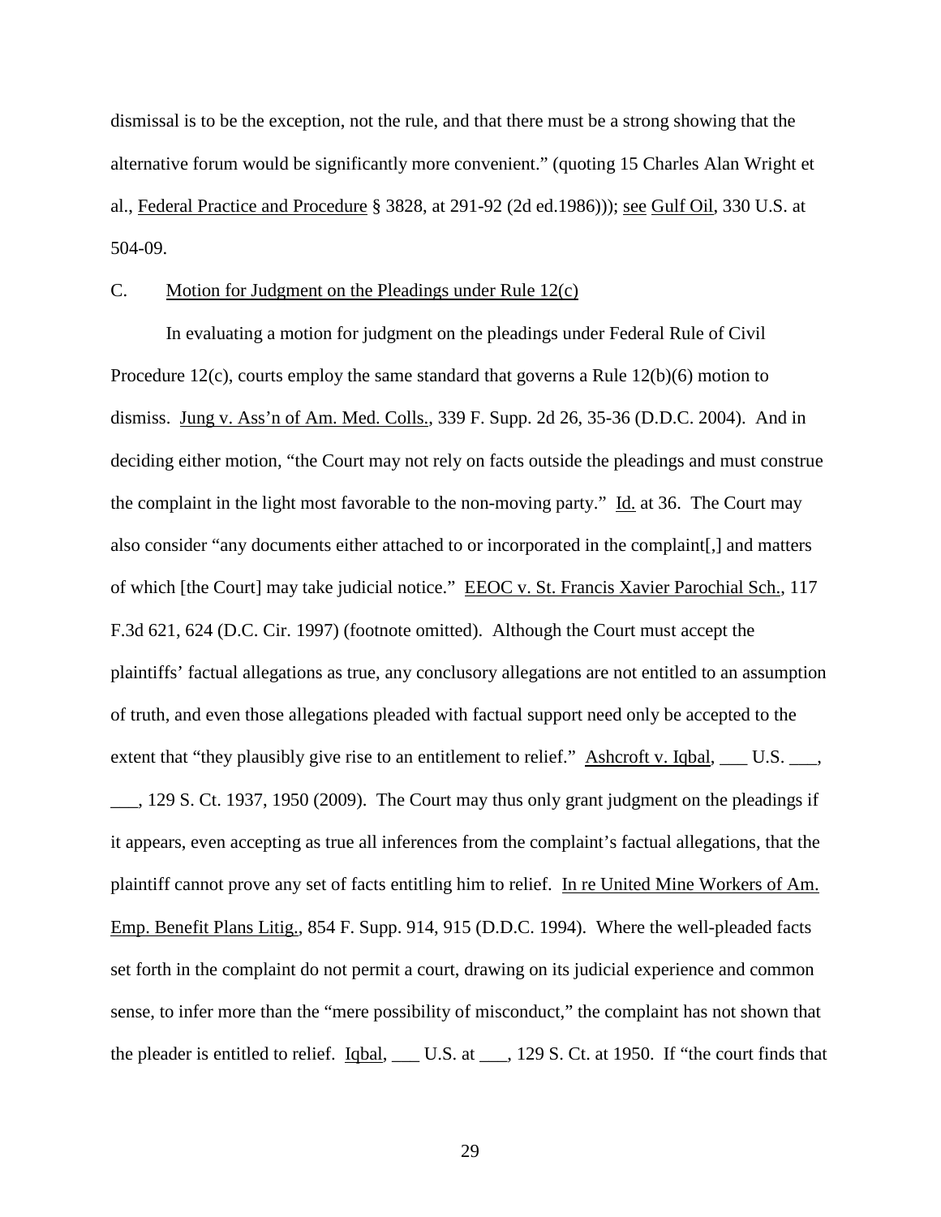dismissal is to be the exception, not the rule, and that there must be a strong showing that the alternative forum would be significantly more convenient." (quoting 15 Charles Alan Wright et al., Federal Practice and Procedure § 3828, at 291-92 (2d ed.1986))); see Gulf Oil, 330 U.S. at 504-09.

C. Motion for Judgment on the Pleadings under Rule 12(c)

In evaluating a motion for judgment on the pleadings under Federal Rule of Civil Procedure 12(c), courts employ the same standard that governs a Rule 12(b)(6) motion to dismiss. Jung v. Ass'n of Am. Med. Colls., 339 F. Supp. 2d 26, 35-36 (D.D.C. 2004). And in deciding either motion, "the Court may not rely on facts outside the pleadings and must construe the complaint in the light most favorable to the non-moving party." Id. at 36. The Court may also consider "any documents either attached to or incorporated in the complaint[,] and matters of which [the Court] may take judicial notice." EEOC v. St. Francis Xavier Parochial Sch., 117 F.3d 621, 624 (D.C. Cir. 1997) (footnote omitted). Although the Court must accept the plaintiffs' factual allegations as true, any conclusory allegations are not entitled to an assumption of truth, and even those allegations pleaded with factual support need only be accepted to the extent that "they plausibly give rise to an entitlement to relief." Ashcroft v. Iqbal, ___ U.S. ___, ___, 129 S. Ct. 1937, 1950 (2009). The Court may thus only grant judgment on the pleadings if it appears, even accepting as true all inferences from the complaint's factual allegations, that the plaintiff cannot prove any set of facts entitling him to relief. In re United Mine Workers of Am. Emp. Benefit Plans Litig., 854 F. Supp. 914, 915 (D.D.C. 1994). Where the well-pleaded facts set forth in the complaint do not permit a court, drawing on its judicial experience and common sense, to infer more than the "mere possibility of misconduct," the complaint has not shown that the pleader is entitled to relief. Iqbal, ___ U.S. at ___, 129 S. Ct. at 1950. If "the court finds that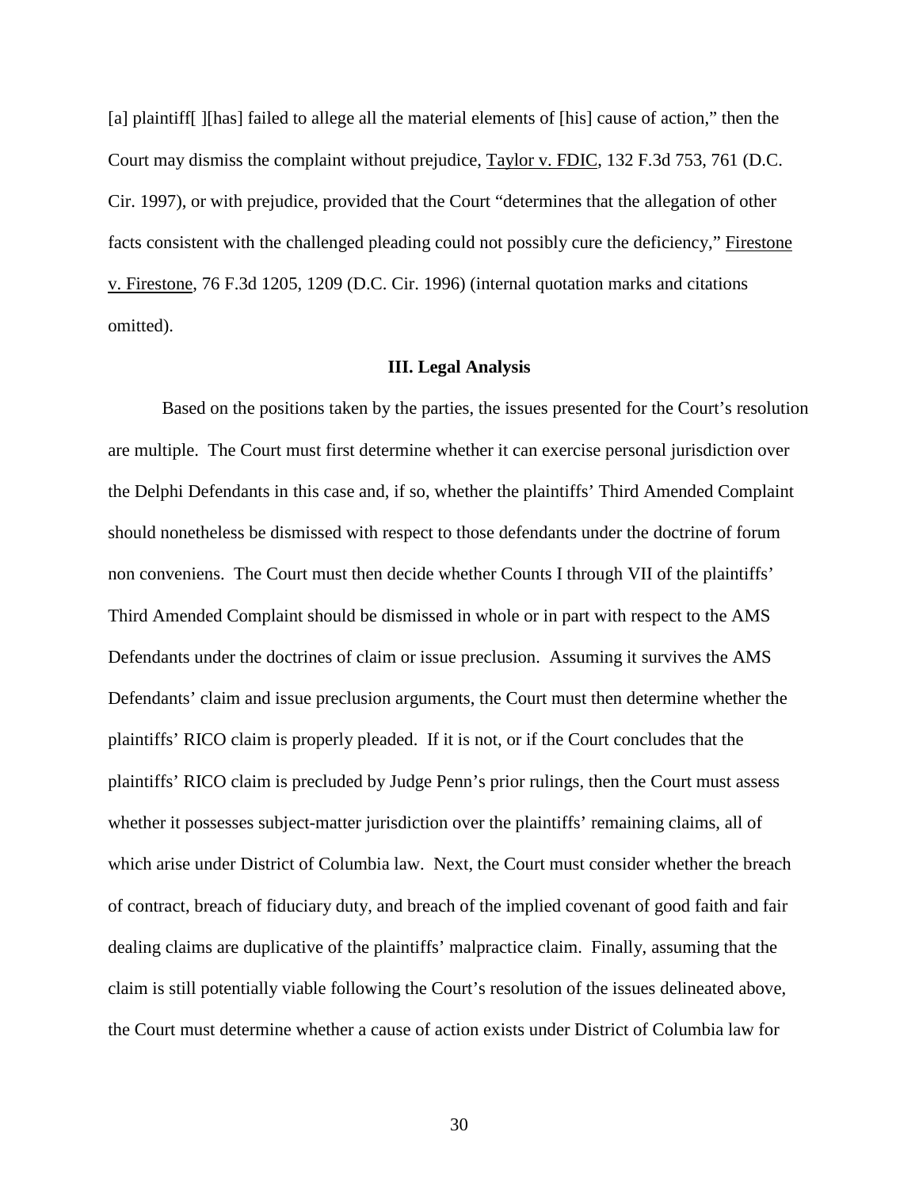[a] plaintiff[ ][has] failed to allege all the material elements of [his] cause of action," then the Court may dismiss the complaint without prejudice, Taylor v. FDIC, 132 F.3d 753, 761 (D.C. Cir. 1997), or with prejudice, provided that the Court "determines that the allegation of other facts consistent with the challenged pleading could not possibly cure the deficiency," Firestone v. Firestone, 76 F.3d 1205, 1209 (D.C. Cir. 1996) (internal quotation marks and citations omitted).

### III. Legal Analysis

Based on the positions taken by the parties, the issues presented for the Court's resolution are multiple. The Court must first determine whether it can exercise personal jurisdiction over the Delphi Defendants in this case and, if so, whether the plaintiffs' Third Amended Complaint should nonetheless be dismissed with respect to those defendants under the doctrine of forum non conveniens. The Court must then decide whether Counts I through VII of the plaintiffs' Third Amended Complaint should be dismissed in whole or in part with respect to the AMS Defendants under the doctrines of claim or issue preclusion. Assuming it survives the AMS Defendants' claim and issue preclusion arguments, the Court must then determine whether the plaintiffs' RICO claim is properly pleaded. If it is not, or if the Court concludes that the plaintiffs' RICO claim is precluded by Judge Penn's prior rulings, then the Court must assess whether it possesses subject-matter jurisdiction over the plaintiffs' remaining claims, all of which arise under District of Columbia law. Next, the Court must consider whether the breach of contract, breach of fiduciary duty, and breach of the implied covenant of good faith and fair dealing claims are duplicative of the plaintiffs' malpractice claim. Finally, assuming that the claim is still potentially viable following the Court's resolution of the issues delineated above, the Court must determine whether a cause of action exists under District of Columbia law for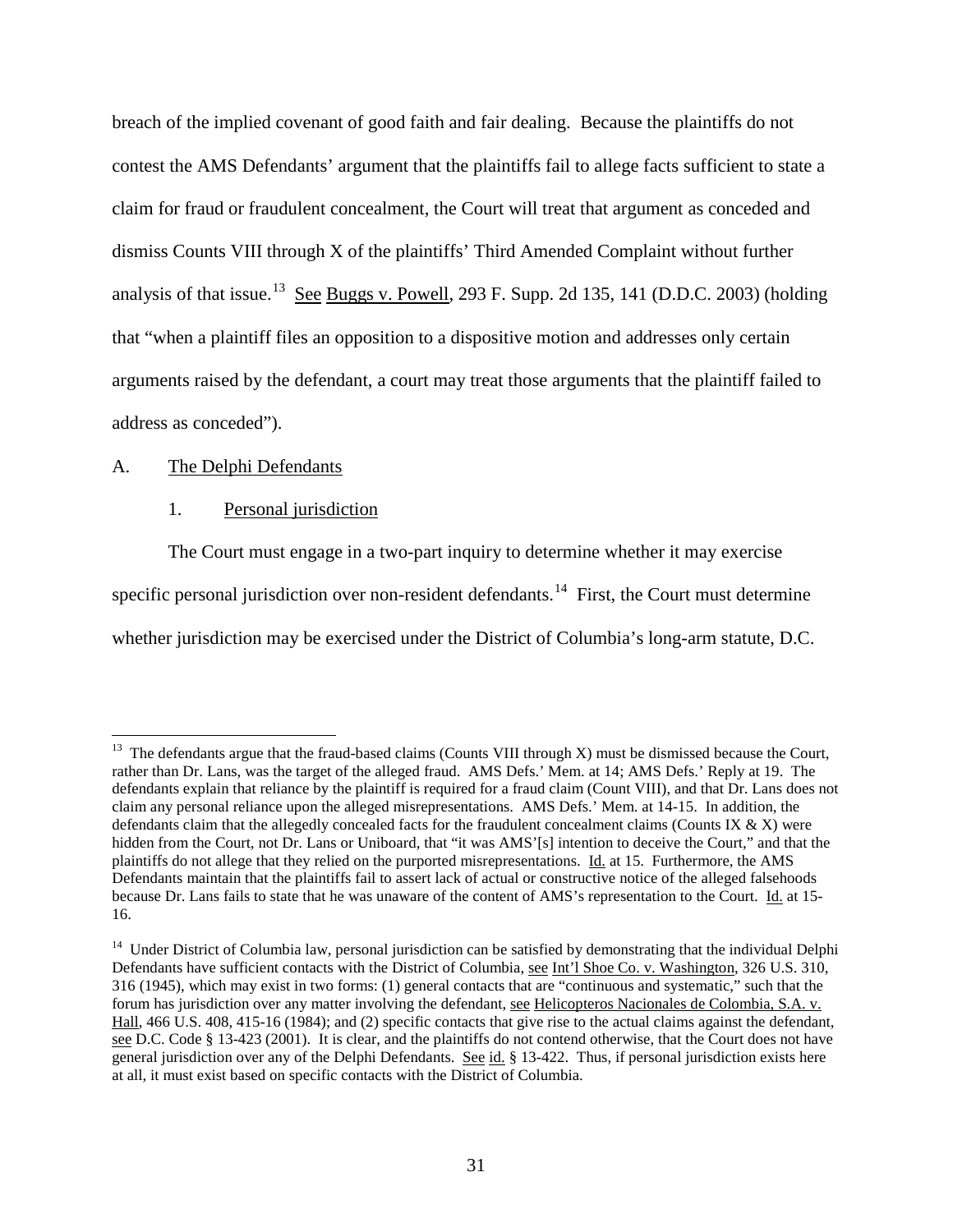breach of the implied covenant of good faith and fair dealing. Because the plaintiffs do not contest the AMS Defendants' argument that the plaintiffs fail to allege facts sufficient to state a claim for fraud or fraudulent concealment, the Court will treat that argument as conceded and dismiss Counts VIII through X of the plaintiffs' Third Amended Complaint without further analysis of that issue.[13] See Buggs v. Powell, 293 F. Supp. 2d 135, 141 (D.D.C. 2003) (holding that "when a plaintiff files an opposition to a dispositive motion and addresses only certain arguments raised by the defendant, a court may treat those arguments that the plaintiff failed to address as conceded").

A. The Delphi Defendants

1. Personal jurisdiction

The Court must engage in a two-part inquiry to determine whether it may exercise specific personal jurisdiction over non-resident defendants.[14] First, the Court must determine whether jurisdiction may be exercised under the District of Columbia's long-arm statute, D.C.

---

[13] The defendants argue that the fraud-based claims (Counts VIII through X) must be dismissed because the Court, rather than Dr. Lans, was the target of the alleged fraud. AMS Defs.' Mem. at 14; AMS Defs.' Reply at 19. The defendants explain that reliance by the plaintiff is required for a fraud claim (Count VIII), and that Dr. Lans does not claim any personal reliance upon the alleged misrepresentations. AMS Defs.' Mem. at 14-15. In addition, the defendants claim that the allegedly concealed facts for the fraudulent concealment claims (Counts IX & X) were hidden from the Court, not Dr. Lans or Uniboard, that "it was AMS'[s] intention to deceive the Court," and that the plaintiffs do not allege that they relied on the purported misrepresentations. Id. at 15. Furthermore, the AMS Defendants maintain that the plaintiffs fail to assert lack of actual or constructive notice of the alleged falsehoods because Dr. Lans fails to state that he was unaware of the content of AMS's representation to the Court. Id. at 15-16.

[14] Under District of Columbia law, personal jurisdiction can be satisfied by demonstrating that the individual Delphi Defendants have sufficient contacts with the District of Columbia, see Int'l Shoe Co. v. Washington, 326 U.S. 310, 316 (1945), which may exist in two forms: (1) general contacts that are "continuous and systematic," such that the forum has jurisdiction over any matter involving the defendant, see Helicopteros Nacionales de Colombia, S.A. v. Hall, 466 U.S. 408, 415-16 (1984); and (2) specific contacts that give rise to the actual claims against the defendant, see D.C. Code § 13-423 (2001). It is clear, and the plaintiffs do not contend otherwise, that the Court does not have general jurisdiction over any of the Delphi Defendants. See id. § 13-422. Thus, if personal jurisdiction exists here at all, it must exist based on specific contacts with the District of Columbia.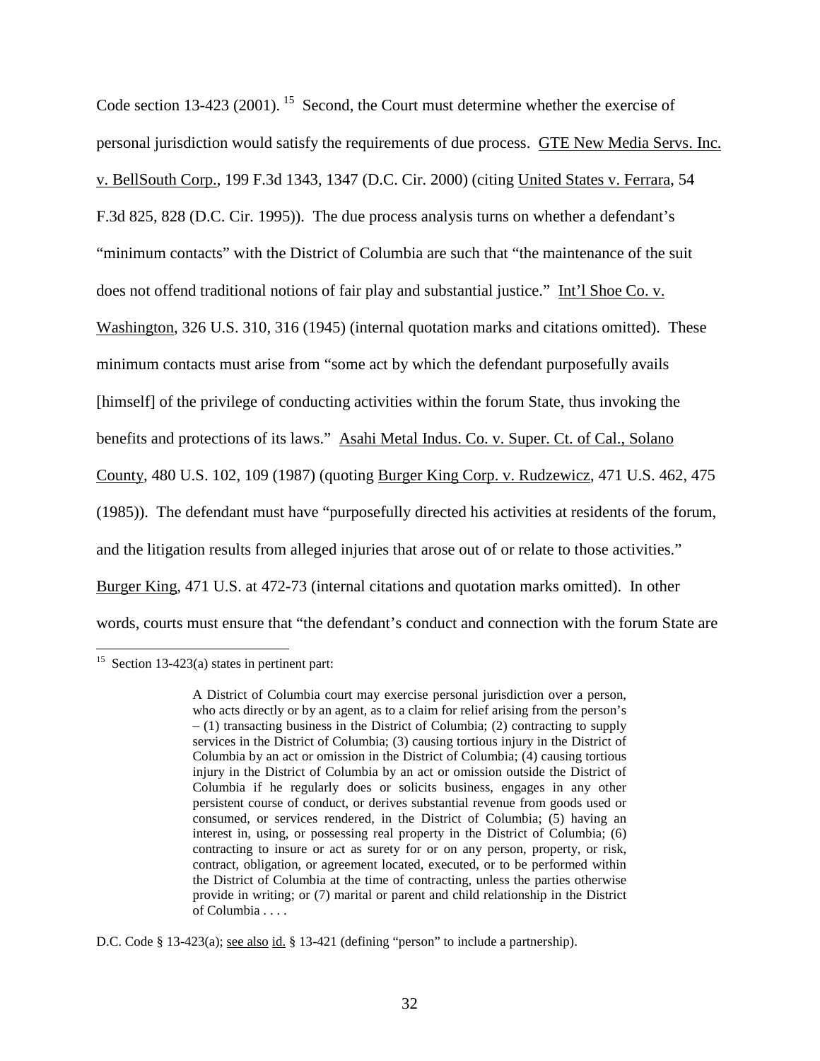Code section 13-423 (2001).[15] Second, the Court must determine whether the exercise of personal jurisdiction would satisfy the requirements of due process. GTE New Media Servs. Inc. v. BellSouth Corp., 199 F.3d 1343, 1347 (D.C. Cir. 2000) (citing United States v. Ferrara, 54 F.3d 825, 828 (D.C. Cir. 1995)). The due process analysis turns on whether a defendant's "minimum contacts" with the District of Columbia are such that "the maintenance of the suit does not offend traditional notions of fair play and substantial justice." Int'l Shoe Co. v. Washington, 326 U.S. 310, 316 (1945) (internal quotation marks and citations omitted). These minimum contacts must arise from "some act by which the defendant purposefully avails [himself] of the privilege of conducting activities within the forum State, thus invoking the benefits and protections of its laws." Asahi Metal Indus. Co. v. Super. Ct. of Cal., Solano County, 480 U.S. 102, 109 (1987) (quoting Burger King Corp. v. Rudzewicz, 471 U.S. 462, 475 (1985)). The defendant must have "purposefully directed his activities at residents of the forum, and the litigation results from alleged injuries that arose out of or relate to those activities." Burger King, 471 U.S. at 472-73 (internal citations and quotation marks omitted). In other words, courts must ensure that "the defendant's conduct and connection with the forum State are

---

[15] Section 13-423(a) states in pertinent part:

> A District of Columbia court may exercise personal jurisdiction over a person, who acts directly or by an agent, as to a claim for relief arising from the person's – (1) transacting business in the District of Columbia; (2) contracting to supply services in the District of Columbia; (3) causing tortious injury in the District of Columbia by an act or omission in the District of Columbia; (4) causing tortious injury in the District of Columbia by an act or omission outside the District of Columbia if he regularly does or solicits business, engages in any other persistent course of conduct, or derives substantial revenue from goods used or consumed, or services rendered, in the District of Columbia; (5) having an interest in, using, or possessing real property in the District of Columbia; (6) contracting to insure or act as surety for or on any person, property, or risk, contract, obligation, or agreement located, executed, or to be performed within the District of Columbia at the time of contracting, unless the parties otherwise provide in writing; or (7) marital or parent and child relationship in the District of Columbia . . . .

D.C. Code § 13-423(a); see also id. § 13-421 (defining "person" to include a partnership).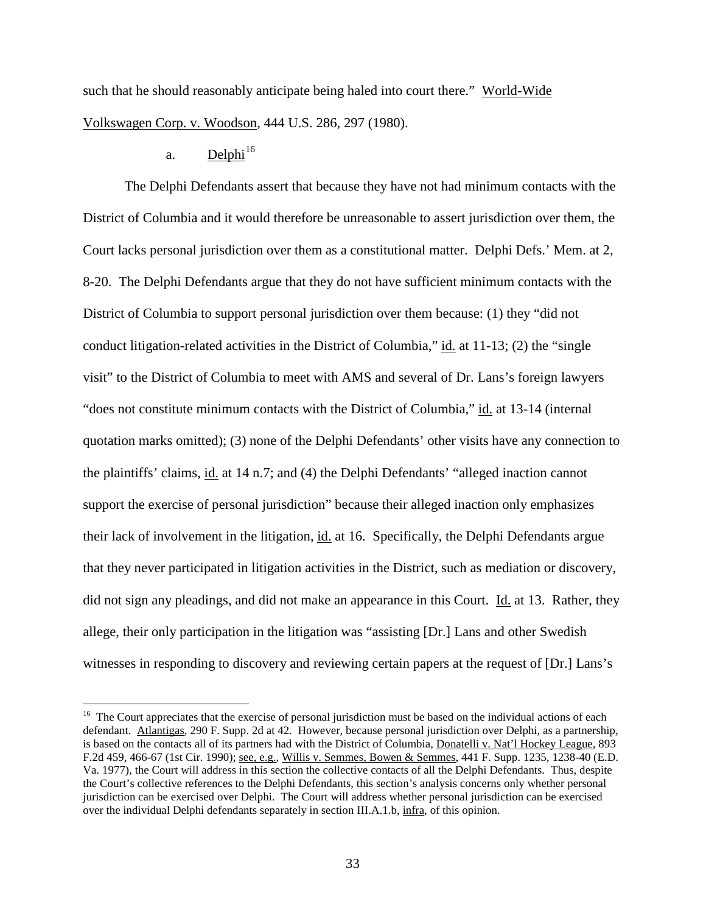such that he should reasonably anticipate being haled into court there." World-Wide Volkswagen Corp. v. Woodson, 444 U.S. 286, 297 (1980).

a. Delphi[16]

The Delphi Defendants assert that because they have not had minimum contacts with the District of Columbia and it would therefore be unreasonable to assert jurisdiction over them, the Court lacks personal jurisdiction over them as a constitutional matter. Delphi Defs.' Mem. at 2, 8-20. The Delphi Defendants argue that they do not have sufficient minimum contacts with the District of Columbia to support personal jurisdiction over them because: (1) they "did not conduct litigation-related activities in the District of Columbia," id. at 11-13; (2) the "single visit" to the District of Columbia to meet with AMS and several of Dr. Lans's foreign lawyers "does not constitute minimum contacts with the District of Columbia," id. at 13-14 (internal quotation marks omitted); (3) none of the Delphi Defendants' other visits have any connection to the plaintiffs' claims, id. at 14 n.7; and (4) the Delphi Defendants' "alleged inaction cannot support the exercise of personal jurisdiction" because their alleged inaction only emphasizes their lack of involvement in the litigation, id. at 16. Specifically, the Delphi Defendants argue that they never participated in litigation activities in the District, such as mediation or discovery, did not sign any pleadings, and did not make an appearance in this Court. Id. at 13. Rather, they allege, their only participation in the litigation was "assisting [Dr.] Lans and other Swedish witnesses in responding to discovery and reviewing certain papers at the request of [Dr.] Lans's

---

[16] The Court appreciates that the exercise of personal jurisdiction must be based on the individual actions of each defendant. Atlantigas, 290 F. Supp. 2d at 42. However, because personal jurisdiction over Delphi, as a partnership, is based on the contacts all of its partners had with the District of Columbia, Donatelli v. Nat'l Hockey League, 893 F.2d 459, 466-67 (1st Cir. 1990); see, e.g., Willis v. Semmes, Bowen & Semmes, 441 F. Supp. 1235, 1238-40 (E.D. Va. 1977), the Court will address in this section the collective contacts of all the Delphi Defendants. Thus, despite the Court's collective references to the Delphi Defendants, this section's analysis concerns only whether personal jurisdiction can be exercised over Delphi. The Court will address whether personal jurisdiction can be exercised over the individual Delphi defendants separately in section III.A.1.b, infra, of this opinion.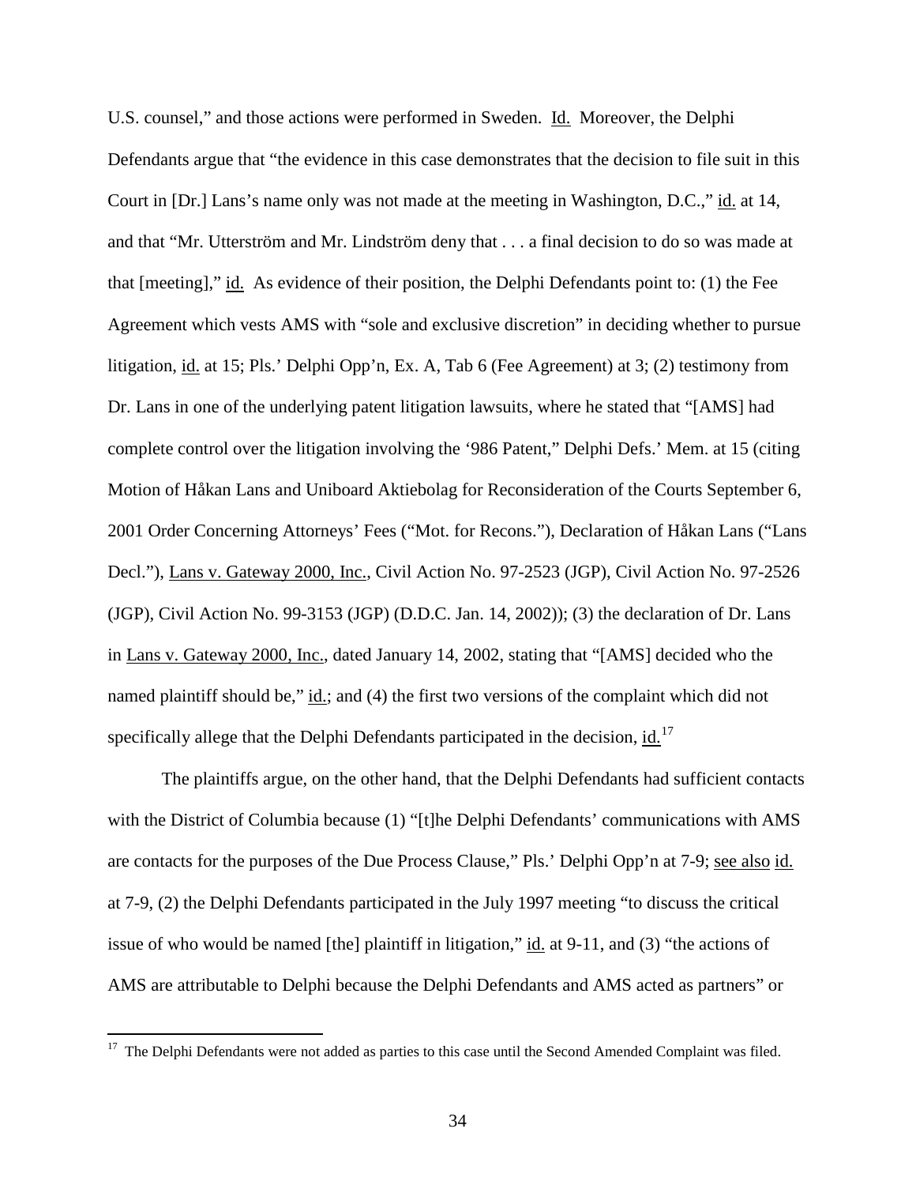U.S. counsel," and those actions were performed in Sweden. Id. Moreover, the Delphi Defendants argue that "the evidence in this case demonstrates that the decision to file suit in this Court in [Dr.] Lans's name only was not made at the meeting in Washington, D.C.," id. at 14, and that "Mr. Utterström and Mr. Lindström deny that . . . a final decision to do so was made at that [meeting]," id. As evidence of their position, the Delphi Defendants point to: (1) the Fee Agreement which vests AMS with "sole and exclusive discretion" in deciding whether to pursue litigation, id. at 15; Pls.' Delphi Opp'n, Ex. A, Tab 6 (Fee Agreement) at 3; (2) testimony from Dr. Lans in one of the underlying patent litigation lawsuits, where he stated that "[AMS] had complete control over the litigation involving the '986 Patent," Delphi Defs.' Mem. at 15 (citing Motion of Håkan Lans and Uniboard Aktiebolag for Reconsideration of the Courts September 6, 2001 Order Concerning Attorneys' Fees ("Mot. for Recons."), Declaration of Håkan Lans ("Lans Decl."), Lans v. Gateway 2000, Inc., Civil Action No. 97-2523 (JGP), Civil Action No. 97-2526 (JGP), Civil Action No. 99-3153 (JGP) (D.D.C. Jan. 14, 2002)); (3) the declaration of Dr. Lans in Lans v. Gateway 2000, Inc., dated January 14, 2002, stating that "[AMS] decided who the named plaintiff should be," id.; and (4) the first two versions of the complaint which did not specifically allege that the Delphi Defendants participated in the decision, id.[17]

The plaintiffs argue, on the other hand, that the Delphi Defendants had sufficient contacts with the District of Columbia because (1) "[t]he Delphi Defendants' communications with AMS are contacts for the purposes of the Due Process Clause," Pls.' Delphi Opp'n at 7-9; see also id. at 7-9, (2) the Delphi Defendants participated in the July 1997 meeting "to discuss the critical issue of who would be named [the] plaintiff in litigation," id. at 9-11, and (3) "the actions of AMS are attributable to Delphi because the Delphi Defendants and AMS acted as partners" or

[17] The Delphi Defendants were not added as parties to this case until the Second Amended Complaint was filed.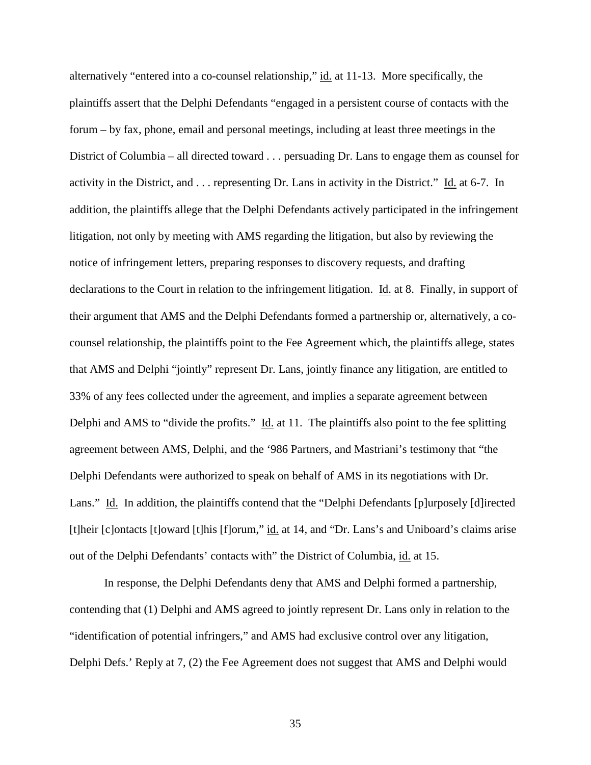alternatively "entered into a co-counsel relationship," id. at 11-13. More specifically, the plaintiffs assert that the Delphi Defendants "engaged in a persistent course of contacts with the forum – by fax, phone, email and personal meetings, including at least three meetings in the District of Columbia – all directed toward . . . persuading Dr. Lans to engage them as counsel for activity in the District, and . . . representing Dr. Lans in activity in the District." Id. at 6-7. In addition, the plaintiffs allege that the Delphi Defendants actively participated in the infringement litigation, not only by meeting with AMS regarding the litigation, but also by reviewing the notice of infringement letters, preparing responses to discovery requests, and drafting declarations to the Court in relation to the infringement litigation. Id. at 8. Finally, in support of their argument that AMS and the Delphi Defendants formed a partnership or, alternatively, a co-counsel relationship, the plaintiffs point to the Fee Agreement which, the plaintiffs allege, states that AMS and Delphi "jointly" represent Dr. Lans, jointly finance any litigation, are entitled to 33% of any fees collected under the agreement, and implies a separate agreement between Delphi and AMS to "divide the profits." Id. at 11. The plaintiffs also point to the fee splitting agreement between AMS, Delphi, and the '986 Partners, and Mastriani's testimony that "the Delphi Defendants were authorized to speak on behalf of AMS in its negotiations with Dr. Lans." Id. In addition, the plaintiffs contend that the "Delphi Defendants [p]urposely [d]irected [t]heir [c]ontacts [t]oward [t]his [f]orum," id. at 14, and "Dr. Lans's and Uniboard's claims arise out of the Delphi Defendants' contacts with" the District of Columbia, id. at 15.

In response, the Delphi Defendants deny that AMS and Delphi formed a partnership, contending that (1) Delphi and AMS agreed to jointly represent Dr. Lans only in relation to the "identification of potential infringers," and AMS had exclusive control over any litigation, Delphi Defs.' Reply at 7, (2) the Fee Agreement does not suggest that AMS and Delphi would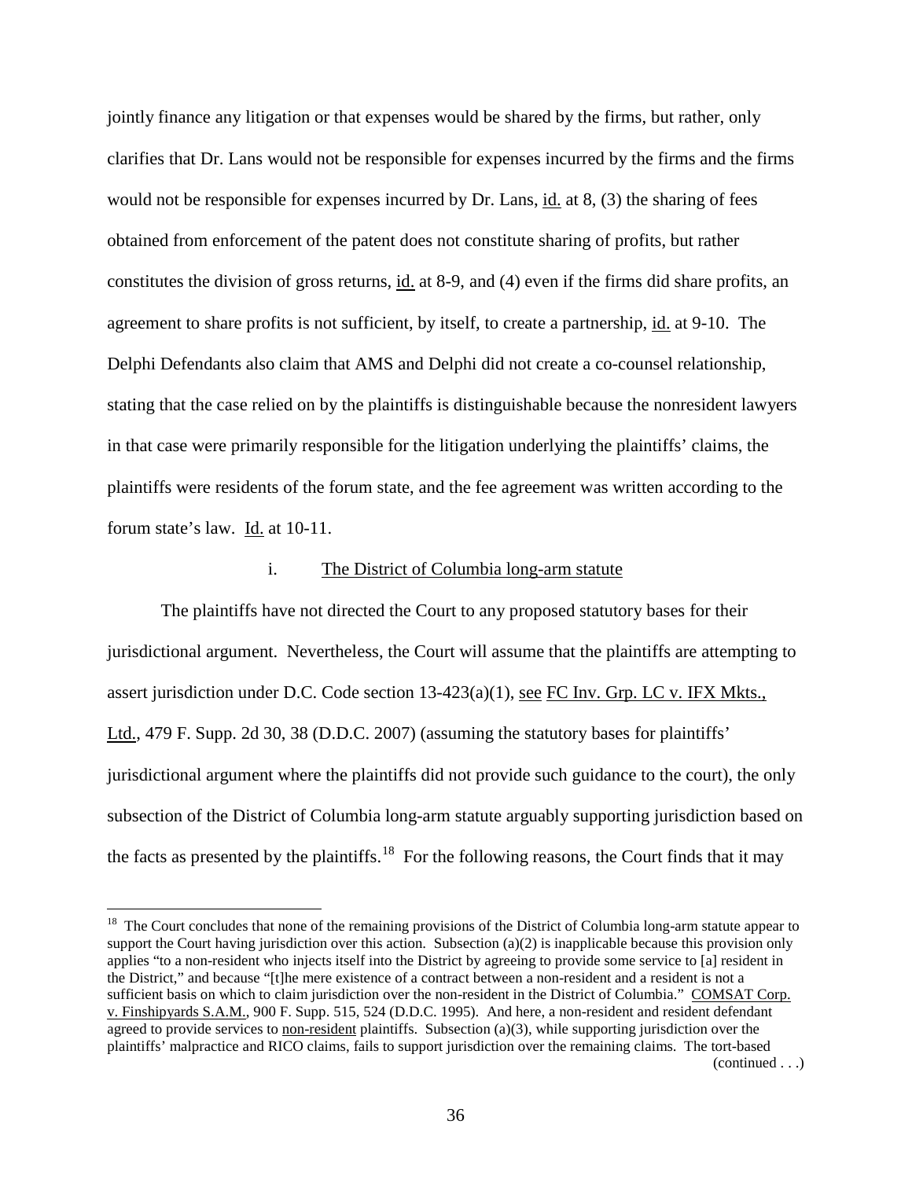jointly finance any litigation or that expenses would be shared by the firms, but rather, only clarifies that Dr. Lans would not be responsible for expenses incurred by the firms and the firms would not be responsible for expenses incurred by Dr. Lans, id. at 8, (3) the sharing of fees obtained from enforcement of the patent does not constitute sharing of profits, but rather constitutes the division of gross returns, id. at 8-9, and (4) even if the firms did share profits, an agreement to share profits is not sufficient, by itself, to create a partnership, id. at 9-10. The Delphi Defendants also claim that AMS and Delphi did not create a co-counsel relationship, stating that the case relied on by the plaintiffs is distinguishable because the nonresident lawyers in that case were primarily responsible for the litigation underlying the plaintiffs' claims, the plaintiffs were residents of the forum state, and the fee agreement was written according to the forum state's law. Id. at 10-11.

i. The District of Columbia long-arm statute

The plaintiffs have not directed the Court to any proposed statutory bases for their jurisdictional argument. Nevertheless, the Court will assume that the plaintiffs are attempting to assert jurisdiction under D.C. Code section 13-423(a)(1), see FC Inv. Grp. LC v. IFX Mkts., Ltd., 479 F. Supp. 2d 30, 38 (D.D.C. 2007) (assuming the statutory bases for plaintiffs' jurisdictional argument where the plaintiffs did not provide such guidance to the court), the only subsection of the District of Columbia long-arm statute arguably supporting jurisdiction based on the facts as presented by the plaintiffs.[18] For the following reasons, the Court finds that it may

[18] The Court concludes that none of the remaining provisions of the District of Columbia long-arm statute appear to support the Court having jurisdiction over this action. Subsection (a)(2) is inapplicable because this provision only applies "to a non-resident who injects itself into the District by agreeing to provide some service to [a] resident in the District," and because "[t]he mere existence of a contract between a non-resident and a resident is not a sufficient basis on which to claim jurisdiction over the non-resident in the District of Columbia." COMSAT Corp. v. Finshipyards S.A.M., 900 F. Supp. 515, 524 (D.D.C. 1995). And here, a non-resident and resident defendant agreed to provide services to non-resident plaintiffs. Subsection (a)(3), while supporting jurisdiction over the plaintiffs' malpractice and RICO claims, fails to support jurisdiction over the remaining claims. The tort-based (continued . . .)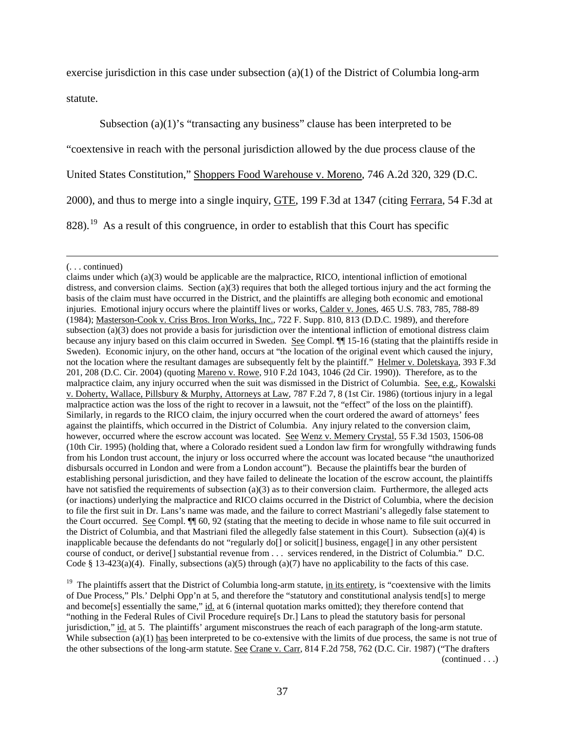exercise jurisdiction in this case under subsection (a)(1) of the District of Columbia long-arm statute.

Subsection (a)(1)'s "transacting any business" clause has been interpreted to be "coextensive in reach with the personal jurisdiction allowed by the due process clause of the United States Constitution," Shoppers Food Warehouse v. Moreno, 746 A.2d 320, 329 (D.C. 2000), and thus to merge into a single inquiry, GTE, 199 F.3d at 1347 (citing Ferrara, 54 F.3d at 828).[19] As a result of this congruence, in order to establish that this Court has specific

---

(. . . continued)

claims under which (a)(3) would be applicable are the malpractice, RICO, intentional infliction of emotional distress, and conversion claims. Section (a)(3) requires that both the alleged tortious injury and the act forming the basis of the claim must have occurred in the District, and the plaintiffs are alleging both economic and emotional injuries. Emotional injury occurs where the plaintiff lives or works, Calder v. Jones, 465 U.S. 783, 785, 788-89 (1984); Masterson-Cook v. Criss Bros. Iron Works, Inc., 722 F. Supp. 810, 813 (D.D.C. 1989), and therefore subsection (a)(3) does not provide a basis for jurisdiction over the intentional infliction of emotional distress claim because any injury based on this claim occurred in Sweden. See Compl. ¶¶ 15-16 (stating that the plaintiffs reside in Sweden). Economic injury, on the other hand, occurs at "the location of the original event which caused the injury, not the location where the resultant damages are subsequently felt by the plaintiff." Helmer v. Doletskaya, 393 F.3d 201, 208 (D.C. Cir. 2004) (quoting Mareno v. Rowe, 910 F.2d 1043, 1046 (2d Cir. 1990)). Therefore, as to the malpractice claim, any injury occurred when the suit was dismissed in the District of Columbia. See, e.g., Kowalski v. Doherty, Wallace, Pillsbury & Murphy, Attorneys at Law, 787 F.2d 7, 8 (1st Cir. 1986) (tortious injury in a legal malpractice action was the loss of the right to recover in a lawsuit, not the "effect" of the loss on the plaintiff). Similarly, in regards to the RICO claim, the injury occurred when the court ordered the award of attorneys' fees against the plaintiffs, which occurred in the District of Columbia. Any injury related to the conversion claim, however, occurred where the escrow account was located. See Wenz v. Memery Crystal, 55 F.3d 1503, 1506-08 (10th Cir. 1995) (holding that, where a Colorado resident sued a London law firm for wrongfully withdrawing funds from his London trust account, the injury or loss occurred where the account was located because "the unauthorized disbursals occurred in London and were from a London account"). Because the plaintiffs bear the burden of establishing personal jurisdiction, and they have failed to delineate the location of the escrow account, the plaintiffs have not satisfied the requirements of subsection (a)(3) as to their conversion claim. Furthermore, the alleged acts (or inactions) underlying the malpractice and RICO claims occurred in the District of Columbia, where the decision to file the first suit in Dr. Lans's name was made, and the failure to correct Mastriani's allegedly false statement to the Court occurred. See Compl. ¶¶ 60, 92 (stating that the meeting to decide in whose name to file suit occurred in the District of Columbia, and that Mastriani filed the allegedly false statement in this Court). Subsection (a)(4) is inapplicable because the defendants do not "regularly do[] or solicit[] business, engage[] in any other persistent course of conduct, or derive[] substantial revenue from . . . services rendered, in the District of Columbia." D.C. Code § 13-423(a)(4). Finally, subsections (a)(5) through (a)(7) have no applicability to the facts of this case.

[19] The plaintiffs assert that the District of Columbia long-arm statute, in its entirety, is "coextensive with the limits of Due Process," Pls.' Delphi Opp'n at 5, and therefore the "statutory and constitutional analysis tend[s] to merge and become[s] essentially the same," id. at 6 (internal quotation marks omitted); they therefore contend that "nothing in the Federal Rules of Civil Procedure require[s Dr.] Lans to plead the statutory basis for personal jurisdiction," id. at 5. The plaintiffs' argument misconstrues the reach of each paragraph of the long-arm statute. While subsection (a)(1) has been interpreted to be co-extensive with the limits of due process, the same is not true of the other subsections of the long-arm statute. See Crane v. Carr, 814 F.2d 758, 762 (D.C. Cir. 1987) ("The drafters

(continued . . .)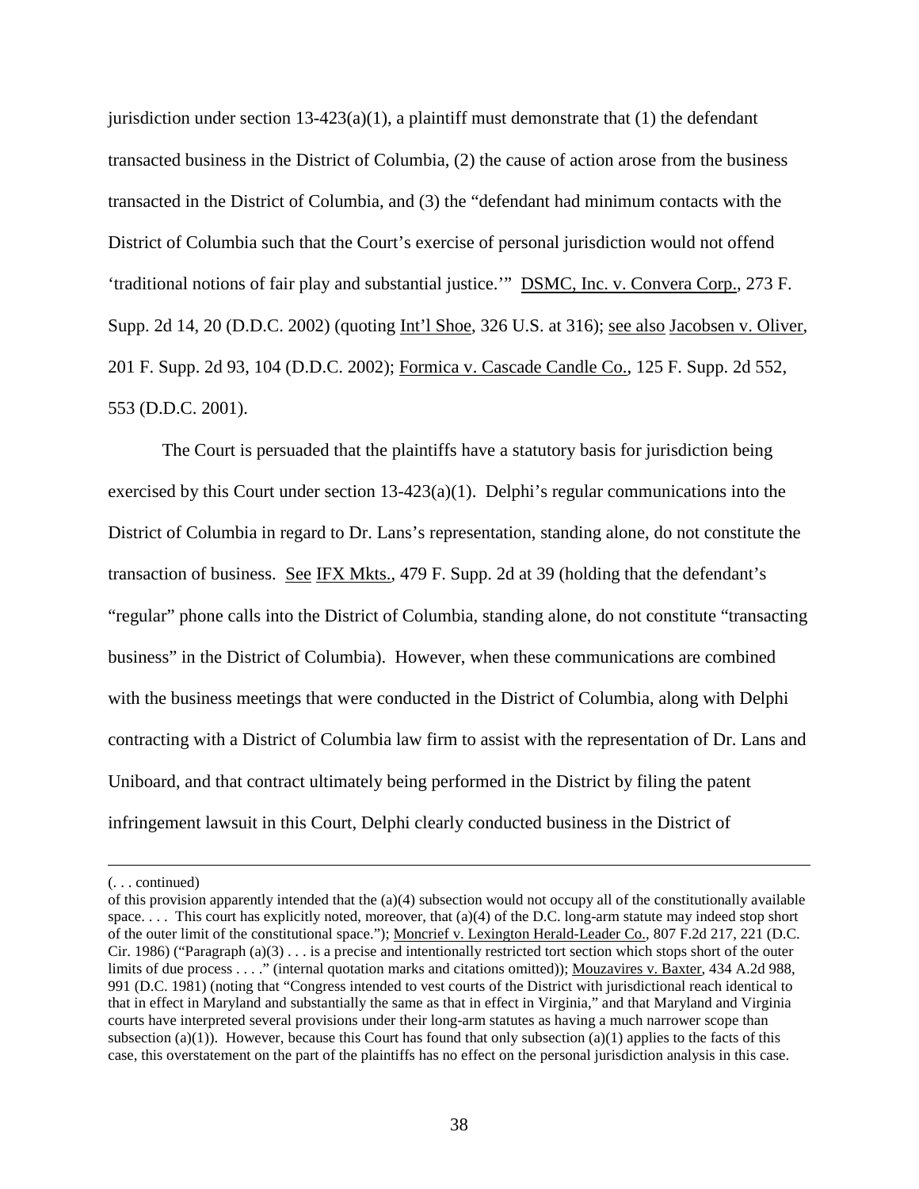jurisdiction under section 13-423(a)(1), a plaintiff must demonstrate that (1) the defendant transacted business in the District of Columbia, (2) the cause of action arose from the business transacted in the District of Columbia, and (3) the "defendant had minimum contacts with the District of Columbia such that the Court's exercise of personal jurisdiction would not offend 'traditional notions of fair play and substantial justice.'" DSMC, Inc. v. Convera Corp., 273 F. Supp. 2d 14, 20 (D.D.C. 2002) (quoting Int'l Shoe, 326 U.S. at 316); see also Jacobsen v. Oliver, 201 F. Supp. 2d 93, 104 (D.D.C. 2002); Formica v. Cascade Candle Co., 125 F. Supp. 2d 552, 553 (D.D.C. 2001).

The Court is persuaded that the plaintiffs have a statutory basis for jurisdiction being exercised by this Court under section 13-423(a)(1). Delphi's regular communications into the District of Columbia in regard to Dr. Lans's representation, standing alone, do not constitute the transaction of business. See IFX Mkts., 479 F. Supp. 2d at 39 (holding that the defendant's "regular" phone calls into the District of Columbia, standing alone, do not constitute "transacting business" in the District of Columbia). However, when these communications are combined with the business meetings that were conducted in the District of Columbia, along with Delphi contracting with a District of Columbia law firm to assist with the representation of Dr. Lans and Uniboard, and that contract ultimately being performed in the District by filing the patent infringement lawsuit in this Court, Delphi clearly conducted business in the District of

---

(. . . continued)

of this provision apparently intended that the (a)(4) subsection would not occupy all of the constitutionally available space. . . . This court has explicitly noted, moreover, that (a)(4) of the D.C. long-arm statute may indeed stop short of the outer limit of the constitutional space."); Moncrief v. Lexington Herald-Leader Co., 807 F.2d 217, 221 (D.C. Cir. 1986) ("Paragraph (a)(3) . . . is a precise and intentionally restricted tort section which stops short of the outer limits of due process . . . ." (internal quotation marks and citations omitted)); Mouzavires v. Baxter, 434 A.2d 988, 991 (D.C. 1981) (noting that "Congress intended to vest courts of the District with jurisdictional reach identical to that in effect in Maryland and substantially the same as that in effect in Virginia," and that Maryland and Virginia courts have interpreted several provisions under their long-arm statutes as having a much narrower scope than subsection (a)(1)). However, because this Court has found that only subsection (a)(1) applies to the facts of this case, this overstatement on the part of the plaintiffs has no effect on the personal jurisdiction analysis in this case.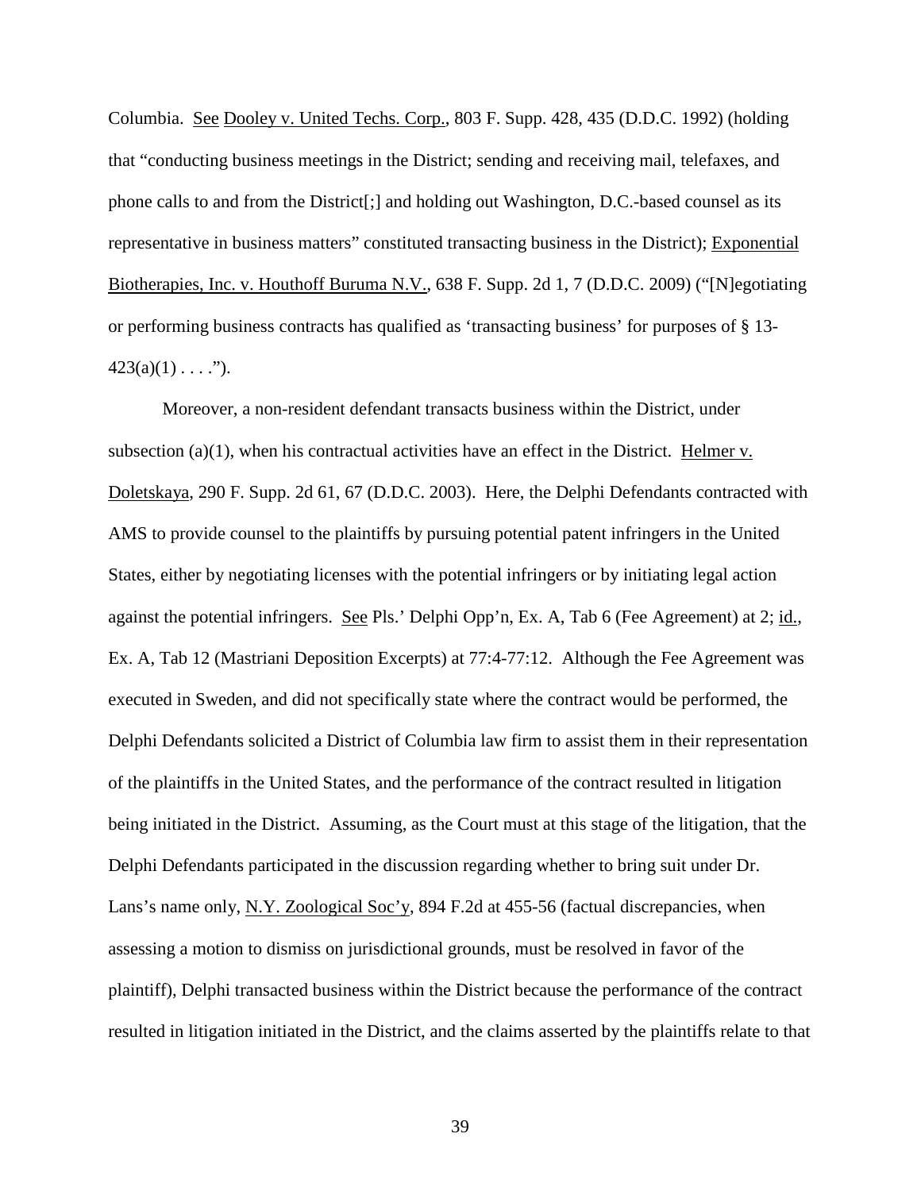Columbia. See Dooley v. United Techs. Corp., 803 F. Supp. 428, 435 (D.D.C. 1992) (holding that "conducting business meetings in the District; sending and receiving mail, telefaxes, and phone calls to and from the District[;] and holding out Washington, D.C.-based counsel as its representative in business matters" constituted transacting business in the District); Exponential Biotherapies, Inc. v. Houthoff Buruma N.V., 638 F. Supp. 2d 1, 7 (D.D.C. 2009) ("[N]egotiating or performing business contracts has qualified as 'transacting business' for purposes of § 13-423(a)(1) . . . .").

Moreover, a non-resident defendant transacts business within the District, under subsection (a)(1), when his contractual activities have an effect in the District. Helmer v. Doletskaya, 290 F. Supp. 2d 61, 67 (D.D.C. 2003). Here, the Delphi Defendants contracted with AMS to provide counsel to the plaintiffs by pursuing potential patent infringers in the United States, either by negotiating licenses with the potential infringers or by initiating legal action against the potential infringers. See Pls.' Delphi Opp'n, Ex. A, Tab 6 (Fee Agreement) at 2; id., Ex. A, Tab 12 (Mastriani Deposition Excerpts) at 77:4-77:12. Although the Fee Agreement was executed in Sweden, and did not specifically state where the contract would be performed, the Delphi Defendants solicited a District of Columbia law firm to assist them in their representation of the plaintiffs in the United States, and the performance of the contract resulted in litigation being initiated in the District. Assuming, as the Court must at this stage of the litigation, that the Delphi Defendants participated in the discussion regarding whether to bring suit under Dr. Lans's name only, N.Y. Zoological Soc'y, 894 F.2d at 455-56 (factual discrepancies, when assessing a motion to dismiss on jurisdictional grounds, must be resolved in favor of the plaintiff), Delphi transacted business within the District because the performance of the contract resulted in litigation initiated in the District, and the claims asserted by the plaintiffs relate to that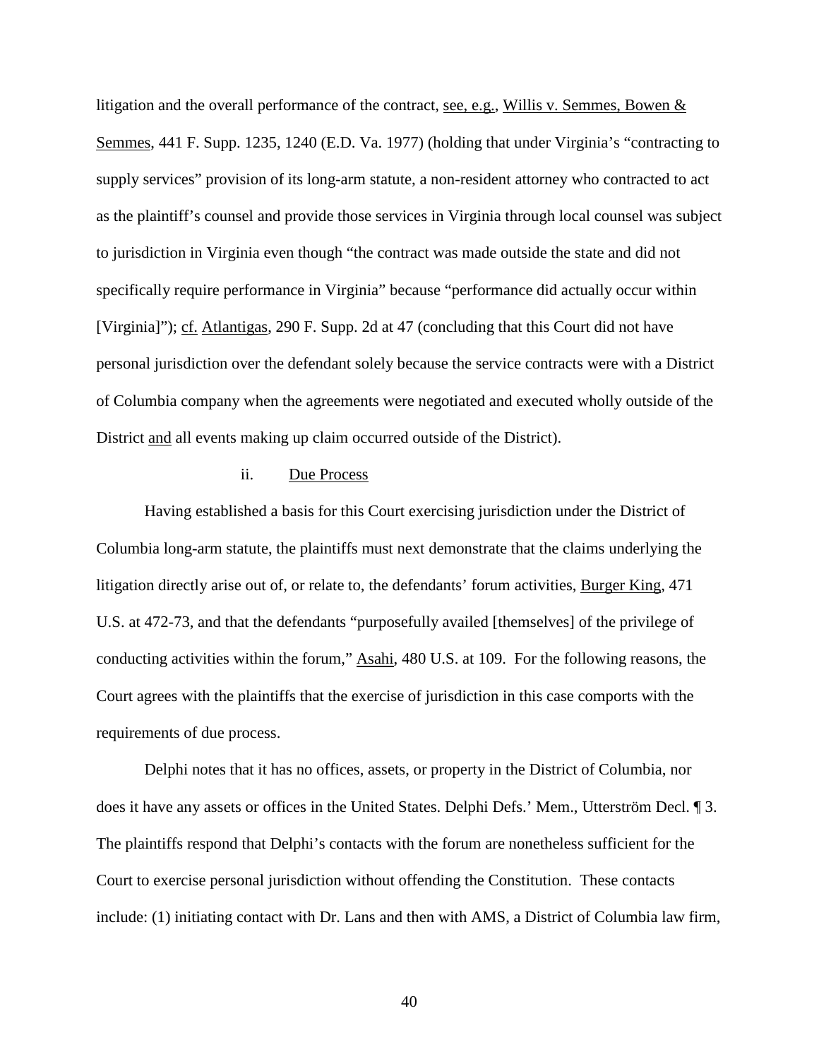litigation and the overall performance of the contract, see, e.g., Willis v. Semmes, Bowen & Semmes, 441 F. Supp. 1235, 1240 (E.D. Va. 1977) (holding that under Virginia's "contracting to supply services" provision of its long-arm statute, a non-resident attorney who contracted to act as the plaintiff's counsel and provide those services in Virginia through local counsel was subject to jurisdiction in Virginia even though "the contract was made outside the state and did not specifically require performance in Virginia" because "performance did actually occur within [Virginia]"); cf. Atlantigas, 290 F. Supp. 2d at 47 (concluding that this Court did not have personal jurisdiction over the defendant solely because the service contracts were with a District of Columbia company when the agreements were negotiated and executed wholly outside of the District and all events making up claim occurred outside of the District).

ii. Due Process

Having established a basis for this Court exercising jurisdiction under the District of Columbia long-arm statute, the plaintiffs must next demonstrate that the claims underlying the litigation directly arise out of, or relate to, the defendants' forum activities, Burger King, 471 U.S. at 472-73, and that the defendants "purposefully availed [themselves] of the privilege of conducting activities within the forum," Asahi, 480 U.S. at 109. For the following reasons, the Court agrees with the plaintiffs that the exercise of jurisdiction in this case comports with the requirements of due process.

Delphi notes that it has no offices, assets, or property in the District of Columbia, nor does it have any assets or offices in the United States. Delphi Defs.' Mem., Utterström Decl. ¶ 3. The plaintiffs respond that Delphi's contacts with the forum are nonetheless sufficient for the Court to exercise personal jurisdiction without offending the Constitution. These contacts include: (1) initiating contact with Dr. Lans and then with AMS, a District of Columbia law firm,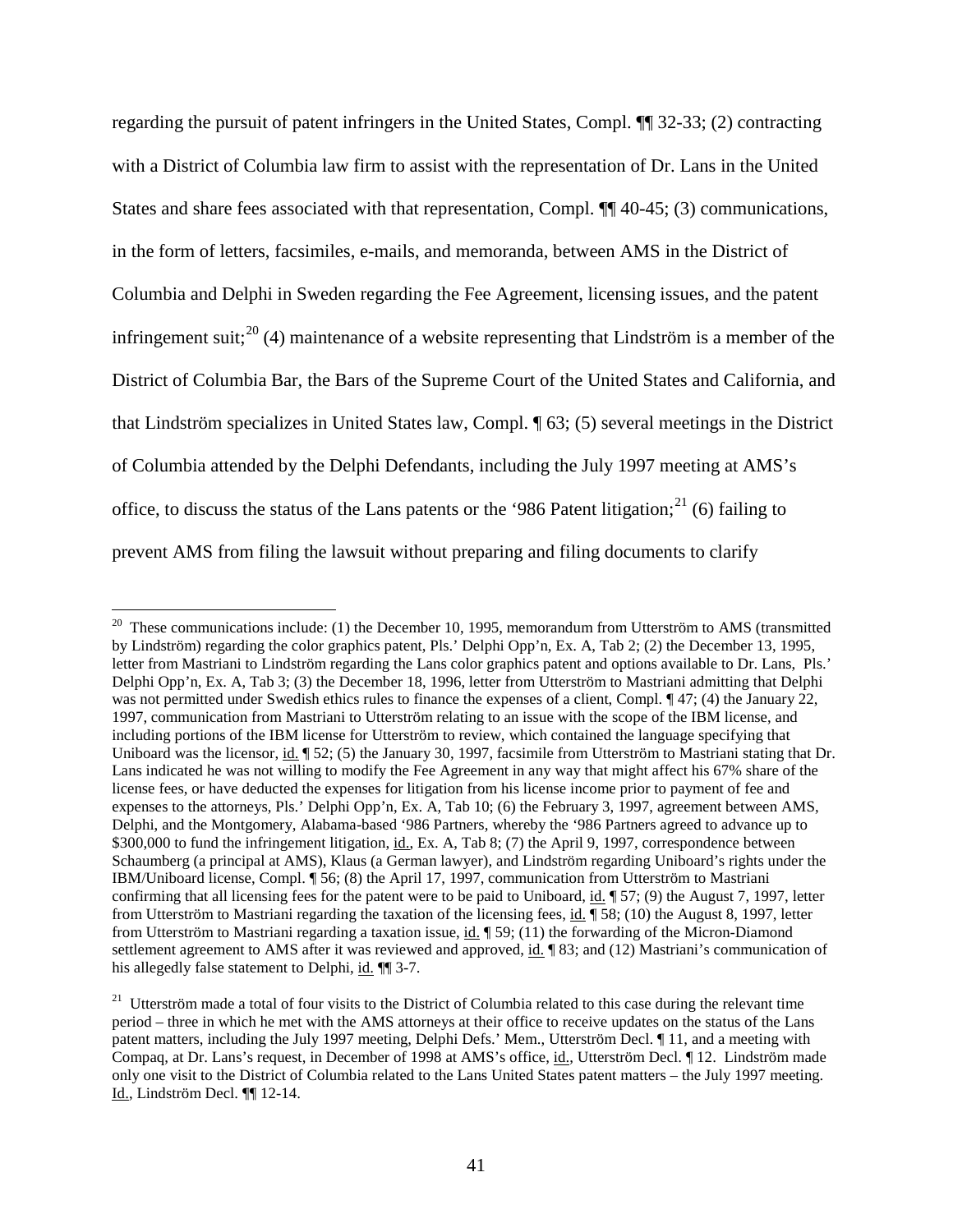regarding the pursuit of patent infringers in the United States, Compl. ¶¶ 32-33; (2) contracting with a District of Columbia law firm to assist with the representation of Dr. Lans in the United States and share fees associated with that representation, Compl. ¶¶ 40-45; (3) communications, in the form of letters, facsimiles, e-mails, and memoranda, between AMS in the District of Columbia and Delphi in Sweden regarding the Fee Agreement, licensing issues, and the patent infringement suit;[20] (4) maintenance of a website representing that Lindström is a member of the District of Columbia Bar, the Bars of the Supreme Court of the United States and California, and that Lindström specializes in United States law, Compl. ¶ 63; (5) several meetings in the District of Columbia attended by the Delphi Defendants, including the July 1997 meeting at AMS's office, to discuss the status of the Lans patents or the '986 Patent litigation;[21] (6) failing to prevent AMS from filing the lawsuit without preparing and filing documents to clarify

---

[20] These communications include: (1) the December 10, 1995, memorandum from Utterström to AMS (transmitted by Lindström) regarding the color graphics patent, Pls.' Delphi Opp'n, Ex. A, Tab 2; (2) the December 13, 1995, letter from Mastriani to Lindström regarding the Lans color graphics patent and options available to Dr. Lans, Pls.' Delphi Opp'n, Ex. A, Tab 3; (3) the December 18, 1996, letter from Utterström to Mastriani admitting that Delphi was not permitted under Swedish ethics rules to finance the expenses of a client, Compl. ¶ 47; (4) the January 22, 1997, communication from Mastriani to Utterström relating to an issue with the scope of the IBM license, and including portions of the IBM license for Utterström to review, which contained the language specifying that Uniboard was the licensor, id. ¶ 52; (5) the January 30, 1997, facsimile from Utterström to Mastriani stating that Dr. Lans indicated he was not willing to modify the Fee Agreement in any way that might affect his 67% share of the license fees, or have deducted the expenses for litigation from his license income prior to payment of fee and expenses to the attorneys, Pls.' Delphi Opp'n, Ex. A, Tab 10; (6) the February 3, 1997, agreement between AMS, Delphi, and the Montgomery, Alabama-based '986 Partners, whereby the '986 Partners agreed to advance up to $300,000 to fund the infringement litigation, id., Ex. A, Tab 8; (7) the April 9, 1997, correspondence between Schaumberg (a principal at AMS), Klaus (a German lawyer), and Lindström regarding Uniboard's rights under the IBM/Uniboard license, Compl. ¶ 56; (8) the April 17, 1997, communication from Utterström to Mastriani confirming that all licensing fees for the patent were to be paid to Uniboard, id. ¶ 57; (9) the August 7, 1997, letter from Utterström to Mastriani regarding the taxation of the licensing fees, id. ¶ 58; (10) the August 8, 1997, letter from Utterström to Mastriani regarding a taxation issue, id. ¶ 59; (11) the forwarding of the Micron-Diamond settlement agreement to AMS after it was reviewed and approved, id. ¶ 83; and (12) Mastriani's communication of his allegedly false statement to Delphi, id. ¶¶ 3-7.

[21] Utterström made a total of four visits to the District of Columbia related to this case during the relevant time period – three in which he met with the AMS attorneys at their office to receive updates on the status of the Lans patent matters, including the July 1997 meeting, Delphi Defs.' Mem., Utterström Decl. ¶ 11, and a meeting with Compaq, at Dr. Lans's request, in December of 1998 at AMS's office, id., Utterström Decl. ¶ 12. Lindström made only one visit to the District of Columbia related to the Lans United States patent matters – the July 1997 meeting. Id., Lindström Decl. ¶¶ 12-14.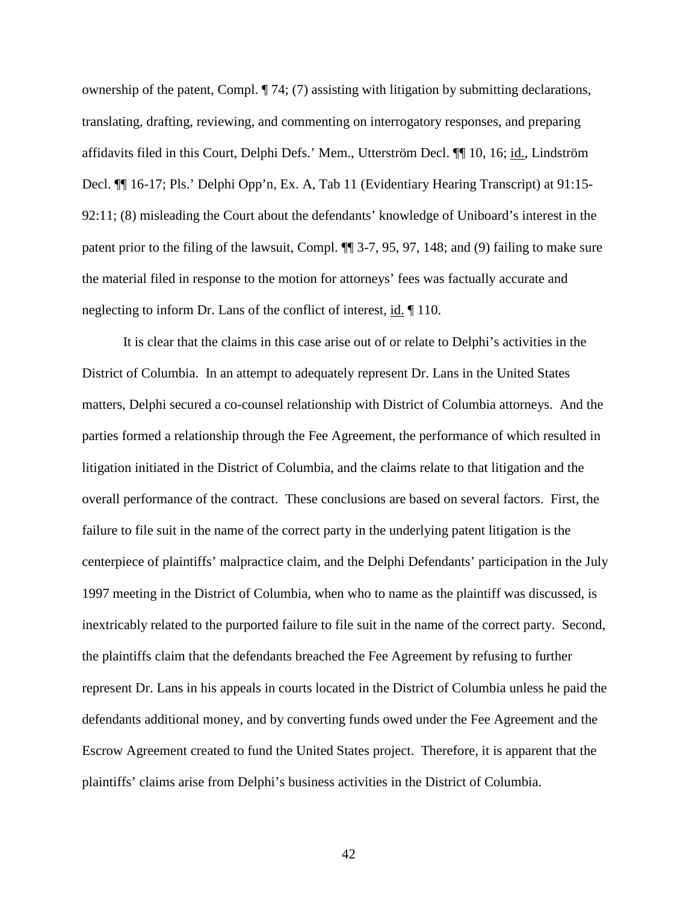ownership of the patent, Compl. ¶ 74; (7) assisting with litigation by submitting declarations, translating, drafting, reviewing, and commenting on interrogatory responses, and preparing affidavits filed in this Court, Delphi Defs.' Mem., Utterström Decl. ¶¶ 10, 16; id., Lindström Decl. ¶¶ 16-17; Pls.' Delphi Opp'n, Ex. A, Tab 11 (Evidentiary Hearing Transcript) at 91:15-92:11; (8) misleading the Court about the defendants' knowledge of Uniboard's interest in the patent prior to the filing of the lawsuit, Compl. ¶¶ 3-7, 95, 97, 148; and (9) failing to make sure the material filed in response to the motion for attorneys' fees was factually accurate and neglecting to inform Dr. Lans of the conflict of interest, id. ¶ 110.

It is clear that the claims in this case arise out of or relate to Delphi's activities in the District of Columbia. In an attempt to adequately represent Dr. Lans in the United States matters, Delphi secured a co-counsel relationship with District of Columbia attorneys. And the parties formed a relationship through the Fee Agreement, the performance of which resulted in litigation initiated in the District of Columbia, and the claims relate to that litigation and the overall performance of the contract. These conclusions are based on several factors. First, the failure to file suit in the name of the correct party in the underlying patent litigation is the centerpiece of plaintiffs' malpractice claim, and the Delphi Defendants' participation in the July 1997 meeting in the District of Columbia, when who to name as the plaintiff was discussed, is inextricably related to the purported failure to file suit in the name of the correct party. Second, the plaintiffs claim that the defendants breached the Fee Agreement by refusing to further represent Dr. Lans in his appeals in courts located in the District of Columbia unless he paid the defendants additional money, and by converting funds owed under the Fee Agreement and the Escrow Agreement created to fund the United States project. Therefore, it is apparent that the plaintiffs' claims arise from Delphi's business activities in the District of Columbia.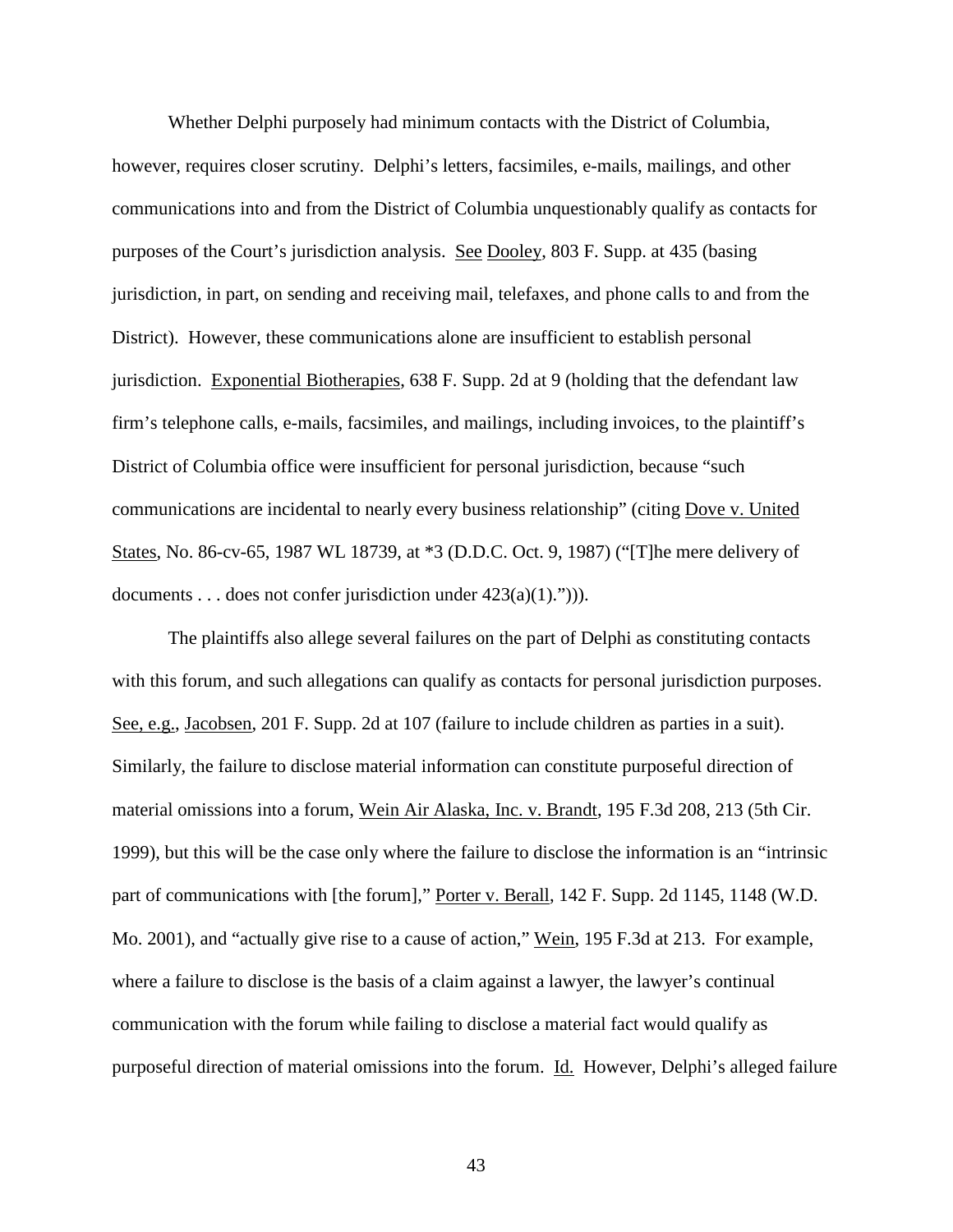Whether Delphi purposely had minimum contacts with the District of Columbia, however, requires closer scrutiny. Delphi's letters, facsimiles, e-mails, mailings, and other communications into and from the District of Columbia unquestionably qualify as contacts for purposes of the Court's jurisdiction analysis. See Dooley, 803 F. Supp. at 435 (basing jurisdiction, in part, on sending and receiving mail, telefaxes, and phone calls to and from the District). However, these communications alone are insufficient to establish personal jurisdiction. Exponential Biotherapies, 638 F. Supp. 2d at 9 (holding that the defendant law firm's telephone calls, e-mails, facsimiles, and mailings, including invoices, to the plaintiff's District of Columbia office were insufficient for personal jurisdiction, because "such communications are incidental to nearly every business relationship" (citing Dove v. United States, No. 86-cv-65, 1987 WL 18739, at *3 (D.D.C. Oct. 9, 1987) ("[T]he mere delivery of documents . . . does not confer jurisdiction under 423(a)(1).")).

The plaintiffs also allege several failures on the part of Delphi as constituting contacts with this forum, and such allegations can qualify as contacts for personal jurisdiction purposes. See, e.g., Jacobsen, 201 F. Supp. 2d at 107 (failure to include children as parties in a suit). Similarly, the failure to disclose material information can constitute purposeful direction of material omissions into a forum, Wein Air Alaska, Inc. v. Brandt, 195 F.3d 208, 213 (5th Cir. 1999), but this will be the case only where the failure to disclose the information is an "intrinsic part of communications with [the forum]," Porter v. Berall, 142 F. Supp. 2d 1145, 1148 (W.D. Mo. 2001), and "actually give rise to a cause of action," Wein, 195 F.3d at 213. For example, where a failure to disclose is the basis of a claim against a lawyer, the lawyer's continual communication with the forum while failing to disclose a material fact would qualify as purposeful direction of material omissions into the forum. Id. However, Delphi's alleged failure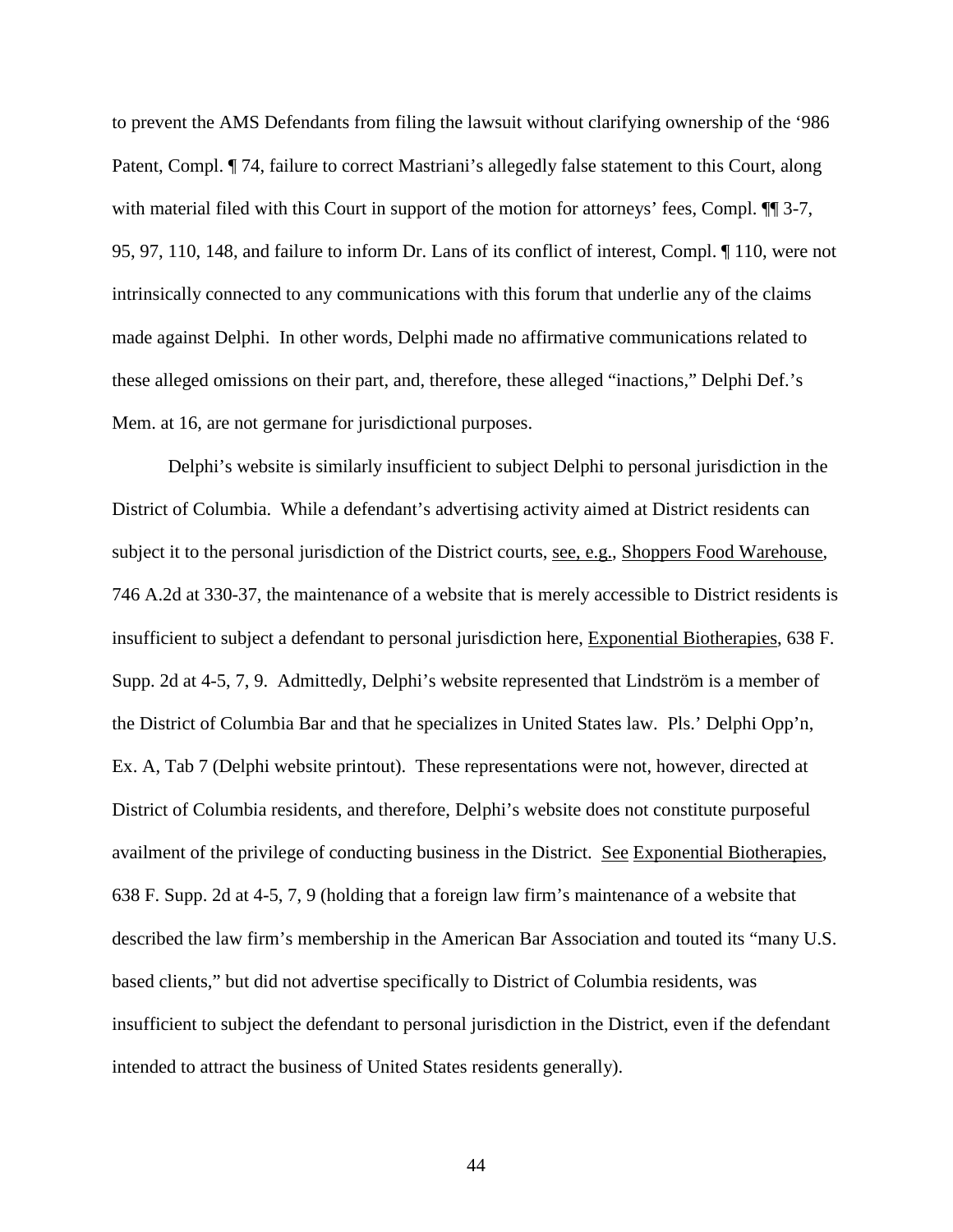to prevent the AMS Defendants from filing the lawsuit without clarifying ownership of the '986 Patent, Compl. ¶ 74, failure to correct Mastriani's allegedly false statement to this Court, along with material filed with this Court in support of the motion for attorneys' fees, Compl. ¶¶ 3-7, 95, 97, 110, 148, and failure to inform Dr. Lans of its conflict of interest, Compl. ¶ 110, were not intrinsically connected to any communications with this forum that underlie any of the claims made against Delphi. In other words, Delphi made no affirmative communications related to these alleged omissions on their part, and, therefore, these alleged "inactions," Delphi Def.'s Mem. at 16, are not germane for jurisdictional purposes.

Delphi's website is similarly insufficient to subject Delphi to personal jurisdiction in the District of Columbia. While a defendant's advertising activity aimed at District residents can subject it to the personal jurisdiction of the District courts, see, e.g., Shoppers Food Warehouse, 746 A.2d at 330-37, the maintenance of a website that is merely accessible to District residents is insufficient to subject a defendant to personal jurisdiction here, Exponential Biotherapies, 638 F. Supp. 2d at 4-5, 7, 9. Admittedly, Delphi's website represented that Lindström is a member of the District of Columbia Bar and that he specializes in United States law. Pls.' Delphi Opp'n, Ex. A, Tab 7 (Delphi website printout). These representations were not, however, directed at District of Columbia residents, and therefore, Delphi's website does not constitute purposeful availment of the privilege of conducting business in the District. See Exponential Biotherapies, 638 F. Supp. 2d at 4-5, 7, 9 (holding that a foreign law firm's maintenance of a website that described the law firm's membership in the American Bar Association and touted its "many U.S. based clients," but did not advertise specifically to District of Columbia residents, was insufficient to subject the defendant to personal jurisdiction in the District, even if the defendant intended to attract the business of United States residents generally).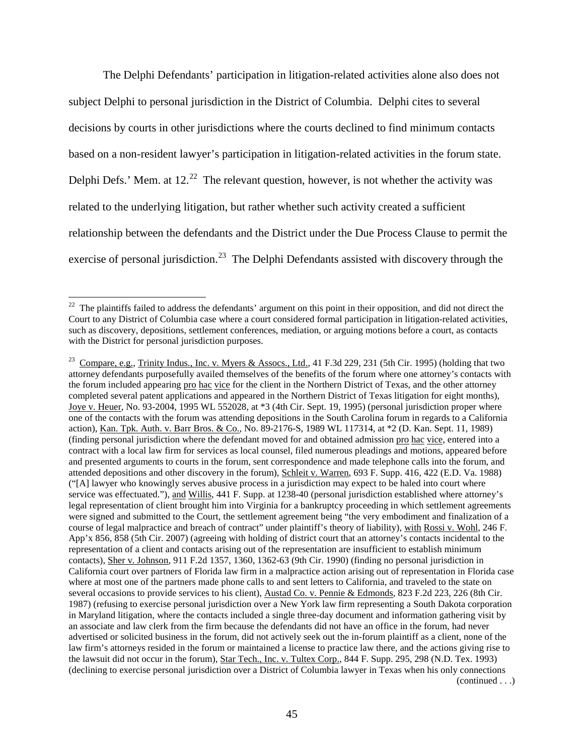The Delphi Defendants' participation in litigation-related activities alone also does not subject Delphi to personal jurisdiction in the District of Columbia. Delphi cites to several decisions by courts in other jurisdictions where the courts declined to find minimum contacts based on a non-resident lawyer's participation in litigation-related activities in the forum state. Delphi Defs.' Mem. at 12.[22] The relevant question, however, is not whether the activity was related to the underlying litigation, but rather whether such activity created a sufficient relationship between the defendants and the District under the Due Process Clause to permit the exercise of personal jurisdiction.[23] The Delphi Defendants assisted with discovery through the

---

[22] The plaintiffs failed to address the defendants' argument on this point in their opposition, and did not direct the Court to any District of Columbia case where a court considered formal participation in litigation-related activities, such as discovery, depositions, settlement conferences, mediation, or arguing motions before a court, as contacts with the District for personal jurisdiction purposes.

[23] Compare, e.g., Trinity Indus., Inc. v. Myers & Assocs., Ltd., 41 F.3d 229, 231 (5th Cir. 1995) (holding that two attorney defendants purposefully availed themselves of the benefits of the forum where one attorney's contacts with the forum included appearing pro hac vice for the client in the Northern District of Texas, and the other attorney completed several patent applications and appeared in the Northern District of Texas litigation for eight months), Joye v. Heuer, No. 93-2004, 1995 WL 552028, at *3 (4th Cir. Sept. 19, 1995) (personal jurisdiction proper where one of the contacts with the forum was attending depositions in the South Carolina forum in regards to a California action), Kan. Tpk. Auth. v. Barr Bros. & Co., No. 89-2176-S, 1989 WL 117314, at *2 (D. Kan. Sept. 11, 1989) (finding personal jurisdiction where the defendant moved for and obtained admission pro hac vice, entered into a contract with a local law firm for services as local counsel, filed numerous pleadings and motions, appeared before and presented arguments to courts in the forum, sent correspondence and made telephone calls into the forum, and attended depositions and other discovery in the forum), Schleit v. Warren, 693 F. Supp. 416, 422 (E.D. Va. 1988) ("[A] lawyer who knowingly serves abusive process in a jurisdiction may expect to be haled into court where service was effectuated."), and Willis, 441 F. Supp. at 1238-40 (personal jurisdiction established where attorney's legal representation of client brought him into Virginia for a bankruptcy proceeding in which settlement agreements were signed and submitted to the Court, the settlement agreement being "the very embodiment and finalization of a course of legal malpractice and breach of contract" under plaintiff's theory of liability), with Rossi v. Wohl, 246 F. App'x 856, 858 (5th Cir. 2007) (agreeing with holding of district court that an attorney's contacts incidental to the representation of a client and contacts arising out of the representation are insufficient to establish minimum contacts), Sher v. Johnson, 911 F.2d 1357, 1360, 1362-63 (9th Cir. 1990) (finding no personal jurisdiction in California court over partners of Florida law firm in a malpractice action arising out of representation in Florida case where at most one of the partners made phone calls to and sent letters to California, and traveled to the state on several occasions to provide services to his client), Austad Co. v. Pennie & Edmonds, 823 F.2d 223, 226 (8th Cir. 1987) (refusing to exercise personal jurisdiction over a New York law firm representing a South Dakota corporation in Maryland litigation, where the contacts included a single three-day document and information gathering visit by an associate and law clerk from the firm because the defendants did not have an office in the forum, had never advertised or solicited business in the forum, did not actively seek out the in-forum plaintiff as a client, none of the law firm's attorneys resided in the forum or maintained a license to practice law there, and the actions giving rise to the lawsuit did not occur in the forum), Star Tech., Inc. v. Tultex Corp., 844 F. Supp. 295, 298 (N.D. Tex. 1993) (declining to exercise personal jurisdiction over a District of Columbia lawyer in Texas when his only connections

(continued . . .)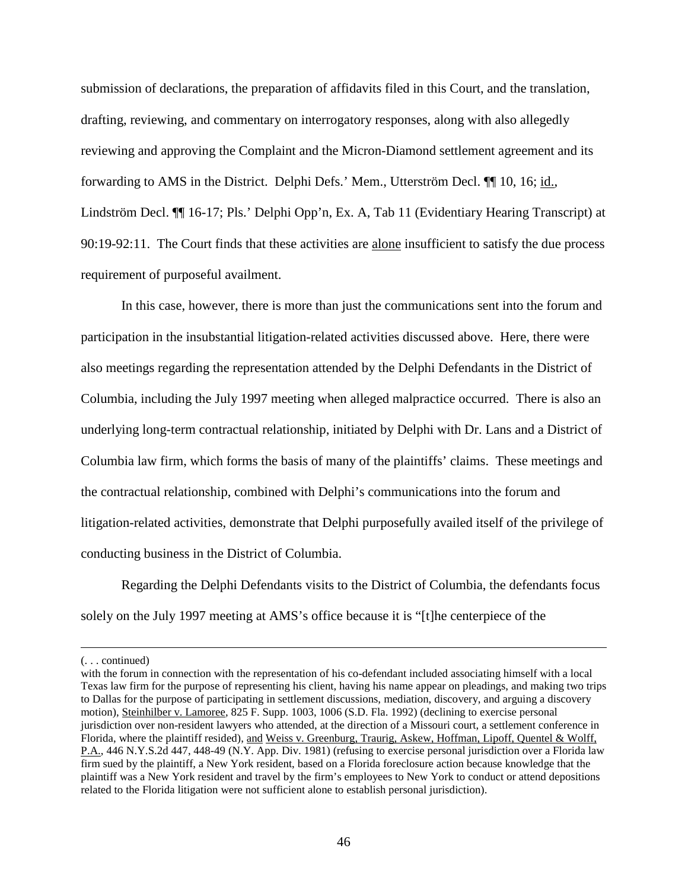submission of declarations, the preparation of affidavits filed in this Court, and the translation, drafting, reviewing, and commentary on interrogatory responses, along with also allegedly reviewing and approving the Complaint and the Micron-Diamond settlement agreement and its forwarding to AMS in the District. Delphi Defs.' Mem., Utterström Decl. ¶¶ 10, 16; id., Lindström Decl. ¶¶ 16-17; Pls.' Delphi Opp'n, Ex. A, Tab 11 (Evidentiary Hearing Transcript) at 90:19-92:11. The Court finds that these activities are alone insufficient to satisfy the due process requirement of purposeful availment.

In this case, however, there is more than just the communications sent into the forum and participation in the insubstantial litigation-related activities discussed above. Here, there were also meetings regarding the representation attended by the Delphi Defendants in the District of Columbia, including the July 1997 meeting when alleged malpractice occurred. There is also an underlying long-term contractual relationship, initiated by Delphi with Dr. Lans and a District of Columbia law firm, which forms the basis of many of the plaintiffs' claims. These meetings and the contractual relationship, combined with Delphi's communications into the forum and litigation-related activities, demonstrate that Delphi purposefully availed itself of the privilege of conducting business in the District of Columbia.

Regarding the Delphi Defendants visits to the District of Columbia, the defendants focus solely on the July 1997 meeting at AMS's office because it is "[t]he centerpiece of the

---

(. . . continued)

with the forum in connection with the representation of his co-defendant included associating himself with a local Texas law firm for the purpose of representing his client, having his name appear on pleadings, and making two trips to Dallas for the purpose of participating in settlement discussions, mediation, discovery, and arguing a discovery motion), Steinhilber v. Lamoree, 825 F. Supp. 1003, 1006 (S.D. Fla. 1992) (declining to exercise personal jurisdiction over non-resident lawyers who attended, at the direction of a Missouri court, a settlement conference in Florida, where the plaintiff resided), and Weiss v. Greenburg, Traurig, Askew, Hoffman, Lipoff, Quentel & Wolff, P.A., 446 N.Y.S.2d 447, 448-49 (N.Y. App. Div. 1981) (refusing to exercise personal jurisdiction over a Florida law firm sued by the plaintiff, a New York resident, based on a Florida foreclosure action because knowledge that the plaintiff was a New York resident and travel by the firm's employees to New York to conduct or attend depositions related to the Florida litigation were not sufficient alone to establish personal jurisdiction).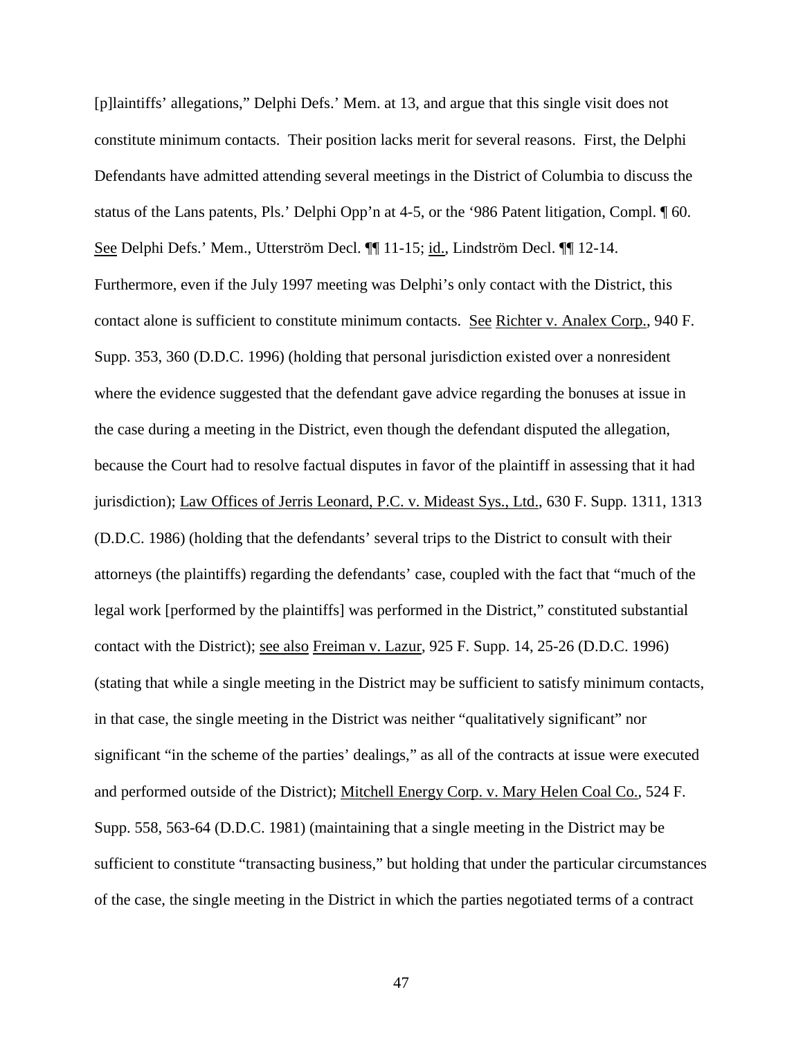[p]laintiffs' allegations," Delphi Defs.' Mem. at 13, and argue that this single visit does not constitute minimum contacts. Their position lacks merit for several reasons. First, the Delphi Defendants have admitted attending several meetings in the District of Columbia to discuss the status of the Lans patents, Pls.' Delphi Opp'n at 4-5, or the '986 Patent litigation, Compl. ¶ 60. See Delphi Defs.' Mem., Utterström Decl. ¶¶ 11-15; id., Lindström Decl. ¶¶ 12-14. Furthermore, even if the July 1997 meeting was Delphi's only contact with the District, this contact alone is sufficient to constitute minimum contacts. See Richter v. Analex Corp., 940 F. Supp. 353, 360 (D.D.C. 1996) (holding that personal jurisdiction existed over a nonresident where the evidence suggested that the defendant gave advice regarding the bonuses at issue in the case during a meeting in the District, even though the defendant disputed the allegation, because the Court had to resolve factual disputes in favor of the plaintiff in assessing that it had jurisdiction); Law Offices of Jerris Leonard, P.C. v. Mideast Sys., Ltd., 630 F. Supp. 1311, 1313 (D.D.C. 1986) (holding that the defendants' several trips to the District to consult with their attorneys (the plaintiffs) regarding the defendants' case, coupled with the fact that "much of the legal work [performed by the plaintiffs] was performed in the District," constituted substantial contact with the District); see also Freiman v. Lazur, 925 F. Supp. 14, 25-26 (D.D.C. 1996) (stating that while a single meeting in the District may be sufficient to satisfy minimum contacts, in that case, the single meeting in the District was neither "qualitatively significant" nor significant "in the scheme of the parties' dealings," as all of the contracts at issue were executed and performed outside of the District); Mitchell Energy Corp. v. Mary Helen Coal Co., 524 F. Supp. 558, 563-64 (D.D.C. 1981) (maintaining that a single meeting in the District may be sufficient to constitute "transacting business," but holding that under the particular circumstances of the case, the single meeting in the District in which the parties negotiated terms of a contract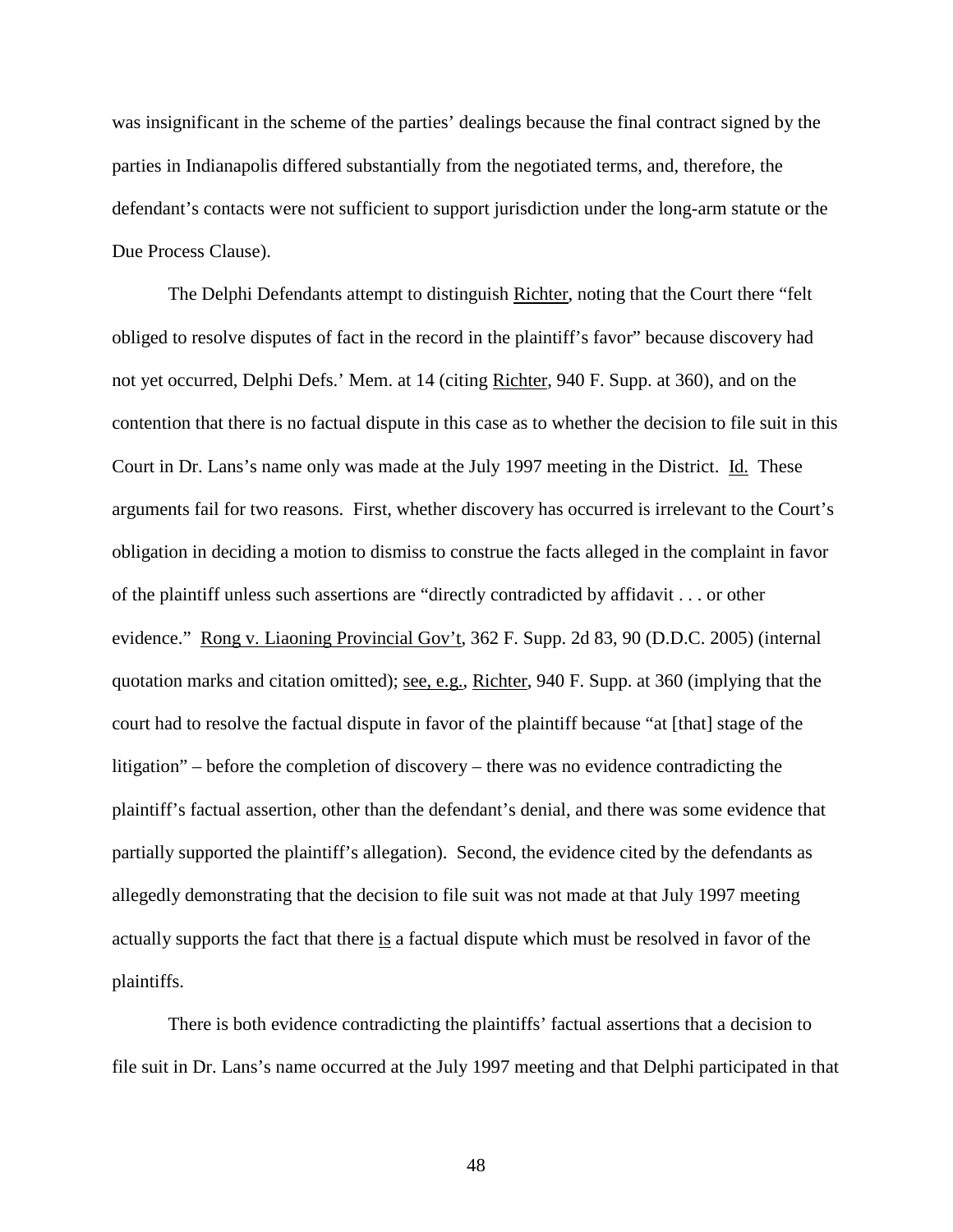was insignificant in the scheme of the parties' dealings because the final contract signed by the parties in Indianapolis differed substantially from the negotiated terms, and, therefore, the defendant's contacts were not sufficient to support jurisdiction under the long-arm statute or the Due Process Clause).

The Delphi Defendants attempt to distinguish Richter, noting that the Court there "felt obliged to resolve disputes of fact in the record in the plaintiff's favor" because discovery had not yet occurred, Delphi Defs.' Mem. at 14 (citing Richter, 940 F. Supp. at 360), and on the contention that there is no factual dispute in this case as to whether the decision to file suit in this Court in Dr. Lans's name only was made at the July 1997 meeting in the District. Id. These arguments fail for two reasons. First, whether discovery has occurred is irrelevant to the Court's obligation in deciding a motion to dismiss to construe the facts alleged in the complaint in favor of the plaintiff unless such assertions are "directly contradicted by affidavit . . . or other evidence." Rong v. Liaoning Provincial Gov't, 362 F. Supp. 2d 83, 90 (D.D.C. 2005) (internal quotation marks and citation omitted); see, e.g., Richter, 940 F. Supp. at 360 (implying that the court had to resolve the factual dispute in favor of the plaintiff because "at [that] stage of the litigation" – before the completion of discovery – there was no evidence contradicting the plaintiff's factual assertion, other than the defendant's denial, and there was some evidence that partially supported the plaintiff's allegation). Second, the evidence cited by the defendants as allegedly demonstrating that the decision to file suit was not made at that July 1997 meeting actually supports the fact that there is a factual dispute which must be resolved in favor of the plaintiffs.

There is both evidence contradicting the plaintiffs' factual assertions that a decision to file suit in Dr. Lans's name occurred at the July 1997 meeting and that Delphi participated in that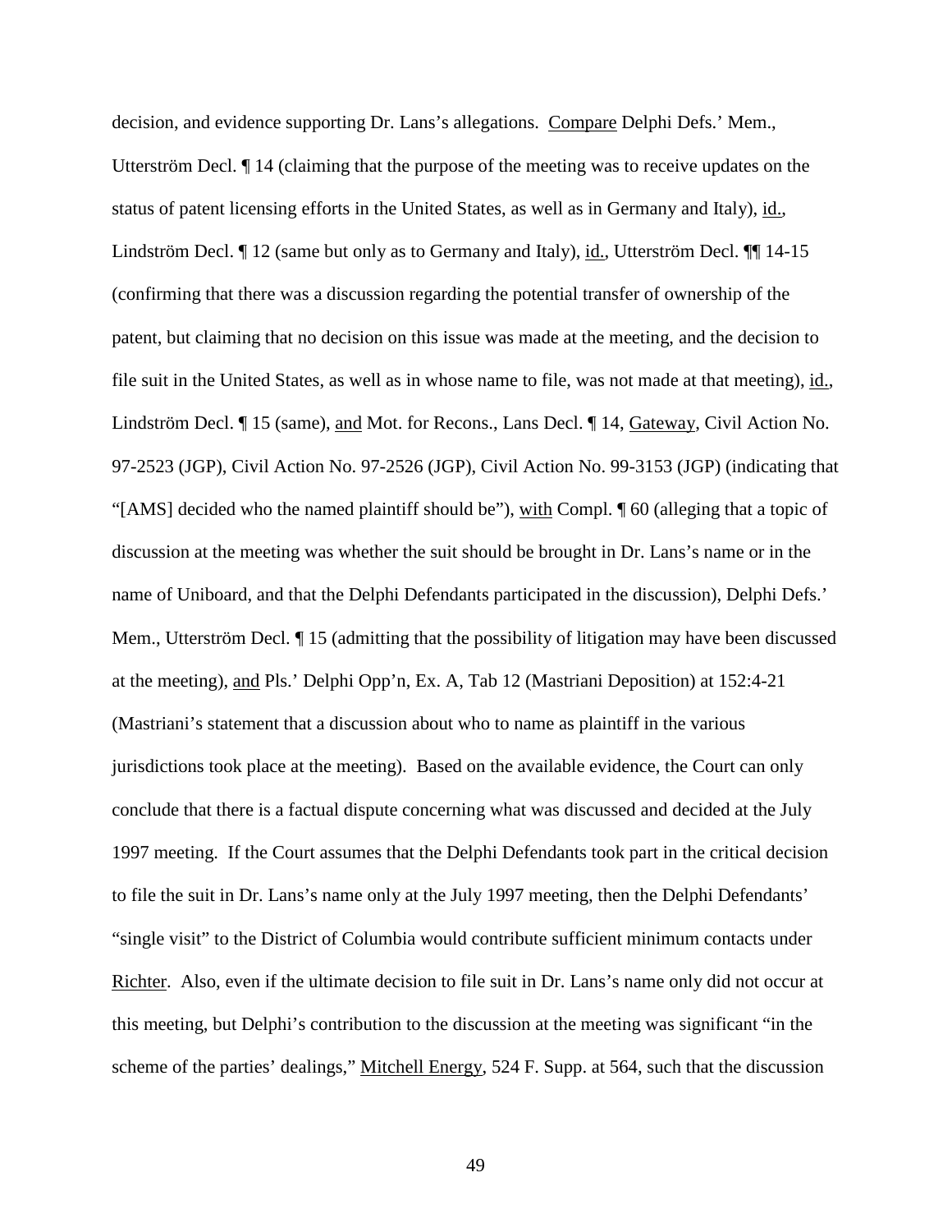decision, and evidence supporting Dr. Lans's allegations. Compare Delphi Defs.' Mem., Utterström Decl. ¶ 14 (claiming that the purpose of the meeting was to receive updates on the status of patent licensing efforts in the United States, as well as in Germany and Italy), id., Lindström Decl. ¶ 12 (same but only as to Germany and Italy), id., Utterström Decl. ¶¶ 14-15 (confirming that there was a discussion regarding the potential transfer of ownership of the patent, but claiming that no decision on this issue was made at the meeting, and the decision to file suit in the United States, as well as in whose name to file, was not made at that meeting), id., Lindström Decl. ¶ 15 (same), and Mot. for Recons., Lans Decl. ¶ 14, Gateway, Civil Action No. 97-2523 (JGP), Civil Action No. 97-2526 (JGP), Civil Action No. 99-3153 (JGP) (indicating that "[AMS] decided who the named plaintiff should be"), with Compl. ¶ 60 (alleging that a topic of discussion at the meeting was whether the suit should be brought in Dr. Lans's name or in the name of Uniboard, and that the Delphi Defendants participated in the discussion), Delphi Defs.' Mem., Utterström Decl. ¶ 15 (admitting that the possibility of litigation may have been discussed at the meeting), and Pls.' Delphi Opp'n, Ex. A, Tab 12 (Mastriani Deposition) at 152:4-21 (Mastriani's statement that a discussion about who to name as plaintiff in the various jurisdictions took place at the meeting). Based on the available evidence, the Court can only conclude that there is a factual dispute concerning what was discussed and decided at the July 1997 meeting. If the Court assumes that the Delphi Defendants took part in the critical decision to file the suit in Dr. Lans's name only at the July 1997 meeting, then the Delphi Defendants' "single visit" to the District of Columbia would contribute sufficient minimum contacts under Richter. Also, even if the ultimate decision to file suit in Dr. Lans's name only did not occur at this meeting, but Delphi's contribution to the discussion at the meeting was significant "in the scheme of the parties' dealings," Mitchell Energy, 524 F. Supp. at 564, such that the discussion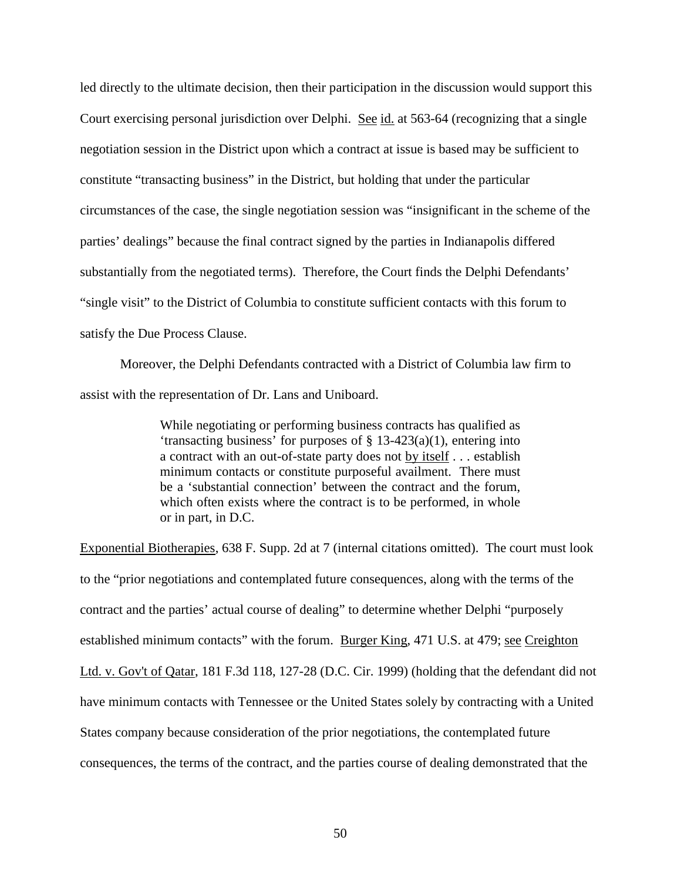led directly to the ultimate decision, then their participation in the discussion would support this Court exercising personal jurisdiction over Delphi. See id. at 563-64 (recognizing that a single negotiation session in the District upon which a contract at issue is based may be sufficient to constitute "transacting business" in the District, but holding that under the particular circumstances of the case, the single negotiation session was "insignificant in the scheme of the parties' dealings" because the final contract signed by the parties in Indianapolis differed substantially from the negotiated terms). Therefore, the Court finds the Delphi Defendants' "single visit" to the District of Columbia to constitute sufficient contacts with this forum to satisfy the Due Process Clause.

Moreover, the Delphi Defendants contracted with a District of Columbia law firm to assist with the representation of Dr. Lans and Uniboard.

> While negotiating or performing business contracts has qualified as 'transacting business' for purposes of § 13-423(a)(1), entering into a contract with an out-of-state party does not by itself . . . establish minimum contacts or constitute purposeful availment. There must be a 'substantial connection' between the contract and the forum, which often exists where the contract is to be performed, in whole or in part, in D.C.

Exponential Biotherapies, 638 F. Supp. 2d at 7 (internal citations omitted). The court must look to the "prior negotiations and contemplated future consequences, along with the terms of the contract and the parties' actual course of dealing" to determine whether Delphi "purposely established minimum contacts" with the forum. Burger King, 471 U.S. at 479; see Creighton Ltd. v. Gov't of Qatar, 181 F.3d 118, 127-28 (D.C. Cir. 1999) (holding that the defendant did not have minimum contacts with Tennessee or the United States solely by contracting with a United States company because consideration of the prior negotiations, the contemplated future consequences, the terms of the contract, and the parties course of dealing demonstrated that the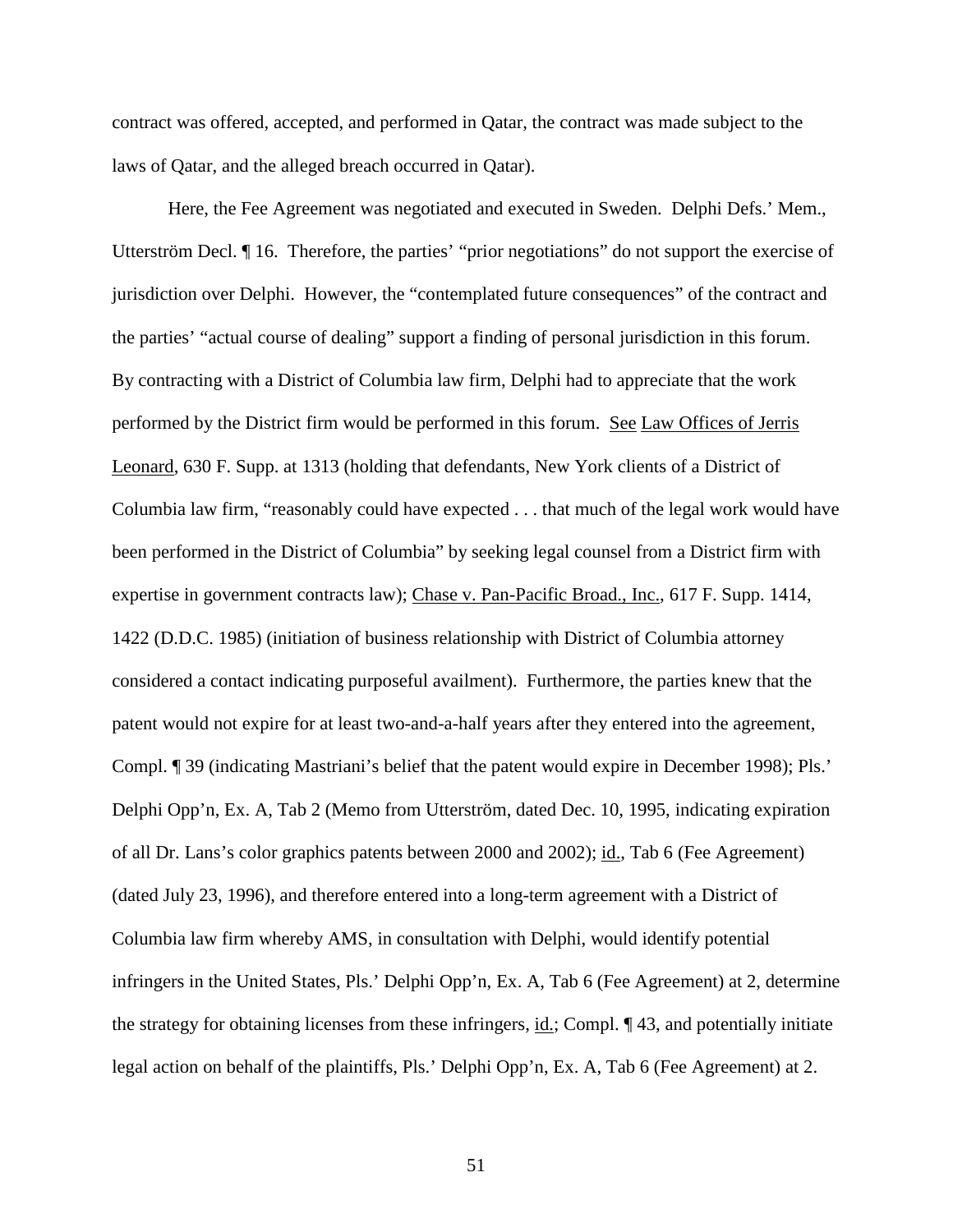contract was offered, accepted, and performed in Qatar, the contract was made subject to the laws of Qatar, and the alleged breach occurred in Qatar).

Here, the Fee Agreement was negotiated and executed in Sweden. Delphi Defs.' Mem., Utterström Decl. ¶ 16. Therefore, the parties' "prior negotiations" do not support the exercise of jurisdiction over Delphi. However, the "contemplated future consequences" of the contract and the parties' "actual course of dealing" support a finding of personal jurisdiction in this forum. By contracting with a District of Columbia law firm, Delphi had to appreciate that the work performed by the District firm would be performed in this forum. See Law Offices of Jerris Leonard, 630 F. Supp. at 1313 (holding that defendants, New York clients of a District of Columbia law firm, "reasonably could have expected . . . that much of the legal work would have been performed in the District of Columbia" by seeking legal counsel from a District firm with expertise in government contracts law); Chase v. Pan-Pacific Broad., Inc., 617 F. Supp. 1414, 1422 (D.D.C. 1985) (initiation of business relationship with District of Columbia attorney considered a contact indicating purposeful availment). Furthermore, the parties knew that the patent would not expire for at least two-and-a-half years after they entered into the agreement, Compl. ¶ 39 (indicating Mastriani's belief that the patent would expire in December 1998); Pls.' Delphi Opp'n, Ex. A, Tab 2 (Memo from Utterström, dated Dec. 10, 1995, indicating expiration of all Dr. Lans's color graphics patents between 2000 and 2002); id., Tab 6 (Fee Agreement) (dated July 23, 1996), and therefore entered into a long-term agreement with a District of Columbia law firm whereby AMS, in consultation with Delphi, would identify potential infringers in the United States, Pls.' Delphi Opp'n, Ex. A, Tab 6 (Fee Agreement) at 2, determine the strategy for obtaining licenses from these infringers, id.; Compl. ¶ 43, and potentially initiate legal action on behalf of the plaintiffs, Pls.' Delphi Opp'n, Ex. A, Tab 6 (Fee Agreement) at 2.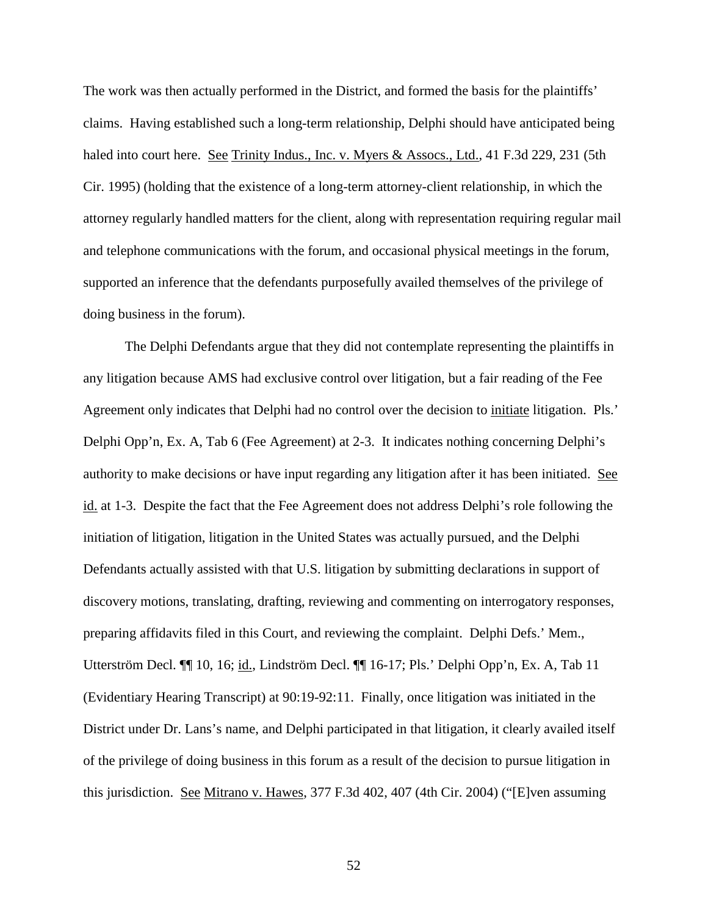The work was then actually performed in the District, and formed the basis for the plaintiffs' claims. Having established such a long-term relationship, Delphi should have anticipated being haled into court here. See Trinity Indus., Inc. v. Myers & Assocs., Ltd., 41 F.3d 229, 231 (5th Cir. 1995) (holding that the existence of a long-term attorney-client relationship, in which the attorney regularly handled matters for the client, along with representation requiring regular mail and telephone communications with the forum, and occasional physical meetings in the forum, supported an inference that the defendants purposefully availed themselves of the privilege of doing business in the forum).

The Delphi Defendants argue that they did not contemplate representing the plaintiffs in any litigation because AMS had exclusive control over litigation, but a fair reading of the Fee Agreement only indicates that Delphi had no control over the decision to initiate litigation. Pls.' Delphi Opp'n, Ex. A, Tab 6 (Fee Agreement) at 2-3. It indicates nothing concerning Delphi's authority to make decisions or have input regarding any litigation after it has been initiated. See id. at 1-3. Despite the fact that the Fee Agreement does not address Delphi's role following the initiation of litigation, litigation in the United States was actually pursued, and the Delphi Defendants actually assisted with that U.S. litigation by submitting declarations in support of discovery motions, translating, drafting, reviewing and commenting on interrogatory responses, preparing affidavits filed in this Court, and reviewing the complaint. Delphi Defs.' Mem., Utterström Decl. ¶¶ 10, 16; id., Lindström Decl. ¶¶ 16-17; Pls.' Delphi Opp'n, Ex. A, Tab 11 (Evidentiary Hearing Transcript) at 90:19-92:11. Finally, once litigation was initiated in the District under Dr. Lans's name, and Delphi participated in that litigation, it clearly availed itself of the privilege of doing business in this forum as a result of the decision to pursue litigation in this jurisdiction. See Mitrano v. Hawes, 377 F.3d 402, 407 (4th Cir. 2004) ("[E]ven assuming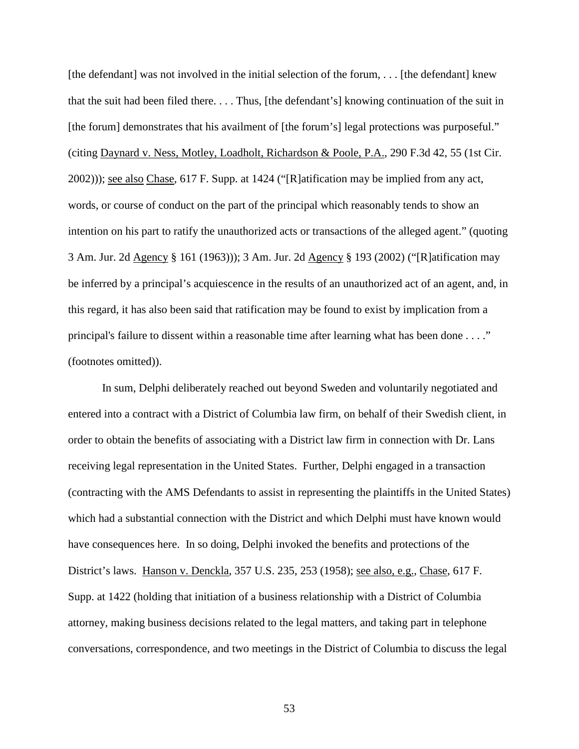[the defendant] was not involved in the initial selection of the forum, . . . [the defendant] knew that the suit had been filed there. . . . Thus, [the defendant's] knowing continuation of the suit in [the forum] demonstrates that his availment of [the forum's] legal protections was purposeful." (citing Daynard v. Ness, Motley, Loadholt, Richardson & Poole, P.A., 290 F.3d 42, 55 (1st Cir. 2002))); see also Chase, 617 F. Supp. at 1424 ("[R]atification may be implied from any act, words, or course of conduct on the part of the principal which reasonably tends to show an intention on his part to ratify the unauthorized acts or transactions of the alleged agent." (quoting 3 Am. Jur. 2d Agency § 161 (1963))); 3 Am. Jur. 2d Agency § 193 (2002) ("[R]atification may be inferred by a principal's acquiescence in the results of an unauthorized act of an agent, and, in this regard, it has also been said that ratification may be found to exist by implication from a principal's failure to dissent within a reasonable time after learning what has been done . . . ." (footnotes omitted)).

In sum, Delphi deliberately reached out beyond Sweden and voluntarily negotiated and entered into a contract with a District of Columbia law firm, on behalf of their Swedish client, in order to obtain the benefits of associating with a District law firm in connection with Dr. Lans receiving legal representation in the United States. Further, Delphi engaged in a transaction (contracting with the AMS Defendants to assist in representing the plaintiffs in the United States) which had a substantial connection with the District and which Delphi must have known would have consequences here. In so doing, Delphi invoked the benefits and protections of the District's laws. Hanson v. Denckla, 357 U.S. 235, 253 (1958); see also, e.g., Chase, 617 F. Supp. at 1422 (holding that initiation of a business relationship with a District of Columbia attorney, making business decisions related to the legal matters, and taking part in telephone conversations, correspondence, and two meetings in the District of Columbia to discuss the legal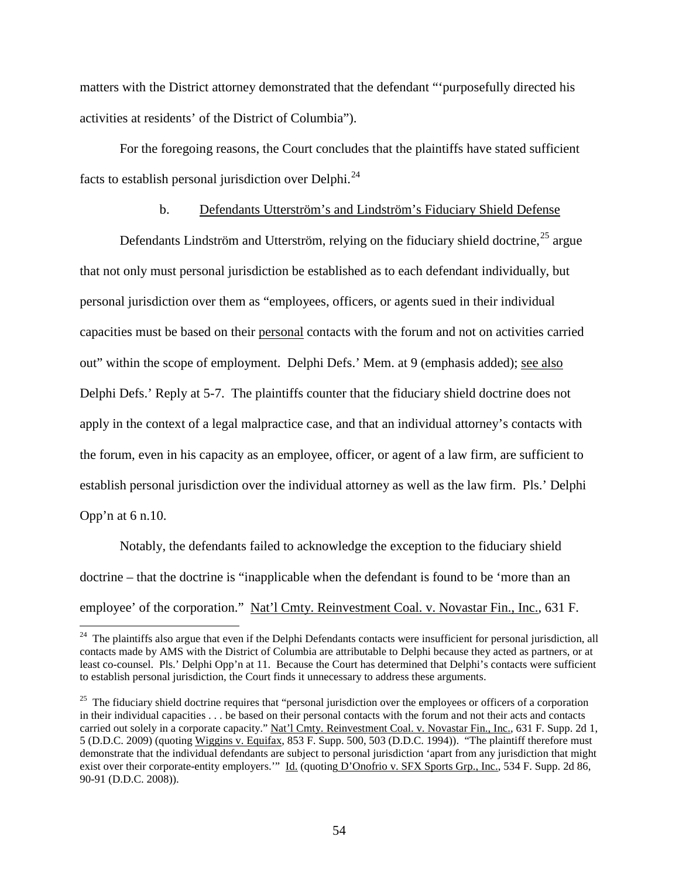matters with the District attorney demonstrated that the defendant "'purposefully directed his activities at residents' of the District of Columbia").

For the foregoing reasons, the Court concludes that the plaintiffs have stated sufficient facts to establish personal jurisdiction over Delphi.[24]

b. Defendants Utterström's and Lindström's Fiduciary Shield Defense

Defendants Lindström and Utterström, relying on the fiduciary shield doctrine,[25] argue that not only must personal jurisdiction be established as to each defendant individually, but personal jurisdiction over them as "employees, officers, or agents sued in their individual capacities must be based on their personal contacts with the forum and not on activities carried out" within the scope of employment. Delphi Defs.' Mem. at 9 (emphasis added); see also Delphi Defs.' Reply at 5-7. The plaintiffs counter that the fiduciary shield doctrine does not apply in the context of a legal malpractice case, and that an individual attorney's contacts with the forum, even in his capacity as an employee, officer, or agent of a law firm, are sufficient to establish personal jurisdiction over the individual attorney as well as the law firm. Pls.' Delphi Opp'n at 6 n.10.

Notably, the defendants failed to acknowledge the exception to the fiduciary shield doctrine – that the doctrine is "inapplicable when the defendant is found to be 'more than an employee' of the corporation." Nat'l Cmty. Reinvestment Coal. v. Novastar Fin., Inc., 631 F.

---

[24] The plaintiffs also argue that even if the Delphi Defendants contacts were insufficient for personal jurisdiction, all contacts made by AMS with the District of Columbia are attributable to Delphi because they acted as partners, or at least co-counsel. Pls.' Delphi Opp'n at 11. Because the Court has determined that Delphi's contacts were sufficient to establish personal jurisdiction, the Court finds it unnecessary to address these arguments.

[25] The fiduciary shield doctrine requires that "personal jurisdiction over the employees or officers of a corporation in their individual capacities . . . be based on their personal contacts with the forum and not their acts and contacts carried out solely in a corporate capacity." Nat'l Cmty. Reinvestment Coal. v. Novastar Fin., Inc., 631 F. Supp. 2d 1, 5 (D.D.C. 2009) (quoting Wiggins v. Equifax, 853 F. Supp. 500, 503 (D.D.C. 1994)). "The plaintiff therefore must demonstrate that the individual defendants are subject to personal jurisdiction 'apart from any jurisdiction that might exist over their corporate-entity employers.'" Id. (quoting D'Onofrio v. SFX Sports Grp., Inc., 534 F. Supp. 2d 86, 90-91 (D.D.C. 2008)).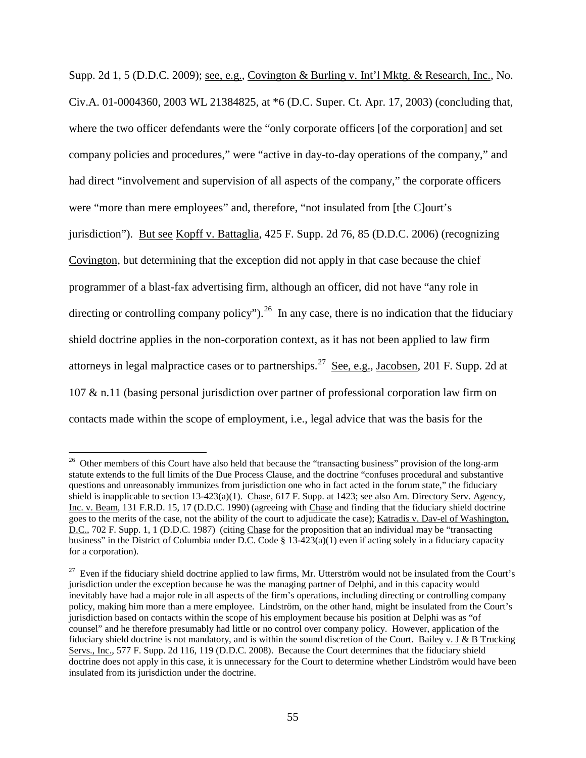Supp. 2d 1, 5 (D.D.C. 2009); see, e.g., Covington & Burling v. Int'l Mktg. & Research, Inc., No. Civ.A. 01-0004360, 2003 WL 21384825, at *6 (D.C. Super. Ct. Apr. 17, 2003) (concluding that, where the two officer defendants were the "only corporate officers [of the corporation] and set company policies and procedures," were "active in day-to-day operations of the company," and had direct "involvement and supervision of all aspects of the company," the corporate officers were "more than mere employees" and, therefore, "not insulated from [the C]ourt's jurisdiction"). But see Kopff v. Battaglia, 425 F. Supp. 2d 76, 85 (D.D.C. 2006) (recognizing Covington, but determining that the exception did not apply in that case because the chief programmer of a blast-fax advertising firm, although an officer, did not have "any role in directing or controlling company policy").[26] In any case, there is no indication that the fiduciary shield doctrine applies in the non-corporation context, as it has not been applied to law firm attorneys in legal malpractice cases or to partnerships.[27] See, e.g., Jacobsen, 201 F. Supp. 2d at 107 & n.11 (basing personal jurisdiction over partner of professional corporation law firm on contacts made within the scope of employment, i.e., legal advice that was the basis for the

---

[26] Other members of this Court have also held that because the "transacting business" provision of the long-arm statute extends to the full limits of the Due Process Clause, and the doctrine "confuses procedural and substantive questions and unreasonably immunizes from jurisdiction one who in fact acted in the forum state," the fiduciary shield is inapplicable to section 13-423(a)(1). Chase, 617 F. Supp. at 1423; see also Am. Directory Serv. Agency, Inc. v. Beam, 131 F.R.D. 15, 17 (D.D.C. 1990) (agreeing with Chase and finding that the fiduciary shield doctrine goes to the merits of the case, not the ability of the court to adjudicate the case); Katradis v. Dav-el of Washington, D.C., 702 F. Supp. 1, 1 (D.D.C. 1987) (citing Chase for the proposition that an individual may be "transacting business" in the District of Columbia under D.C. Code § 13-423(a)(1) even if acting solely in a fiduciary capacity for a corporation).

[27] Even if the fiduciary shield doctrine applied to law firms, Mr. Utterström would not be insulated from the Court's jurisdiction under the exception because he was the managing partner of Delphi, and in this capacity would inevitably have had a major role in all aspects of the firm's operations, including directing or controlling company policy, making him more than a mere employee. Lindström, on the other hand, might be insulated from the Court's jurisdiction based on contacts within the scope of his employment because his position at Delphi was as "of counsel" and he therefore presumably had little or no control over company policy. However, application of the fiduciary shield doctrine is not mandatory, and is within the sound discretion of the Court. Bailey v. J & B Trucking Servs., Inc., 577 F. Supp. 2d 116, 119 (D.D.C. 2008). Because the Court determines that the fiduciary shield doctrine does not apply in this case, it is unnecessary for the Court to determine whether Lindström would have been insulated from its jurisdiction under the doctrine.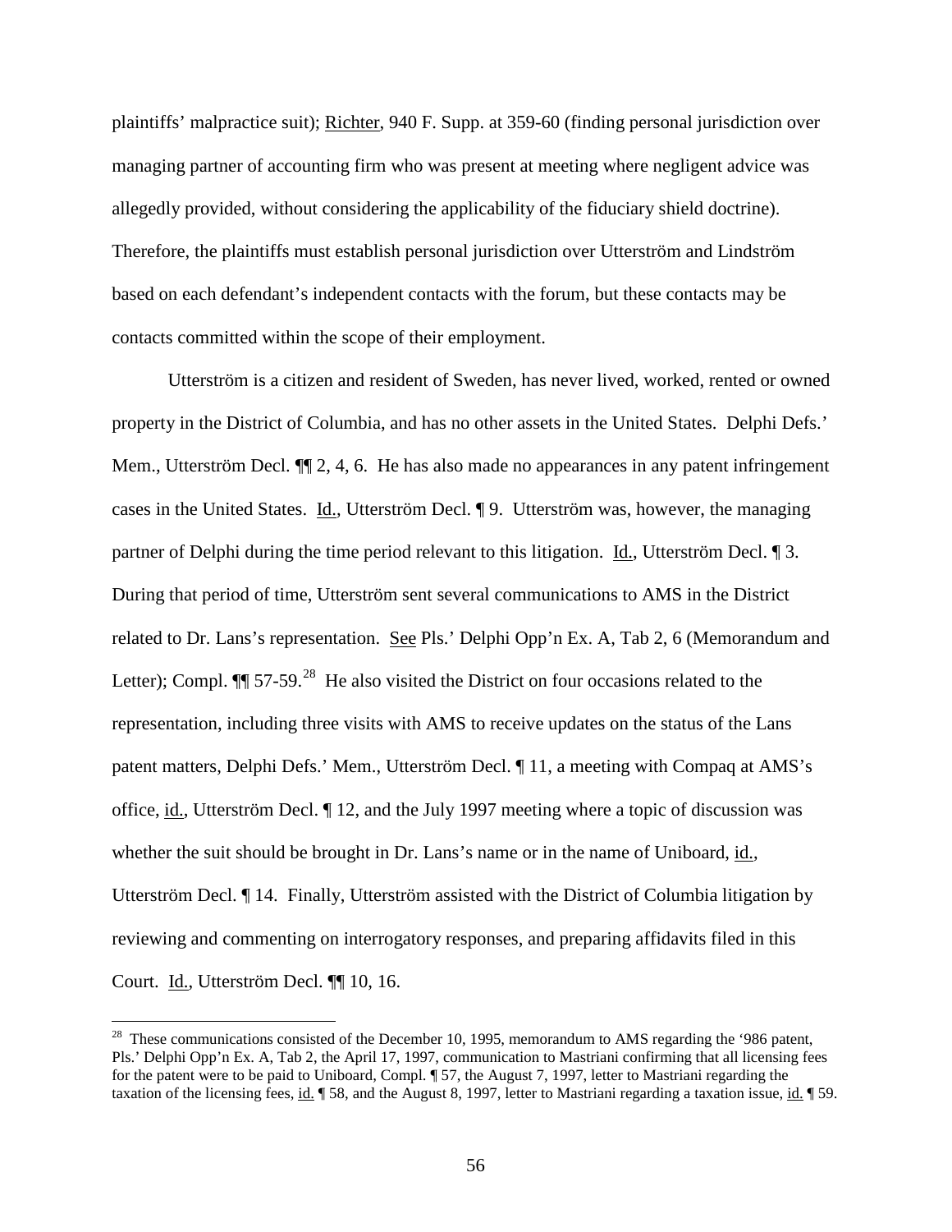plaintiffs' malpractice suit); Richter, 940 F. Supp. at 359-60 (finding personal jurisdiction over managing partner of accounting firm who was present at meeting where negligent advice was allegedly provided, without considering the applicability of the fiduciary shield doctrine). Therefore, the plaintiffs must establish personal jurisdiction over Utterström and Lindström based on each defendant's independent contacts with the forum, but these contacts may be contacts committed within the scope of their employment.

Utterström is a citizen and resident of Sweden, has never lived, worked, rented or owned property in the District of Columbia, and has no other assets in the United States. Delphi Defs.' Mem., Utterström Decl. ¶¶ 2, 4, 6. He has also made no appearances in any patent infringement cases in the United States. Id., Utterström Decl. ¶ 9. Utterström was, however, the managing partner of Delphi during the time period relevant to this litigation. Id., Utterström Decl. ¶ 3. During that period of time, Utterström sent several communications to AMS in the District related to Dr. Lans's representation. See Pls.' Delphi Opp'n Ex. A, Tab 2, 6 (Memorandum and Letter); Compl. ¶¶ 57-59.[28] He also visited the District on four occasions related to the representation, including three visits with AMS to receive updates on the status of the Lans patent matters, Delphi Defs.' Mem., Utterström Decl. ¶ 11, a meeting with Compaq at AMS's office, id., Utterström Decl. ¶ 12, and the July 1997 meeting where a topic of discussion was whether the suit should be brought in Dr. Lans's name or in the name of Uniboard, id., Utterström Decl. ¶ 14. Finally, Utterström assisted with the District of Columbia litigation by reviewing and commenting on interrogatory responses, and preparing affidavits filed in this Court. Id., Utterström Decl. ¶¶ 10, 16.

[28] These communications consisted of the December 10, 1995, memorandum to AMS regarding the '986 patent, Pls.' Delphi Opp'n Ex. A, Tab 2, the April 17, 1997, communication to Mastriani confirming that all licensing fees for the patent were to be paid to Uniboard, Compl. ¶ 57, the August 7, 1997, letter to Mastriani regarding the taxation of the licensing fees, id. ¶ 58, and the August 8, 1997, letter to Mastriani regarding a taxation issue, id. ¶ 59.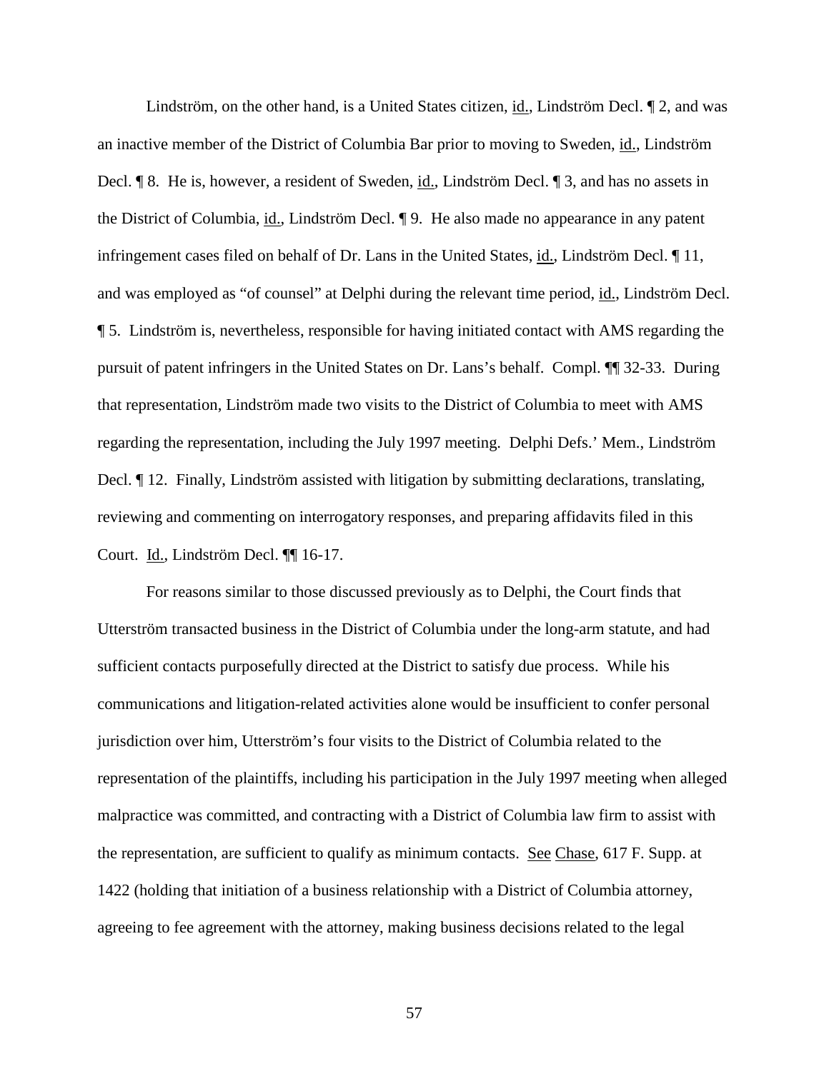Lindström, on the other hand, is a United States citizen, id., Lindström Decl. ¶ 2, and was an inactive member of the District of Columbia Bar prior to moving to Sweden, id., Lindström Decl. ¶ 8. He is, however, a resident of Sweden, id., Lindström Decl. ¶ 3, and has no assets in the District of Columbia, id., Lindström Decl. ¶ 9. He also made no appearance in any patent infringement cases filed on behalf of Dr. Lans in the United States, id., Lindström Decl. ¶ 11, and was employed as "of counsel" at Delphi during the relevant time period, id., Lindström Decl. ¶ 5. Lindström is, nevertheless, responsible for having initiated contact with AMS regarding the pursuit of patent infringers in the United States on Dr. Lans's behalf. Compl. ¶¶ 32-33. During that representation, Lindström made two visits to the District of Columbia to meet with AMS regarding the representation, including the July 1997 meeting. Delphi Defs.' Mem., Lindström Decl. ¶ 12. Finally, Lindström assisted with litigation by submitting declarations, translating, reviewing and commenting on interrogatory responses, and preparing affidavits filed in this Court. Id., Lindström Decl. ¶¶ 16-17.

For reasons similar to those discussed previously as to Delphi, the Court finds that Utterström transacted business in the District of Columbia under the long-arm statute, and had sufficient contacts purposefully directed at the District to satisfy due process. While his communications and litigation-related activities alone would be insufficient to confer personal jurisdiction over him, Utterström's four visits to the District of Columbia related to the representation of the plaintiffs, including his participation in the July 1997 meeting when alleged malpractice was committed, and contracting with a District of Columbia law firm to assist with the representation, are sufficient to qualify as minimum contacts. See Chase, 617 F. Supp. at 1422 (holding that initiation of a business relationship with a District of Columbia attorney, agreeing to fee agreement with the attorney, making business decisions related to the legal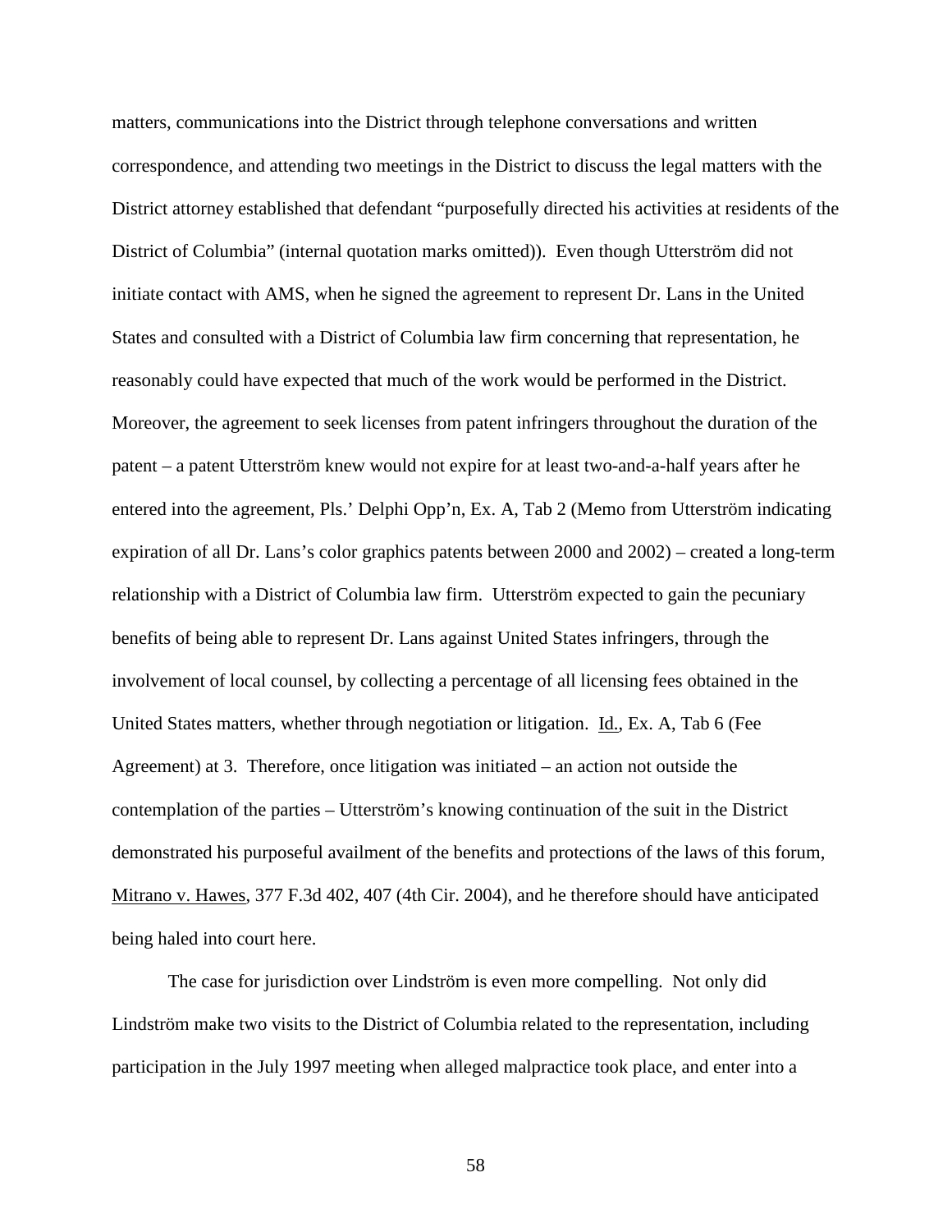matters, communications into the District through telephone conversations and written correspondence, and attending two meetings in the District to discuss the legal matters with the District attorney established that defendant "purposefully directed his activities at residents of the District of Columbia" (internal quotation marks omitted)). Even though Utterström did not initiate contact with AMS, when he signed the agreement to represent Dr. Lans in the United States and consulted with a District of Columbia law firm concerning that representation, he reasonably could have expected that much of the work would be performed in the District. Moreover, the agreement to seek licenses from patent infringers throughout the duration of the patent – a patent Utterström knew would not expire for at least two-and-a-half years after he entered into the agreement, Pls.' Delphi Opp'n, Ex. A, Tab 2 (Memo from Utterström indicating expiration of all Dr. Lans's color graphics patents between 2000 and 2002) – created a long-term relationship with a District of Columbia law firm. Utterström expected to gain the pecuniary benefits of being able to represent Dr. Lans against United States infringers, through the involvement of local counsel, by collecting a percentage of all licensing fees obtained in the United States matters, whether through negotiation or litigation. Id., Ex. A, Tab 6 (Fee Agreement) at 3. Therefore, once litigation was initiated – an action not outside the contemplation of the parties – Utterström's knowing continuation of the suit in the District demonstrated his purposeful availment of the benefits and protections of the laws of this forum, Mitrano v. Hawes, 377 F.3d 402, 407 (4th Cir. 2004), and he therefore should have anticipated being haled into court here.

The case for jurisdiction over Lindström is even more compelling. Not only did Lindström make two visits to the District of Columbia related to the representation, including participation in the July 1997 meeting when alleged malpractice took place, and enter into a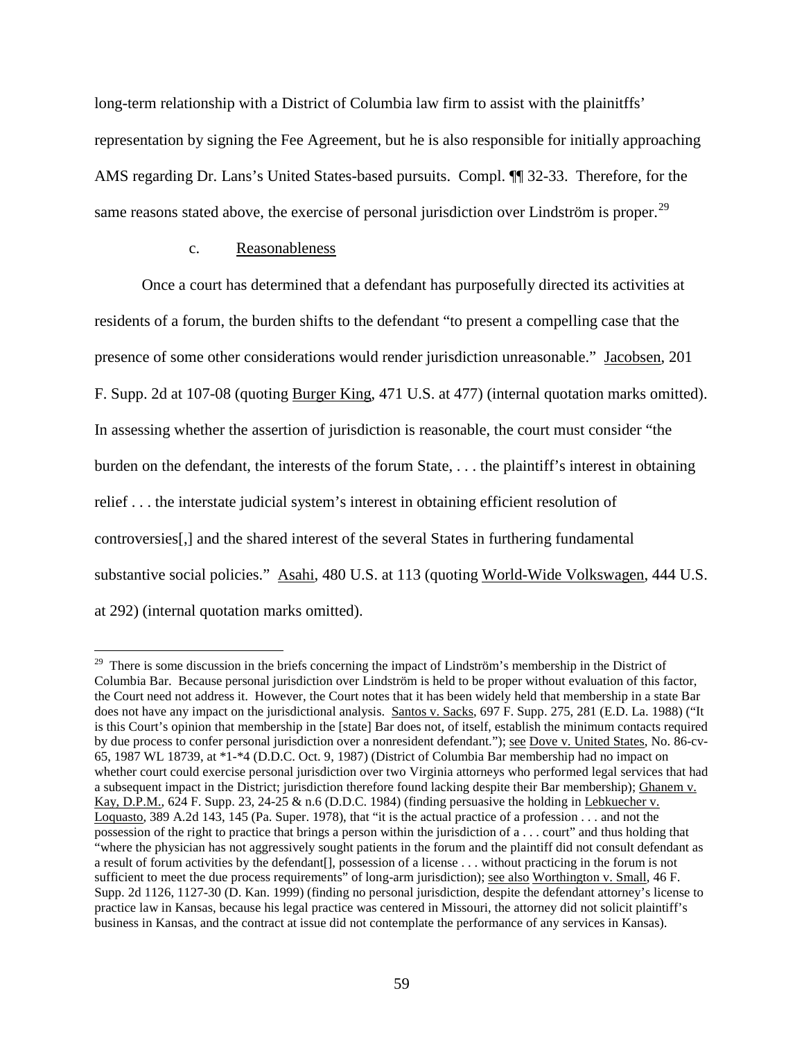long-term relationship with a District of Columbia law firm to assist with the plainitffs' representation by signing the Fee Agreement, but he is also responsible for initially approaching AMS regarding Dr. Lans's United States-based pursuits. Compl. ¶¶ 32-33. Therefore, for the same reasons stated above, the exercise of personal jurisdiction over Lindström is proper.[29]

c. Reasonableness

Once a court has determined that a defendant has purposefully directed its activities at residents of a forum, the burden shifts to the defendant "to present a compelling case that the presence of some other considerations would render jurisdiction unreasonable." Jacobsen, 201 F. Supp. 2d at 107-08 (quoting Burger King, 471 U.S. at 477) (internal quotation marks omitted). In assessing whether the assertion of jurisdiction is reasonable, the court must consider "the burden on the defendant, the interests of the forum State, . . . the plaintiff's interest in obtaining relief . . . the interstate judicial system's interest in obtaining efficient resolution of controversies[,] and the shared interest of the several States in furthering fundamental substantive social policies." Asahi, 480 U.S. at 113 (quoting World-Wide Volkswagen, 444 U.S. at 292) (internal quotation marks omitted).

[29] There is some discussion in the briefs concerning the impact of Lindström's membership in the District of Columbia Bar. Because personal jurisdiction over Lindström is held to be proper without evaluation of this factor, the Court need not address it. However, the Court notes that it has been widely held that membership in a state Bar does not have any impact on the jurisdictional analysis. Santos v. Sacks, 697 F. Supp. 275, 281 (E.D. La. 1988) ("It is this Court's opinion that membership in the [state] Bar does not, of itself, establish the minimum contacts required by due process to confer personal jurisdiction over a nonresident defendant."); see Dove v. United States, No. 86-cv-65, 1987 WL 18739, at *1-*4 (D.D.C. Oct. 9, 1987) (District of Columbia Bar membership had no impact on whether court could exercise personal jurisdiction over two Virginia attorneys who performed legal services that had a subsequent impact in the District; jurisdiction therefore found lacking despite their Bar membership); Ghanem v. Kay, D.P.M., 624 F. Supp. 23, 24-25 & n.6 (D.D.C. 1984) (finding persuasive the holding in Lebkuecher v. Loquasto, 389 A.2d 143, 145 (Pa. Super. 1978), that "it is the actual practice of a profession . . . and not the possession of the right to practice that brings a person within the jurisdiction of a . . . court" and thus holding that "where the physician has not aggressively sought patients in the forum and the plaintiff did not consult defendant as a result of forum activities by the defendant[], possession of a license . . . without practicing in the forum is not sufficient to meet the due process requirements" of long-arm jurisdiction); see also Worthington v. Small, 46 F. Supp. 2d 1126, 1127-30 (D. Kan. 1999) (finding no personal jurisdiction, despite the defendant attorney's license to practice law in Kansas, because his legal practice was centered in Missouri, the attorney did not solicit plaintiff's business in Kansas, and the contract at issue did not contemplate the performance of any services in Kansas).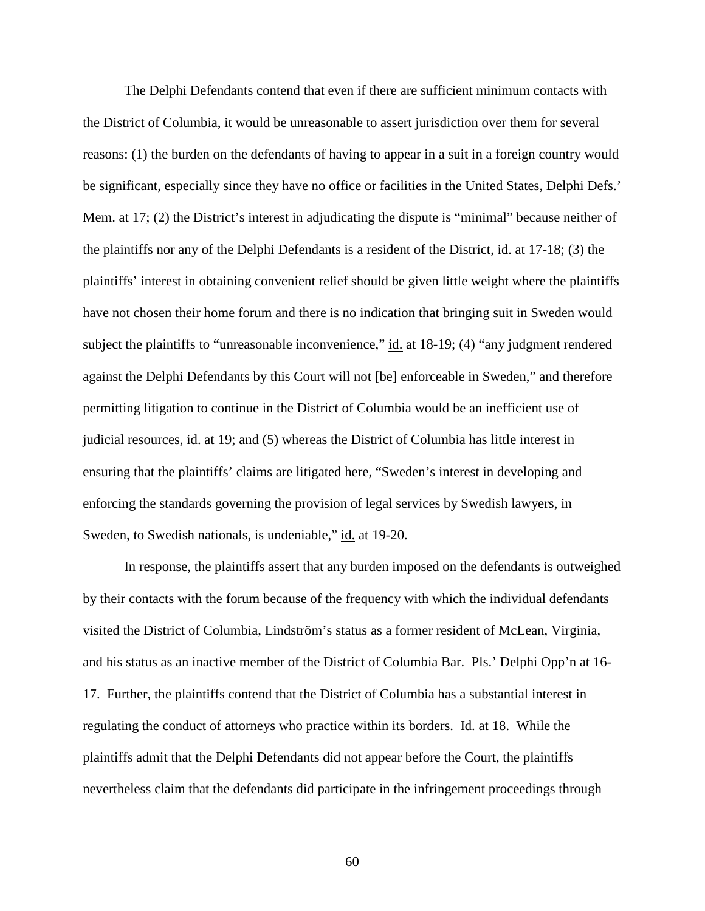The Delphi Defendants contend that even if there are sufficient minimum contacts with the District of Columbia, it would be unreasonable to assert jurisdiction over them for several reasons: (1) the burden on the defendants of having to appear in a suit in a foreign country would be significant, especially since they have no office or facilities in the United States, Delphi Defs.' Mem. at 17; (2) the District's interest in adjudicating the dispute is "minimal" because neither of the plaintiffs nor any of the Delphi Defendants is a resident of the District, id. at 17-18; (3) the plaintiffs' interest in obtaining convenient relief should be given little weight where the plaintiffs have not chosen their home forum and there is no indication that bringing suit in Sweden would subject the plaintiffs to "unreasonable inconvenience," id. at 18-19; (4) "any judgment rendered against the Delphi Defendants by this Court will not [be] enforceable in Sweden," and therefore permitting litigation to continue in the District of Columbia would be an inefficient use of judicial resources, id. at 19; and (5) whereas the District of Columbia has little interest in ensuring that the plaintiffs' claims are litigated here, "Sweden's interest in developing and enforcing the standards governing the provision of legal services by Swedish lawyers, in Sweden, to Swedish nationals, is undeniable," id. at 19-20.

In response, the plaintiffs assert that any burden imposed on the defendants is outweighed by their contacts with the forum because of the frequency with which the individual defendants visited the District of Columbia, Lindström's status as a former resident of McLean, Virginia, and his status as an inactive member of the District of Columbia Bar. Pls.' Delphi Opp'n at 16-17. Further, the plaintiffs contend that the District of Columbia has a substantial interest in regulating the conduct of attorneys who practice within its borders. Id. at 18. While the plaintiffs admit that the Delphi Defendants did not appear before the Court, the plaintiffs nevertheless claim that the defendants did participate in the infringement proceedings through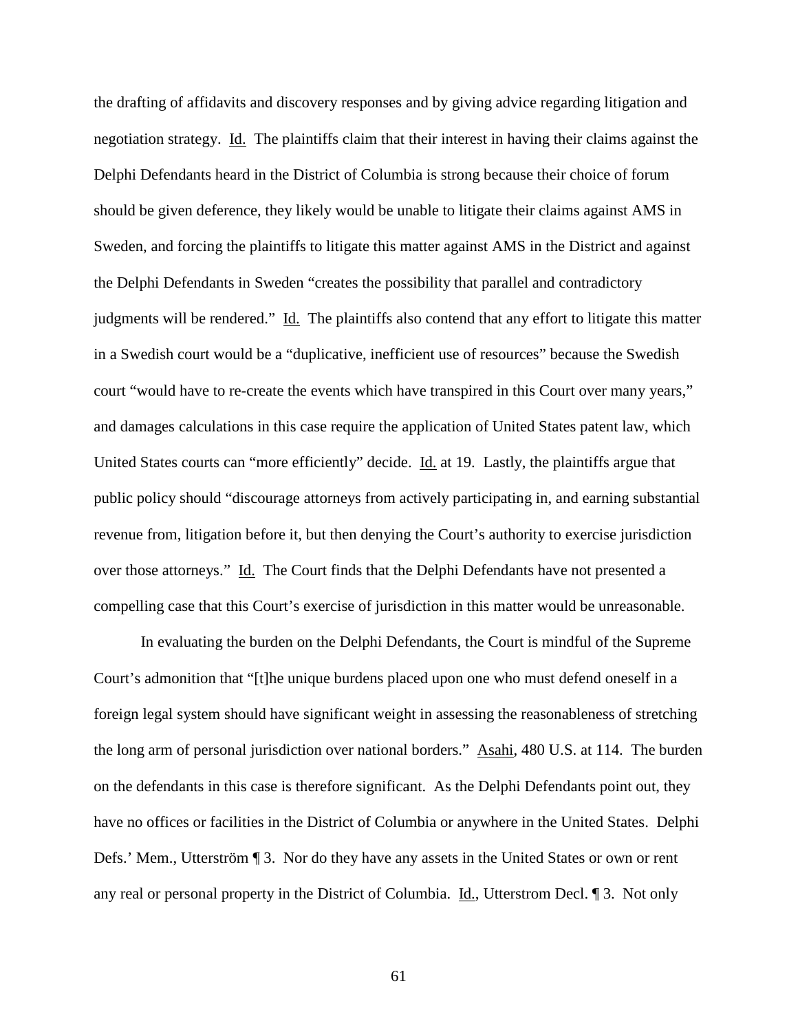the drafting of affidavits and discovery responses and by giving advice regarding litigation and negotiation strategy. Id. The plaintiffs claim that their interest in having their claims against the Delphi Defendants heard in the District of Columbia is strong because their choice of forum should be given deference, they likely would be unable to litigate their claims against AMS in Sweden, and forcing the plaintiffs to litigate this matter against AMS in the District and against the Delphi Defendants in Sweden "creates the possibility that parallel and contradictory judgments will be rendered." Id. The plaintiffs also contend that any effort to litigate this matter in a Swedish court would be a "duplicative, inefficient use of resources" because the Swedish court "would have to re-create the events which have transpired in this Court over many years," and damages calculations in this case require the application of United States patent law, which United States courts can "more efficiently" decide. Id. at 19. Lastly, the plaintiffs argue that public policy should "discourage attorneys from actively participating in, and earning substantial revenue from, litigation before it, but then denying the Court's authority to exercise jurisdiction over those attorneys." Id. The Court finds that the Delphi Defendants have not presented a compelling case that this Court's exercise of jurisdiction in this matter would be unreasonable.

In evaluating the burden on the Delphi Defendants, the Court is mindful of the Supreme Court's admonition that "[t]he unique burdens placed upon one who must defend oneself in a foreign legal system should have significant weight in assessing the reasonableness of stretching the long arm of personal jurisdiction over national borders." Asahi, 480 U.S. at 114. The burden on the defendants in this case is therefore significant. As the Delphi Defendants point out, they have no offices or facilities in the District of Columbia or anywhere in the United States. Delphi Defs.' Mem., Utterström ¶ 3. Nor do they have any assets in the United States or own or rent any real or personal property in the District of Columbia. Id., Utterstrom Decl. ¶ 3. Not only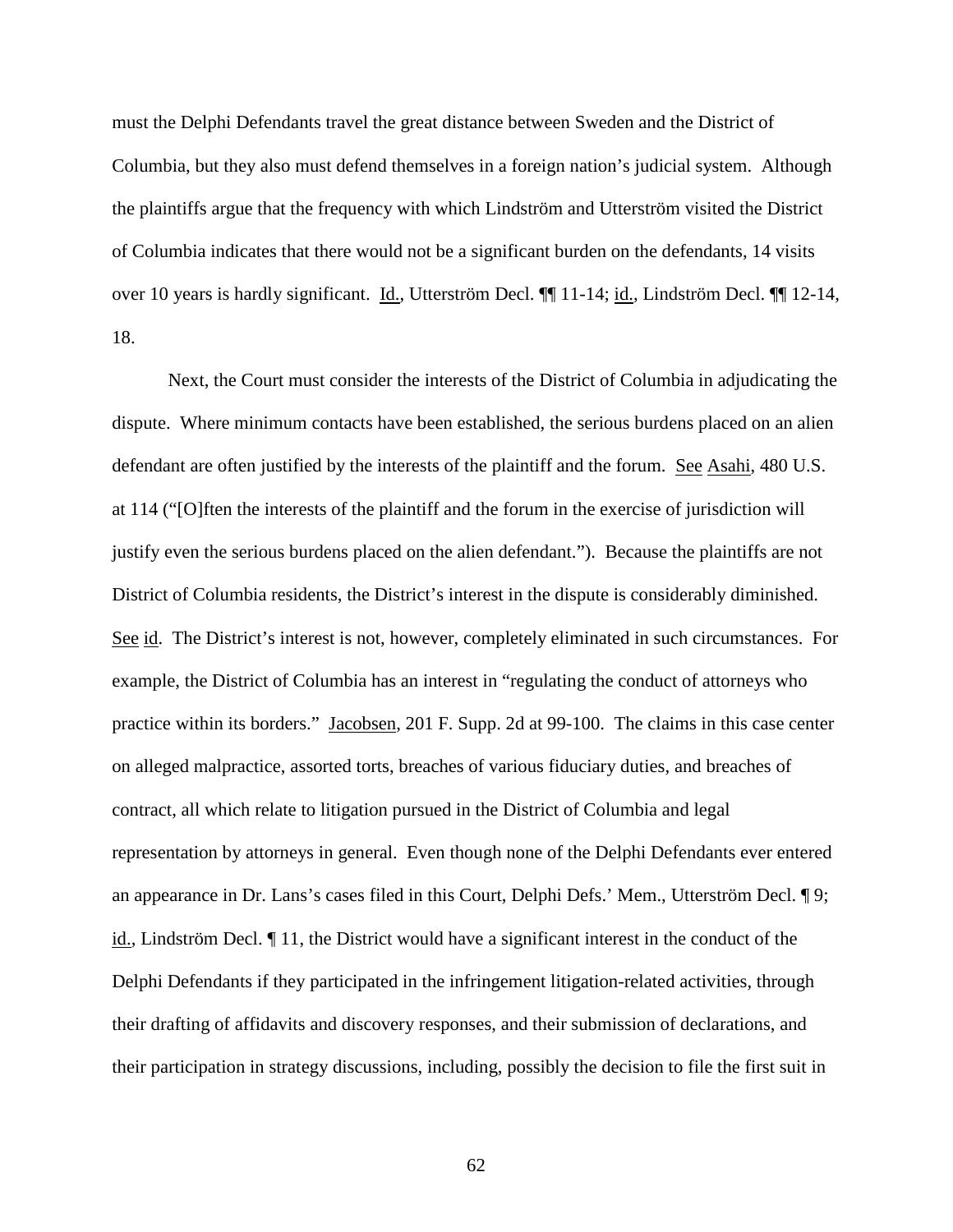must the Delphi Defendants travel the great distance between Sweden and the District of Columbia, but they also must defend themselves in a foreign nation's judicial system. Although the plaintiffs argue that the frequency with which Lindström and Utterström visited the District of Columbia indicates that there would not be a significant burden on the defendants, 14 visits over 10 years is hardly significant. Id., Utterström Decl. ¶¶ 11-14; id., Lindström Decl. ¶¶ 12-14, 18.

Next, the Court must consider the interests of the District of Columbia in adjudicating the dispute. Where minimum contacts have been established, the serious burdens placed on an alien defendant are often justified by the interests of the plaintiff and the forum. See Asahi, 480 U.S. at 114 ("[O]ften the interests of the plaintiff and the forum in the exercise of jurisdiction will justify even the serious burdens placed on the alien defendant."). Because the plaintiffs are not District of Columbia residents, the District's interest in the dispute is considerably diminished. See id. The District's interest is not, however, completely eliminated in such circumstances. For example, the District of Columbia has an interest in "regulating the conduct of attorneys who practice within its borders." Jacobsen, 201 F. Supp. 2d at 99-100. The claims in this case center on alleged malpractice, assorted torts, breaches of various fiduciary duties, and breaches of contract, all which relate to litigation pursued in the District of Columbia and legal representation by attorneys in general. Even though none of the Delphi Defendants ever entered an appearance in Dr. Lans's cases filed in this Court, Delphi Defs.' Mem., Utterström Decl. ¶ 9; id., Lindström Decl. ¶ 11, the District would have a significant interest in the conduct of the Delphi Defendants if they participated in the infringement litigation-related activities, through their drafting of affidavits and discovery responses, and their submission of declarations, and their participation in strategy discussions, including, possibly the decision to file the first suit in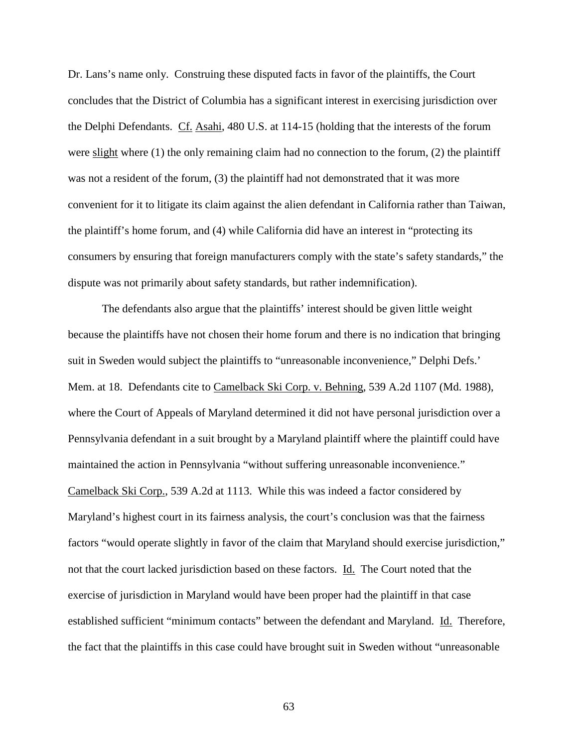Dr. Lans's name only. Construing these disputed facts in favor of the plaintiffs, the Court concludes that the District of Columbia has a significant interest in exercising jurisdiction over the Delphi Defendants. Cf. Asahi, 480 U.S. at 114-15 (holding that the interests of the forum were slight where (1) the only remaining claim had no connection to the forum, (2) the plaintiff was not a resident of the forum, (3) the plaintiff had not demonstrated that it was more convenient for it to litigate its claim against the alien defendant in California rather than Taiwan, the plaintiff's home forum, and (4) while California did have an interest in "protecting its consumers by ensuring that foreign manufacturers comply with the state's safety standards," the dispute was not primarily about safety standards, but rather indemnification).

The defendants also argue that the plaintiffs' interest should be given little weight because the plaintiffs have not chosen their home forum and there is no indication that bringing suit in Sweden would subject the plaintiffs to "unreasonable inconvenience," Delphi Defs.' Mem. at 18. Defendants cite to Camelback Ski Corp. v. Behning, 539 A.2d 1107 (Md. 1988), where the Court of Appeals of Maryland determined it did not have personal jurisdiction over a Pennsylvania defendant in a suit brought by a Maryland plaintiff where the plaintiff could have maintained the action in Pennsylvania "without suffering unreasonable inconvenience." Camelback Ski Corp., 539 A.2d at 1113. While this was indeed a factor considered by Maryland's highest court in its fairness analysis, the court's conclusion was that the fairness factors "would operate slightly in favor of the claim that Maryland should exercise jurisdiction," not that the court lacked jurisdiction based on these factors. Id. The Court noted that the exercise of jurisdiction in Maryland would have been proper had the plaintiff in that case established sufficient "minimum contacts" between the defendant and Maryland. Id. Therefore, the fact that the plaintiffs in this case could have brought suit in Sweden without "unreasonable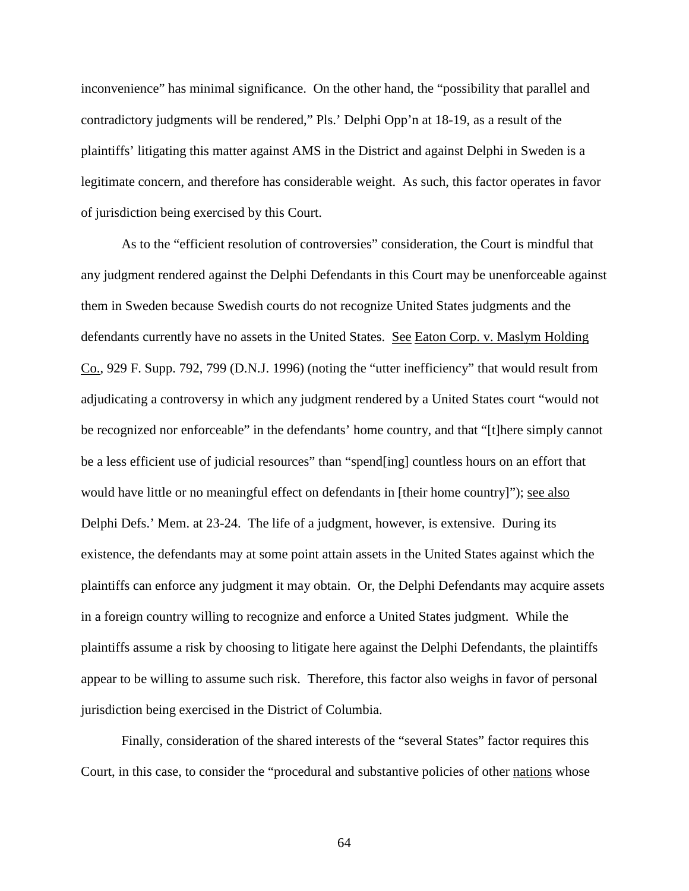inconvenience" has minimal significance. On the other hand, the "possibility that parallel and contradictory judgments will be rendered," Pls.' Delphi Opp'n at 18-19, as a result of the plaintiffs' litigating this matter against AMS in the District and against Delphi in Sweden is a legitimate concern, and therefore has considerable weight. As such, this factor operates in favor of jurisdiction being exercised by this Court.

As to the "efficient resolution of controversies" consideration, the Court is mindful that any judgment rendered against the Delphi Defendants in this Court may be unenforceable against them in Sweden because Swedish courts do not recognize United States judgments and the defendants currently have no assets in the United States. See Eaton Corp. v. Maslym Holding Co., 929 F. Supp. 792, 799 (D.N.J. 1996) (noting the "utter inefficiency" that would result from adjudicating a controversy in which any judgment rendered by a United States court "would not be recognized nor enforceable" in the defendants' home country, and that "[t]here simply cannot be a less efficient use of judicial resources" than "spend[ing] countless hours on an effort that would have little or no meaningful effect on defendants in [their home country]"); see also Delphi Defs.' Mem. at 23-24. The life of a judgment, however, is extensive. During its existence, the defendants may at some point attain assets in the United States against which the plaintiffs can enforce any judgment it may obtain. Or, the Delphi Defendants may acquire assets in a foreign country willing to recognize and enforce a United States judgment. While the plaintiffs assume a risk by choosing to litigate here against the Delphi Defendants, the plaintiffs appear to be willing to assume such risk. Therefore, this factor also weighs in favor of personal jurisdiction being exercised in the District of Columbia.

Finally, consideration of the shared interests of the "several States" factor requires this Court, in this case, to consider the "procedural and substantive policies of other nations whose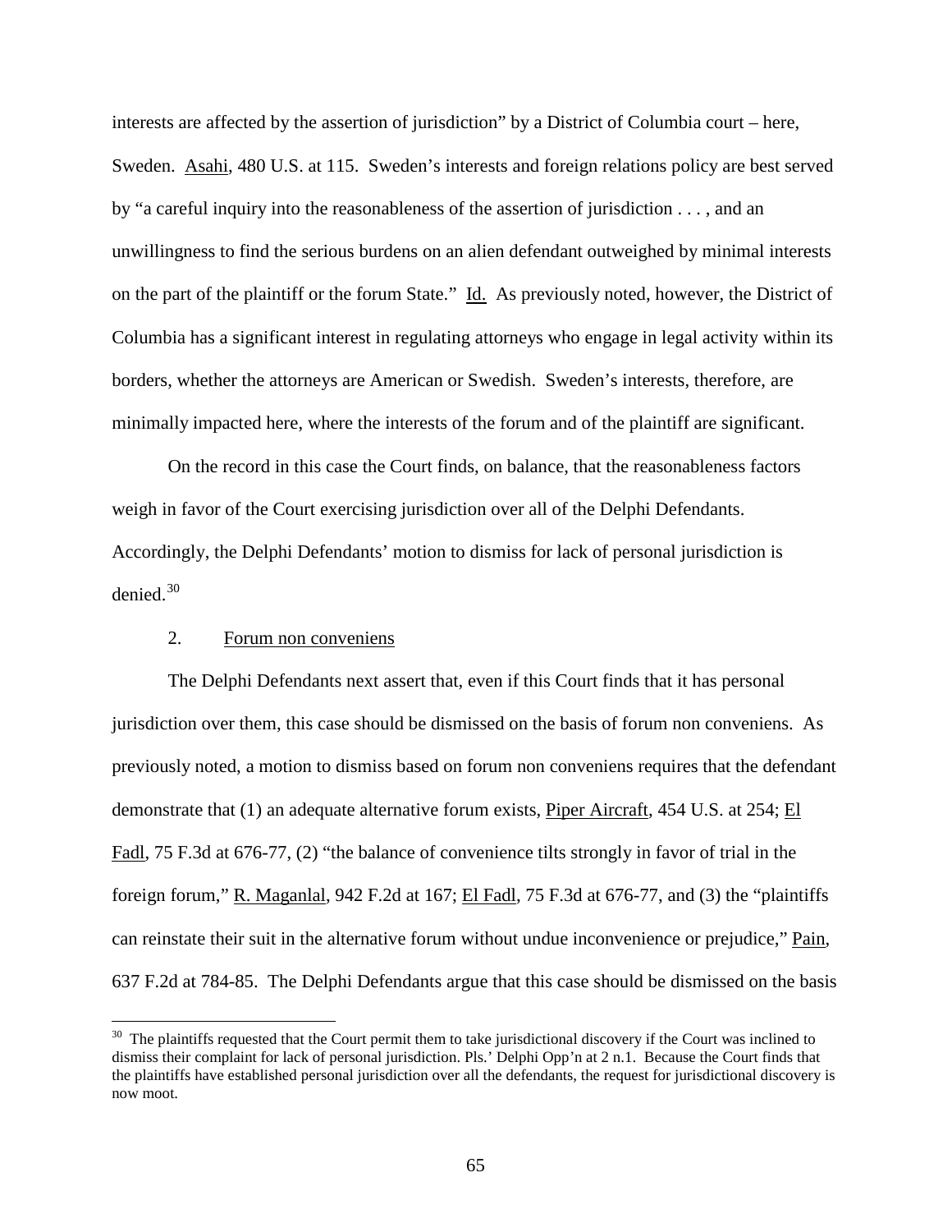interests are affected by the assertion of jurisdiction" by a District of Columbia court – here, Sweden. Asahi, 480 U.S. at 115. Sweden's interests and foreign relations policy are best served by "a careful inquiry into the reasonableness of the assertion of jurisdiction . . . , and an unwillingness to find the serious burdens on an alien defendant outweighed by minimal interests on the part of the plaintiff or the forum State." Id. As previously noted, however, the District of Columbia has a significant interest in regulating attorneys who engage in legal activity within its borders, whether the attorneys are American or Swedish. Sweden's interests, therefore, are minimally impacted here, where the interests of the forum and of the plaintiff are significant.

On the record in this case the Court finds, on balance, that the reasonableness factors weigh in favor of the Court exercising jurisdiction over all of the Delphi Defendants. Accordingly, the Delphi Defendants' motion to dismiss for lack of personal jurisdiction is denied.[30]

2. Forum non conveniens

The Delphi Defendants next assert that, even if this Court finds that it has personal jurisdiction over them, this case should be dismissed on the basis of forum non conveniens. As previously noted, a motion to dismiss based on forum non conveniens requires that the defendant demonstrate that (1) an adequate alternative forum exists, Piper Aircraft, 454 U.S. at 254; El Fadl, 75 F.3d at 676-77, (2) "the balance of convenience tilts strongly in favor of trial in the foreign forum," R. Maganlal, 942 F.2d at 167; El Fadl, 75 F.3d at 676-77, and (3) the "plaintiffs can reinstate their suit in the alternative forum without undue inconvenience or prejudice," Pain, 637 F.2d at 784-85. The Delphi Defendants argue that this case should be dismissed on the basis

[30] The plaintiffs requested that the Court permit them to take jurisdictional discovery if the Court was inclined to dismiss their complaint for lack of personal jurisdiction. Pls.' Delphi Opp'n at 2 n.1. Because the Court finds that the plaintiffs have established personal jurisdiction over all the defendants, the request for jurisdictional discovery is now moot.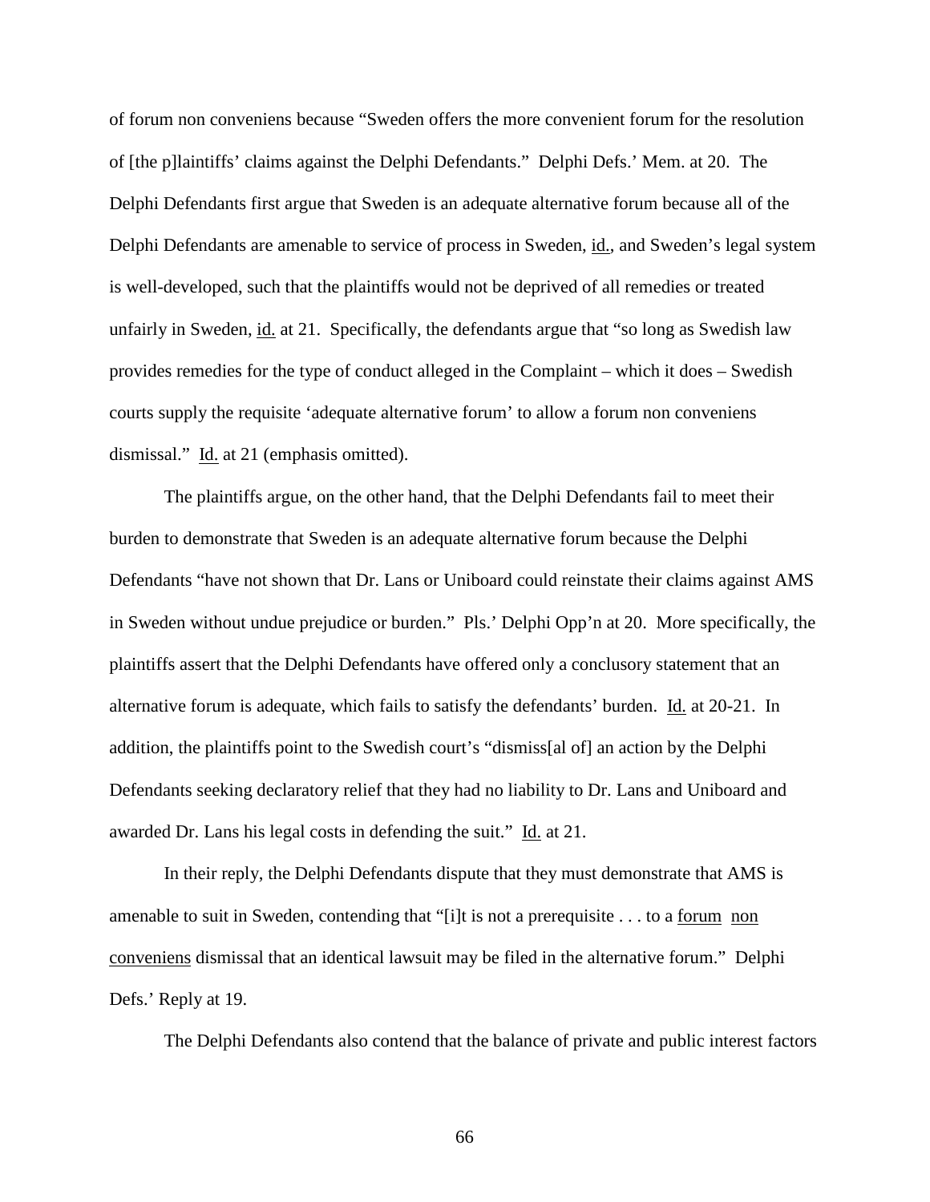of forum non conveniens because "Sweden offers the more convenient forum for the resolution of [the p]laintiffs' claims against the Delphi Defendants." Delphi Defs.' Mem. at 20. The Delphi Defendants first argue that Sweden is an adequate alternative forum because all of the Delphi Defendants are amenable to service of process in Sweden, id., and Sweden's legal system is well-developed, such that the plaintiffs would not be deprived of all remedies or treated unfairly in Sweden, id. at 21. Specifically, the defendants argue that "so long as Swedish law provides remedies for the type of conduct alleged in the Complaint – which it does – Swedish courts supply the requisite 'adequate alternative forum' to allow a forum non conveniens dismissal." Id. at 21 (emphasis omitted).

The plaintiffs argue, on the other hand, that the Delphi Defendants fail to meet their burden to demonstrate that Sweden is an adequate alternative forum because the Delphi Defendants "have not shown that Dr. Lans or Uniboard could reinstate their claims against AMS in Sweden without undue prejudice or burden." Pls.' Delphi Opp'n at 20. More specifically, the plaintiffs assert that the Delphi Defendants have offered only a conclusory statement that an alternative forum is adequate, which fails to satisfy the defendants' burden. Id. at 20-21. In addition, the plaintiffs point to the Swedish court's "dismiss[al of] an action by the Delphi Defendants seeking declaratory relief that they had no liability to Dr. Lans and Uniboard and awarded Dr. Lans his legal costs in defending the suit." Id. at 21.

In their reply, the Delphi Defendants dispute that they must demonstrate that AMS is amenable to suit in Sweden, contending that "[i]t is not a prerequisite . . . to a forum non conveniens dismissal that an identical lawsuit may be filed in the alternative forum." Delphi Defs.' Reply at 19.

The Delphi Defendants also contend that the balance of private and public interest factors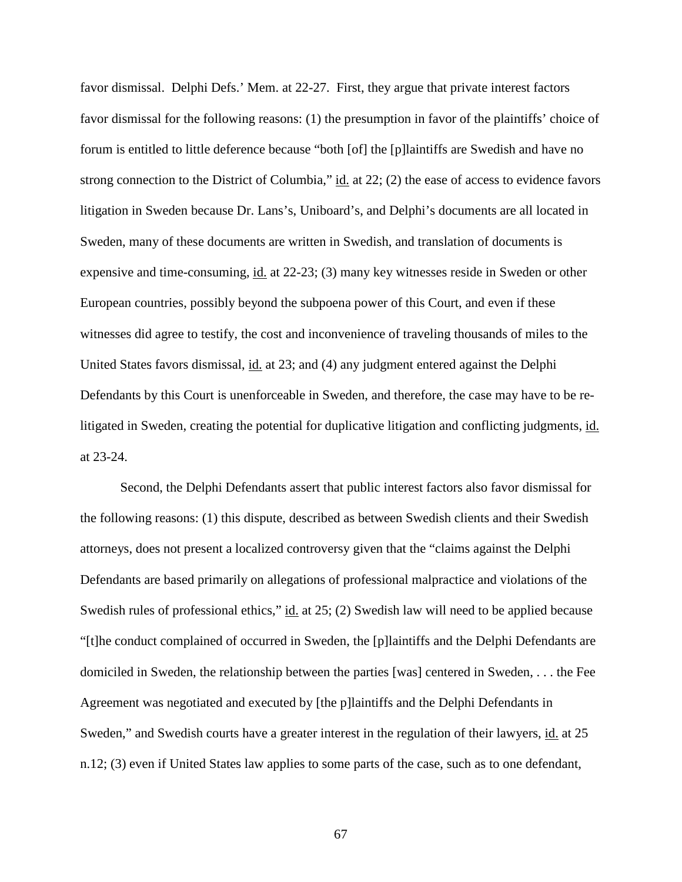favor dismissal. Delphi Defs.' Mem. at 22-27. First, they argue that private interest factors favor dismissal for the following reasons: (1) the presumption in favor of the plaintiffs' choice of forum is entitled to little deference because "both [of] the [p]laintiffs are Swedish and have no strong connection to the District of Columbia," id. at 22; (2) the ease of access to evidence favors litigation in Sweden because Dr. Lans's, Uniboard's, and Delphi's documents are all located in Sweden, many of these documents are written in Swedish, and translation of documents is expensive and time-consuming, id. at 22-23; (3) many key witnesses reside in Sweden or other European countries, possibly beyond the subpoena power of this Court, and even if these witnesses did agree to testify, the cost and inconvenience of traveling thousands of miles to the United States favors dismissal, id. at 23; and (4) any judgment entered against the Delphi Defendants by this Court is unenforceable in Sweden, and therefore, the case may have to be re-litigated in Sweden, creating the potential for duplicative litigation and conflicting judgments, id. at 23-24.

Second, the Delphi Defendants assert that public interest factors also favor dismissal for the following reasons: (1) this dispute, described as between Swedish clients and their Swedish attorneys, does not present a localized controversy given that the "claims against the Delphi Defendants are based primarily on allegations of professional malpractice and violations of the Swedish rules of professional ethics," id. at 25; (2) Swedish law will need to be applied because "[t]he conduct complained of occurred in Sweden, the [p]laintiffs and the Delphi Defendants are domiciled in Sweden, the relationship between the parties [was] centered in Sweden, . . . the Fee Agreement was negotiated and executed by [the p]laintiffs and the Delphi Defendants in Sweden," and Swedish courts have a greater interest in the regulation of their lawyers, id. at 25 n.12; (3) even if United States law applies to some parts of the case, such as to one defendant,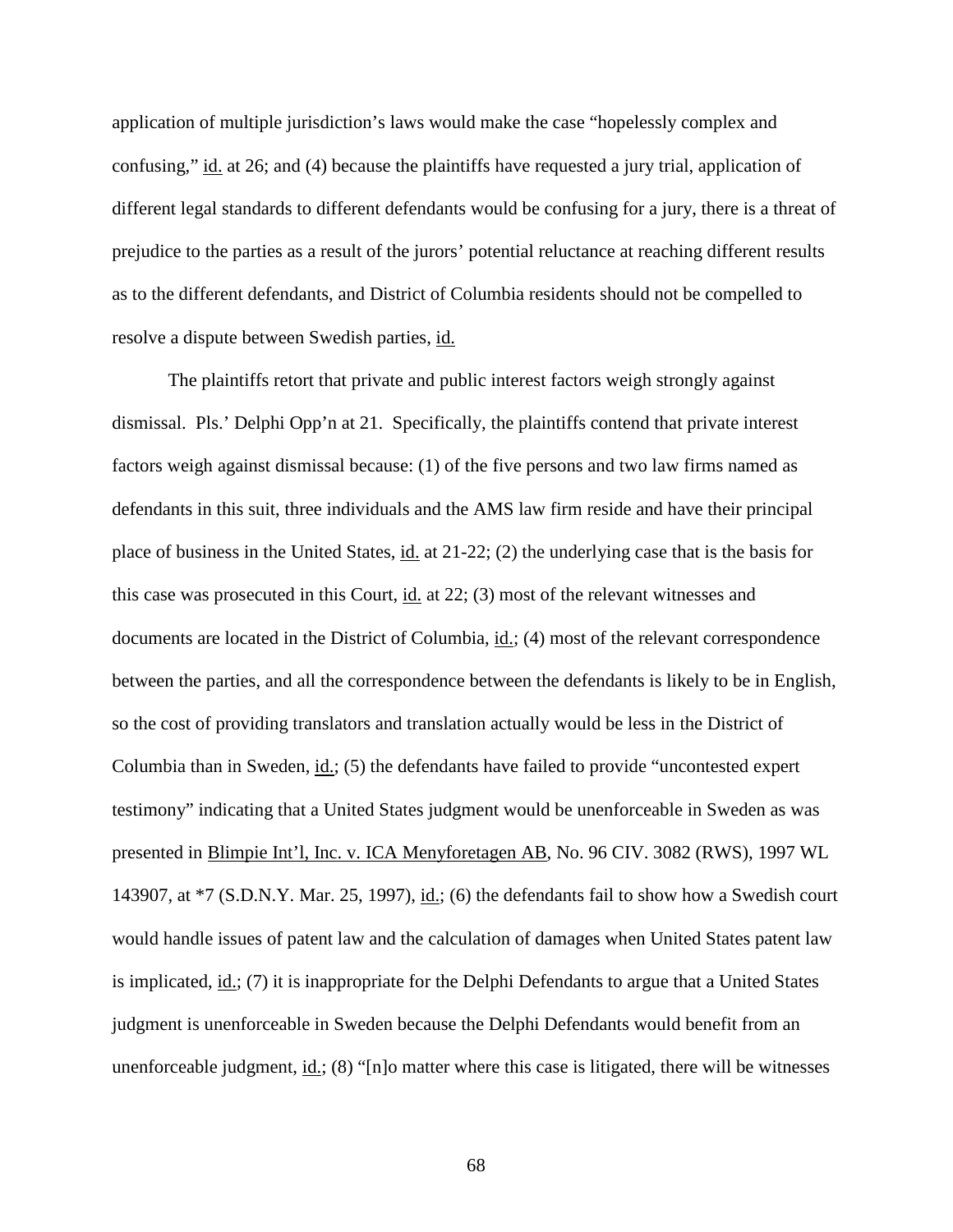application of multiple jurisdiction's laws would make the case "hopelessly complex and confusing," id. at 26; and (4) because the plaintiffs have requested a jury trial, application of different legal standards to different defendants would be confusing for a jury, there is a threat of prejudice to the parties as a result of the jurors' potential reluctance at reaching different results as to the different defendants, and District of Columbia residents should not be compelled to resolve a dispute between Swedish parties, id.

The plaintiffs retort that private and public interest factors weigh strongly against dismissal. Pls.' Delphi Opp'n at 21. Specifically, the plaintiffs contend that private interest factors weigh against dismissal because: (1) of the five persons and two law firms named as defendants in this suit, three individuals and the AMS law firm reside and have their principal place of business in the United States, id. at 21-22; (2) the underlying case that is the basis for this case was prosecuted in this Court, id. at 22; (3) most of the relevant witnesses and documents are located in the District of Columbia, id.; (4) most of the relevant correspondence between the parties, and all the correspondence between the defendants is likely to be in English, so the cost of providing translators and translation actually would be less in the District of Columbia than in Sweden, id.; (5) the defendants have failed to provide "uncontested expert testimony" indicating that a United States judgment would be unenforceable in Sweden as was presented in Blimpie Int'l, Inc. v. ICA Menyforetagen AB, No. 96 CIV. 3082 (RWS), 1997 WL 143907, at *7 (S.D.N.Y. Mar. 25, 1997), id.; (6) the defendants fail to show how a Swedish court would handle issues of patent law and the calculation of damages when United States patent law is implicated, id.; (7) it is inappropriate for the Delphi Defendants to argue that a United States judgment is unenforceable in Sweden because the Delphi Defendants would benefit from an unenforceable judgment, id.; (8) "[n]o matter where this case is litigated, there will be witnesses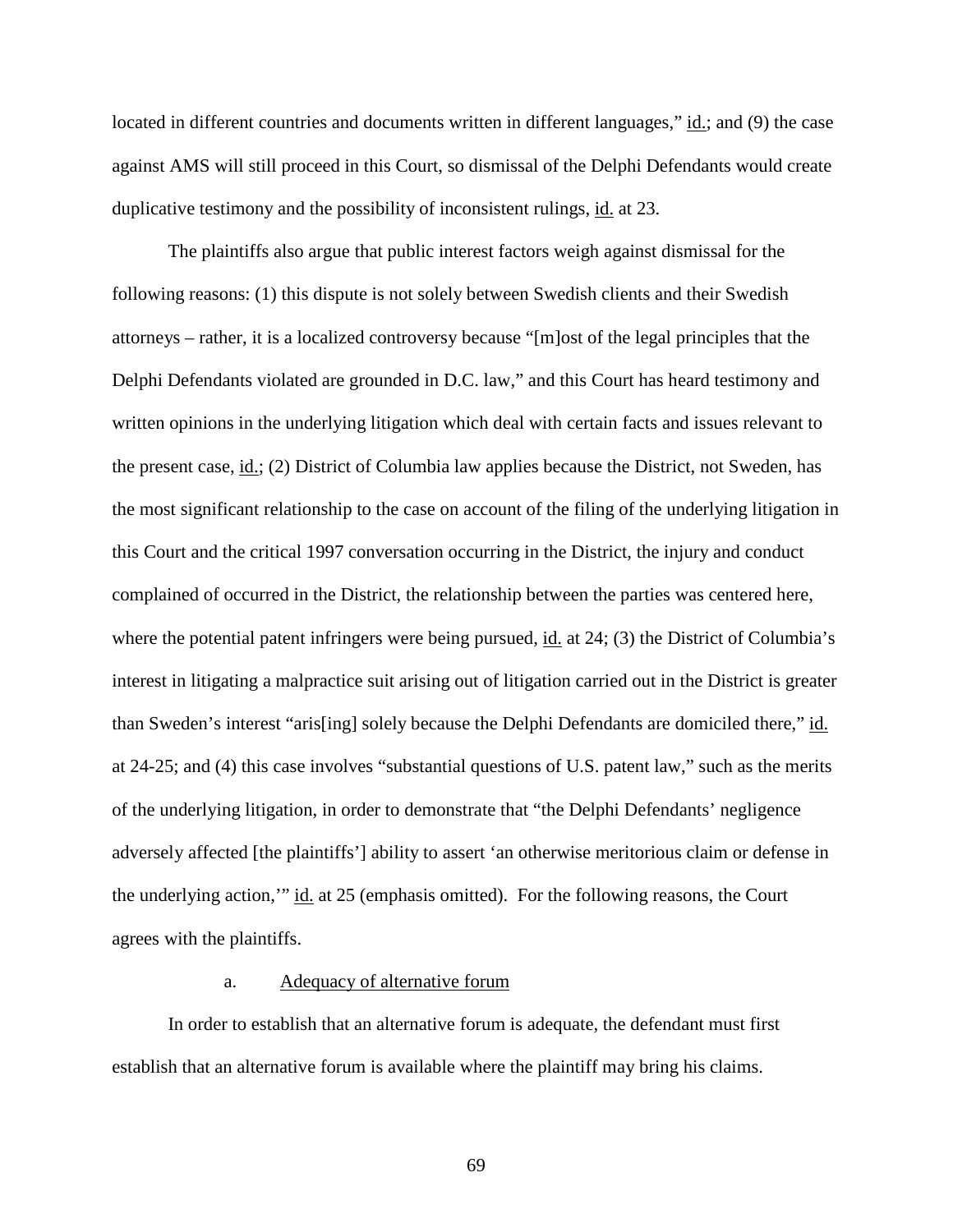located in different countries and documents written in different languages," id.; and (9) the case against AMS will still proceed in this Court, so dismissal of the Delphi Defendants would create duplicative testimony and the possibility of inconsistent rulings, id. at 23.

The plaintiffs also argue that public interest factors weigh against dismissal for the following reasons: (1) this dispute is not solely between Swedish clients and their Swedish attorneys – rather, it is a localized controversy because "[m]ost of the legal principles that the Delphi Defendants violated are grounded in D.C. law," and this Court has heard testimony and written opinions in the underlying litigation which deal with certain facts and issues relevant to the present case, id.; (2) District of Columbia law applies because the District, not Sweden, has the most significant relationship to the case on account of the filing of the underlying litigation in this Court and the critical 1997 conversation occurring in the District, the injury and conduct complained of occurred in the District, the relationship between the parties was centered here, where the potential patent infringers were being pursued, id. at 24; (3) the District of Columbia's interest in litigating a malpractice suit arising out of litigation carried out in the District is greater than Sweden's interest "aris[ing] solely because the Delphi Defendants are domiciled there," id. at 24-25; and (4) this case involves "substantial questions of U.S. patent law," such as the merits of the underlying litigation, in order to demonstrate that "the Delphi Defendants' negligence adversely affected [the plaintiffs'] ability to assert 'an otherwise meritorious claim or defense in the underlying action,'" id. at 25 (emphasis omitted). For the following reasons, the Court agrees with the plaintiffs.

a. Adequacy of alternative forum

In order to establish that an alternative forum is adequate, the defendant must first establish that an alternative forum is available where the plaintiff may bring his claims.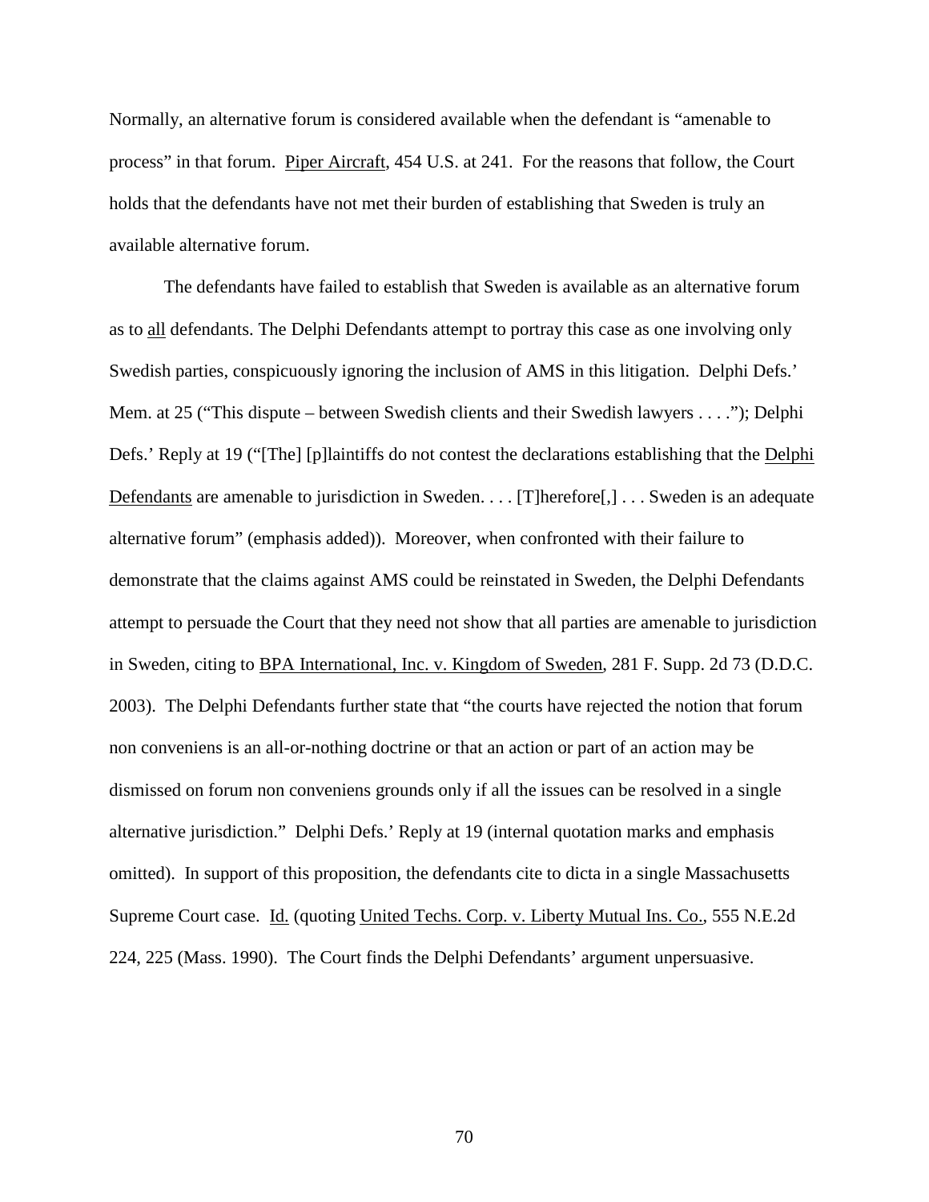Normally, an alternative forum is considered available when the defendant is "amenable to process" in that forum. Piper Aircraft, 454 U.S. at 241. For the reasons that follow, the Court holds that the defendants have not met their burden of establishing that Sweden is truly an available alternative forum.

The defendants have failed to establish that Sweden is available as an alternative forum as to all defendants. The Delphi Defendants attempt to portray this case as one involving only Swedish parties, conspicuously ignoring the inclusion of AMS in this litigation. Delphi Defs.' Mem. at 25 ("This dispute – between Swedish clients and their Swedish lawyers . . . ."); Delphi Defs.' Reply at 19 ("[The] [p]laintiffs do not contest the declarations establishing that the Delphi Defendants are amenable to jurisdiction in Sweden. . . . [T]herefore[,] . . . Sweden is an adequate alternative forum" (emphasis added)). Moreover, when confronted with their failure to demonstrate that the claims against AMS could be reinstated in Sweden, the Delphi Defendants attempt to persuade the Court that they need not show that all parties are amenable to jurisdiction in Sweden, citing to BPA International, Inc. v. Kingdom of Sweden, 281 F. Supp. 2d 73 (D.D.C. 2003). The Delphi Defendants further state that "the courts have rejected the notion that forum non conveniens is an all-or-nothing doctrine or that an action or part of an action may be dismissed on forum non conveniens grounds only if all the issues can be resolved in a single alternative jurisdiction." Delphi Defs.' Reply at 19 (internal quotation marks and emphasis omitted). In support of this proposition, the defendants cite to dicta in a single Massachusetts Supreme Court case. Id. (quoting United Techs. Corp. v. Liberty Mutual Ins. Co., 555 N.E.2d 224, 225 (Mass. 1990). The Court finds the Delphi Defendants' argument unpersuasive.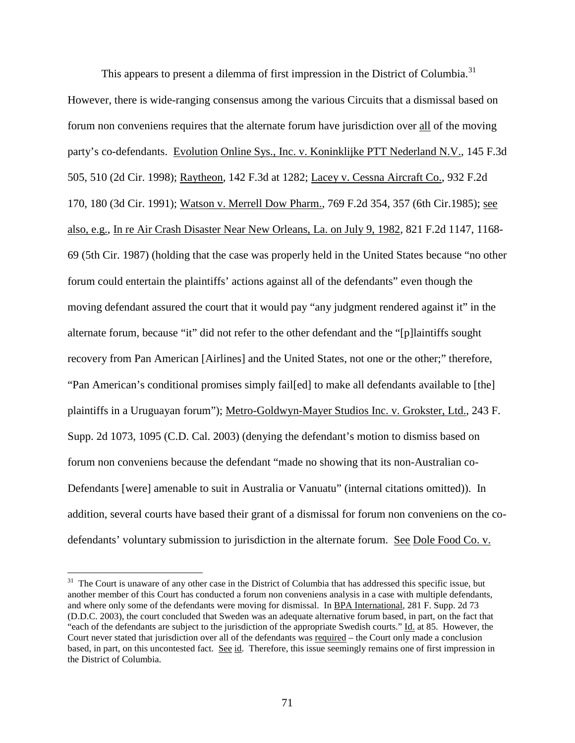This appears to present a dilemma of first impression in the District of Columbia.[31] However, there is wide-ranging consensus among the various Circuits that a dismissal based on forum non conveniens requires that the alternate forum have jurisdiction over all of the moving party's co-defendants. Evolution Online Sys., Inc. v. Koninklijke PTT Nederland N.V., 145 F.3d 505, 510 (2d Cir. 1998); Raytheon, 142 F.3d at 1282; Lacey v. Cessna Aircraft Co., 932 F.2d 170, 180 (3d Cir. 1991); Watson v. Merrell Dow Pharm., 769 F.2d 354, 357 (6th Cir.1985); see also, e.g., In re Air Crash Disaster Near New Orleans, La. on July 9, 1982, 821 F.2d 1147, 1168-69 (5th Cir. 1987) (holding that the case was properly held in the United States because "no other forum could entertain the plaintiffs' actions against all of the defendants" even though the moving defendant assured the court that it would pay "any judgment rendered against it" in the alternate forum, because "it" did not refer to the other defendant and the "[p]laintiffs sought recovery from Pan American [Airlines] and the United States, not one or the other;" therefore, "Pan American's conditional promises simply fail[ed] to make all defendants available to [the] plaintiffs in a Uruguayan forum"); Metro-Goldwyn-Mayer Studios Inc. v. Grokster, Ltd., 243 F. Supp. 2d 1073, 1095 (C.D. Cal. 2003) (denying the defendant's motion to dismiss based on forum non conveniens because the defendant "made no showing that its non-Australian co-Defendants [were] amenable to suit in Australia or Vanuatu" (internal citations omitted)). In addition, several courts have based their grant of a dismissal for forum non conveniens on the co-defendants' voluntary submission to jurisdiction in the alternate forum. See Dole Food Co. v.

---

[31] The Court is unaware of any other case in the District of Columbia that has addressed this specific issue, but another member of this Court has conducted a forum non conveniens analysis in a case with multiple defendants, and where only some of the defendants were moving for dismissal. In BPA International, 281 F. Supp. 2d 73 (D.D.C. 2003), the court concluded that Sweden was an adequate alternative forum based, in part, on the fact that "each of the defendants are subject to the jurisdiction of the appropriate Swedish courts." Id. at 85. However, the Court never stated that jurisdiction over all of the defendants was required – the Court only made a conclusion based, in part, on this uncontested fact. See id. Therefore, this issue seemingly remains one of first impression in the District of Columbia.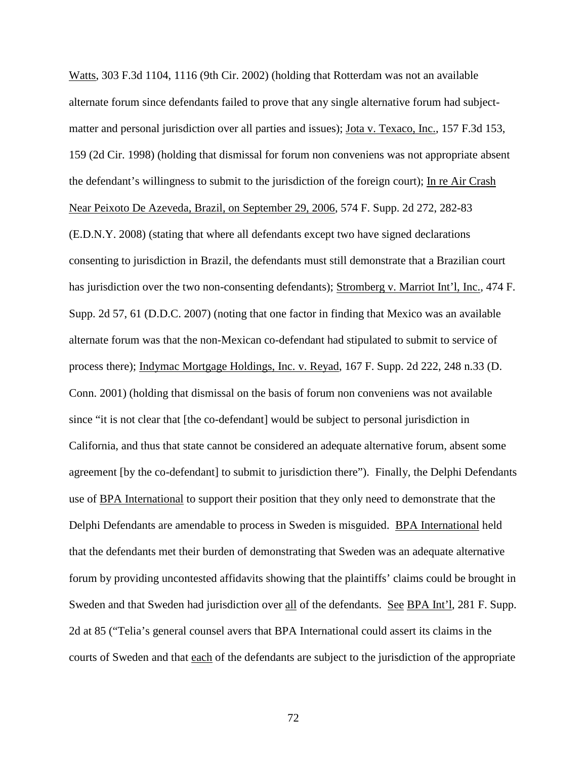Watts, 303 F.3d 1104, 1116 (9th Cir. 2002) (holding that Rotterdam was not an available alternate forum since defendants failed to prove that any single alternative forum had subject-matter and personal jurisdiction over all parties and issues); Jota v. Texaco, Inc., 157 F.3d 153, 159 (2d Cir. 1998) (holding that dismissal for forum non conveniens was not appropriate absent the defendant's willingness to submit to the jurisdiction of the foreign court); In re Air Crash Near Peixoto De Azeveda, Brazil, on September 29, 2006, 574 F. Supp. 2d 272, 282-83 (E.D.N.Y. 2008) (stating that where all defendants except two have signed declarations consenting to jurisdiction in Brazil, the defendants must still demonstrate that a Brazilian court has jurisdiction over the two non-consenting defendants); Stromberg v. Marriot Int'l, Inc., 474 F. Supp. 2d 57, 61 (D.D.C. 2007) (noting that one factor in finding that Mexico was an available alternate forum was that the non-Mexican co-defendant had stipulated to submit to service of process there); Indymac Mortgage Holdings, Inc. v. Reyad, 167 F. Supp. 2d 222, 248 n.33 (D. Conn. 2001) (holding that dismissal on the basis of forum non conveniens was not available since "it is not clear that [the co-defendant] would be subject to personal jurisdiction in California, and thus that state cannot be considered an adequate alternative forum, absent some agreement [by the co-defendant] to submit to jurisdiction there"). Finally, the Delphi Defendants use of BPA International to support their position that they only need to demonstrate that the Delphi Defendants are amendable to process in Sweden is misguided. BPA International held that the defendants met their burden of demonstrating that Sweden was an adequate alternative forum by providing uncontested affidavits showing that the plaintiffs' claims could be brought in Sweden and that Sweden had jurisdiction over all of the defendants. See BPA Int'l, 281 F. Supp. 2d at 85 ("Telia's general counsel avers that BPA International could assert its claims in the courts of Sweden and that each of the defendants are subject to the jurisdiction of the appropriate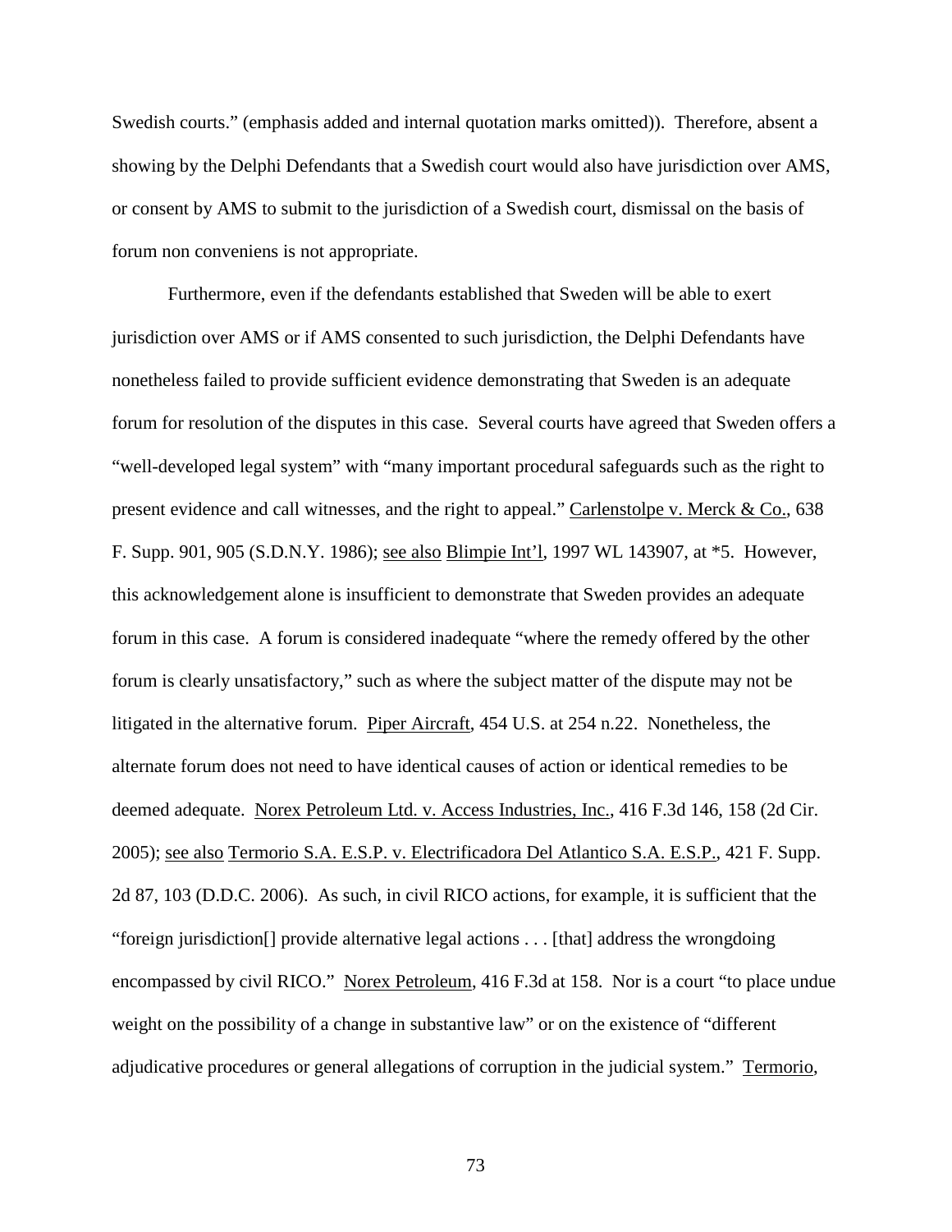Swedish courts." (emphasis added and internal quotation marks omitted)). Therefore, absent a showing by the Delphi Defendants that a Swedish court would also have jurisdiction over AMS, or consent by AMS to submit to the jurisdiction of a Swedish court, dismissal on the basis of forum non conveniens is not appropriate.

Furthermore, even if the defendants established that Sweden will be able to exert jurisdiction over AMS or if AMS consented to such jurisdiction, the Delphi Defendants have nonetheless failed to provide sufficient evidence demonstrating that Sweden is an adequate forum for resolution of the disputes in this case. Several courts have agreed that Sweden offers a "well-developed legal system" with "many important procedural safeguards such as the right to present evidence and call witnesses, and the right to appeal." Carlenstolpe v. Merck & Co., 638 F. Supp. 901, 905 (S.D.N.Y. 1986); see also Blimpie Int'l, 1997 WL 143907, at *5. However, this acknowledgement alone is insufficient to demonstrate that Sweden provides an adequate forum in this case. A forum is considered inadequate "where the remedy offered by the other forum is clearly unsatisfactory," such as where the subject matter of the dispute may not be litigated in the alternative forum. Piper Aircraft, 454 U.S. at 254 n.22. Nonetheless, the alternate forum does not need to have identical causes of action or identical remedies to be deemed adequate. Norex Petroleum Ltd. v. Access Industries, Inc., 416 F.3d 146, 158 (2d Cir. 2005); see also Termorio S.A. E.S.P. v. Electrificadora Del Atlantico S.A. E.S.P., 421 F. Supp. 2d 87, 103 (D.D.C. 2006). As such, in civil RICO actions, for example, it is sufficient that the "foreign jurisdiction[] provide alternative legal actions . . . [that] address the wrongdoing encompassed by civil RICO." Norex Petroleum, 416 F.3d at 158. Nor is a court "to place undue weight on the possibility of a change in substantive law" or on the existence of "different adjudicative procedures or general allegations of corruption in the judicial system." Termorio,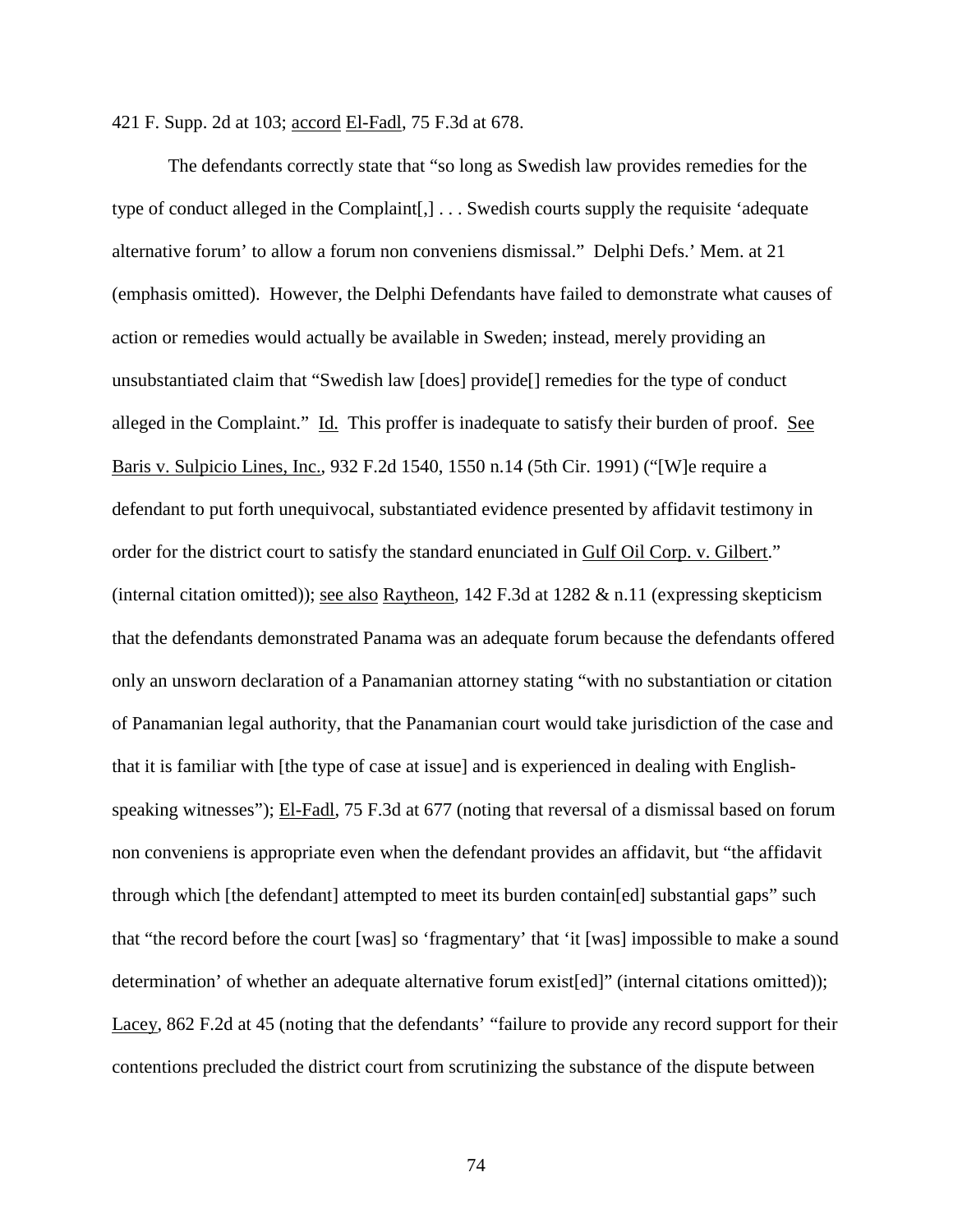421 F. Supp. 2d at 103; accord El-Fadl, 75 F.3d at 678.

The defendants correctly state that "so long as Swedish law provides remedies for the type of conduct alleged in the Complaint[,] . . . Swedish courts supply the requisite 'adequate alternative forum' to allow a forum non conveniens dismissal." Delphi Defs.' Mem. at 21 (emphasis omitted). However, the Delphi Defendants have failed to demonstrate what causes of action or remedies would actually be available in Sweden; instead, merely providing an unsubstantiated claim that "Swedish law [does] provide[] remedies for the type of conduct alleged in the Complaint." Id. This proffer is inadequate to satisfy their burden of proof. See Baris v. Sulpicio Lines, Inc., 932 F.2d 1540, 1550 n.14 (5th Cir. 1991) ("[W]e require a defendant to put forth unequivocal, substantiated evidence presented by affidavit testimony in order for the district court to satisfy the standard enunciated in Gulf Oil Corp. v. Gilbert." (internal citation omitted)); see also Raytheon, 142 F.3d at 1282 & n.11 (expressing skepticism that the defendants demonstrated Panama was an adequate forum because the defendants offered only an unsworn declaration of a Panamanian attorney stating "with no substantiation or citation of Panamanian legal authority, that the Panamanian court would take jurisdiction of the case and that it is familiar with [the type of case at issue] and is experienced in dealing with English-speaking witnesses"); El-Fadl, 75 F.3d at 677 (noting that reversal of a dismissal based on forum non conveniens is appropriate even when the defendant provides an affidavit, but "the affidavit through which [the defendant] attempted to meet its burden contain[ed] substantial gaps" such that "the record before the court [was] so 'fragmentary' that 'it [was] impossible to make a sound determination' of whether an adequate alternative forum exist[ed]" (internal citations omitted)); Lacey, 862 F.2d at 45 (noting that the defendants' "failure to provide any record support for their contentions precluded the district court from scrutinizing the substance of the dispute between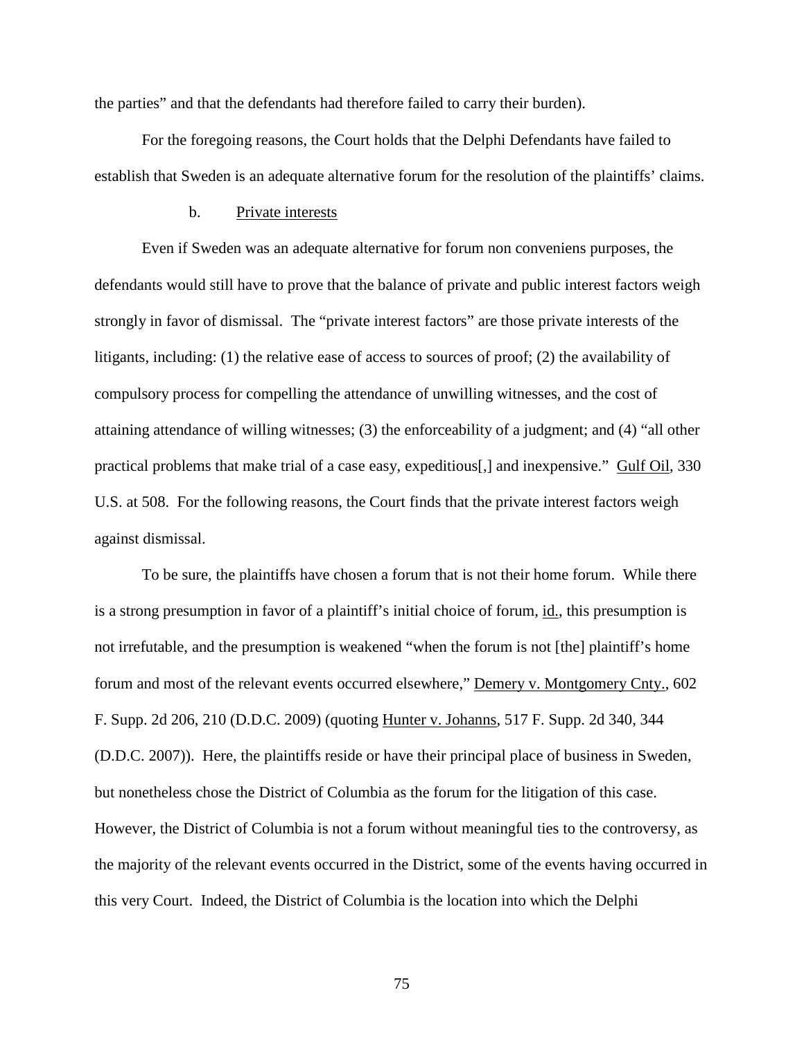the parties" and that the defendants had therefore failed to carry their burden).

For the foregoing reasons, the Court holds that the Delphi Defendants have failed to establish that Sweden is an adequate alternative forum for the resolution of the plaintiffs' claims.

b. Private interests

Even if Sweden was an adequate alternative for forum non conveniens purposes, the defendants would still have to prove that the balance of private and public interest factors weigh strongly in favor of dismissal. The "private interest factors" are those private interests of the litigants, including: (1) the relative ease of access to sources of proof; (2) the availability of compulsory process for compelling the attendance of unwilling witnesses, and the cost of attaining attendance of willing witnesses; (3) the enforceability of a judgment; and (4) "all other practical problems that make trial of a case easy, expeditious[,] and inexpensive." Gulf Oil, 330 U.S. at 508. For the following reasons, the Court finds that the private interest factors weigh against dismissal.

To be sure, the plaintiffs have chosen a forum that is not their home forum. While there is a strong presumption in favor of a plaintiff's initial choice of forum, id., this presumption is not irrefutable, and the presumption is weakened "when the forum is not [the] plaintiff's home forum and most of the relevant events occurred elsewhere," Demery v. Montgomery Cnty., 602 F. Supp. 2d 206, 210 (D.D.C. 2009) (quoting Hunter v. Johanns, 517 F. Supp. 2d 340, 344 (D.D.C. 2007)). Here, the plaintiffs reside or have their principal place of business in Sweden, but nonetheless chose the District of Columbia as the forum for the litigation of this case. However, the District of Columbia is not a forum without meaningful ties to the controversy, as the majority of the relevant events occurred in the District, some of the events having occurred in this very Court. Indeed, the District of Columbia is the location into which the Delphi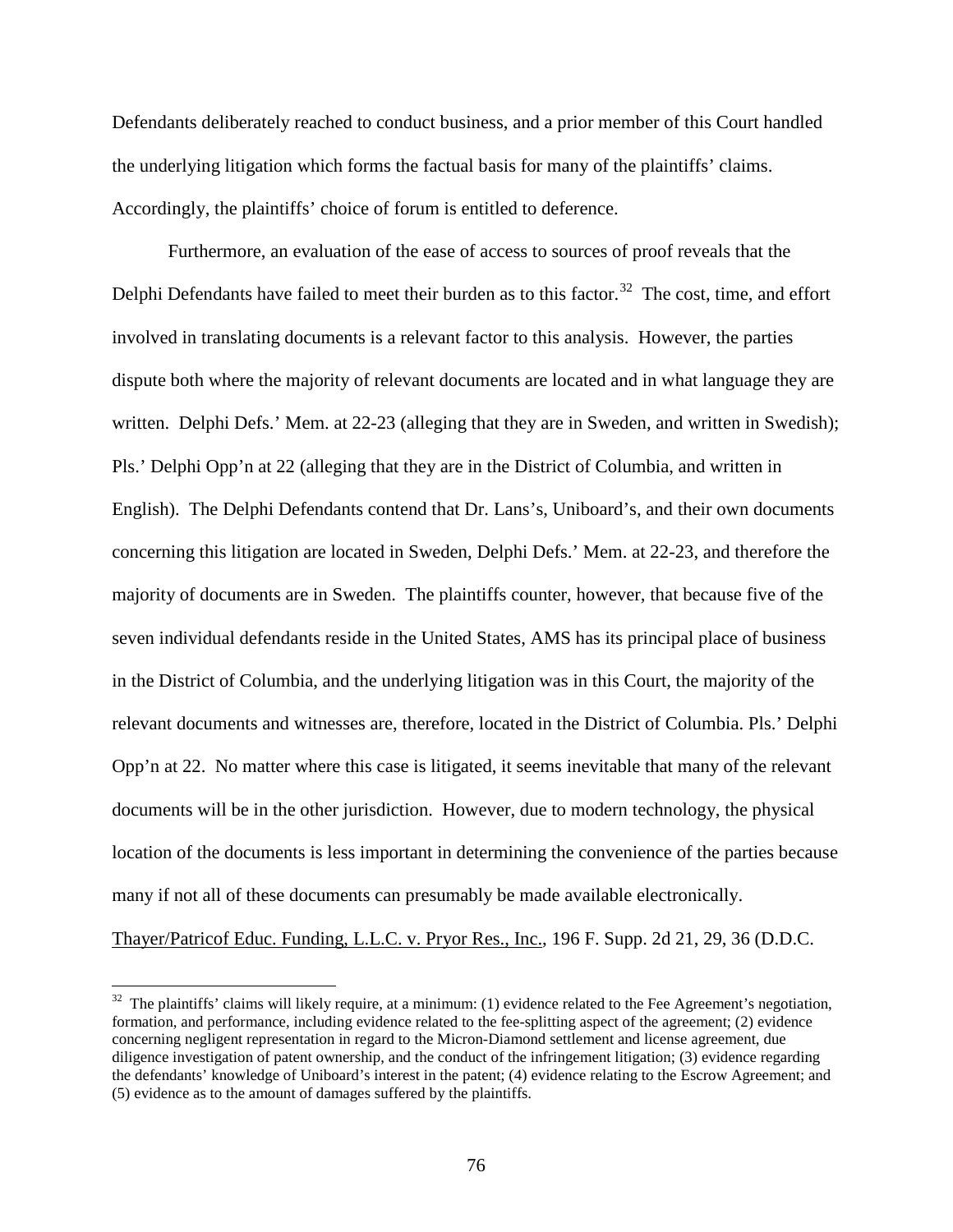Defendants deliberately reached to conduct business, and a prior member of this Court handled the underlying litigation which forms the factual basis for many of the plaintiffs' claims. Accordingly, the plaintiffs' choice of forum is entitled to deference.

Furthermore, an evaluation of the ease of access to sources of proof reveals that the Delphi Defendants have failed to meet their burden as to this factor.[32] The cost, time, and effort involved in translating documents is a relevant factor to this analysis. However, the parties dispute both where the majority of relevant documents are located and in what language they are written. Delphi Defs.' Mem. at 22-23 (alleging that they are in Sweden, and written in Swedish); Pls.' Delphi Opp'n at 22 (alleging that they are in the District of Columbia, and written in English). The Delphi Defendants contend that Dr. Lans's, Uniboard's, and their own documents concerning this litigation are located in Sweden, Delphi Defs.' Mem. at 22-23, and therefore the majority of documents are in Sweden. The plaintiffs counter, however, that because five of the seven individual defendants reside in the United States, AMS has its principal place of business in the District of Columbia, and the underlying litigation was in this Court, the majority of the relevant documents and witnesses are, therefore, located in the District of Columbia. Pls.' Delphi Opp'n at 22. No matter where this case is litigated, it seems inevitable that many of the relevant documents will be in the other jurisdiction. However, due to modern technology, the physical location of the documents is less important in determining the convenience of the parties because many if not all of these documents can presumably be made available electronically. Thayer/Patricof Educ. Funding, L.L.C. v. Pryor Res., Inc., 196 F. Supp. 2d 21, 29, 36 (D.D.C.

---

[32] The plaintiffs' claims will likely require, at a minimum: (1) evidence related to the Fee Agreement's negotiation, formation, and performance, including evidence related to the fee-splitting aspect of the agreement; (2) evidence concerning negligent representation in regard to the Micron-Diamond settlement and license agreement, due diligence investigation of patent ownership, and the conduct of the infringement litigation; (3) evidence regarding the defendants' knowledge of Uniboard's interest in the patent; (4) evidence relating to the Escrow Agreement; and (5) evidence as to the amount of damages suffered by the plaintiffs.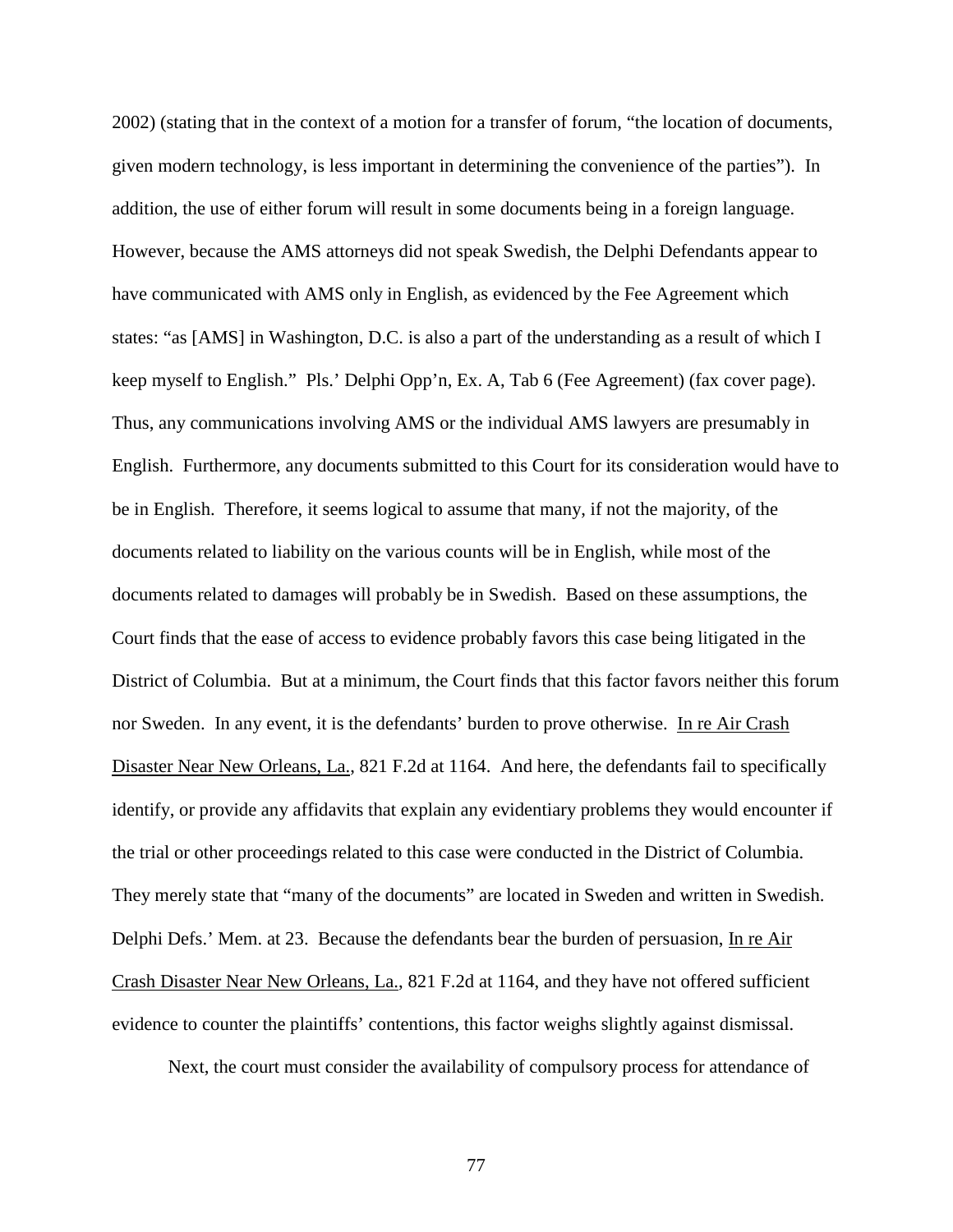2002) (stating that in the context of a motion for a transfer of forum, "the location of documents, given modern technology, is less important in determining the convenience of the parties"). In addition, the use of either forum will result in some documents being in a foreign language. However, because the AMS attorneys did not speak Swedish, the Delphi Defendants appear to have communicated with AMS only in English, as evidenced by the Fee Agreement which states: "as [AMS] in Washington, D.C. is also a part of the understanding as a result of which I keep myself to English." Pls.' Delphi Opp'n, Ex. A, Tab 6 (Fee Agreement) (fax cover page). Thus, any communications involving AMS or the individual AMS lawyers are presumably in English. Furthermore, any documents submitted to this Court for its consideration would have to be in English. Therefore, it seems logical to assume that many, if not the majority, of the documents related to liability on the various counts will be in English, while most of the documents related to damages will probably be in Swedish. Based on these assumptions, the Court finds that the ease of access to evidence probably favors this case being litigated in the District of Columbia. But at a minimum, the Court finds that this factor favors neither this forum nor Sweden. In any event, it is the defendants' burden to prove otherwise. In re Air Crash Disaster Near New Orleans, La., 821 F.2d at 1164. And here, the defendants fail to specifically identify, or provide any affidavits that explain any evidentiary problems they would encounter if the trial or other proceedings related to this case were conducted in the District of Columbia. They merely state that "many of the documents" are located in Sweden and written in Swedish. Delphi Defs.' Mem. at 23. Because the defendants bear the burden of persuasion, In re Air Crash Disaster Near New Orleans, La., 821 F.2d at 1164, and they have not offered sufficient evidence to counter the plaintiffs' contentions, this factor weighs slightly against dismissal.

Next, the court must consider the availability of compulsory process for attendance of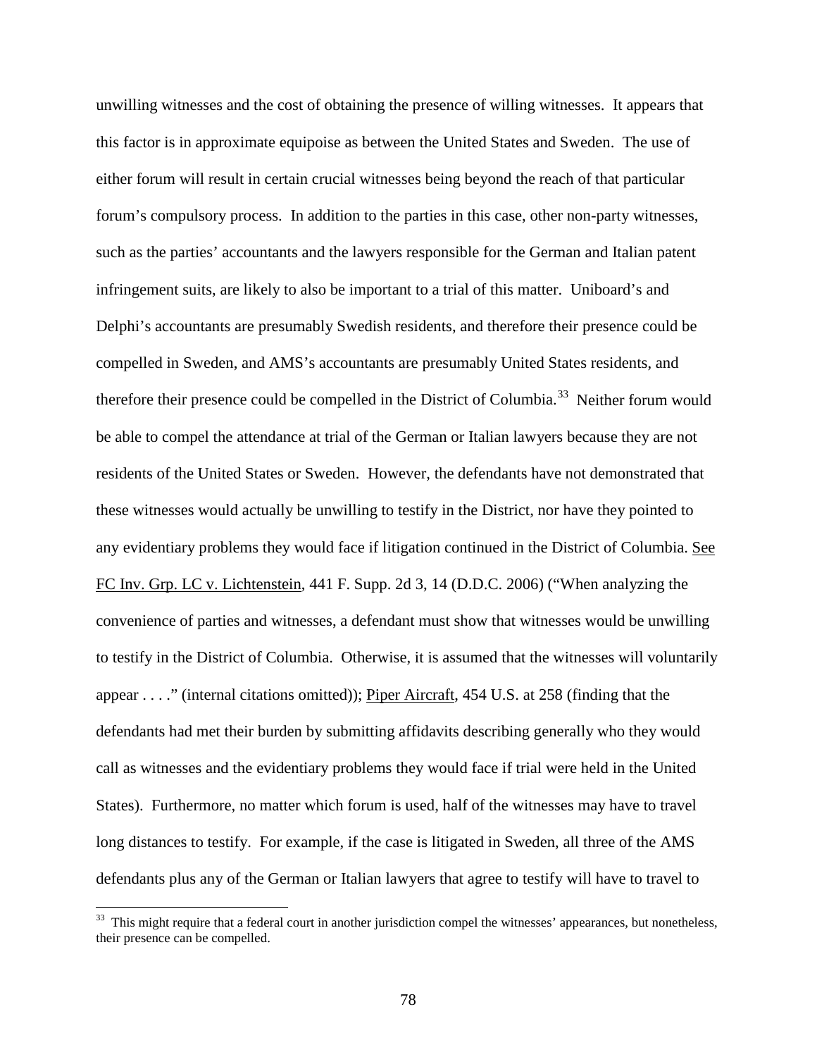unwilling witnesses and the cost of obtaining the presence of willing witnesses. It appears that this factor is in approximate equipoise as between the United States and Sweden. The use of either forum will result in certain crucial witnesses being beyond the reach of that particular forum's compulsory process. In addition to the parties in this case, other non-party witnesses, such as the parties' accountants and the lawyers responsible for the German and Italian patent infringement suits, are likely to also be important to a trial of this matter. Uniboard's and Delphi's accountants are presumably Swedish residents, and therefore their presence could be compelled in Sweden, and AMS's accountants are presumably United States residents, and therefore their presence could be compelled in the District of Columbia.[33] Neither forum would be able to compel the attendance at trial of the German or Italian lawyers because they are not residents of the United States or Sweden. However, the defendants have not demonstrated that these witnesses would actually be unwilling to testify in the District, nor have they pointed to any evidentiary problems they would face if litigation continued in the District of Columbia. See FC Inv. Grp. LC v. Lichtenstein, 441 F. Supp. 2d 3, 14 (D.D.C. 2006) ("When analyzing the convenience of parties and witnesses, a defendant must show that witnesses would be unwilling to testify in the District of Columbia. Otherwise, it is assumed that the witnesses will voluntarily appear . . . ." (internal citations omitted)); Piper Aircraft, 454 U.S. at 258 (finding that the defendants had met their burden by submitting affidavits describing generally who they would call as witnesses and the evidentiary problems they would face if trial were held in the United States). Furthermore, no matter which forum is used, half of the witnesses may have to travel long distances to testify. For example, if the case is litigated in Sweden, all three of the AMS defendants plus any of the German or Italian lawyers that agree to testify will have to travel to

[33] This might require that a federal court in another jurisdiction compel the witnesses' appearances, but nonetheless, their presence can be compelled.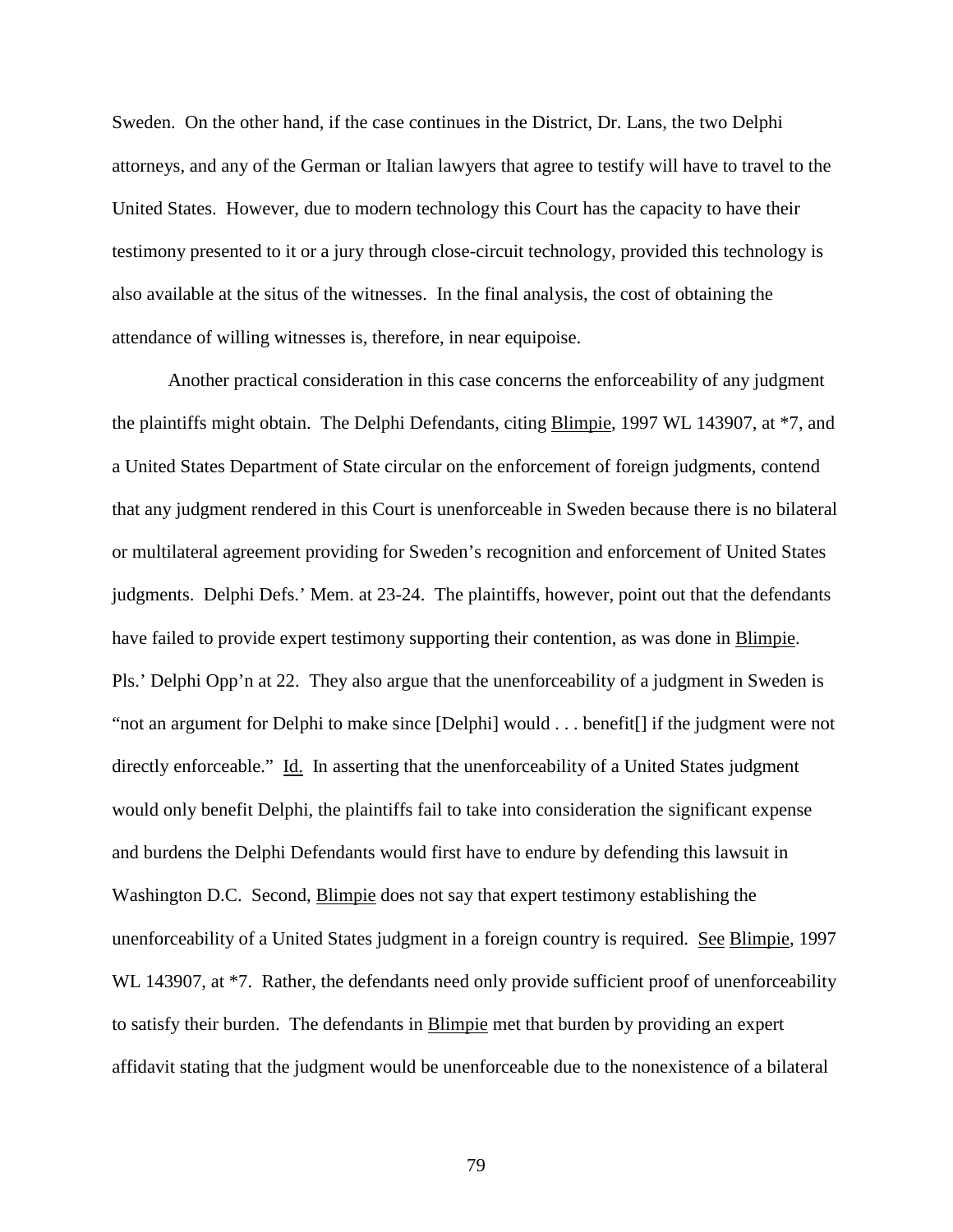Sweden. On the other hand, if the case continues in the District, Dr. Lans, the two Delphi attorneys, and any of the German or Italian lawyers that agree to testify will have to travel to the United States. However, due to modern technology this Court has the capacity to have their testimony presented to it or a jury through close-circuit technology, provided this technology is also available at the situs of the witnesses. In the final analysis, the cost of obtaining the attendance of willing witnesses is, therefore, in near equipoise.

Another practical consideration in this case concerns the enforceability of any judgment the plaintiffs might obtain. The Delphi Defendants, citing Blimpie, 1997 WL 143907, at *7, and a United States Department of State circular on the enforcement of foreign judgments, contend that any judgment rendered in this Court is unenforceable in Sweden because there is no bilateral or multilateral agreement providing for Sweden's recognition and enforcement of United States judgments. Delphi Defs.' Mem. at 23-24. The plaintiffs, however, point out that the defendants have failed to provide expert testimony supporting their contention, as was done in Blimpie. Pls.' Delphi Opp'n at 22. They also argue that the unenforceability of a judgment in Sweden is "not an argument for Delphi to make since [Delphi] would . . . benefit[] if the judgment were not directly enforceable." Id. In asserting that the unenforceability of a United States judgment would only benefit Delphi, the plaintiffs fail to take into consideration the significant expense and burdens the Delphi Defendants would first have to endure by defending this lawsuit in Washington D.C. Second, Blimpie does not say that expert testimony establishing the unenforceability of a United States judgment in a foreign country is required. See Blimpie, 1997 WL 143907, at *7. Rather, the defendants need only provide sufficient proof of unenforceability to satisfy their burden. The defendants in Blimpie met that burden by providing an expert affidavit stating that the judgment would be unenforceable due to the nonexistence of a bilateral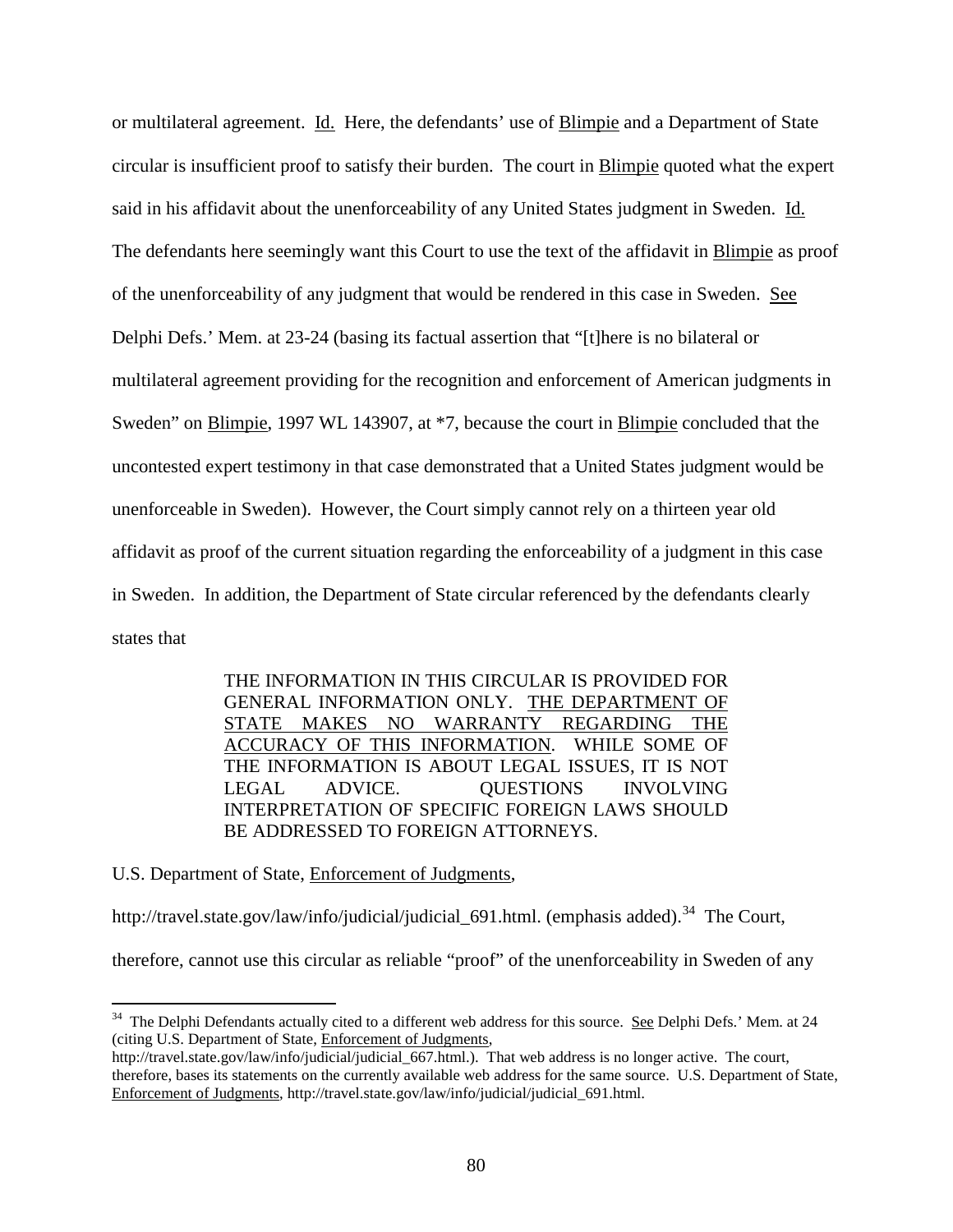or multilateral agreement. Id. Here, the defendants' use of Blimpie and a Department of State circular is insufficient proof to satisfy their burden. The court in Blimpie quoted what the expert said in his affidavit about the unenforceability of any United States judgment in Sweden. Id. The defendants here seemingly want this Court to use the text of the affidavit in Blimpie as proof of the unenforceability of any judgment that would be rendered in this case in Sweden. See Delphi Defs.' Mem. at 23-24 (basing its factual assertion that "[t]here is no bilateral or multilateral agreement providing for the recognition and enforcement of American judgments in Sweden" on Blimpie, 1997 WL 143907, at *7, because the court in Blimpie concluded that the uncontested expert testimony in that case demonstrated that a United States judgment would be unenforceable in Sweden). However, the Court simply cannot rely on a thirteen year old affidavit as proof of the current situation regarding the enforceability of a judgment in this case in Sweden. In addition, the Department of State circular referenced by the defendants clearly states that

> THE INFORMATION IN THIS CIRCULAR IS PROVIDED FOR GENERAL INFORMATION ONLY. THE DEPARTMENT OF STATE MAKES NO WARRANTY REGARDING THE ACCURACY OF THIS INFORMATION. WHILE SOME OF THE INFORMATION IS ABOUT LEGAL ISSUES, IT IS NOT LEGAL ADVICE. QUESTIONS INVOLVING INTERPRETATION OF SPECIFIC FOREIGN LAWS SHOULD BE ADDRESSED TO FOREIGN ATTORNEYS.

U.S. Department of State, Enforcement of Judgments, http://travel.state.gov/law/info/judicial/judicial_691.html. (emphasis added).[34] The Court, therefore, cannot use this circular as reliable "proof" of the unenforceability in Sweden of any

---

[34] The Delphi Defendants actually cited to a different web address for this source. See Delphi Defs.' Mem. at 24 (citing U.S. Department of State, Enforcement of Judgments, http://travel.state.gov/law/info/judicial/judicial_667.html.). That web address is no longer active. The court, therefore, bases its statements on the currently available web address for the same source. U.S. Department of State, Enforcement of Judgments, http://travel.state.gov/law/info/judicial/judicial_691.html.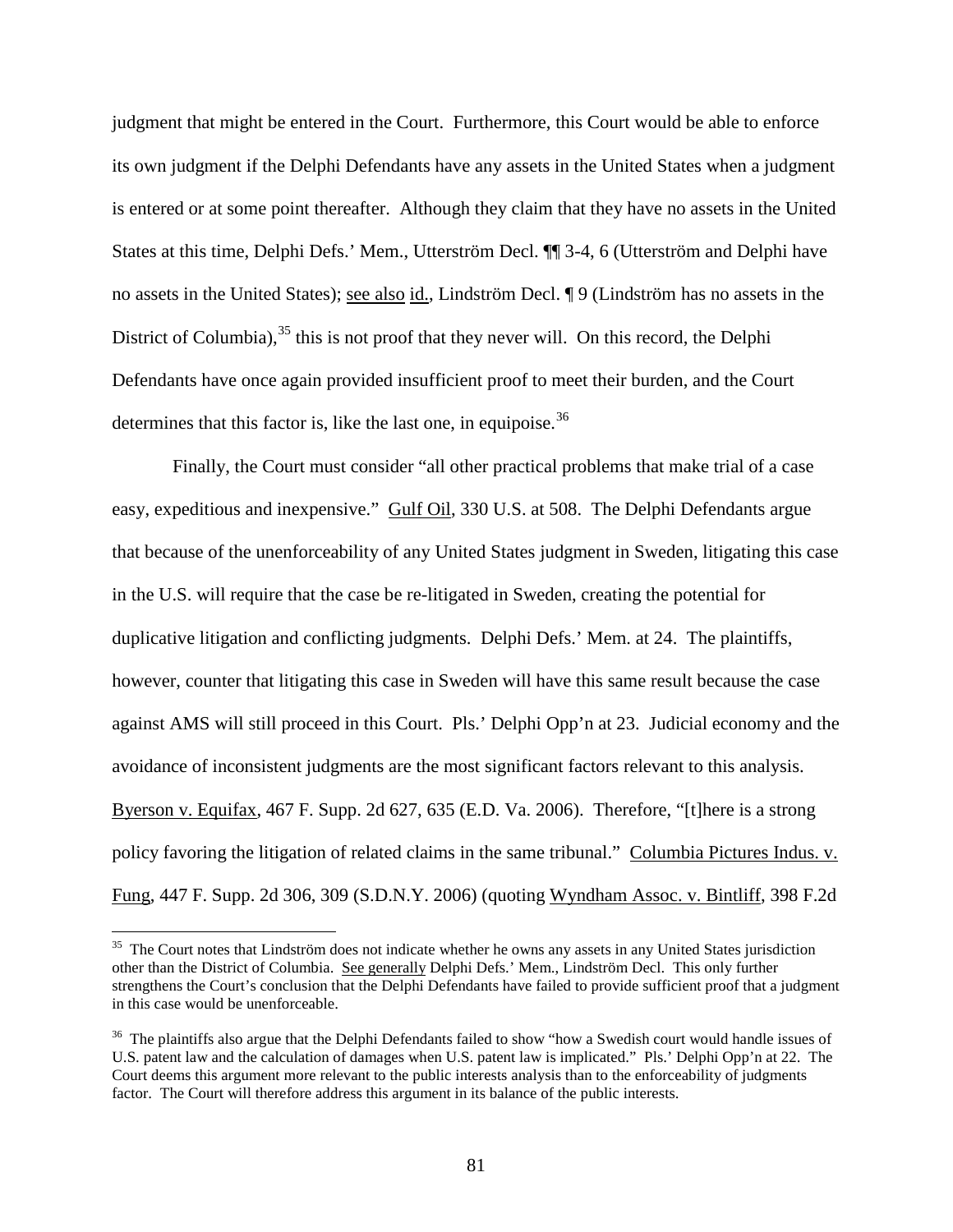judgment that might be entered in the Court. Furthermore, this Court would be able to enforce its own judgment if the Delphi Defendants have any assets in the United States when a judgment is entered or at some point thereafter. Although they claim that they have no assets in the United States at this time, Delphi Defs.' Mem., Utterström Decl. ¶¶ 3-4, 6 (Utterström and Delphi have no assets in the United States); see also id., Lindström Decl. ¶ 9 (Lindström has no assets in the District of Columbia),[35] this is not proof that they never will. On this record, the Delphi Defendants have once again provided insufficient proof to meet their burden, and the Court determines that this factor is, like the last one, in equipoise.[36]

Finally, the Court must consider "all other practical problems that make trial of a case easy, expeditious and inexpensive." Gulf Oil, 330 U.S. at 508. The Delphi Defendants argue that because of the unenforceability of any United States judgment in Sweden, litigating this case in the U.S. will require that the case be re-litigated in Sweden, creating the potential for duplicative litigation and conflicting judgments. Delphi Defs.' Mem. at 24. The plaintiffs, however, counter that litigating this case in Sweden will have this same result because the case against AMS will still proceed in this Court. Pls.' Delphi Opp'n at 23. Judicial economy and the avoidance of inconsistent judgments are the most significant factors relevant to this analysis. Byerson v. Equifax, 467 F. Supp. 2d 627, 635 (E.D. Va. 2006). Therefore, "[t]here is a strong policy favoring the litigation of related claims in the same tribunal." Columbia Pictures Indus. v. Fung, 447 F. Supp. 2d 306, 309 (S.D.N.Y. 2006) (quoting Wyndham Assoc. v. Bintliff, 398 F.2d

---

[35] The Court notes that Lindström does not indicate whether he owns any assets in any United States jurisdiction other than the District of Columbia. See generally Delphi Defs.' Mem., Lindström Decl. This only further strengthens the Court's conclusion that the Delphi Defendants have failed to provide sufficient proof that a judgment in this case would be unenforceable.

[36] The plaintiffs also argue that the Delphi Defendants failed to show "how a Swedish court would handle issues of U.S. patent law and the calculation of damages when U.S. patent law is implicated." Pls.' Delphi Opp'n at 22. The Court deems this argument more relevant to the public interests analysis than to the enforceability of judgments factor. The Court will therefore address this argument in its balance of the public interests.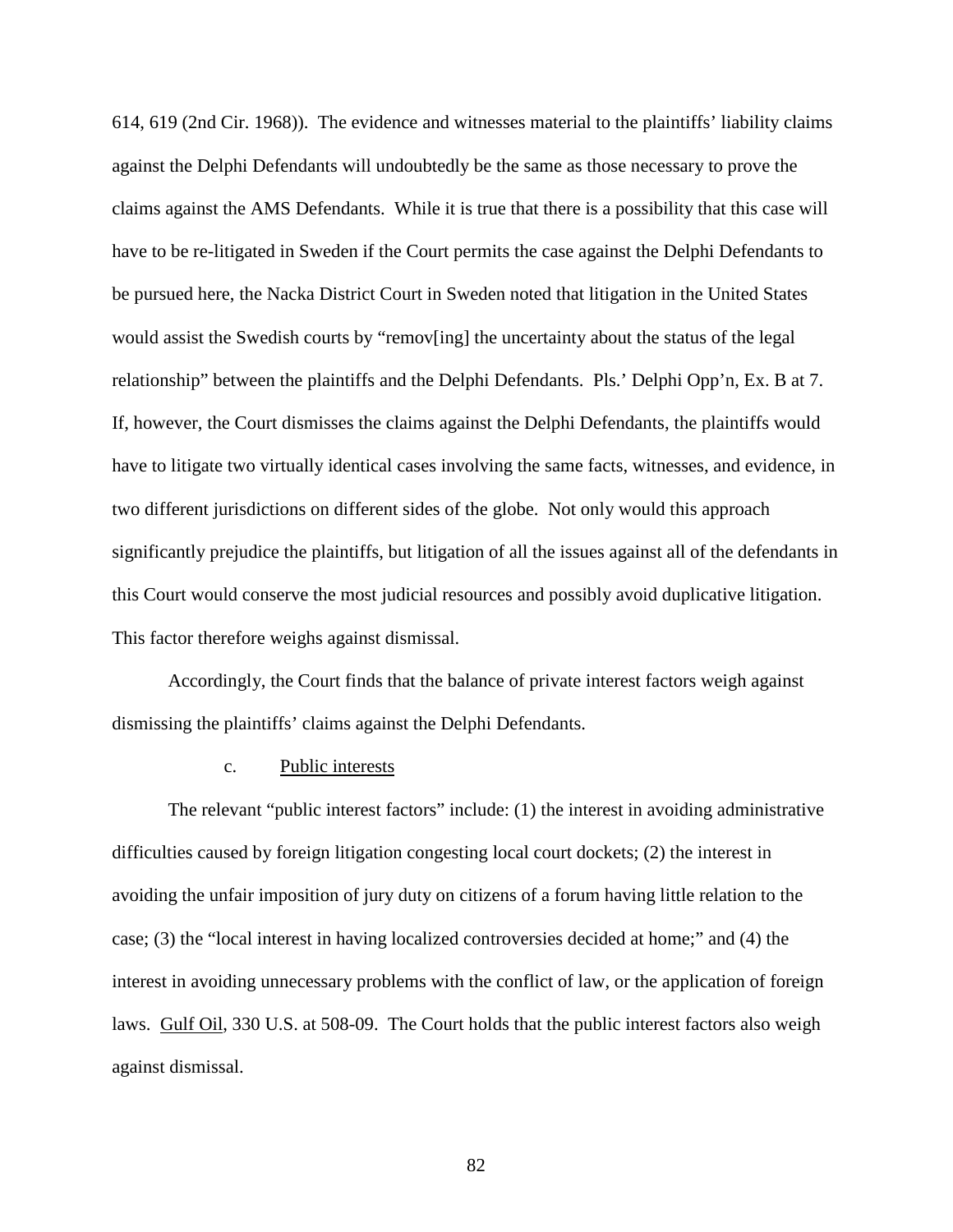614, 619 (2nd Cir. 1968)). The evidence and witnesses material to the plaintiffs' liability claims against the Delphi Defendants will undoubtedly be the same as those necessary to prove the claims against the AMS Defendants. While it is true that there is a possibility that this case will have to be re-litigated in Sweden if the Court permits the case against the Delphi Defendants to be pursued here, the Nacka District Court in Sweden noted that litigation in the United States would assist the Swedish courts by "remov[ing] the uncertainty about the status of the legal relationship" between the plaintiffs and the Delphi Defendants. Pls.' Delphi Opp'n, Ex. B at 7. If, however, the Court dismisses the claims against the Delphi Defendants, the plaintiffs would have to litigate two virtually identical cases involving the same facts, witnesses, and evidence, in two different jurisdictions on different sides of the globe. Not only would this approach significantly prejudice the plaintiffs, but litigation of all the issues against all of the defendants in this Court would conserve the most judicial resources and possibly avoid duplicative litigation. This factor therefore weighs against dismissal.

Accordingly, the Court finds that the balance of private interest factors weigh against dismissing the plaintiffs' claims against the Delphi Defendants.

c. Public interests

The relevant "public interest factors" include: (1) the interest in avoiding administrative difficulties caused by foreign litigation congesting local court dockets; (2) the interest in avoiding the unfair imposition of jury duty on citizens of a forum having little relation to the case; (3) the "local interest in having localized controversies decided at home;" and (4) the interest in avoiding unnecessary problems with the conflict of law, or the application of foreign laws. Gulf Oil, 330 U.S. at 508-09. The Court holds that the public interest factors also weigh against dismissal.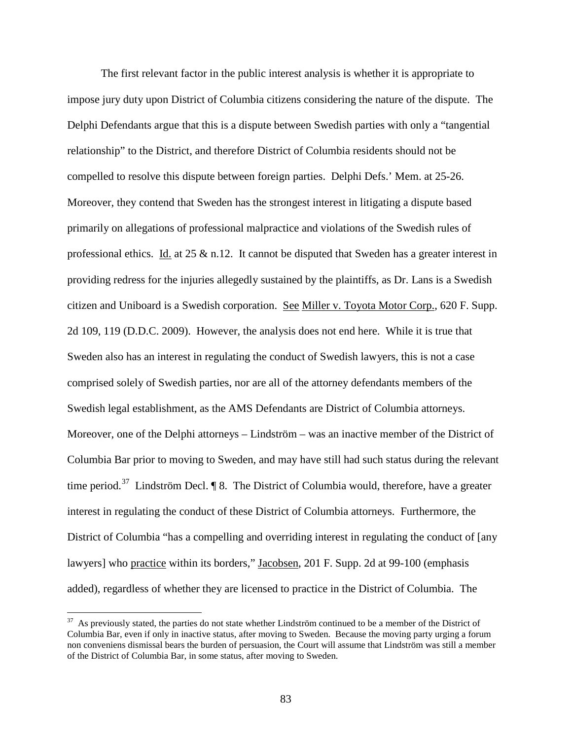The first relevant factor in the public interest analysis is whether it is appropriate to impose jury duty upon District of Columbia citizens considering the nature of the dispute. The Delphi Defendants argue that this is a dispute between Swedish parties with only a "tangential relationship" to the District, and therefore District of Columbia residents should not be compelled to resolve this dispute between foreign parties. Delphi Defs.' Mem. at 25-26. Moreover, they contend that Sweden has the strongest interest in litigating a dispute based primarily on allegations of professional malpractice and violations of the Swedish rules of professional ethics. Id. at 25 & n.12. It cannot be disputed that Sweden has a greater interest in providing redress for the injuries allegedly sustained by the plaintiffs, as Dr. Lans is a Swedish citizen and Uniboard is a Swedish corporation. See Miller v. Toyota Motor Corp., 620 F. Supp. 2d 109, 119 (D.D.C. 2009). However, the analysis does not end here. While it is true that Sweden also has an interest in regulating the conduct of Swedish lawyers, this is not a case comprised solely of Swedish parties, nor are all of the attorney defendants members of the Swedish legal establishment, as the AMS Defendants are District of Columbia attorneys. Moreover, one of the Delphi attorneys – Lindström – was an inactive member of the District of Columbia Bar prior to moving to Sweden, and may have still had such status during the relevant time period.[37] Lindström Decl. ¶ 8. The District of Columbia would, therefore, have a greater interest in regulating the conduct of these District of Columbia attorneys. Furthermore, the District of Columbia "has a compelling and overriding interest in regulating the conduct of [any lawyers] who practice within its borders," Jacobsen, 201 F. Supp. 2d at 99-100 (emphasis added), regardless of whether they are licensed to practice in the District of Columbia. The

[37] As previously stated, the parties do not state whether Lindström continued to be a member of the District of Columbia Bar, even if only in inactive status, after moving to Sweden. Because the moving party urging a forum non conveniens dismissal bears the burden of persuasion, the Court will assume that Lindström was still a member of the District of Columbia Bar, in some status, after moving to Sweden.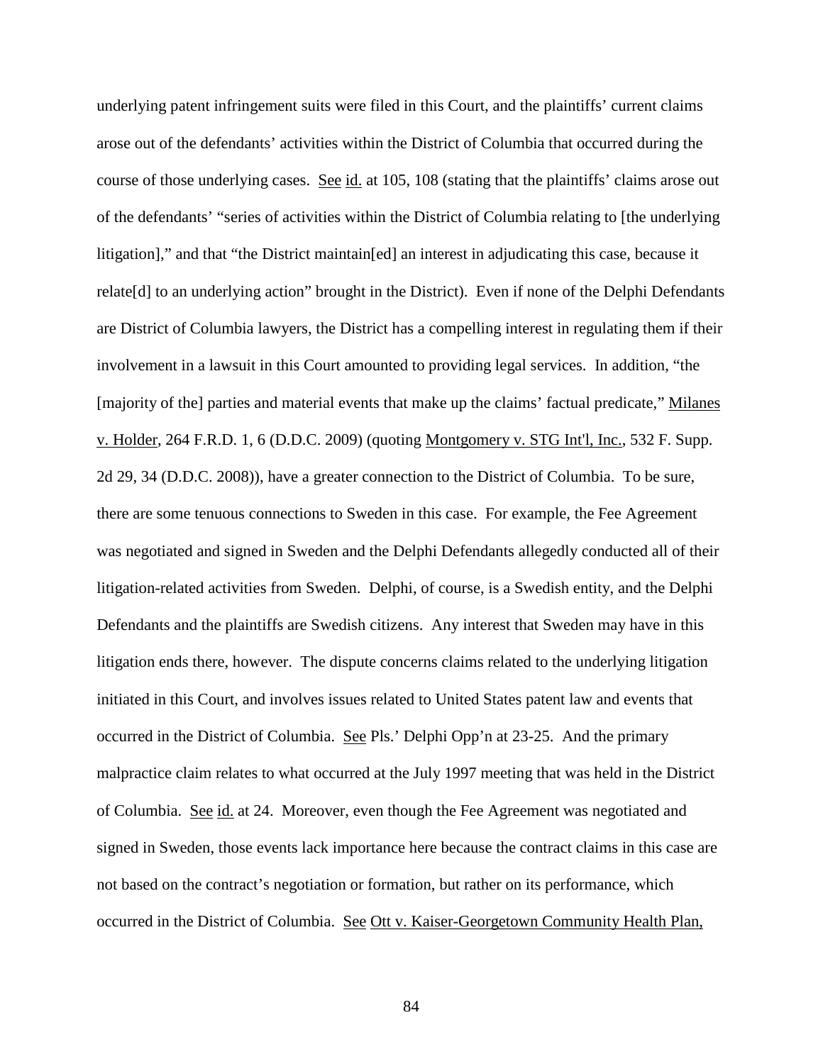underlying patent infringement suits were filed in this Court, and the plaintiffs' current claims arose out of the defendants' activities within the District of Columbia that occurred during the course of those underlying cases. See id. at 105, 108 (stating that the plaintiffs' claims arose out of the defendants' "series of activities within the District of Columbia relating to [the underlying litigation]," and that "the District maintain[ed] an interest in adjudicating this case, because it relate[d] to an underlying action" brought in the District). Even if none of the Delphi Defendants are District of Columbia lawyers, the District has a compelling interest in regulating them if their involvement in a lawsuit in this Court amounted to providing legal services. In addition, "the [majority of the] parties and material events that make up the claims' factual predicate," Milanes v. Holder, 264 F.R.D. 1, 6 (D.D.C. 2009) (quoting Montgomery v. STG Int'l, Inc., 532 F. Supp. 2d 29, 34 (D.D.C. 2008)), have a greater connection to the District of Columbia. To be sure, there are some tenuous connections to Sweden in this case. For example, the Fee Agreement was negotiated and signed in Sweden and the Delphi Defendants allegedly conducted all of their litigation-related activities from Sweden. Delphi, of course, is a Swedish entity, and the Delphi Defendants and the plaintiffs are Swedish citizens. Any interest that Sweden may have in this litigation ends there, however. The dispute concerns claims related to the underlying litigation initiated in this Court, and involves issues related to United States patent law and events that occurred in the District of Columbia. See Pls.' Delphi Opp'n at 23-25. And the primary malpractice claim relates to what occurred at the July 1997 meeting that was held in the District of Columbia. See id. at 24. Moreover, even though the Fee Agreement was negotiated and signed in Sweden, those events lack importance here because the contract claims in this case are not based on the contract's negotiation or formation, but rather on its performance, which occurred in the District of Columbia. See Ott v. Kaiser-Georgetown Community Health Plan,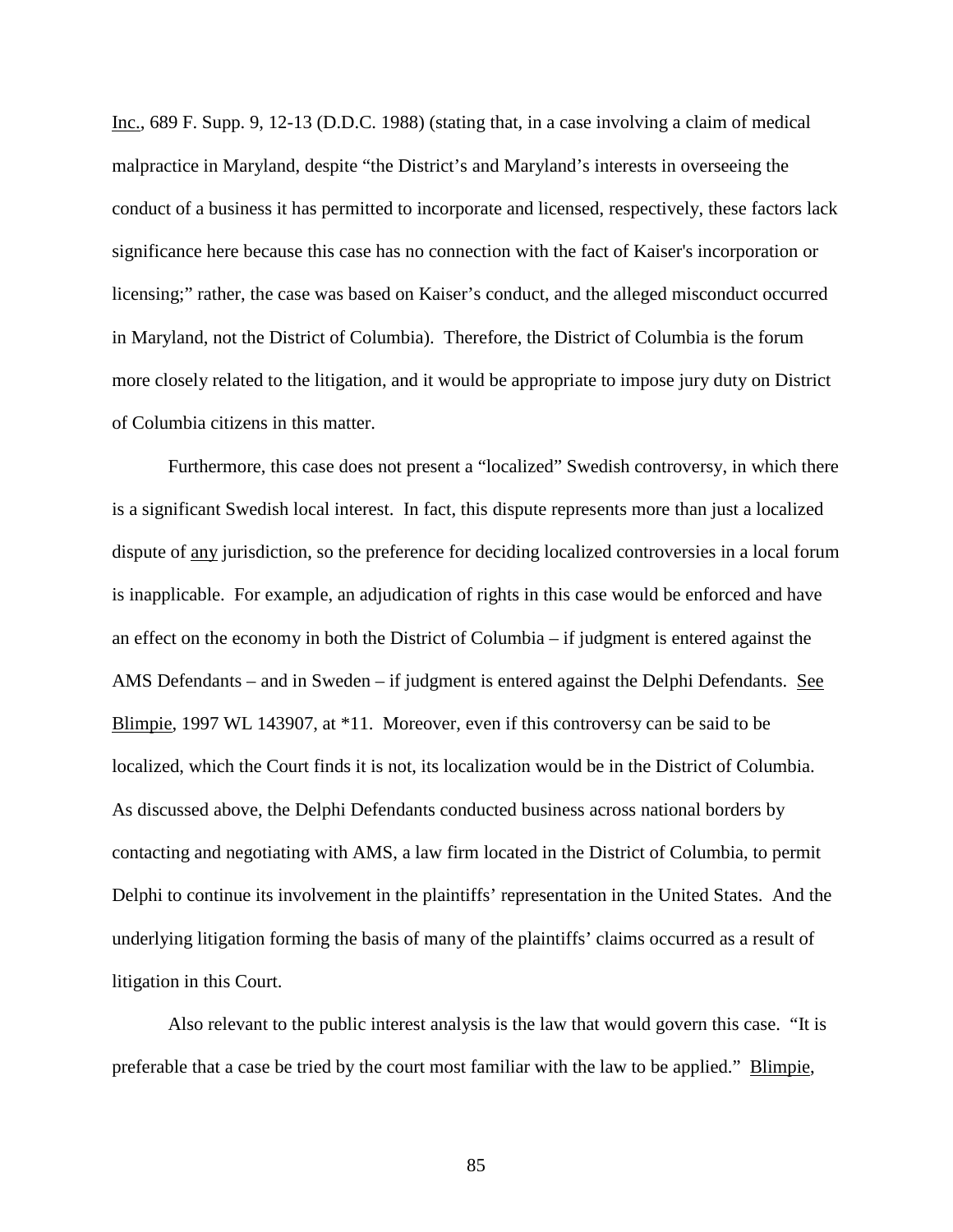Inc., 689 F. Supp. 9, 12-13 (D.D.C. 1988) (stating that, in a case involving a claim of medical malpractice in Maryland, despite "the District's and Maryland's interests in overseeing the conduct of a business it has permitted to incorporate and licensed, respectively, these factors lack significance here because this case has no connection with the fact of Kaiser's incorporation or licensing;" rather, the case was based on Kaiser's conduct, and the alleged misconduct occurred in Maryland, not the District of Columbia). Therefore, the District of Columbia is the forum more closely related to the litigation, and it would be appropriate to impose jury duty on District of Columbia citizens in this matter.

Furthermore, this case does not present a "localized" Swedish controversy, in which there is a significant Swedish local interest. In fact, this dispute represents more than just a localized dispute of any jurisdiction, so the preference for deciding localized controversies in a local forum is inapplicable. For example, an adjudication of rights in this case would be enforced and have an effect on the economy in both the District of Columbia – if judgment is entered against the AMS Defendants – and in Sweden – if judgment is entered against the Delphi Defendants. See Blimpie, 1997 WL 143907, at *11. Moreover, even if this controversy can be said to be localized, which the Court finds it is not, its localization would be in the District of Columbia. As discussed above, the Delphi Defendants conducted business across national borders by contacting and negotiating with AMS, a law firm located in the District of Columbia, to permit Delphi to continue its involvement in the plaintiffs' representation in the United States. And the underlying litigation forming the basis of many of the plaintiffs' claims occurred as a result of litigation in this Court.

Also relevant to the public interest analysis is the law that would govern this case. "It is preferable that a case be tried by the court most familiar with the law to be applied." Blimpie,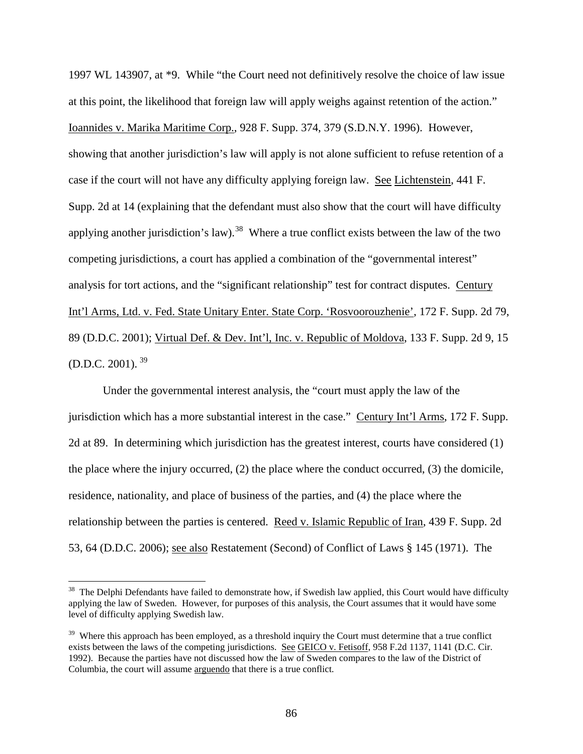1997 WL 143907, at *9. While "the Court need not definitively resolve the choice of law issue at this point, the likelihood that foreign law will apply weighs against retention of the action." Ioannides v. Marika Maritime Corp., 928 F. Supp. 374, 379 (S.D.N.Y. 1996). However, showing that another jurisdiction's law will apply is not alone sufficient to refuse retention of a case if the court will not have any difficulty applying foreign law. See Lichtenstein, 441 F. Supp. 2d at 14 (explaining that the defendant must also show that the court will have difficulty applying another jurisdiction's law).[38] Where a true conflict exists between the law of the two competing jurisdictions, a court has applied a combination of the "governmental interest" analysis for tort actions, and the "significant relationship" test for contract disputes. Century Int'l Arms, Ltd. v. Fed. State Unitary Enter. State Corp. 'Rosvoorouzhenie', 172 F. Supp. 2d 79, 89 (D.D.C. 2001); Virtual Def. & Dev. Int'l, Inc. v. Republic of Moldova, 133 F. Supp. 2d 9, 15 (D.D.C. 2001).[39]

Under the governmental interest analysis, the "court must apply the law of the jurisdiction which has a more substantial interest in the case." Century Int'l Arms, 172 F. Supp. 2d at 89. In determining which jurisdiction has the greatest interest, courts have considered (1) the place where the injury occurred, (2) the place where the conduct occurred, (3) the domicile, residence, nationality, and place of business of the parties, and (4) the place where the relationship between the parties is centered. Reed v. Islamic Republic of Iran, 439 F. Supp. 2d 53, 64 (D.D.C. 2006); see also Restatement (Second) of Conflict of Laws § 145 (1971). The

---

[38] The Delphi Defendants have failed to demonstrate how, if Swedish law applied, this Court would have difficulty applying the law of Sweden. However, for purposes of this analysis, the Court assumes that it would have some level of difficulty applying Swedish law.

[39] Where this approach has been employed, as a threshold inquiry the Court must determine that a true conflict exists between the laws of the competing jurisdictions. See GEICO v. Fetisoff, 958 F.2d 1137, 1141 (D.C. Cir. 1992). Because the parties have not discussed how the law of Sweden compares to the law of the District of Columbia, the court will assume arguendo that there is a true conflict.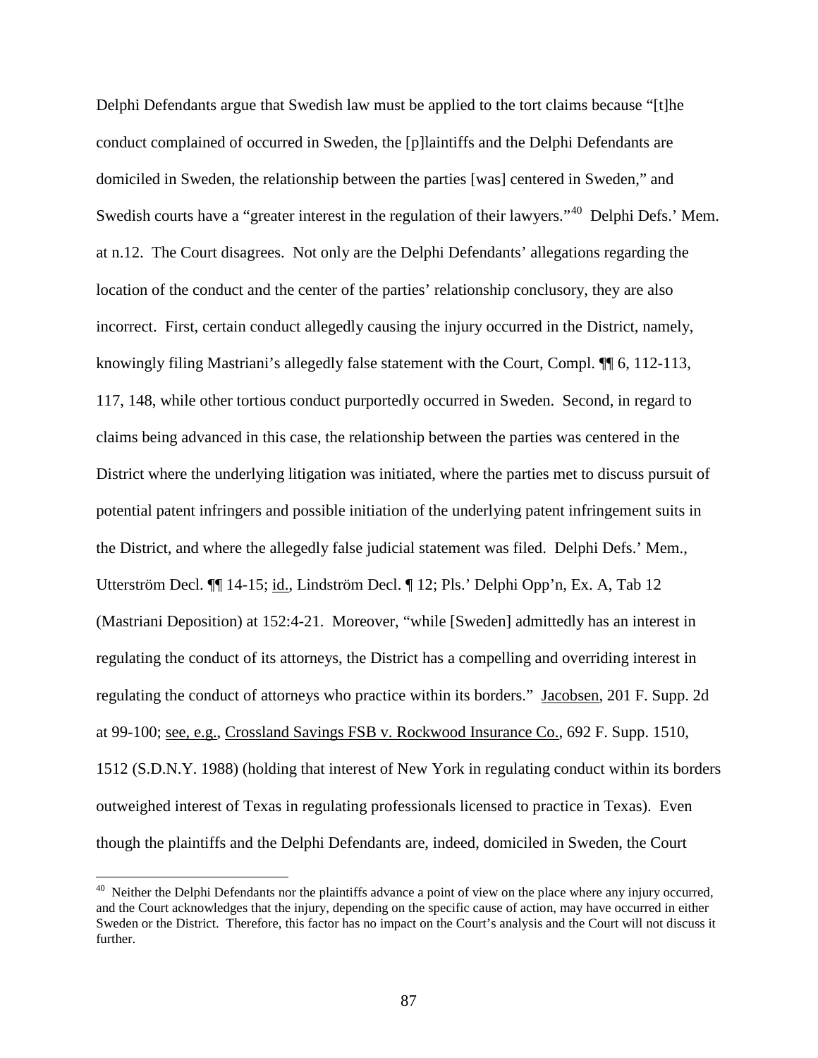Delphi Defendants argue that Swedish law must be applied to the tort claims because "[t]he conduct complained of occurred in Sweden, the [p]laintiffs and the Delphi Defendants are domiciled in Sweden, the relationship between the parties [was] centered in Sweden," and Swedish courts have a "greater interest in the regulation of their lawyers."[40] Delphi Defs.' Mem. at n.12. The Court disagrees. Not only are the Delphi Defendants' allegations regarding the location of the conduct and the center of the parties' relationship conclusory, they are also incorrect. First, certain conduct allegedly causing the injury occurred in the District, namely, knowingly filing Mastriani's allegedly false statement with the Court, Compl. ¶¶ 6, 112-113, 117, 148, while other tortious conduct purportedly occurred in Sweden. Second, in regard to claims being advanced in this case, the relationship between the parties was centered in the District where the underlying litigation was initiated, where the parties met to discuss pursuit of potential patent infringers and possible initiation of the underlying patent infringement suits in the District, and where the allegedly false judicial statement was filed. Delphi Defs.' Mem., Utterström Decl. ¶¶ 14-15; id., Lindström Decl. ¶ 12; Pls.' Delphi Opp'n, Ex. A, Tab 12 (Mastriani Deposition) at 152:4-21. Moreover, "while [Sweden] admittedly has an interest in regulating the conduct of its attorneys, the District has a compelling and overriding interest in regulating the conduct of attorneys who practice within its borders." Jacobsen, 201 F. Supp. 2d at 99-100; see, e.g., Crossland Savings FSB v. Rockwood Insurance Co., 692 F. Supp. 1510, 1512 (S.D.N.Y. 1988) (holding that interest of New York in regulating conduct within its borders outweighed interest of Texas in regulating professionals licensed to practice in Texas). Even though the plaintiffs and the Delphi Defendants are, indeed, domiciled in Sweden, the Court

[40] Neither the Delphi Defendants nor the plaintiffs advance a point of view on the place where any injury occurred, and the Court acknowledges that the injury, depending on the specific cause of action, may have occurred in either Sweden or the District. Therefore, this factor has no impact on the Court's analysis and the Court will not discuss it further.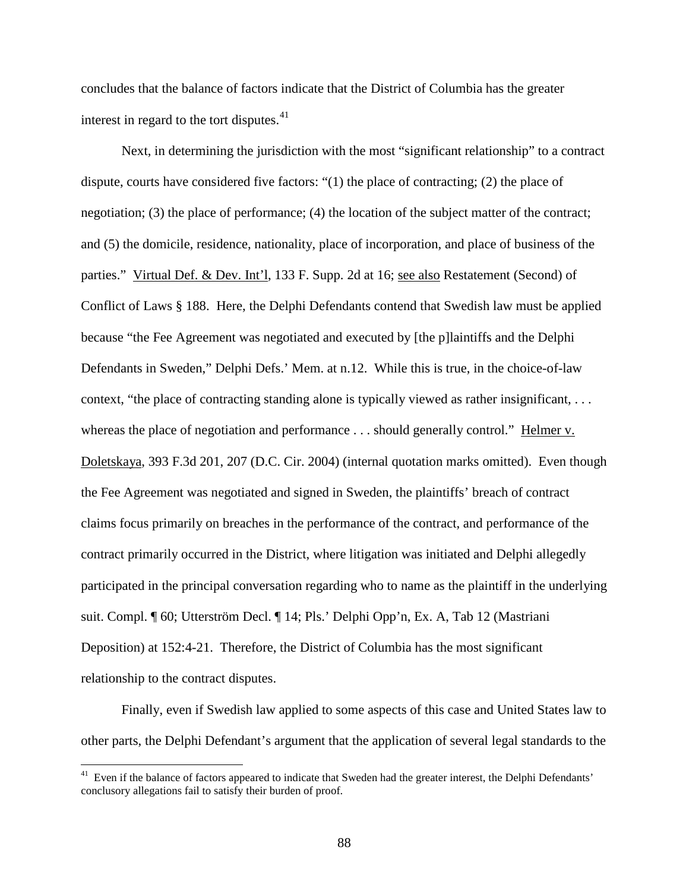concludes that the balance of factors indicate that the District of Columbia has the greater interest in regard to the tort disputes.[41]

Next, in determining the jurisdiction with the most "significant relationship" to a contract dispute, courts have considered five factors: "(1) the place of contracting; (2) the place of negotiation; (3) the place of performance; (4) the location of the subject matter of the contract; and (5) the domicile, residence, nationality, place of incorporation, and place of business of the parties." Virtual Def. & Dev. Int'l, 133 F. Supp. 2d at 16; see also Restatement (Second) of Conflict of Laws § 188. Here, the Delphi Defendants contend that Swedish law must be applied because "the Fee Agreement was negotiated and executed by [the p]laintiffs and the Delphi Defendants in Sweden," Delphi Defs.' Mem. at n.12. While this is true, in the choice-of-law context, "the place of contracting standing alone is typically viewed as rather insignificant, . . . whereas the place of negotiation and performance . . . should generally control." Helmer v. Doletskaya, 393 F.3d 201, 207 (D.C. Cir. 2004) (internal quotation marks omitted). Even though the Fee Agreement was negotiated and signed in Sweden, the plaintiffs' breach of contract claims focus primarily on breaches in the performance of the contract, and performance of the contract primarily occurred in the District, where litigation was initiated and Delphi allegedly participated in the principal conversation regarding who to name as the plaintiff in the underlying suit. Compl. ¶ 60; Utterström Decl. ¶ 14; Pls.' Delphi Opp'n, Ex. A, Tab 12 (Mastriani Deposition) at 152:4-21. Therefore, the District of Columbia has the most significant relationship to the contract disputes.

Finally, even if Swedish law applied to some aspects of this case and United States law to other parts, the Delphi Defendant's argument that the application of several legal standards to the

[41] Even if the balance of factors appeared to indicate that Sweden had the greater interest, the Delphi Defendants' conclusory allegations fail to satisfy their burden of proof.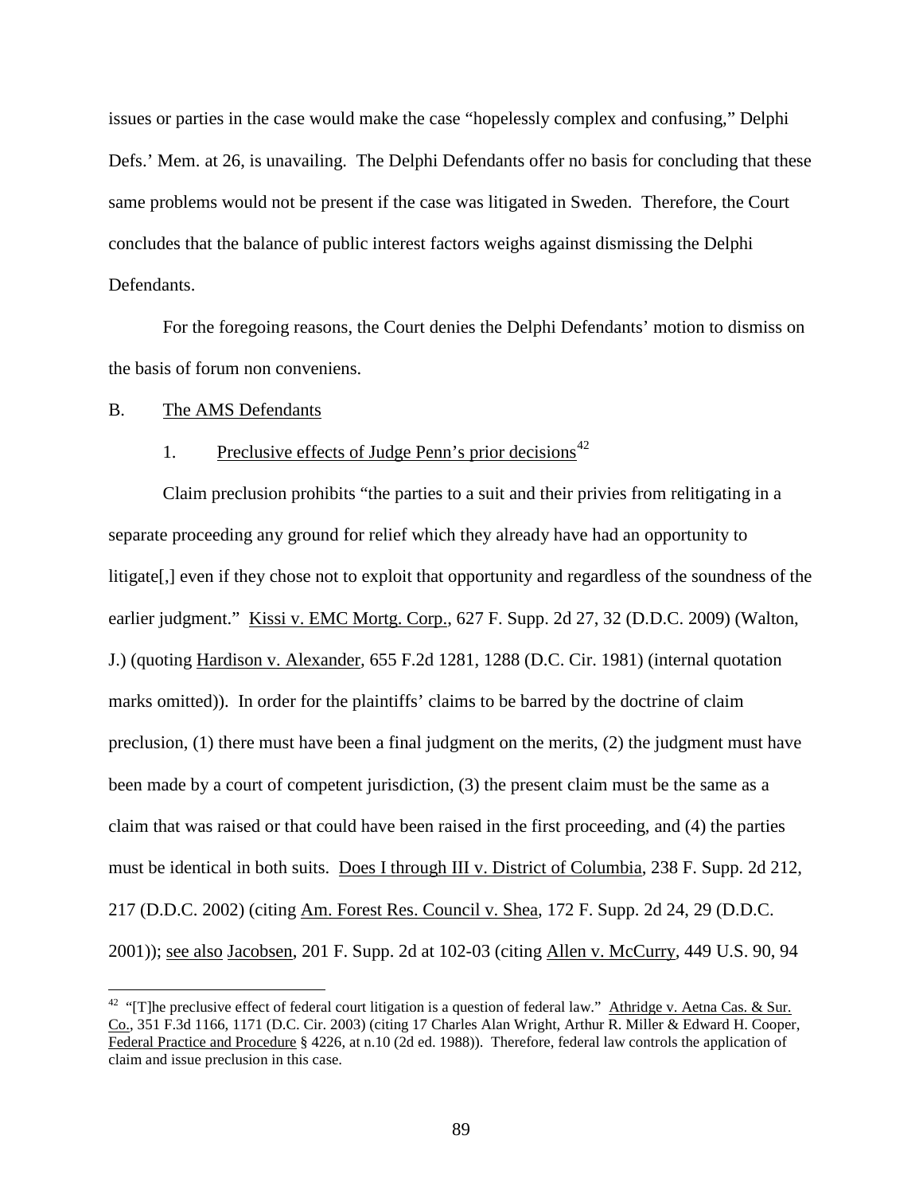issues or parties in the case would make the case "hopelessly complex and confusing," Delphi Defs.' Mem. at 26, is unavailing. The Delphi Defendants offer no basis for concluding that these same problems would not be present if the case was litigated in Sweden. Therefore, the Court concludes that the balance of public interest factors weighs against dismissing the Delphi Defendants.

For the foregoing reasons, the Court denies the Delphi Defendants' motion to dismiss on the basis of forum non conveniens.

B. The AMS Defendants

1. Preclusive effects of Judge Penn's prior decisions[42]

Claim preclusion prohibits "the parties to a suit and their privies from relitigating in a separate proceeding any ground for relief which they already have had an opportunity to litigate[,] even if they chose not to exploit that opportunity and regardless of the soundness of the earlier judgment." Kissi v. EMC Mortg. Corp., 627 F. Supp. 2d 27, 32 (D.D.C. 2009) (Walton, J.) (quoting Hardison v. Alexander, 655 F.2d 1281, 1288 (D.C. Cir. 1981) (internal quotation marks omitted)). In order for the plaintiffs' claims to be barred by the doctrine of claim preclusion, (1) there must have been a final judgment on the merits, (2) the judgment must have been made by a court of competent jurisdiction, (3) the present claim must be the same as a claim that was raised or that could have been raised in the first proceeding, and (4) the parties must be identical in both suits. Does I through III v. District of Columbia, 238 F. Supp. 2d 212, 217 (D.D.C. 2002) (citing Am. Forest Res. Council v. Shea, 172 F. Supp. 2d 24, 29 (D.D.C. 2001)); see also Jacobsen, 201 F. Supp. 2d at 102-03 (citing Allen v. McCurry, 449 U.S. 90, 94

[42] "[T]he preclusive effect of federal court litigation is a question of federal law." Athridge v. Aetna Cas. & Sur. Co., 351 F.3d 1166, 1171 (D.C. Cir. 2003) (citing 17 Charles Alan Wright, Arthur R. Miller & Edward H. Cooper, Federal Practice and Procedure § 4226, at n.10 (2d ed. 1988)). Therefore, federal law controls the application of claim and issue preclusion in this case.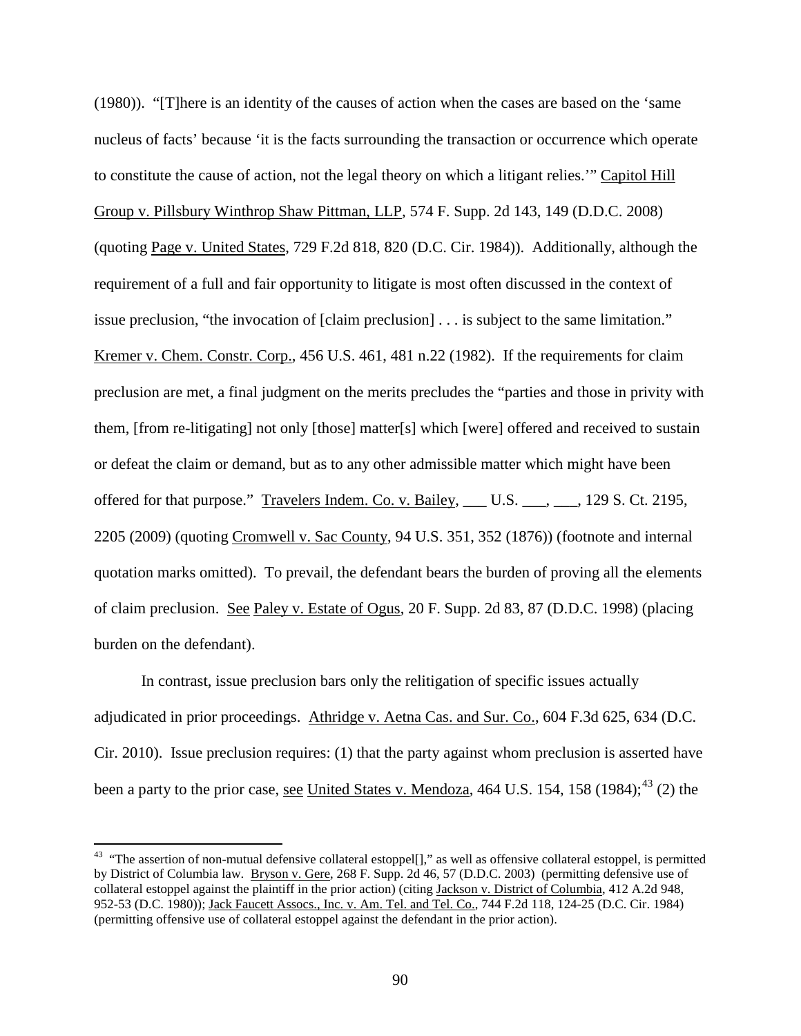(1980)). "[T]here is an identity of the causes of action when the cases are based on the 'same nucleus of facts' because 'it is the facts surrounding the transaction or occurrence which operate to constitute the cause of action, not the legal theory on which a litigant relies.'" Capitol Hill Group v. Pillsbury Winthrop Shaw Pittman, LLP, 574 F. Supp. 2d 143, 149 (D.D.C. 2008) (quoting Page v. United States, 729 F.2d 818, 820 (D.C. Cir. 1984)). Additionally, although the requirement of a full and fair opportunity to litigate is most often discussed in the context of issue preclusion, "the invocation of [claim preclusion] . . . is subject to the same limitation." Kremer v. Chem. Constr. Corp., 456 U.S. 461, 481 n.22 (1982). If the requirements for claim preclusion are met, a final judgment on the merits precludes the "parties and those in privity with them, [from re-litigating] not only [those] matter[s] which [were] offered and received to sustain or defeat the claim or demand, but as to any other admissible matter which might have been offered for that purpose." Travelers Indem. Co. v. Bailey, ___ U.S. ___, ___, 129 S. Ct. 2195, 2205 (2009) (quoting Cromwell v. Sac County, 94 U.S. 351, 352 (1876)) (footnote and internal quotation marks omitted). To prevail, the defendant bears the burden of proving all the elements of claim preclusion. See Paley v. Estate of Ogus, 20 F. Supp. 2d 83, 87 (D.D.C. 1998) (placing burden on the defendant).

In contrast, issue preclusion bars only the relitigation of specific issues actually adjudicated in prior proceedings. Athridge v. Aetna Cas. and Sur. Co., 604 F.3d 625, 634 (D.C. Cir. 2010). Issue preclusion requires: (1) that the party against whom preclusion is asserted have been a party to the prior case, see United States v. Mendoza, 464 U.S. 154, 158 (1984);[43] (2) the

---

[43] "The assertion of non-mutual defensive collateral estoppel[]," as well as offensive collateral estoppel, is permitted by District of Columbia law. Bryson v. Gere, 268 F. Supp. 2d 46, 57 (D.D.C. 2003) (permitting defensive use of collateral estoppel against the plaintiff in the prior action) (citing Jackson v. District of Columbia, 412 A.2d 948, 952-53 (D.C. 1980)); Jack Faucett Assocs., Inc. v. Am. Tel. and Tel. Co., 744 F.2d 118, 124-25 (D.C. Cir. 1984) (permitting offensive use of collateral estoppel against the defendant in the prior action).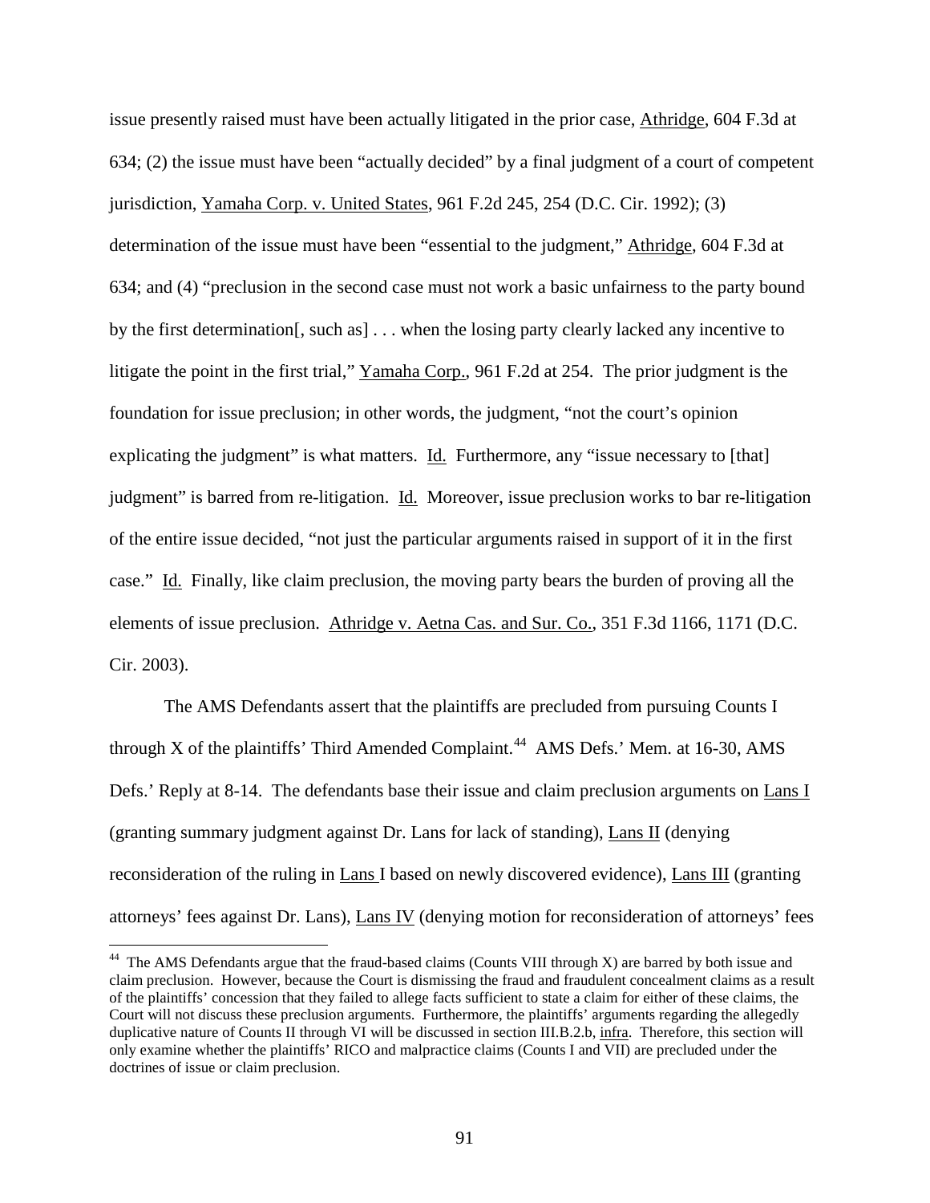issue presently raised must have been actually litigated in the prior case, Athridge, 604 F.3d at 634; (2) the issue must have been "actually decided" by a final judgment of a court of competent jurisdiction, Yamaha Corp. v. United States, 961 F.2d 245, 254 (D.C. Cir. 1992); (3) determination of the issue must have been "essential to the judgment," Athridge, 604 F.3d at 634; and (4) "preclusion in the second case must not work a basic unfairness to the party bound by the first determination[, such as] . . . when the losing party clearly lacked any incentive to litigate the point in the first trial," Yamaha Corp., 961 F.2d at 254. The prior judgment is the foundation for issue preclusion; in other words, the judgment, "not the court's opinion explicating the judgment" is what matters. Id. Furthermore, any "issue necessary to [that] judgment" is barred from re-litigation. Id. Moreover, issue preclusion works to bar re-litigation of the entire issue decided, "not just the particular arguments raised in support of it in the first case." Id. Finally, like claim preclusion, the moving party bears the burden of proving all the elements of issue preclusion. Athridge v. Aetna Cas. and Sur. Co., 351 F.3d 1166, 1171 (D.C. Cir. 2003).

The AMS Defendants assert that the plaintiffs are precluded from pursuing Counts I through X of the plaintiffs' Third Amended Complaint.[44] AMS Defs.' Mem. at 16-30, AMS Defs.' Reply at 8-14. The defendants base their issue and claim preclusion arguments on Lans I (granting summary judgment against Dr. Lans for lack of standing), Lans II (denying reconsideration of the ruling in Lans I based on newly discovered evidence), Lans III (granting attorneys' fees against Dr. Lans), Lans IV (denying motion for reconsideration of attorneys' fees

[44] The AMS Defendants argue that the fraud-based claims (Counts VIII through X) are barred by both issue and claim preclusion. However, because the Court is dismissing the fraud and fraudulent concealment claims as a result of the plaintiffs' concession that they failed to allege facts sufficient to state a claim for either of these claims, the Court will not discuss these preclusion arguments. Furthermore, the plaintiffs' arguments regarding the allegedly duplicative nature of Counts II through VI will be discussed in section III.B.2.b, infra. Therefore, this section will only examine whether the plaintiffs' RICO and malpractice claims (Counts I and VII) are precluded under the doctrines of issue or claim preclusion.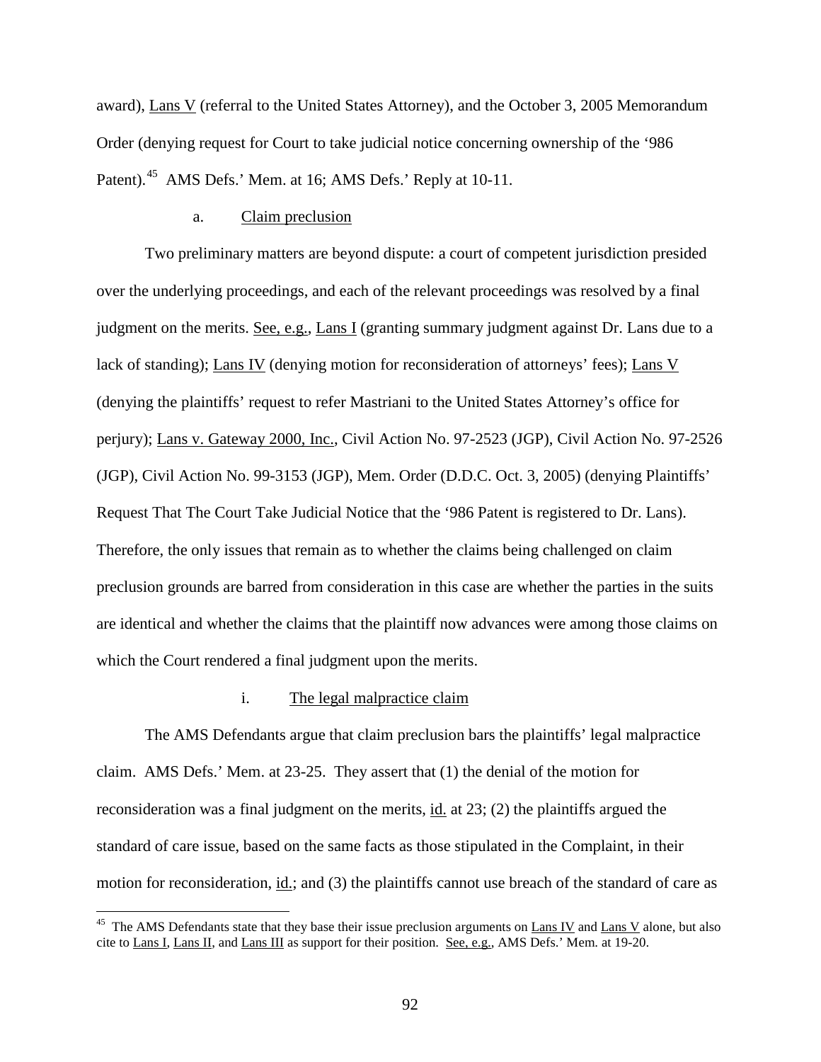award), Lans V (referral to the United States Attorney), and the October 3, 2005 Memorandum Order (denying request for Court to take judicial notice concerning ownership of the '986 Patent).[45] AMS Defs.' Mem. at 16; AMS Defs.' Reply at 10-11.

a. Claim preclusion

Two preliminary matters are beyond dispute: a court of competent jurisdiction presided over the underlying proceedings, and each of the relevant proceedings was resolved by a final judgment on the merits. See, e.g., Lans I (granting summary judgment against Dr. Lans due to a lack of standing); Lans IV (denying motion for reconsideration of attorneys' fees); Lans V (denying the plaintiffs' request to refer Mastriani to the United States Attorney's office for perjury); Lans v. Gateway 2000, Inc., Civil Action No. 97-2523 (JGP), Civil Action No. 97-2526 (JGP), Civil Action No. 99-3153 (JGP), Mem. Order (D.D.C. Oct. 3, 2005) (denying Plaintiffs' Request That The Court Take Judicial Notice that the '986 Patent is registered to Dr. Lans). Therefore, the only issues that remain as to whether the claims being challenged on claim preclusion grounds are barred from consideration in this case are whether the parties in the suits are identical and whether the claims that the plaintiff now advances were among those claims on which the Court rendered a final judgment upon the merits.

i. The legal malpractice claim

The AMS Defendants argue that claim preclusion bars the plaintiffs' legal malpractice claim. AMS Defs.' Mem. at 23-25. They assert that (1) the denial of the motion for reconsideration was a final judgment on the merits, id. at 23; (2) the plaintiffs argued the standard of care issue, based on the same facts as those stipulated in the Complaint, in their motion for reconsideration, id.; and (3) the plaintiffs cannot use breach of the standard of care as

[45] The AMS Defendants state that they base their issue preclusion arguments on Lans IV and Lans V alone, but also cite to Lans I, Lans II, and Lans III as support for their position. See, e.g., AMS Defs.' Mem. at 19-20.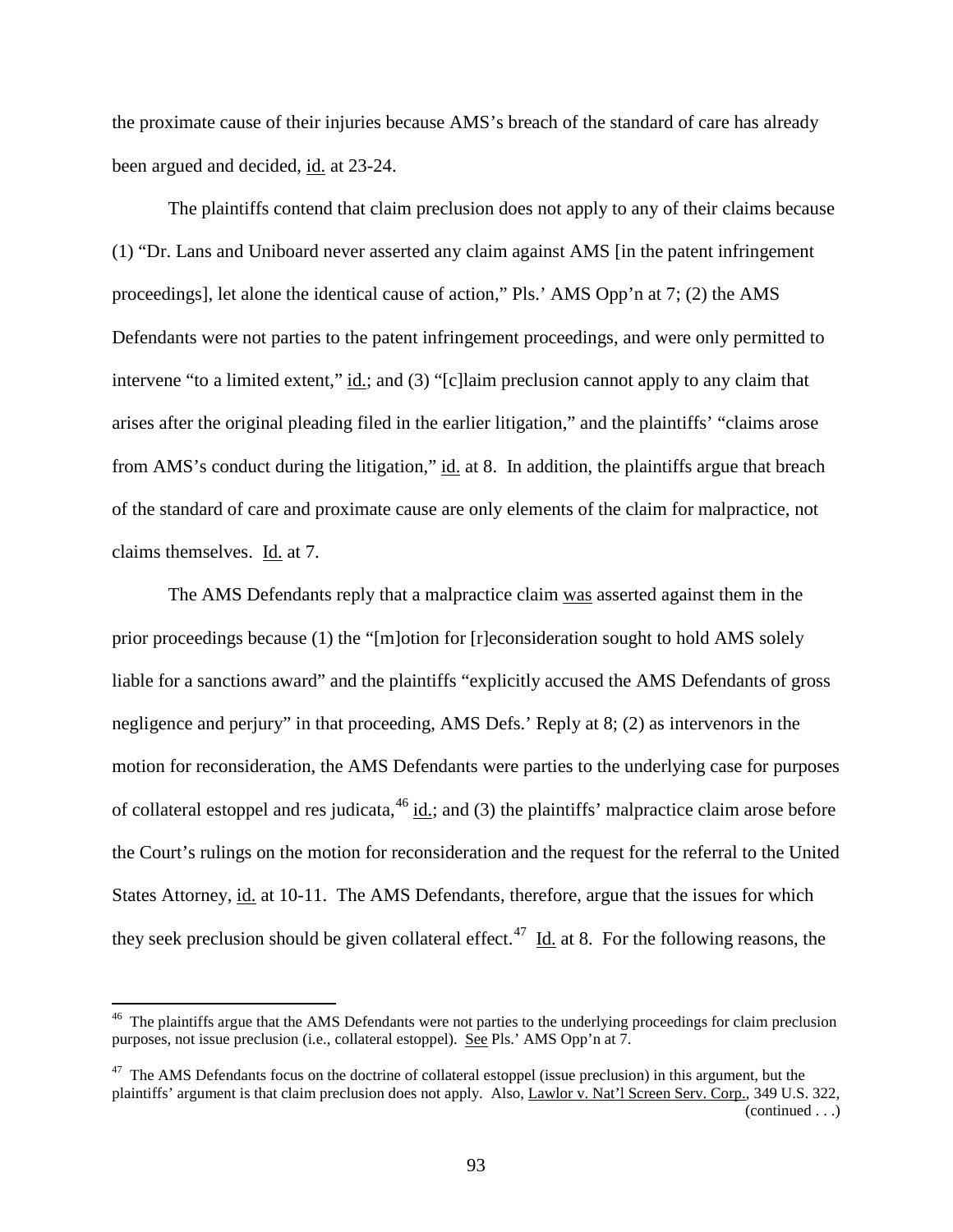the proximate cause of their injuries because AMS's breach of the standard of care has already been argued and decided, id. at 23-24.

The plaintiffs contend that claim preclusion does not apply to any of their claims because (1) "Dr. Lans and Uniboard never asserted any claim against AMS [in the patent infringement proceedings], let alone the identical cause of action," Pls.' AMS Opp'n at 7; (2) the AMS Defendants were not parties to the patent infringement proceedings, and were only permitted to intervene "to a limited extent," id.; and (3) "[c]laim preclusion cannot apply to any claim that arises after the original pleading filed in the earlier litigation," and the plaintiffs' "claims arose from AMS's conduct during the litigation," id. at 8. In addition, the plaintiffs argue that breach of the standard of care and proximate cause are only elements of the claim for malpractice, not claims themselves. Id. at 7.

The AMS Defendants reply that a malpractice claim was asserted against them in the prior proceedings because (1) the "[m]otion for [r]econsideration sought to hold AMS solely liable for a sanctions award" and the plaintiffs "explicitly accused the AMS Defendants of gross negligence and perjury" in that proceeding, AMS Defs.' Reply at 8; (2) as intervenors in the motion for reconsideration, the AMS Defendants were parties to the underlying case for purposes of collateral estoppel and res judicata,[46] id.; and (3) the plaintiffs' malpractice claim arose before the Court's rulings on the motion for reconsideration and the request for the referral to the United States Attorney, id. at 10-11. The AMS Defendants, therefore, argue that the issues for which they seek preclusion should be given collateral effect.[47] Id. at 8. For the following reasons, the

---

[46] The plaintiffs argue that the AMS Defendants were not parties to the underlying proceedings for claim preclusion purposes, not issue preclusion (i.e., collateral estoppel). See Pls.' AMS Opp'n at 7.

[47] The AMS Defendants focus on the doctrine of collateral estoppel (issue preclusion) in this argument, but the plaintiffs' argument is that claim preclusion does not apply. Also, Lawlor v. Nat'l Screen Serv. Corp., 349 U.S. 322, (continued . . .)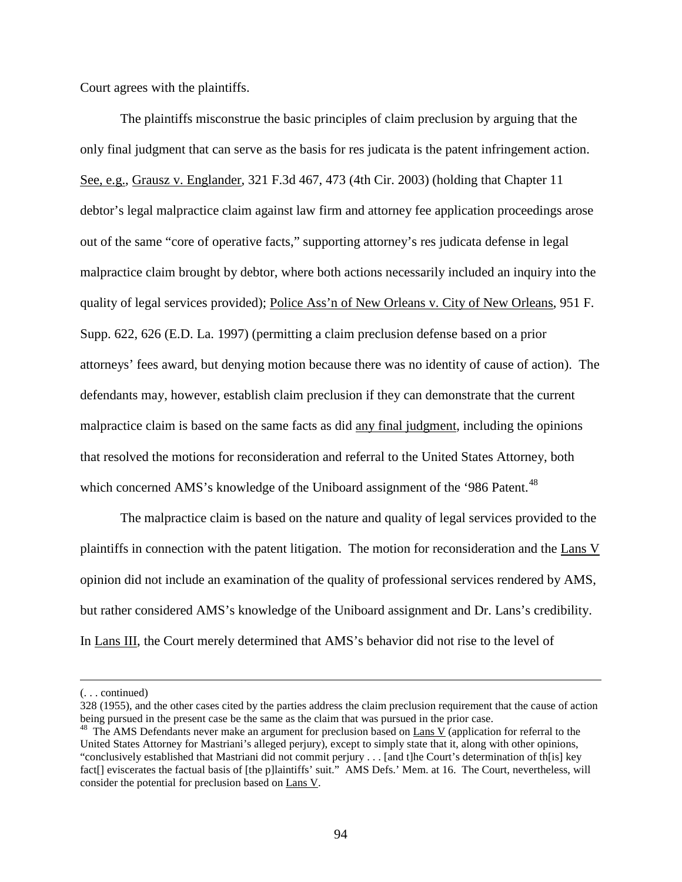Court agrees with the plaintiffs.

The plaintiffs misconstrue the basic principles of claim preclusion by arguing that the only final judgment that can serve as the basis for res judicata is the patent infringement action. See, e.g., Grausz v. Englander, 321 F.3d 467, 473 (4th Cir. 2003) (holding that Chapter 11 debtor's legal malpractice claim against law firm and attorney fee application proceedings arose out of the same "core of operative facts," supporting attorney's res judicata defense in legal malpractice claim brought by debtor, where both actions necessarily included an inquiry into the quality of legal services provided); Police Ass'n of New Orleans v. City of New Orleans, 951 F. Supp. 622, 626 (E.D. La. 1997) (permitting a claim preclusion defense based on a prior attorneys' fees award, but denying motion because there was no identity of cause of action). The defendants may, however, establish claim preclusion if they can demonstrate that the current malpractice claim is based on the same facts as did any final judgment, including the opinions that resolved the motions for reconsideration and referral to the United States Attorney, both which concerned AMS's knowledge of the Uniboard assignment of the '986 Patent.[48]

The malpractice claim is based on the nature and quality of legal services provided to the plaintiffs in connection with the patent litigation. The motion for reconsideration and the Lans V opinion did not include an examination of the quality of professional services rendered by AMS, but rather considered AMS's knowledge of the Uniboard assignment and Dr. Lans's credibility. In Lans III, the Court merely determined that AMS's behavior did not rise to the level of

---

(. . . continued)
328 (1955), and the other cases cited by the parties address the claim preclusion requirement that the cause of action being pursued in the present case be the same as the claim that was pursued in the prior case.

[48] The AMS Defendants never make an argument for preclusion based on Lans V (application for referral to the United States Attorney for Mastriani's alleged perjury), except to simply state that it, along with other opinions, "conclusively established that Mastriani did not commit perjury . . . [and t]he Court's determination of th[is] key fact[] eviscerates the factual basis of [the p]laintiffs' suit." AMS Defs.' Mem. at 16. The Court, nevertheless, will consider the potential for preclusion based on Lans V.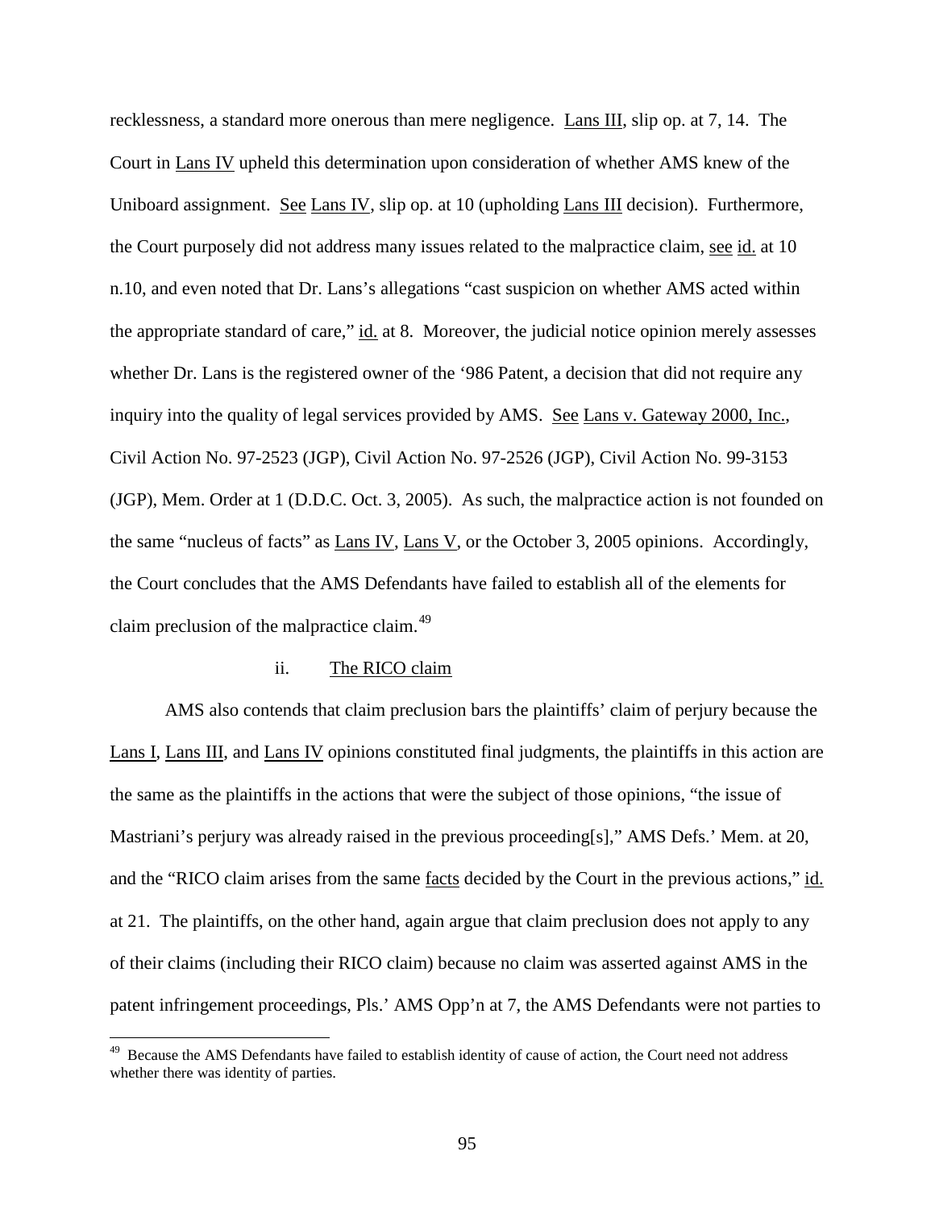recklessness, a standard more onerous than mere negligence. Lans III, slip op. at 7, 14. The Court in Lans IV upheld this determination upon consideration of whether AMS knew of the Uniboard assignment. See Lans IV, slip op. at 10 (upholding Lans III decision). Furthermore, the Court purposely did not address many issues related to the malpractice claim, see id. at 10 n.10, and even noted that Dr. Lans's allegations "cast suspicion on whether AMS acted within the appropriate standard of care," id. at 8. Moreover, the judicial notice opinion merely assesses whether Dr. Lans is the registered owner of the '986 Patent, a decision that did not require any inquiry into the quality of legal services provided by AMS. See Lans v. Gateway 2000, Inc., Civil Action No. 97-2523 (JGP), Civil Action No. 97-2526 (JGP), Civil Action No. 99-3153 (JGP), Mem. Order at 1 (D.D.C. Oct. 3, 2005). As such, the malpractice action is not founded on the same "nucleus of facts" as Lans IV, Lans V, or the October 3, 2005 opinions. Accordingly, the Court concludes that the AMS Defendants have failed to establish all of the elements for claim preclusion of the malpractice claim.[49]

ii. The RICO claim

AMS also contends that claim preclusion bars the plaintiffs' claim of perjury because the Lans I, Lans III, and Lans IV opinions constituted final judgments, the plaintiffs in this action are the same as the plaintiffs in the actions that were the subject of those opinions, "the issue of Mastriani's perjury was already raised in the previous proceeding[s]," AMS Defs.' Mem. at 20, and the "RICO claim arises from the same facts decided by the Court in the previous actions," id. at 21. The plaintiffs, on the other hand, again argue that claim preclusion does not apply to any of their claims (including their RICO claim) because no claim was asserted against AMS in the patent infringement proceedings, Pls.' AMS Opp'n at 7, the AMS Defendants were not parties to

[49] Because the AMS Defendants have failed to establish identity of cause of action, the Court need not address whether there was identity of parties.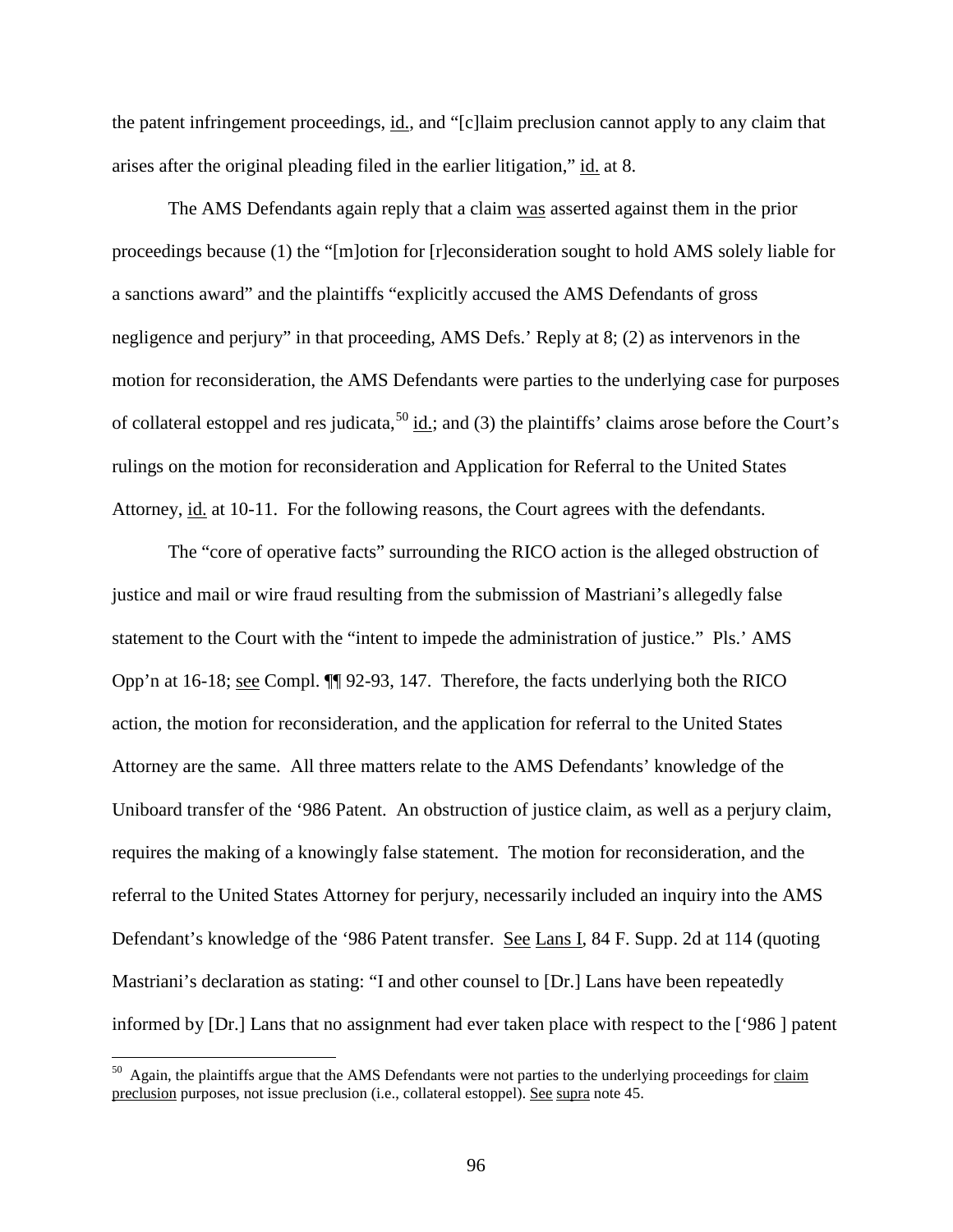the patent infringement proceedings, id., and "[c]laim preclusion cannot apply to any claim that arises after the original pleading filed in the earlier litigation," id. at 8.

The AMS Defendants again reply that a claim was asserted against them in the prior proceedings because (1) the "[m]otion for [r]econsideration sought to hold AMS solely liable for a sanctions award" and the plaintiffs "explicitly accused the AMS Defendants of gross negligence and perjury" in that proceeding, AMS Defs.' Reply at 8; (2) as intervenors in the motion for reconsideration, the AMS Defendants were parties to the underlying case for purposes of collateral estoppel and res judicata,[50] id.; and (3) the plaintiffs' claims arose before the Court's rulings on the motion for reconsideration and Application for Referral to the United States Attorney, id. at 10-11. For the following reasons, the Court agrees with the defendants.

The "core of operative facts" surrounding the RICO action is the alleged obstruction of justice and mail or wire fraud resulting from the submission of Mastriani's allegedly false statement to the Court with the "intent to impede the administration of justice." Pls.' AMS Opp'n at 16-18; see Compl. ¶¶ 92-93, 147. Therefore, the facts underlying both the RICO action, the motion for reconsideration, and the application for referral to the United States Attorney are the same. All three matters relate to the AMS Defendants' knowledge of the Uniboard transfer of the '986 Patent. An obstruction of justice claim, as well as a perjury claim, requires the making of a knowingly false statement. The motion for reconsideration, and the referral to the United States Attorney for perjury, necessarily included an inquiry into the AMS Defendant's knowledge of the '986 Patent transfer. See Lans I, 84 F. Supp. 2d at 114 (quoting Mastriani's declaration as stating: "I and other counsel to [Dr.] Lans have been repeatedly informed by [Dr.] Lans that no assignment had ever taken place with respect to the ['986 ] patent

[50] Again, the plaintiffs argue that the AMS Defendants were not parties to the underlying proceedings for claim preclusion purposes, not issue preclusion (i.e., collateral estoppel). See supra note 45.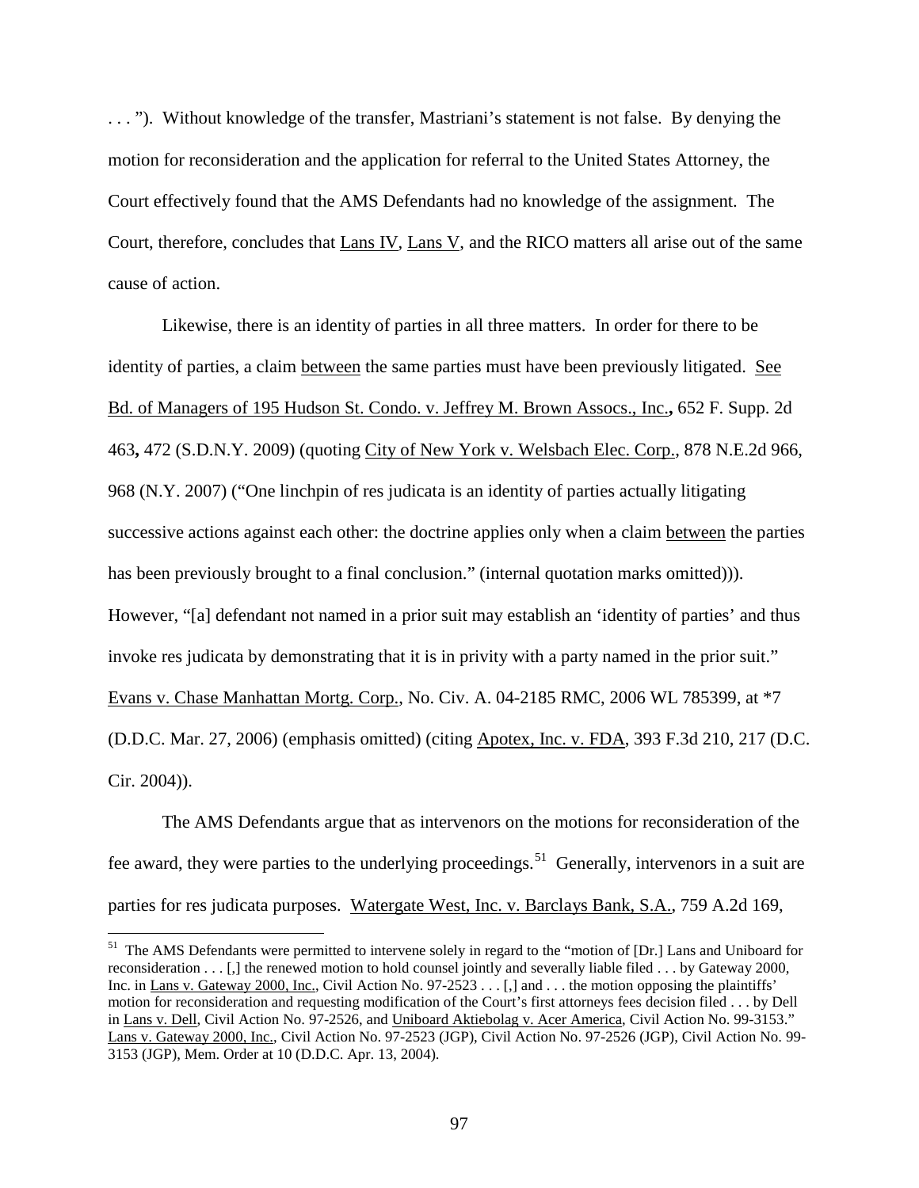. . . "). Without knowledge of the transfer, Mastriani's statement is not false. By denying the motion for reconsideration and the application for referral to the United States Attorney, the Court effectively found that the AMS Defendants had no knowledge of the assignment. The Court, therefore, concludes that Lans IV, Lans V, and the RICO matters all arise out of the same cause of action.

Likewise, there is an identity of parties in all three matters. In order for there to be identity of parties, a claim between the same parties must have been previously litigated. See Bd. of Managers of 195 Hudson St. Condo. v. Jeffrey M. Brown Assocs., Inc., 652 F. Supp. 2d 463, 472 (S.D.N.Y. 2009) (quoting City of New York v. Welsbach Elec. Corp., 878 N.E.2d 966, 968 (N.Y. 2007) ("One linchpin of res judicata is an identity of parties actually litigating successive actions against each other: the doctrine applies only when a claim between the parties has been previously brought to a final conclusion." (internal quotation marks omitted))). However, "[a] defendant not named in a prior suit may establish an 'identity of parties' and thus invoke res judicata by demonstrating that it is in privity with a party named in the prior suit." Evans v. Chase Manhattan Mortg. Corp., No. Civ. A. 04-2185 RMC, 2006 WL 785399, at *7 (D.D.C. Mar. 27, 2006) (emphasis omitted) (citing Apotex, Inc. v. FDA, 393 F.3d 210, 217 (D.C. Cir. 2004)).

The AMS Defendants argue that as intervenors on the motions for reconsideration of the fee award, they were parties to the underlying proceedings.[51] Generally, intervenors in a suit are parties for res judicata purposes. Watergate West, Inc. v. Barclays Bank, S.A., 759 A.2d 169,

[51] The AMS Defendants were permitted to intervene solely in regard to the "motion of [Dr.] Lans and Uniboard for reconsideration . . . [,] the renewed motion to hold counsel jointly and severally liable filed . . . by Gateway 2000, Inc. in Lans v. Gateway 2000, Inc., Civil Action No. 97-2523 . . . [,] and . . . the motion opposing the plaintiffs' motion for reconsideration and requesting modification of the Court's first attorneys fees decision filed . . . by Dell in Lans v. Dell, Civil Action No. 97-2526, and Uniboard Aktiebolag v. Acer America, Civil Action No. 99-3153." Lans v. Gateway 2000, Inc., Civil Action No. 97-2523 (JGP), Civil Action No. 97-2526 (JGP), Civil Action No. 99-3153 (JGP), Mem. Order at 10 (D.D.C. Apr. 13, 2004).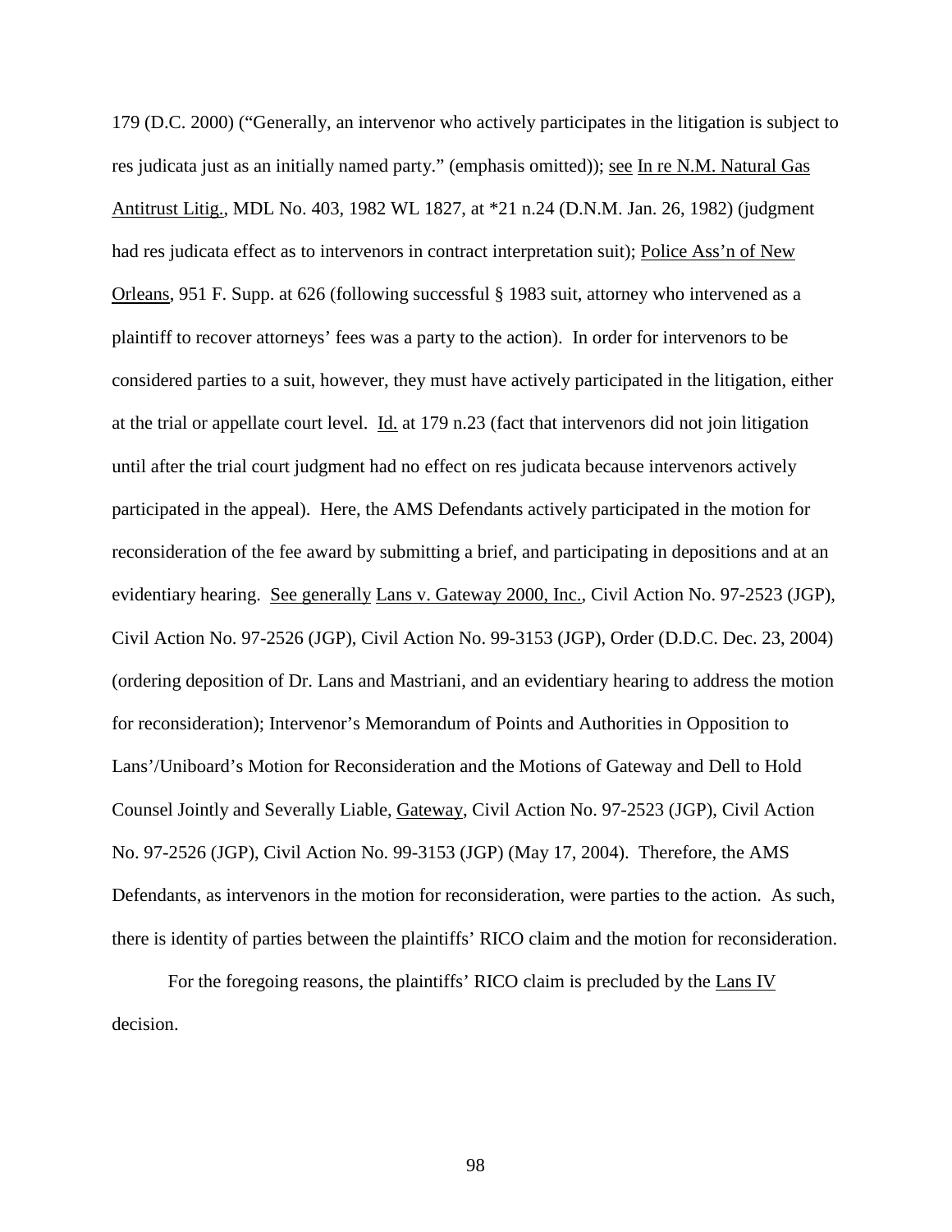179 (D.C. 2000) ("Generally, an intervenor who actively participates in the litigation is subject to res judicata just as an initially named party." (emphasis omitted)); see In re N.M. Natural Gas Antitrust Litig., MDL No. 403, 1982 WL 1827, at *21 n.24 (D.N.M. Jan. 26, 1982) (judgment had res judicata effect as to intervenors in contract interpretation suit); Police Ass'n of New Orleans, 951 F. Supp. at 626 (following successful § 1983 suit, attorney who intervened as a plaintiff to recover attorneys' fees was a party to the action). In order for intervenors to be considered parties to a suit, however, they must have actively participated in the litigation, either at the trial or appellate court level. Id. at 179 n.23 (fact that intervenors did not join litigation until after the trial court judgment had no effect on res judicata because intervenors actively participated in the appeal). Here, the AMS Defendants actively participated in the motion for reconsideration of the fee award by submitting a brief, and participating in depositions and at an evidentiary hearing. See generally Lans v. Gateway 2000, Inc., Civil Action No. 97-2523 (JGP), Civil Action No. 97-2526 (JGP), Civil Action No. 99-3153 (JGP), Order (D.D.C. Dec. 23, 2004) (ordering deposition of Dr. Lans and Mastriani, and an evidentiary hearing to address the motion for reconsideration); Intervenor's Memorandum of Points and Authorities in Opposition to Lans'/Uniboard's Motion for Reconsideration and the Motions of Gateway and Dell to Hold Counsel Jointly and Severally Liable, Gateway, Civil Action No. 97-2523 (JGP), Civil Action No. 97-2526 (JGP), Civil Action No. 99-3153 (JGP) (May 17, 2004). Therefore, the AMS Defendants, as intervenors in the motion for reconsideration, were parties to the action. As such, there is identity of parties between the plaintiffs' RICO claim and the motion for reconsideration.

For the foregoing reasons, the plaintiffs' RICO claim is precluded by the Lans IV decision.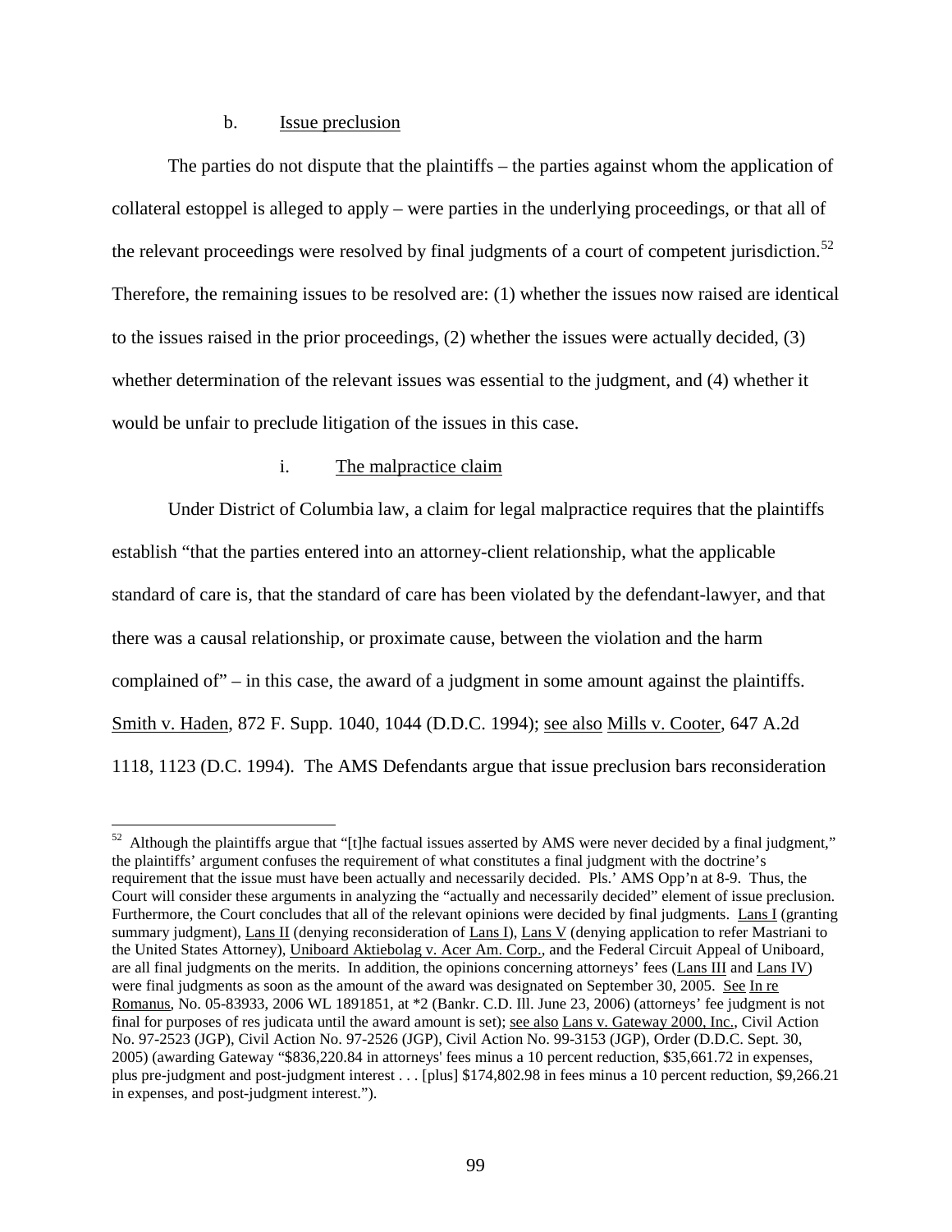b. Issue preclusion

The parties do not dispute that the plaintiffs – the parties against whom the application of collateral estoppel is alleged to apply – were parties in the underlying proceedings, or that all of the relevant proceedings were resolved by final judgments of a court of competent jurisdiction.[52] Therefore, the remaining issues to be resolved are: (1) whether the issues now raised are identical to the issues raised in the prior proceedings, (2) whether the issues were actually decided, (3) whether determination of the relevant issues was essential to the judgment, and (4) whether it would be unfair to preclude litigation of the issues in this case.

i. The malpractice claim

Under District of Columbia law, a claim for legal malpractice requires that the plaintiffs establish "that the parties entered into an attorney-client relationship, what the applicable standard of care is, that the standard of care has been violated by the defendant-lawyer, and that there was a causal relationship, or proximate cause, between the violation and the harm complained of" – in this case, the award of a judgment in some amount against the plaintiffs. Smith v. Haden, 872 F. Supp. 1040, 1044 (D.D.C. 1994); see also Mills v. Cooter, 647 A.2d 1118, 1123 (D.C. 1994). The AMS Defendants argue that issue preclusion bars reconsideration

[52] Although the plaintiffs argue that "[t]he factual issues asserted by AMS were never decided by a final judgment," the plaintiffs' argument confuses the requirement of what constitutes a final judgment with the doctrine's requirement that the issue must have been actually and necessarily decided. Pls.' AMS Opp'n at 8-9. Thus, the Court will consider these arguments in analyzing the "actually and necessarily decided" element of issue preclusion. Furthermore, the Court concludes that all of the relevant opinions were decided by final judgments. Lans I (granting summary judgment), Lans II (denying reconsideration of Lans I), Lans V (denying application to refer Mastriani to the United States Attorney), Uniboard Aktiebolag v. Acer Am. Corp., and the Federal Circuit Appeal of Uniboard, are all final judgments on the merits. In addition, the opinions concerning attorneys' fees (Lans III and Lans IV) were final judgments as soon as the amount of the award was designated on September 30, 2005. See In re Romanus, No. 05-83933, 2006 WL 1891851, at *2 (Bankr. C.D. Ill. June 23, 2006) (attorneys' fee judgment is not final for purposes of res judicata until the award amount is set); see also Lans v. Gateway 2000, Inc., Civil Action No. 97-2523 (JGP), Civil Action No. 97-2526 (JGP), Civil Action No. 99-3153 (JGP), Order (D.D.C. Sept. 30, 2005) (awarding Gateway "$836,220.84 in attorneys' fees minus a 10 percent reduction, $35,661.72 in expenses, plus pre-judgment and post-judgment interest . . . [plus] $174,802.98 in fees minus a 10 percent reduction, $9,266.21 in expenses, and post-judgment interest.").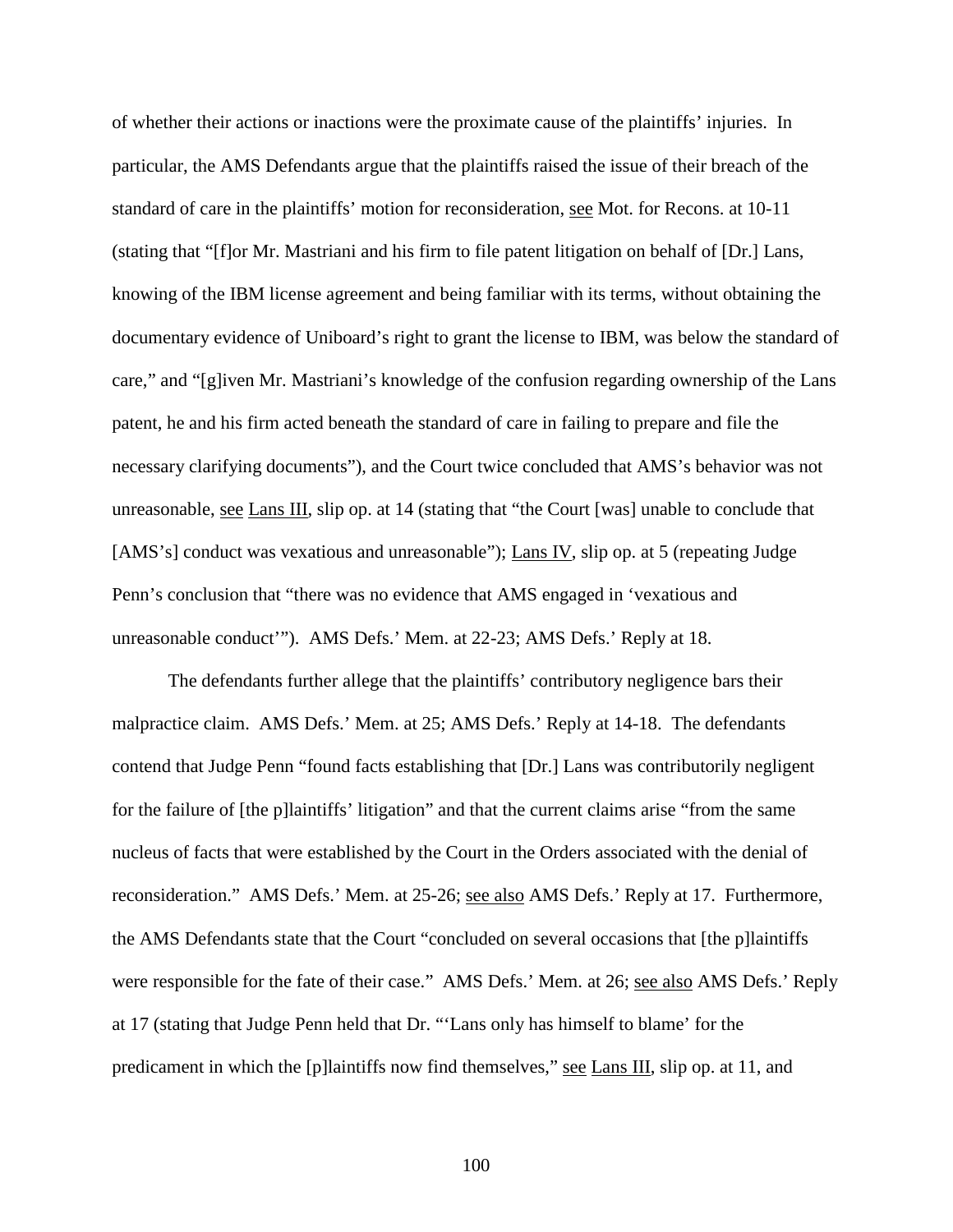of whether their actions or inactions were the proximate cause of the plaintiffs' injuries. In particular, the AMS Defendants argue that the plaintiffs raised the issue of their breach of the standard of care in the plaintiffs' motion for reconsideration, see Mot. for Recons. at 10-11 (stating that "[f]or Mr. Mastriani and his firm to file patent litigation on behalf of [Dr.] Lans, knowing of the IBM license agreement and being familiar with its terms, without obtaining the documentary evidence of Uniboard's right to grant the license to IBM, was below the standard of care," and "[g]iven Mr. Mastriani's knowledge of the confusion regarding ownership of the Lans patent, he and his firm acted beneath the standard of care in failing to prepare and file the necessary clarifying documents"), and the Court twice concluded that AMS's behavior was not unreasonable, see Lans III, slip op. at 14 (stating that "the Court [was] unable to conclude that [AMS's] conduct was vexatious and unreasonable"); Lans IV, slip op. at 5 (repeating Judge Penn's conclusion that "there was no evidence that AMS engaged in 'vexatious and unreasonable conduct'"). AMS Defs.' Mem. at 22-23; AMS Defs.' Reply at 18.

The defendants further allege that the plaintiffs' contributory negligence bars their malpractice claim. AMS Defs.' Mem. at 25; AMS Defs.' Reply at 14-18. The defendants contend that Judge Penn "found facts establishing that [Dr.] Lans was contributorily negligent for the failure of [the p]laintiffs' litigation" and that the current claims arise "from the same nucleus of facts that were established by the Court in the Orders associated with the denial of reconsideration." AMS Defs.' Mem. at 25-26; see also AMS Defs.' Reply at 17. Furthermore, the AMS Defendants state that the Court "concluded on several occasions that [the p]laintiffs were responsible for the fate of their case." AMS Defs.' Mem. at 26; see also AMS Defs.' Reply at 17 (stating that Judge Penn held that Dr. "'Lans only has himself to blame' for the predicament in which the [p]laintiffs now find themselves," see Lans III, slip op. at 11, and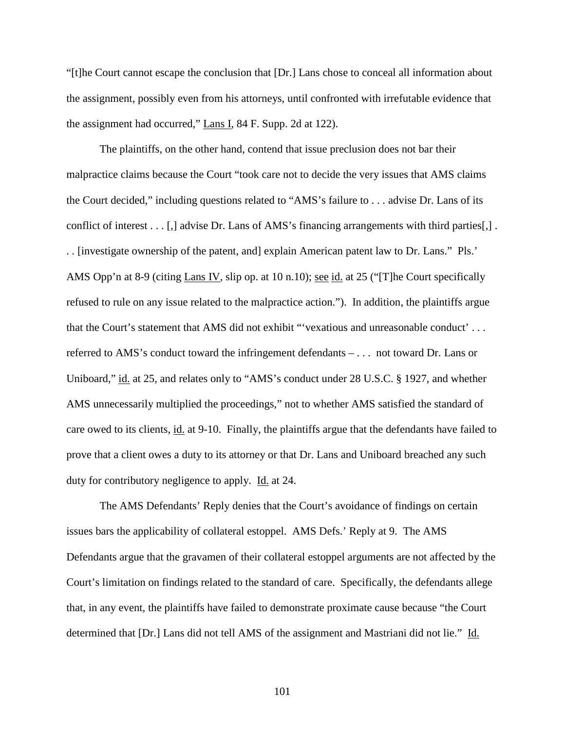"[t]he Court cannot escape the conclusion that [Dr.] Lans chose to conceal all information about the assignment, possibly even from his attorneys, until confronted with irrefutable evidence that the assignment had occurred," Lans I, 84 F. Supp. 2d at 122).

The plaintiffs, on the other hand, contend that issue preclusion does not bar their malpractice claims because the Court "took care not to decide the very issues that AMS claims the Court decided," including questions related to "AMS's failure to . . . advise Dr. Lans of its conflict of interest . . . [,] advise Dr. Lans of AMS's financing arrangements with third parties[,] . . . [investigate ownership of the patent, and] explain American patent law to Dr. Lans." Pls.' AMS Opp'n at 8-9 (citing Lans IV, slip op. at 10 n.10); see id. at 25 ("[T]he Court specifically refused to rule on any issue related to the malpractice action."). In addition, the plaintiffs argue that the Court's statement that AMS did not exhibit "'vexatious and unreasonable conduct' . . . referred to AMS's conduct toward the infringement defendants – . . . not toward Dr. Lans or Uniboard," id. at 25, and relates only to "AMS's conduct under 28 U.S.C. § 1927, and whether AMS unnecessarily multiplied the proceedings," not to whether AMS satisfied the standard of care owed to its clients, id. at 9-10. Finally, the plaintiffs argue that the defendants have failed to prove that a client owes a duty to its attorney or that Dr. Lans and Uniboard breached any such duty for contributory negligence to apply. Id. at 24.

The AMS Defendants' Reply denies that the Court's avoidance of findings on certain issues bars the applicability of collateral estoppel. AMS Defs.' Reply at 9. The AMS Defendants argue that the gravamen of their collateral estoppel arguments are not affected by the Court's limitation on findings related to the standard of care. Specifically, the defendants allege that, in any event, the plaintiffs have failed to demonstrate proximate cause because "the Court determined that [Dr.] Lans did not tell AMS of the assignment and Mastriani did not lie." Id.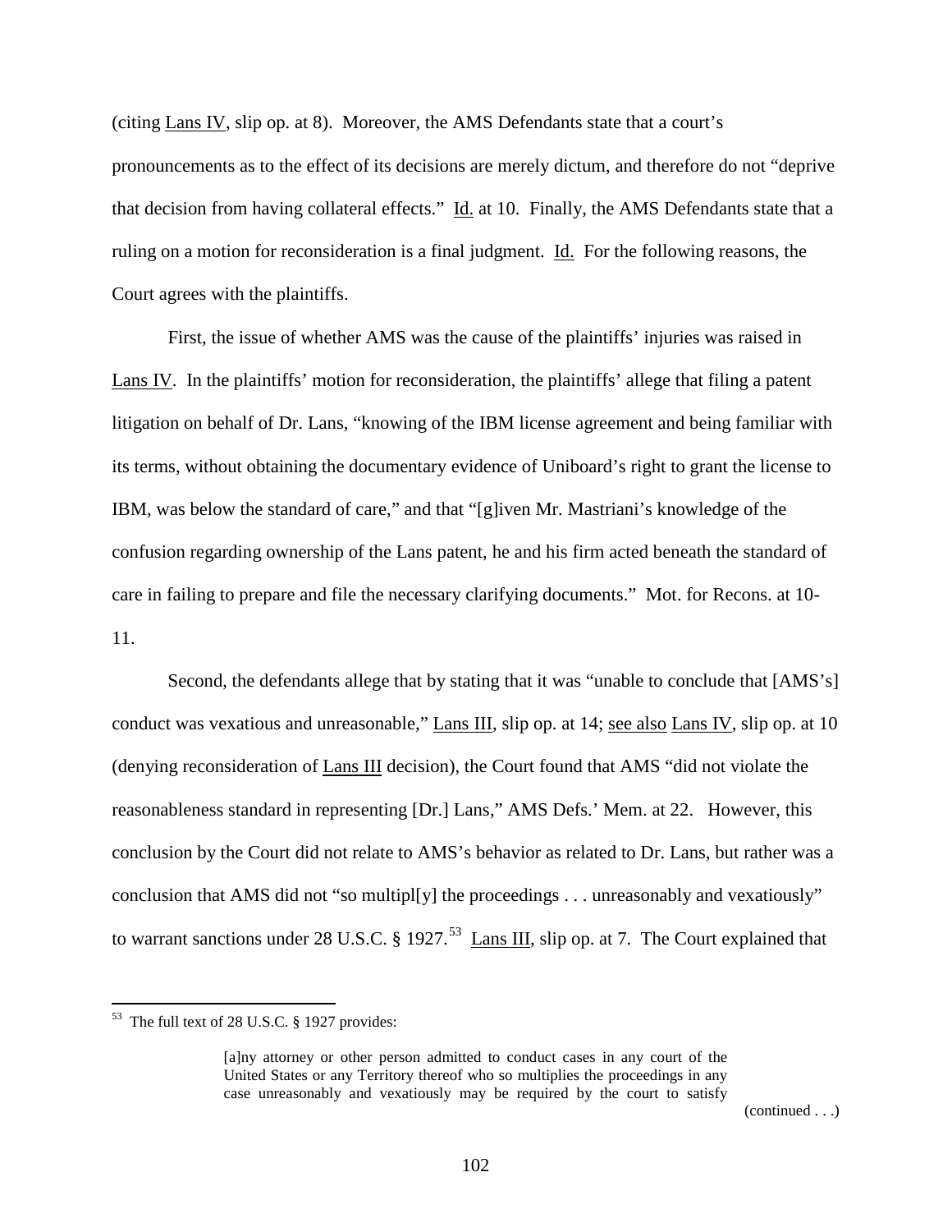(citing Lans IV, slip op. at 8). Moreover, the AMS Defendants state that a court's pronouncements as to the effect of its decisions are merely dictum, and therefore do not "deprive that decision from having collateral effects." Id. at 10. Finally, the AMS Defendants state that a ruling on a motion for reconsideration is a final judgment. Id. For the following reasons, the Court agrees with the plaintiffs.

First, the issue of whether AMS was the cause of the plaintiffs' injuries was raised in Lans IV. In the plaintiffs' motion for reconsideration, the plaintiffs' allege that filing a patent litigation on behalf of Dr. Lans, "knowing of the IBM license agreement and being familiar with its terms, without obtaining the documentary evidence of Uniboard's right to grant the license to IBM, was below the standard of care," and that "[g]iven Mr. Mastriani's knowledge of the confusion regarding ownership of the Lans patent, he and his firm acted beneath the standard of care in failing to prepare and file the necessary clarifying documents." Mot. for Recons. at 10-11.

Second, the defendants allege that by stating that it was "unable to conclude that [AMS's] conduct was vexatious and unreasonable," Lans III, slip op. at 14; see also Lans IV, slip op. at 10 (denying reconsideration of Lans III decision), the Court found that AMS "did not violate the reasonableness standard in representing [Dr.] Lans," AMS Defs.' Mem. at 22. However, this conclusion by the Court did not relate to AMS's behavior as related to Dr. Lans, but rather was a conclusion that AMS did not "so multipl[y] the proceedings . . . unreasonably and vexatiously" to warrant sanctions under 28 U.S.C. § 1927.[53] Lans III, slip op. at 7. The Court explained that

---

[53] The full text of 28 U.S.C. § 1927 provides:

> [a]ny attorney or other person admitted to conduct cases in any court of the United States or any Territory thereof who so multiplies the proceedings in any case unreasonably and vexatiously may be required by the court to satisfy

(continued . . .)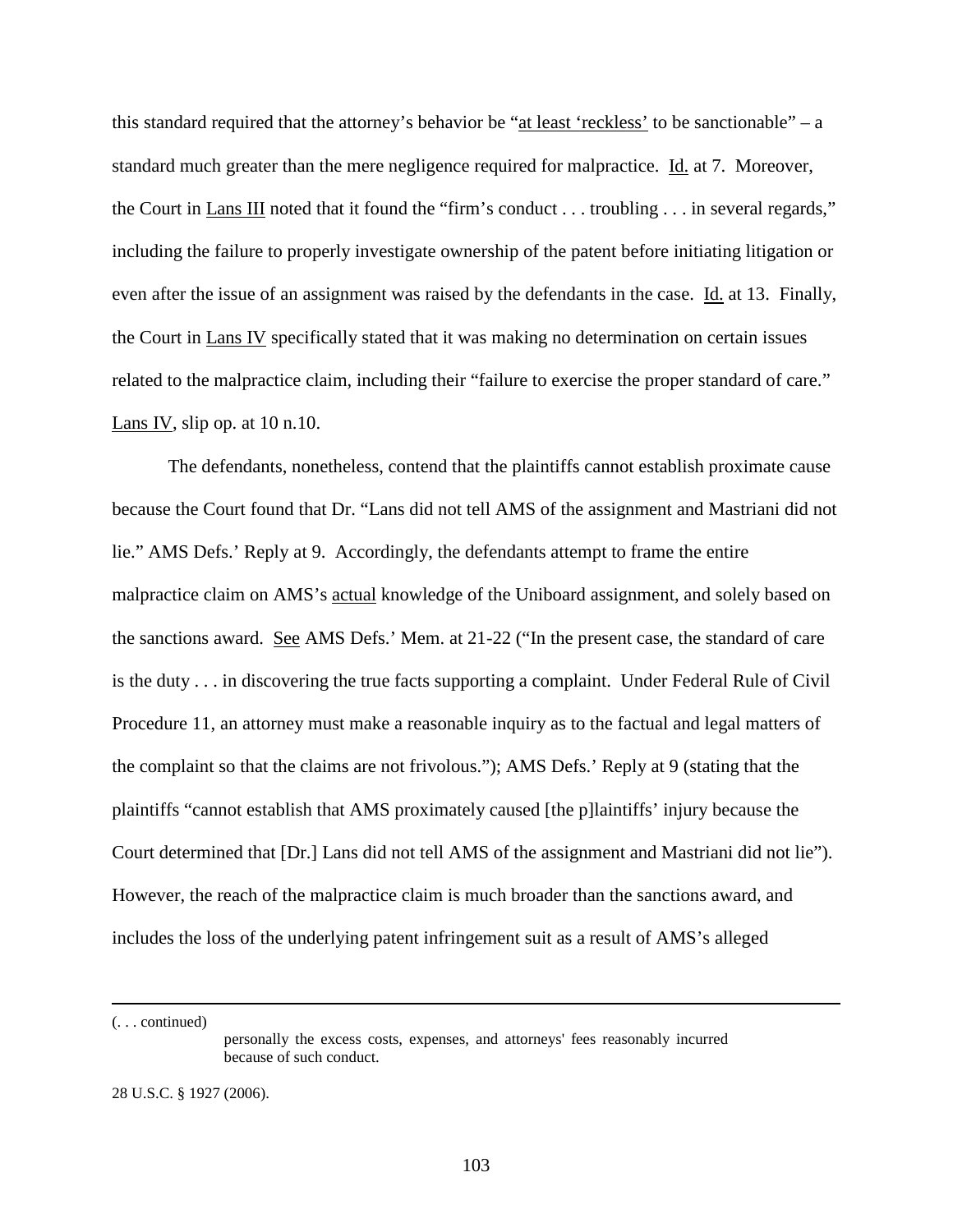this standard required that the attorney's behavior be "at least 'reckless' to be sanctionable" – a standard much greater than the mere negligence required for malpractice. Id. at 7. Moreover, the Court in Lans III noted that it found the "firm's conduct . . . troubling . . . in several regards," including the failure to properly investigate ownership of the patent before initiating litigation or even after the issue of an assignment was raised by the defendants in the case. Id. at 13. Finally, the Court in Lans IV specifically stated that it was making no determination on certain issues related to the malpractice claim, including their "failure to exercise the proper standard of care." Lans IV, slip op. at 10 n.10.

The defendants, nonetheless, contend that the plaintiffs cannot establish proximate cause because the Court found that Dr. "Lans did not tell AMS of the assignment and Mastriani did not lie." AMS Defs.' Reply at 9. Accordingly, the defendants attempt to frame the entire malpractice claim on AMS's actual knowledge of the Uniboard assignment, and solely based on the sanctions award. See AMS Defs.' Mem. at 21-22 ("In the present case, the standard of care is the duty . . . in discovering the true facts supporting a complaint. Under Federal Rule of Civil Procedure 11, an attorney must make a reasonable inquiry as to the factual and legal matters of the complaint so that the claims are not frivolous."); AMS Defs.' Reply at 9 (stating that the plaintiffs "cannot establish that AMS proximately caused [the p]laintiffs' injury because the Court determined that [Dr.] Lans did not tell AMS of the assignment and Mastriani did not lie"). However, the reach of the malpractice claim is much broader than the sanctions award, and includes the loss of the underlying patent infringement suit as a result of AMS's alleged

---

(. . . continued)

> personally the excess costs, expenses, and attorneys' fees reasonably incurred because of such conduct.

28 U.S.C. § 1927 (2006).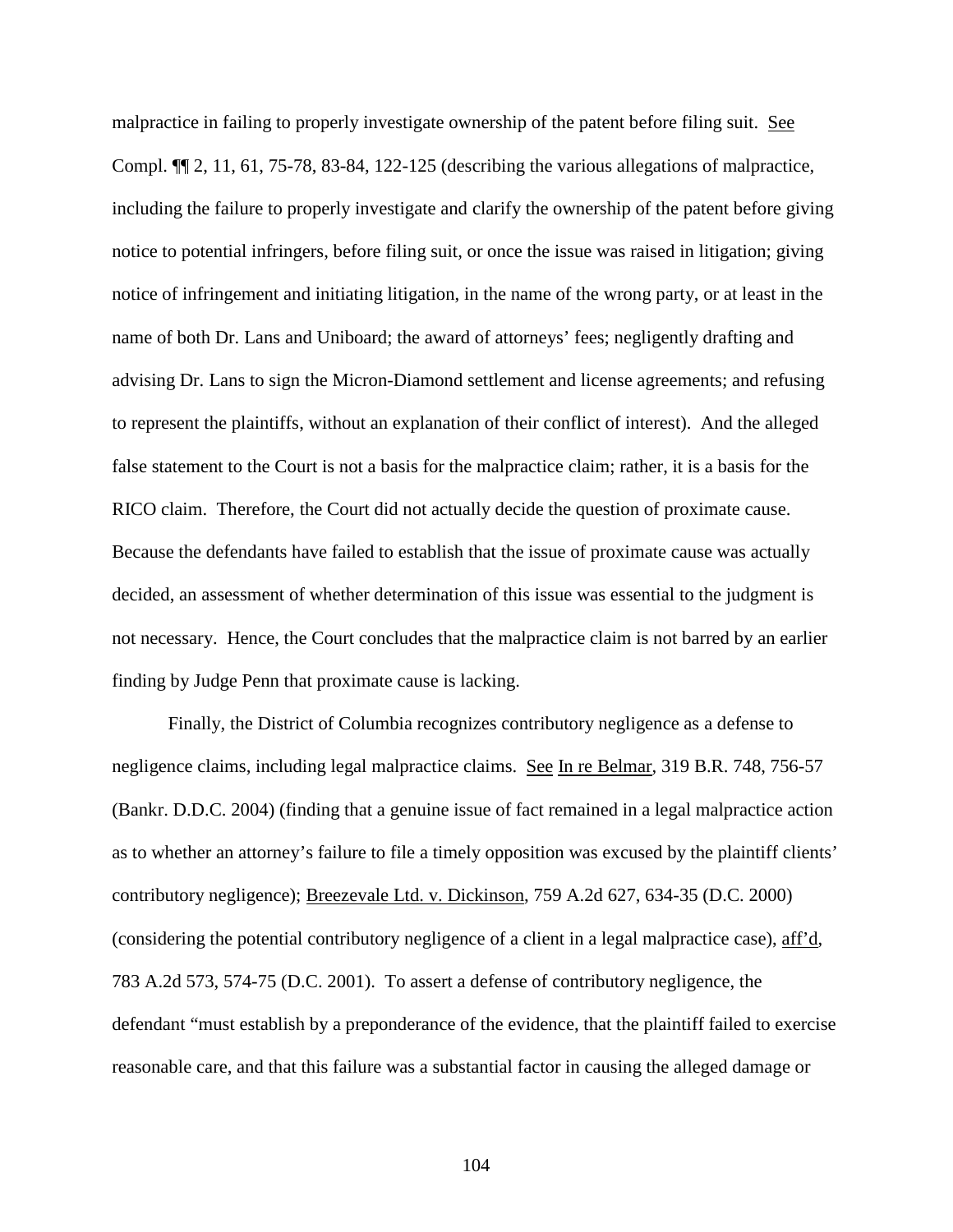malpractice in failing to properly investigate ownership of the patent before filing suit. See Compl. ¶¶ 2, 11, 61, 75-78, 83-84, 122-125 (describing the various allegations of malpractice, including the failure to properly investigate and clarify the ownership of the patent before giving notice to potential infringers, before filing suit, or once the issue was raised in litigation; giving notice of infringement and initiating litigation, in the name of the wrong party, or at least in the name of both Dr. Lans and Uniboard; the award of attorneys' fees; negligently drafting and advising Dr. Lans to sign the Micron-Diamond settlement and license agreements; and refusing to represent the plaintiffs, without an explanation of their conflict of interest). And the alleged false statement to the Court is not a basis for the malpractice claim; rather, it is a basis for the RICO claim. Therefore, the Court did not actually decide the question of proximate cause. Because the defendants have failed to establish that the issue of proximate cause was actually decided, an assessment of whether determination of this issue was essential to the judgment is not necessary. Hence, the Court concludes that the malpractice claim is not barred by an earlier finding by Judge Penn that proximate cause is lacking.

Finally, the District of Columbia recognizes contributory negligence as a defense to negligence claims, including legal malpractice claims. See In re Belmar, 319 B.R. 748, 756-57 (Bankr. D.D.C. 2004) (finding that a genuine issue of fact remained in a legal malpractice action as to whether an attorney's failure to file a timely opposition was excused by the plaintiff clients' contributory negligence); Breezevale Ltd. v. Dickinson, 759 A.2d 627, 634-35 (D.C. 2000) (considering the potential contributory negligence of a client in a legal malpractice case), aff'd, 783 A.2d 573, 574-75 (D.C. 2001). To assert a defense of contributory negligence, the defendant "must establish by a preponderance of the evidence, that the plaintiff failed to exercise reasonable care, and that this failure was a substantial factor in causing the alleged damage or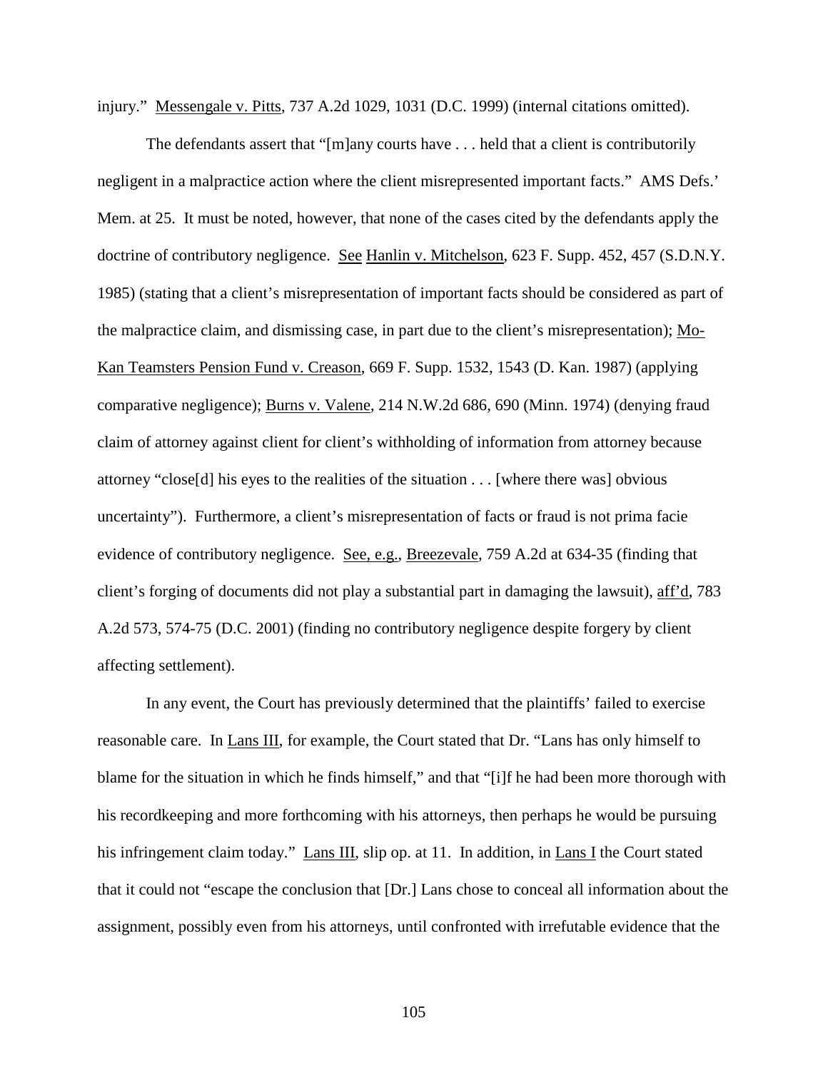injury." Messengale v. Pitts, 737 A.2d 1029, 1031 (D.C. 1999) (internal citations omitted).

The defendants assert that "[m]any courts have . . . held that a client is contributorily negligent in a malpractice action where the client misrepresented important facts." AMS Defs.' Mem. at 25. It must be noted, however, that none of the cases cited by the defendants apply the doctrine of contributory negligence. See Hanlin v. Mitchelson, 623 F. Supp. 452, 457 (S.D.N.Y. 1985) (stating that a client's misrepresentation of important facts should be considered as part of the malpractice claim, and dismissing case, in part due to the client's misrepresentation); Mo-Kan Teamsters Pension Fund v. Creason, 669 F. Supp. 1532, 1543 (D. Kan. 1987) (applying comparative negligence); Burns v. Valene, 214 N.W.2d 686, 690 (Minn. 1974) (denying fraud claim of attorney against client for client's withholding of information from attorney because attorney "close[d] his eyes to the realities of the situation . . . [where there was] obvious uncertainty"). Furthermore, a client's misrepresentation of facts or fraud is not prima facie evidence of contributory negligence. See, e.g., Breezevale, 759 A.2d at 634-35 (finding that client's forging of documents did not play a substantial part in damaging the lawsuit), aff'd, 783 A.2d 573, 574-75 (D.C. 2001) (finding no contributory negligence despite forgery by client affecting settlement).

In any event, the Court has previously determined that the plaintiffs' failed to exercise reasonable care. In Lans III, for example, the Court stated that Dr. "Lans has only himself to blame for the situation in which he finds himself," and that "[i]f he had been more thorough with his recordkeeping and more forthcoming with his attorneys, then perhaps he would be pursuing his infringement claim today." Lans III, slip op. at 11. In addition, in Lans I the Court stated that it could not "escape the conclusion that [Dr.] Lans chose to conceal all information about the assignment, possibly even from his attorneys, until confronted with irrefutable evidence that the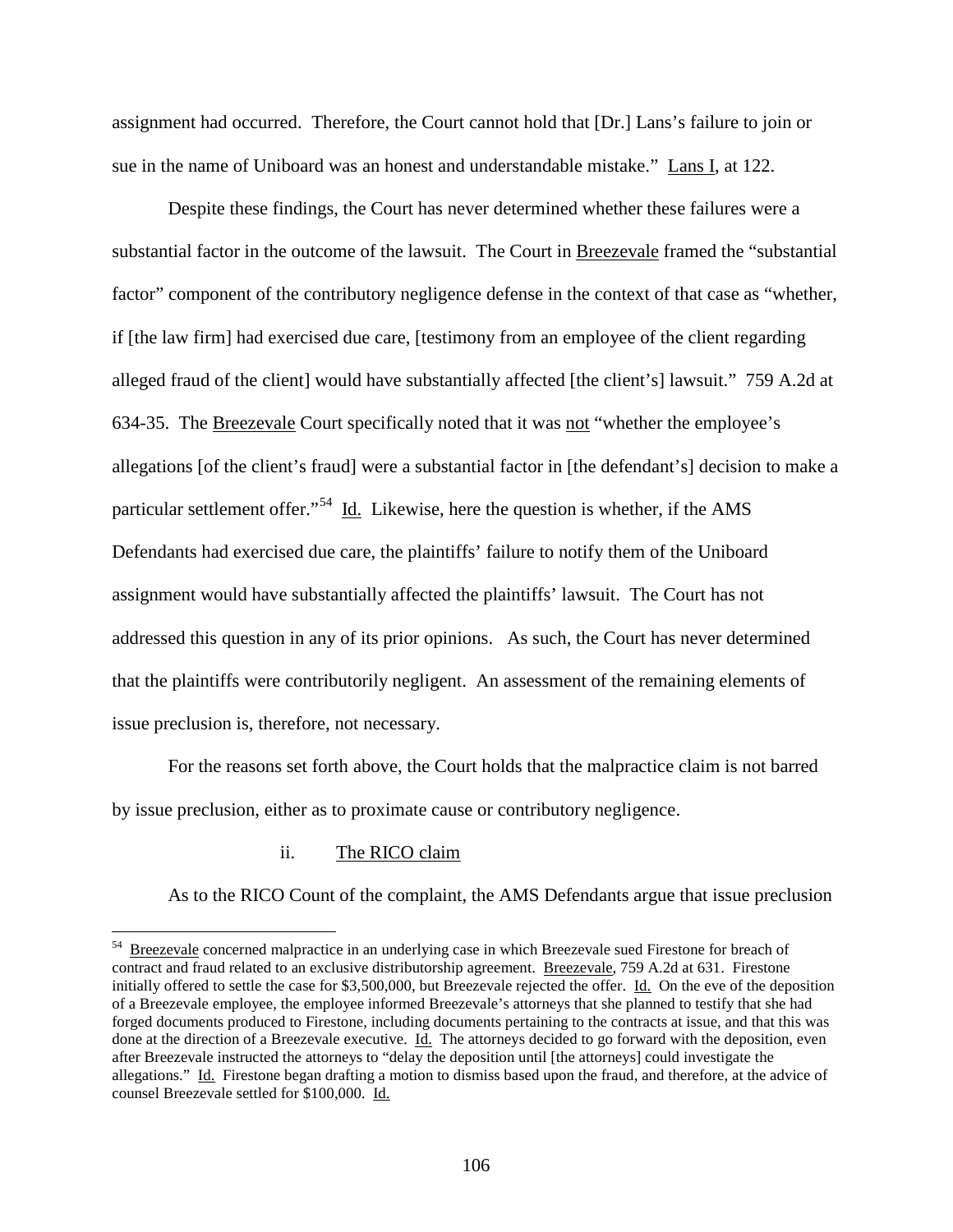assignment had occurred. Therefore, the Court cannot hold that [Dr.] Lans's failure to join or sue in the name of Uniboard was an honest and understandable mistake." Lans I, at 122.

Despite these findings, the Court has never determined whether these failures were a substantial factor in the outcome of the lawsuit. The Court in Breezevale framed the "substantial factor" component of the contributory negligence defense in the context of that case as "whether, if [the law firm] had exercised due care, [testimony from an employee of the client regarding alleged fraud of the client] would have substantially affected [the client's] lawsuit." 759 A.2d at 634-35. The Breezevale Court specifically noted that it was not "whether the employee's allegations [of the client's fraud] were a substantial factor in [the defendant's] decision to make a particular settlement offer."[54] Id. Likewise, here the question is whether, if the AMS Defendants had exercised due care, the plaintiffs' failure to notify them of the Uniboard assignment would have substantially affected the plaintiffs' lawsuit. The Court has not addressed this question in any of its prior opinions. As such, the Court has never determined that the plaintiffs were contributorily negligent. An assessment of the remaining elements of issue preclusion is, therefore, not necessary.

For the reasons set forth above, the Court holds that the malpractice claim is not barred by issue preclusion, either as to proximate cause or contributory negligence.

ii. The RICO claim

As to the RICO Count of the complaint, the AMS Defendants argue that issue preclusion

---

[54] Breezevale concerned malpractice in an underlying case in which Breezevale sued Firestone for breach of contract and fraud related to an exclusive distributorship agreement. Breezevale, 759 A.2d at 631. Firestone initially offered to settle the case for $3,500,000, but Breezevale rejected the offer. Id. On the eve of the deposition of a Breezevale employee, the employee informed Breezevale's attorneys that she planned to testify that she had forged documents produced to Firestone, including documents pertaining to the contracts at issue, and that this was done at the direction of a Breezevale executive. Id. The attorneys decided to go forward with the deposition, even after Breezevale instructed the attorneys to "delay the deposition until [the attorneys] could investigate the allegations." Id. Firestone began drafting a motion to dismiss based upon the fraud, and therefore, at the advice of counsel Breezevale settled for $100,000. Id.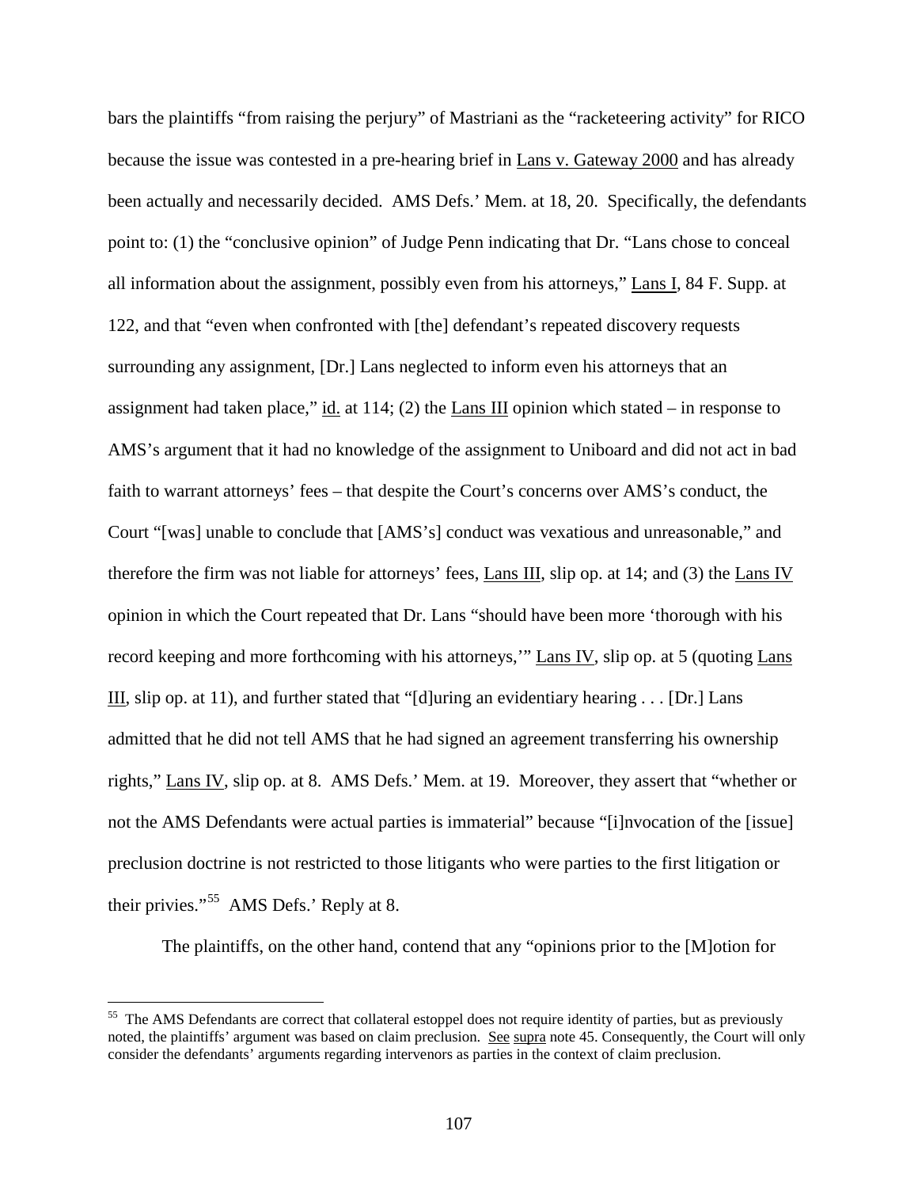bars the plaintiffs "from raising the perjury" of Mastriani as the "racketeering activity" for RICO because the issue was contested in a pre-hearing brief in Lans v. Gateway 2000 and has already been actually and necessarily decided. AMS Defs.' Mem. at 18, 20. Specifically, the defendants point to: (1) the "conclusive opinion" of Judge Penn indicating that Dr. "Lans chose to conceal all information about the assignment, possibly even from his attorneys," Lans I, 84 F. Supp. at 122, and that "even when confronted with [the] defendant's repeated discovery requests surrounding any assignment, [Dr.] Lans neglected to inform even his attorneys that an assignment had taken place," id. at 114; (2) the Lans III opinion which stated – in response to AMS's argument that it had no knowledge of the assignment to Uniboard and did not act in bad faith to warrant attorneys' fees – that despite the Court's concerns over AMS's conduct, the Court "[was] unable to conclude that [AMS's] conduct was vexatious and unreasonable," and therefore the firm was not liable for attorneys' fees, Lans III, slip op. at 14; and (3) the Lans IV opinion in which the Court repeated that Dr. Lans "should have been more 'thorough with his record keeping and more forthcoming with his attorneys,'" Lans IV, slip op. at 5 (quoting Lans III, slip op. at 11), and further stated that "[d]uring an evidentiary hearing . . . [Dr.] Lans admitted that he did not tell AMS that he had signed an agreement transferring his ownership rights," Lans IV, slip op. at 8. AMS Defs.' Mem. at 19. Moreover, they assert that "whether or not the AMS Defendants were actual parties is immaterial" because "[i]nvocation of the [issue] preclusion doctrine is not restricted to those litigants who were parties to the first litigation or their privies."[55] AMS Defs.' Reply at 8.

The plaintiffs, on the other hand, contend that any "opinions prior to the [M]otion for

---

[55] The AMS Defendants are correct that collateral estoppel does not require identity of parties, but as previously noted, the plaintiffs' argument was based on claim preclusion. See supra note 45. Consequently, the Court will only consider the defendants' arguments regarding intervenors as parties in the context of claim preclusion.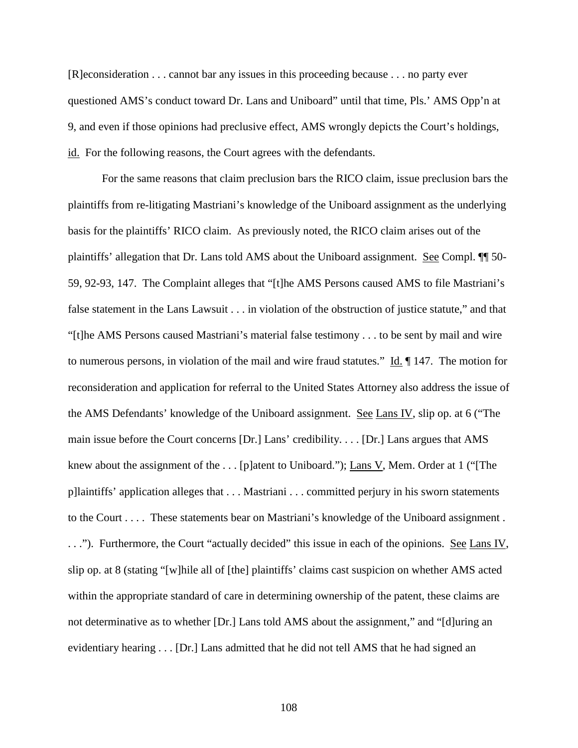[R]econsideration . . . cannot bar any issues in this proceeding because . . . no party ever questioned AMS's conduct toward Dr. Lans and Uniboard" until that time, Pls.' AMS Opp'n at 9, and even if those opinions had preclusive effect, AMS wrongly depicts the Court's holdings, id. For the following reasons, the Court agrees with the defendants.

For the same reasons that claim preclusion bars the RICO claim, issue preclusion bars the plaintiffs from re-litigating Mastriani's knowledge of the Uniboard assignment as the underlying basis for the plaintiffs' RICO claim. As previously noted, the RICO claim arises out of the plaintiffs' allegation that Dr. Lans told AMS about the Uniboard assignment. See Compl. ¶¶ 50-59, 92-93, 147. The Complaint alleges that "[t]he AMS Persons caused AMS to file Mastriani's false statement in the Lans Lawsuit . . . in violation of the obstruction of justice statute," and that "[t]he AMS Persons caused Mastriani's material false testimony . . . to be sent by mail and wire to numerous persons, in violation of the mail and wire fraud statutes." Id. ¶ 147. The motion for reconsideration and application for referral to the United States Attorney also address the issue of the AMS Defendants' knowledge of the Uniboard assignment. See Lans IV, slip op. at 6 ("The main issue before the Court concerns [Dr.] Lans' credibility. . . . [Dr.] Lans argues that AMS knew about the assignment of the . . . [p]atent to Uniboard."); Lans V, Mem. Order at 1 ("[The p]laintiffs' application alleges that . . . Mastriani . . . committed perjury in his sworn statements to the Court . . . . These statements bear on Mastriani's knowledge of the Uniboard assignment . . . ."). Furthermore, the Court "actually decided" this issue in each of the opinions. See Lans IV, slip op. at 8 (stating "[w]hile all of [the] plaintiffs' claims cast suspicion on whether AMS acted within the appropriate standard of care in determining ownership of the patent, these claims are not determinative as to whether [Dr.] Lans told AMS about the assignment," and "[d]uring an evidentiary hearing . . . [Dr.] Lans admitted that he did not tell AMS that he had signed an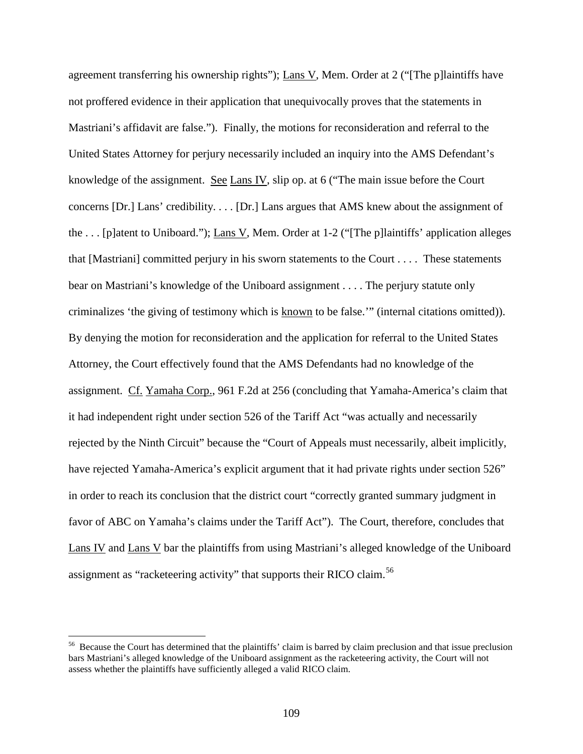agreement transferring his ownership rights"); Lans V, Mem. Order at 2 ("[The p]laintiffs have not proffered evidence in their application that unequivocally proves that the statements in Mastriani's affidavit are false."). Finally, the motions for reconsideration and referral to the United States Attorney for perjury necessarily included an inquiry into the AMS Defendant's knowledge of the assignment. See Lans IV, slip op. at 6 ("The main issue before the Court concerns [Dr.] Lans' credibility. . . . [Dr.] Lans argues that AMS knew about the assignment of the . . . [p]atent to Uniboard."); Lans V, Mem. Order at 1-2 ("[The p]laintiffs' application alleges that [Mastriani] committed perjury in his sworn statements to the Court . . . . These statements bear on Mastriani's knowledge of the Uniboard assignment . . . . The perjury statute only criminalizes 'the giving of testimony which is known to be false.'" (internal citations omitted)). By denying the motion for reconsideration and the application for referral to the United States Attorney, the Court effectively found that the AMS Defendants had no knowledge of the assignment. Cf. Yamaha Corp., 961 F.2d at 256 (concluding that Yamaha-America's claim that it had independent right under section 526 of the Tariff Act "was actually and necessarily rejected by the Ninth Circuit" because the "Court of Appeals must necessarily, albeit implicitly, have rejected Yamaha-America's explicit argument that it had private rights under section 526" in order to reach its conclusion that the district court "correctly granted summary judgment in favor of ABC on Yamaha's claims under the Tariff Act"). The Court, therefore, concludes that Lans IV and Lans V bar the plaintiffs from using Mastriani's alleged knowledge of the Uniboard assignment as "racketeering activity" that supports their RICO claim.[56]

[56] Because the Court has determined that the plaintiffs' claim is barred by claim preclusion and that issue preclusion bars Mastriani's alleged knowledge of the Uniboard assignment as the racketeering activity, the Court will not assess whether the plaintiffs have sufficiently alleged a valid RICO claim.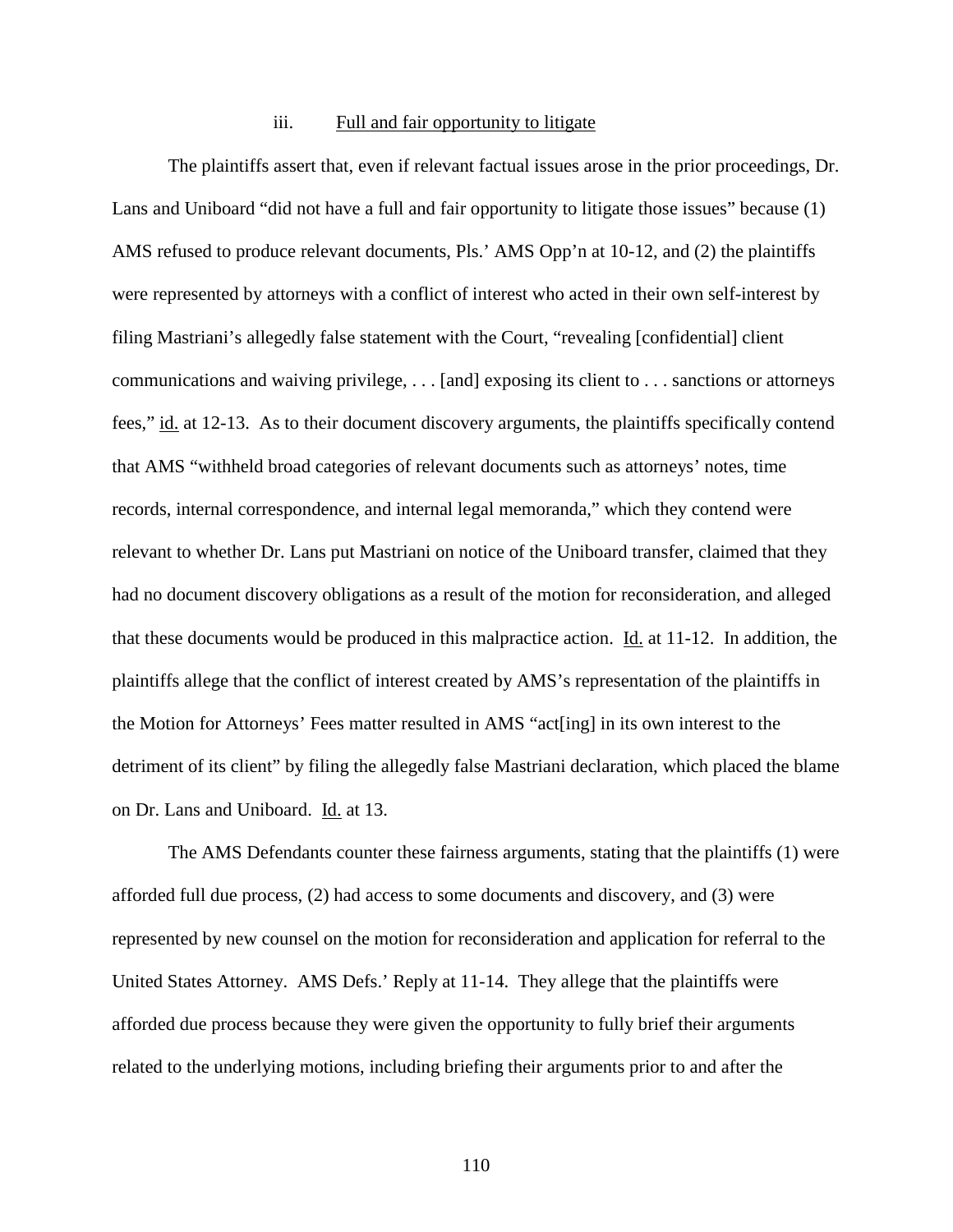### iii. Full and fair opportunity to litigate

The plaintiffs assert that, even if relevant factual issues arose in the prior proceedings, Dr. Lans and Uniboard "did not have a full and fair opportunity to litigate those issues" because (1) AMS refused to produce relevant documents, Pls.' AMS Opp'n at 10-12, and (2) the plaintiffs were represented by attorneys with a conflict of interest who acted in their own self-interest by filing Mastriani's allegedly false statement with the Court, "revealing [confidential] client communications and waiving privilege, . . . [and] exposing its client to . . . sanctions or attorneys fees," id. at 12-13. As to their document discovery arguments, the plaintiffs specifically contend that AMS "withheld broad categories of relevant documents such as attorneys' notes, time records, internal correspondence, and internal legal memoranda," which they contend were relevant to whether Dr. Lans put Mastriani on notice of the Uniboard transfer, claimed that they had no document discovery obligations as a result of the motion for reconsideration, and alleged that these documents would be produced in this malpractice action. Id. at 11-12. In addition, the plaintiffs allege that the conflict of interest created by AMS's representation of the plaintiffs in the Motion for Attorneys' Fees matter resulted in AMS "act[ing] in its own interest to the detriment of its client" by filing the allegedly false Mastriani declaration, which placed the blame on Dr. Lans and Uniboard. Id. at 13.

The AMS Defendants counter these fairness arguments, stating that the plaintiffs (1) were afforded full due process, (2) had access to some documents and discovery, and (3) were represented by new counsel on the motion for reconsideration and application for referral to the United States Attorney. AMS Defs.' Reply at 11-14. They allege that the plaintiffs were afforded due process because they were given the opportunity to fully brief their arguments related to the underlying motions, including briefing their arguments prior to and after the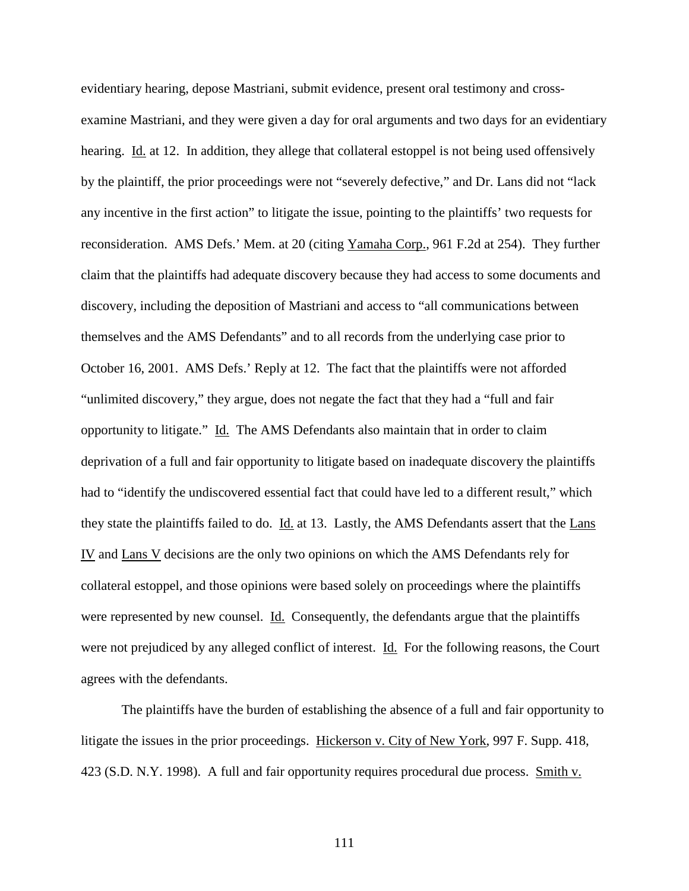evidentiary hearing, depose Mastriani, submit evidence, present oral testimony and cross-examine Mastriani, and they were given a day for oral arguments and two days for an evidentiary hearing. Id. at 12. In addition, they allege that collateral estoppel is not being used offensively by the plaintiff, the prior proceedings were not "severely defective," and Dr. Lans did not "lack any incentive in the first action" to litigate the issue, pointing to the plaintiffs' two requests for reconsideration. AMS Defs.' Mem. at 20 (citing Yamaha Corp., 961 F.2d at 254). They further claim that the plaintiffs had adequate discovery because they had access to some documents and discovery, including the deposition of Mastriani and access to "all communications between themselves and the AMS Defendants" and to all records from the underlying case prior to October 16, 2001. AMS Defs.' Reply at 12. The fact that the plaintiffs were not afforded "unlimited discovery," they argue, does not negate the fact that they had a "full and fair opportunity to litigate." Id. The AMS Defendants also maintain that in order to claim deprivation of a full and fair opportunity to litigate based on inadequate discovery the plaintiffs had to "identify the undiscovered essential fact that could have led to a different result," which they state the plaintiffs failed to do. Id. at 13. Lastly, the AMS Defendants assert that the Lans IV and Lans V decisions are the only two opinions on which the AMS Defendants rely for collateral estoppel, and those opinions were based solely on proceedings where the plaintiffs were represented by new counsel. Id. Consequently, the defendants argue that the plaintiffs were not prejudiced by any alleged conflict of interest. Id. For the following reasons, the Court agrees with the defendants.

The plaintiffs have the burden of establishing the absence of a full and fair opportunity to litigate the issues in the prior proceedings. Hickerson v. City of New York, 997 F. Supp. 418, 423 (S.D. N.Y. 1998). A full and fair opportunity requires procedural due process. Smith v.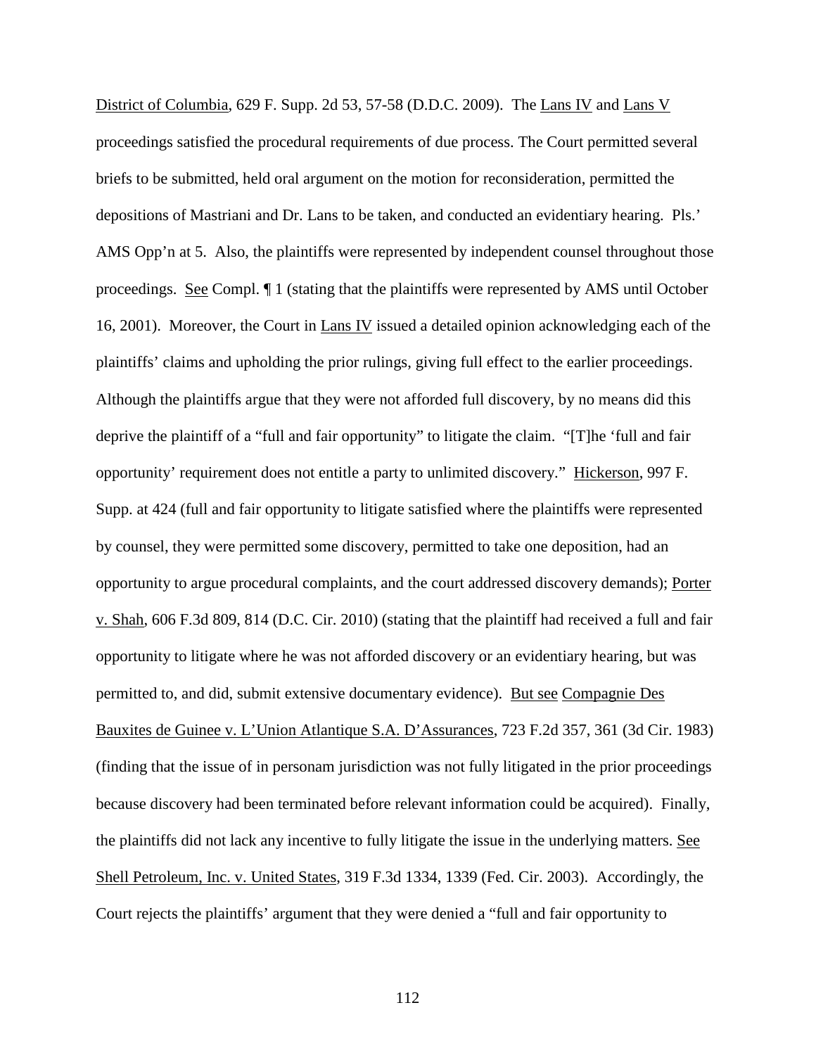District of Columbia, 629 F. Supp. 2d 53, 57-58 (D.D.C. 2009). The Lans IV and Lans V proceedings satisfied the procedural requirements of due process. The Court permitted several briefs to be submitted, held oral argument on the motion for reconsideration, permitted the depositions of Mastriani and Dr. Lans to be taken, and conducted an evidentiary hearing. Pls.' AMS Opp'n at 5. Also, the plaintiffs were represented by independent counsel throughout those proceedings. See Compl. ¶ 1 (stating that the plaintiffs were represented by AMS until October 16, 2001). Moreover, the Court in Lans IV issued a detailed opinion acknowledging each of the plaintiffs' claims and upholding the prior rulings, giving full effect to the earlier proceedings. Although the plaintiffs argue that they were not afforded full discovery, by no means did this deprive the plaintiff of a "full and fair opportunity" to litigate the claim. "[T]he 'full and fair opportunity' requirement does not entitle a party to unlimited discovery." Hickerson, 997 F. Supp. at 424 (full and fair opportunity to litigate satisfied where the plaintiffs were represented by counsel, they were permitted some discovery, permitted to take one deposition, had an opportunity to argue procedural complaints, and the court addressed discovery demands); Porter v. Shah, 606 F.3d 809, 814 (D.C. Cir. 2010) (stating that the plaintiff had received a full and fair opportunity to litigate where he was not afforded discovery or an evidentiary hearing, but was permitted to, and did, submit extensive documentary evidence). But see Compagnie Des Bauxites de Guinee v. L'Union Atlantique S.A. D'Assurances, 723 F.2d 357, 361 (3d Cir. 1983) (finding that the issue of in personam jurisdiction was not fully litigated in the prior proceedings because discovery had been terminated before relevant information could be acquired). Finally, the plaintiffs did not lack any incentive to fully litigate the issue in the underlying matters. See Shell Petroleum, Inc. v. United States, 319 F.3d 1334, 1339 (Fed. Cir. 2003). Accordingly, the Court rejects the plaintiffs' argument that they were denied a "full and fair opportunity to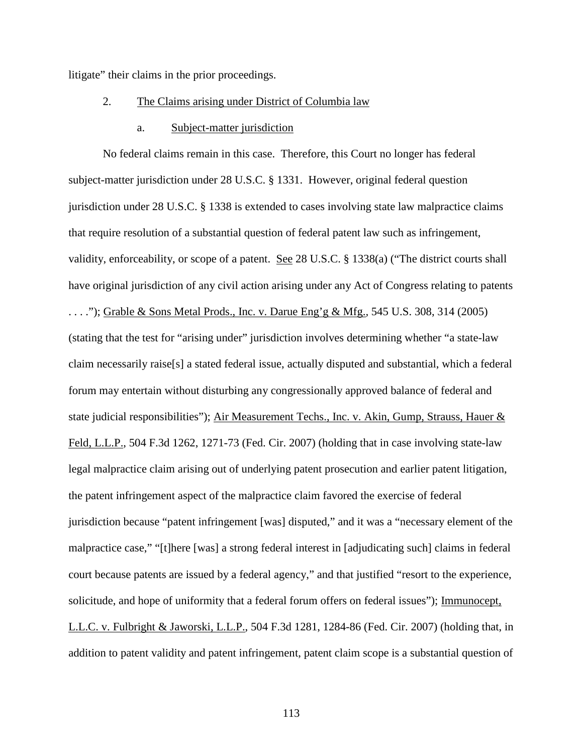litigate" their claims in the prior proceedings.

2. The Claims arising under District of Columbia law

a. Subject-matter jurisdiction

No federal claims remain in this case. Therefore, this Court no longer has federal subject-matter jurisdiction under 28 U.S.C. § 1331. However, original federal question jurisdiction under 28 U.S.C. § 1338 is extended to cases involving state law malpractice claims that require resolution of a substantial question of federal patent law such as infringement, validity, enforceability, or scope of a patent. See 28 U.S.C. § 1338(a) ("The district courts shall have original jurisdiction of any civil action arising under any Act of Congress relating to patents . . . ."); Grable & Sons Metal Prods., Inc. v. Darue Eng'g & Mfg., 545 U.S. 308, 314 (2005) (stating that the test for "arising under" jurisdiction involves determining whether "a state-law claim necessarily raise[s] a stated federal issue, actually disputed and substantial, which a federal forum may entertain without disturbing any congressionally approved balance of federal and state judicial responsibilities"); Air Measurement Techs., Inc. v. Akin, Gump, Strauss, Hauer & Feld, L.L.P., 504 F.3d 1262, 1271-73 (Fed. Cir. 2007) (holding that in case involving state-law legal malpractice claim arising out of underlying patent prosecution and earlier patent litigation, the patent infringement aspect of the malpractice claim favored the exercise of federal jurisdiction because "patent infringement [was] disputed," and it was a "necessary element of the malpractice case," "[t]here [was] a strong federal interest in [adjudicating such] claims in federal court because patents are issued by a federal agency," and that justified "resort to the experience, solicitude, and hope of uniformity that a federal forum offers on federal issues"); Immunocept, L.L.C. v. Fulbright & Jaworski, L.L.P., 504 F.3d 1281, 1284-86 (Fed. Cir. 2007) (holding that, in addition to patent validity and patent infringement, patent claim scope is a substantial question of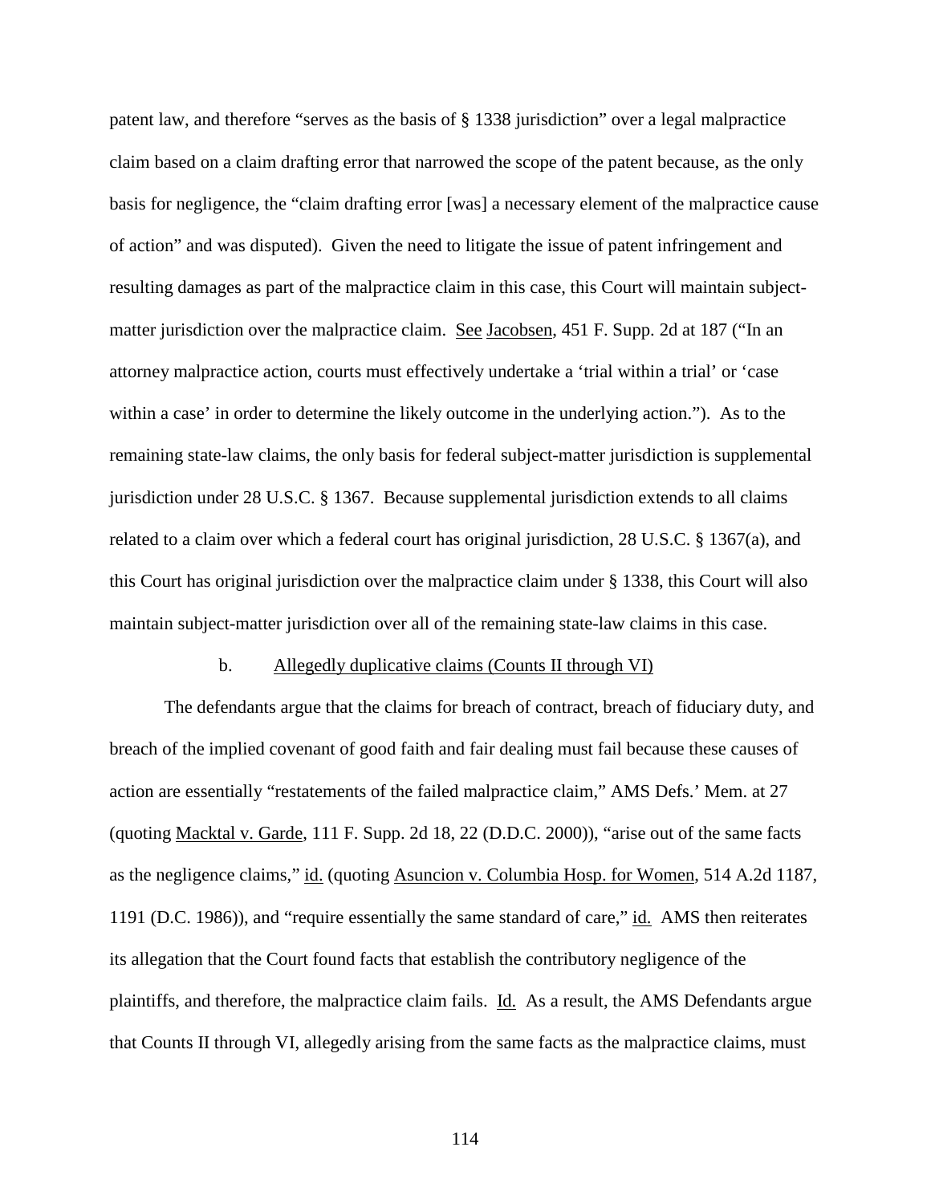patent law, and therefore "serves as the basis of § 1338 jurisdiction" over a legal malpractice claim based on a claim drafting error that narrowed the scope of the patent because, as the only basis for negligence, the "claim drafting error [was] a necessary element of the malpractice cause of action" and was disputed). Given the need to litigate the issue of patent infringement and resulting damages as part of the malpractice claim in this case, this Court will maintain subject-matter jurisdiction over the malpractice claim. See Jacobsen, 451 F. Supp. 2d at 187 ("In an attorney malpractice action, courts must effectively undertake a 'trial within a trial' or 'case within a case' in order to determine the likely outcome in the underlying action."). As to the remaining state-law claims, the only basis for federal subject-matter jurisdiction is supplemental jurisdiction under 28 U.S.C. § 1367. Because supplemental jurisdiction extends to all claims related to a claim over which a federal court has original jurisdiction, 28 U.S.C. § 1367(a), and this Court has original jurisdiction over the malpractice claim under § 1338, this Court will also maintain subject-matter jurisdiction over all of the remaining state-law claims in this case.

b. Allegedly duplicative claims (Counts II through VI)

The defendants argue that the claims for breach of contract, breach of fiduciary duty, and breach of the implied covenant of good faith and fair dealing must fail because these causes of action are essentially "restatements of the failed malpractice claim," AMS Defs.' Mem. at 27 (quoting Macktal v. Garde, 111 F. Supp. 2d 18, 22 (D.D.C. 2000)), "arise out of the same facts as the negligence claims," id. (quoting Asuncion v. Columbia Hosp. for Women, 514 A.2d 1187, 1191 (D.C. 1986)), and "require essentially the same standard of care," id. AMS then reiterates its allegation that the Court found facts that establish the contributory negligence of the plaintiffs, and therefore, the malpractice claim fails. Id. As a result, the AMS Defendants argue that Counts II through VI, allegedly arising from the same facts as the malpractice claims, must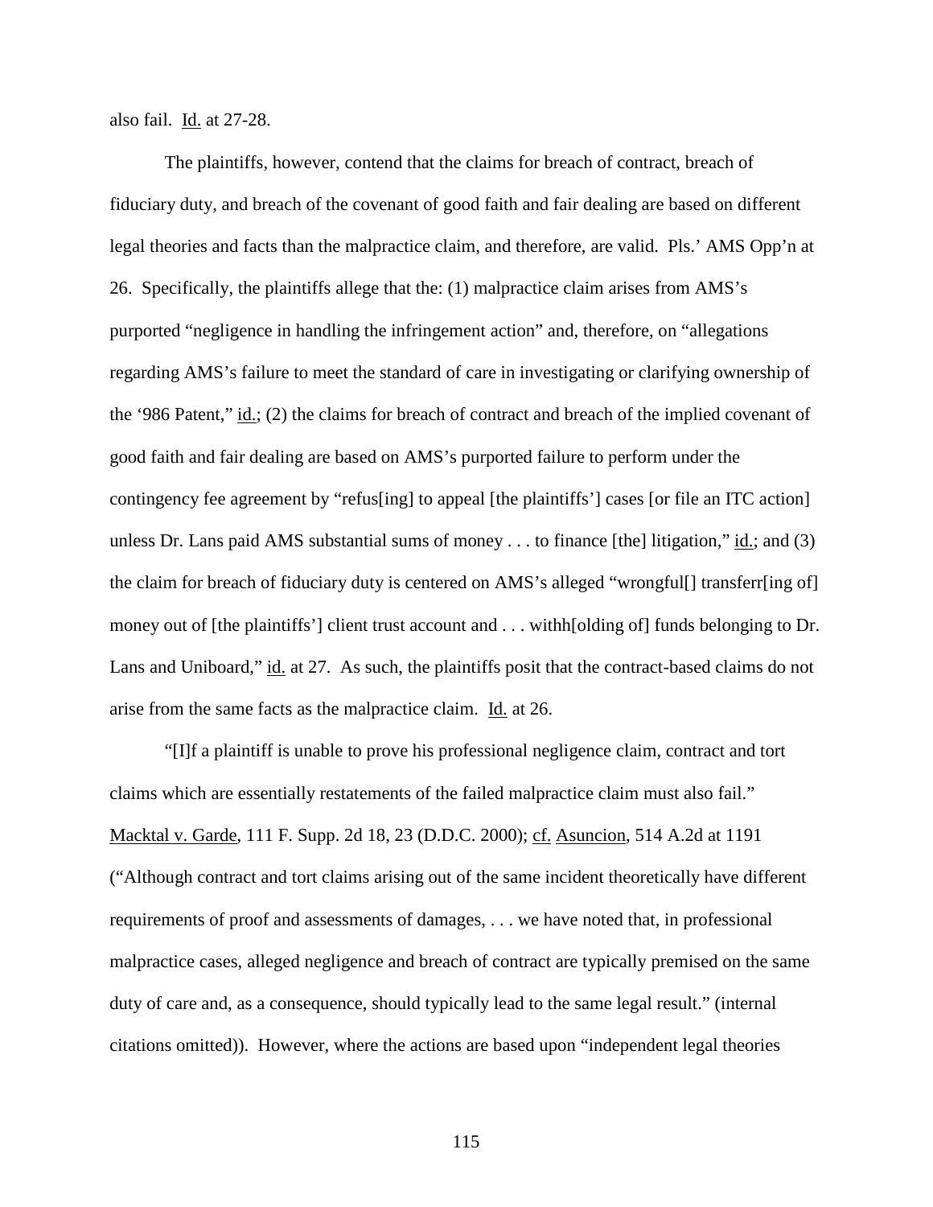also fail. Id. at 27-28.

The plaintiffs, however, contend that the claims for breach of contract, breach of fiduciary duty, and breach of the covenant of good faith and fair dealing are based on different legal theories and facts than the malpractice claim, and therefore, are valid. Pls.' AMS Opp'n at 26. Specifically, the plaintiffs allege that the: (1) malpractice claim arises from AMS's purported "negligence in handling the infringement action" and, therefore, on "allegations regarding AMS's failure to meet the standard of care in investigating or clarifying ownership of the '986 Patent," id.; (2) the claims for breach of contract and breach of the implied covenant of good faith and fair dealing are based on AMS's purported failure to perform under the contingency fee agreement by "refus[ing] to appeal [the plaintiffs'] cases [or file an ITC action] unless Dr. Lans paid AMS substantial sums of money . . . to finance [the] litigation," id.; and (3) the claim for breach of fiduciary duty is centered on AMS's alleged "wrongful[] transferr[ing of] money out of [the plaintiffs'] client trust account and . . . withh[olding of] funds belonging to Dr. Lans and Uniboard," id. at 27. As such, the plaintiffs posit that the contract-based claims do not arise from the same facts as the malpractice claim. Id. at 26.

"[I]f a plaintiff is unable to prove his professional negligence claim, contract and tort claims which are essentially restatements of the failed malpractice claim must also fail." Macktal v. Garde, 111 F. Supp. 2d 18, 23 (D.D.C. 2000); cf. Asuncion, 514 A.2d at 1191 ("Although contract and tort claims arising out of the same incident theoretically have different requirements of proof and assessments of damages, . . . we have noted that, in professional malpractice cases, alleged negligence and breach of contract are typically premised on the same duty of care and, as a consequence, should typically lead to the same legal result." (internal citations omitted)). However, where the actions are based upon "independent legal theories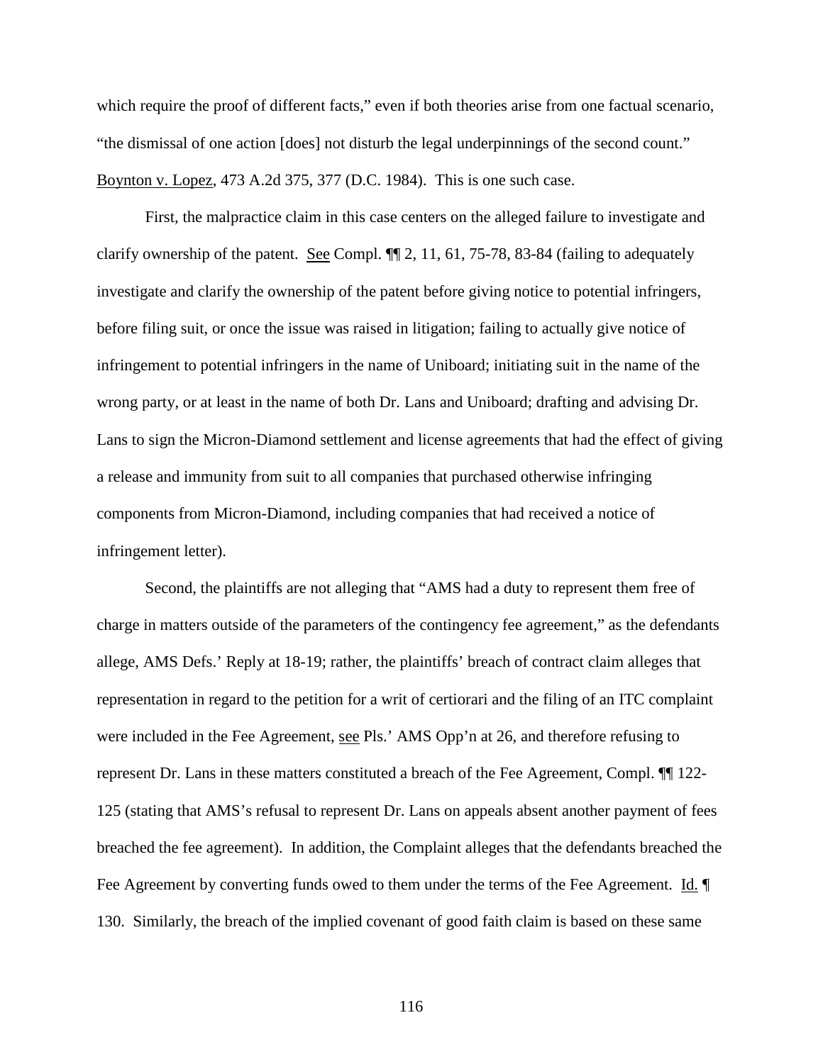which require the proof of different facts," even if both theories arise from one factual scenario, "the dismissal of one action [does] not disturb the legal underpinnings of the second count." Boynton v. Lopez, 473 A.2d 375, 377 (D.C. 1984). This is one such case.

First, the malpractice claim in this case centers on the alleged failure to investigate and clarify ownership of the patent. See Compl. ¶¶ 2, 11, 61, 75-78, 83-84 (failing to adequately investigate and clarify the ownership of the patent before giving notice to potential infringers, before filing suit, or once the issue was raised in litigation; failing to actually give notice of infringement to potential infringers in the name of Uniboard; initiating suit in the name of the wrong party, or at least in the name of both Dr. Lans and Uniboard; drafting and advising Dr. Lans to sign the Micron-Diamond settlement and license agreements that had the effect of giving a release and immunity from suit to all companies that purchased otherwise infringing components from Micron-Diamond, including companies that had received a notice of infringement letter).

Second, the plaintiffs are not alleging that "AMS had a duty to represent them free of charge in matters outside of the parameters of the contingency fee agreement," as the defendants allege, AMS Defs.' Reply at 18-19; rather, the plaintiffs' breach of contract claim alleges that representation in regard to the petition for a writ of certiorari and the filing of an ITC complaint were included in the Fee Agreement, see Pls.' AMS Opp'n at 26, and therefore refusing to represent Dr. Lans in these matters constituted a breach of the Fee Agreement, Compl. ¶¶ 122-125 (stating that AMS's refusal to represent Dr. Lans on appeals absent another payment of fees breached the fee agreement). In addition, the Complaint alleges that the defendants breached the Fee Agreement by converting funds owed to them under the terms of the Fee Agreement. Id. ¶ 130. Similarly, the breach of the implied covenant of good faith claim is based on these same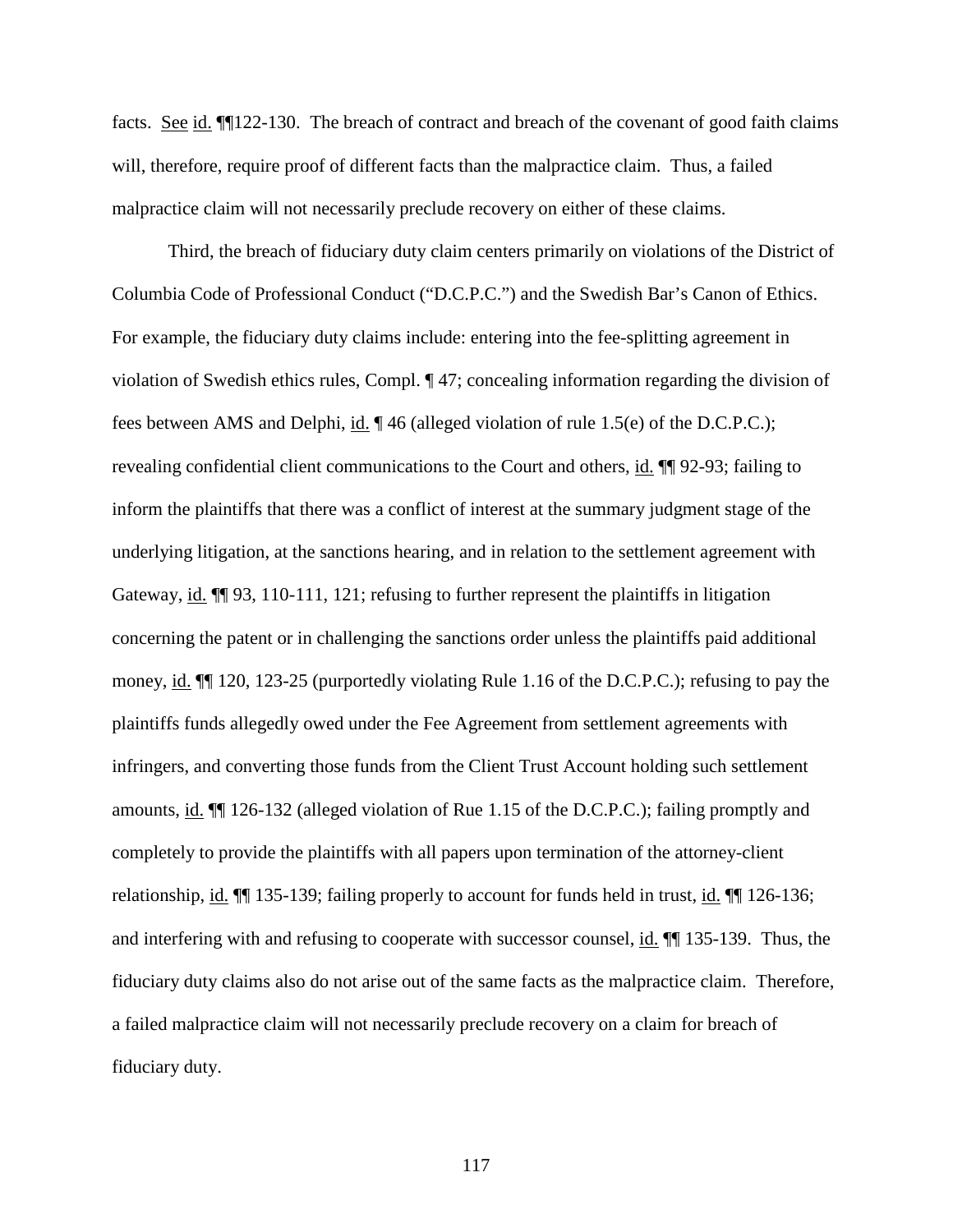facts. See id. ¶¶122-130. The breach of contract and breach of the covenant of good faith claims will, therefore, require proof of different facts than the malpractice claim. Thus, a failed malpractice claim will not necessarily preclude recovery on either of these claims.

Third, the breach of fiduciary duty claim centers primarily on violations of the District of Columbia Code of Professional Conduct ("D.C.P.C.") and the Swedish Bar's Canon of Ethics. For example, the fiduciary duty claims include: entering into the fee-splitting agreement in violation of Swedish ethics rules, Compl. ¶ 47; concealing information regarding the division of fees between AMS and Delphi, id. ¶ 46 (alleged violation of rule 1.5(e) of the D.C.P.C.); revealing confidential client communications to the Court and others, id. ¶¶ 92-93; failing to inform the plaintiffs that there was a conflict of interest at the summary judgment stage of the underlying litigation, at the sanctions hearing, and in relation to the settlement agreement with Gateway, id. ¶¶ 93, 110-111, 121; refusing to further represent the plaintiffs in litigation concerning the patent or in challenging the sanctions order unless the plaintiffs paid additional money, id. ¶¶ 120, 123-25 (purportedly violating Rule 1.16 of the D.C.P.C.); refusing to pay the plaintiffs funds allegedly owed under the Fee Agreement from settlement agreements with infringers, and converting those funds from the Client Trust Account holding such settlement amounts, id. ¶¶ 126-132 (alleged violation of Rue 1.15 of the D.C.P.C.); failing promptly and completely to provide the plaintiffs with all papers upon termination of the attorney-client relationship, id. ¶¶ 135-139; failing properly to account for funds held in trust, id. ¶¶ 126-136; and interfering with and refusing to cooperate with successor counsel, id. ¶¶ 135-139. Thus, the fiduciary duty claims also do not arise out of the same facts as the malpractice claim. Therefore, a failed malpractice claim will not necessarily preclude recovery on a claim for breach of fiduciary duty.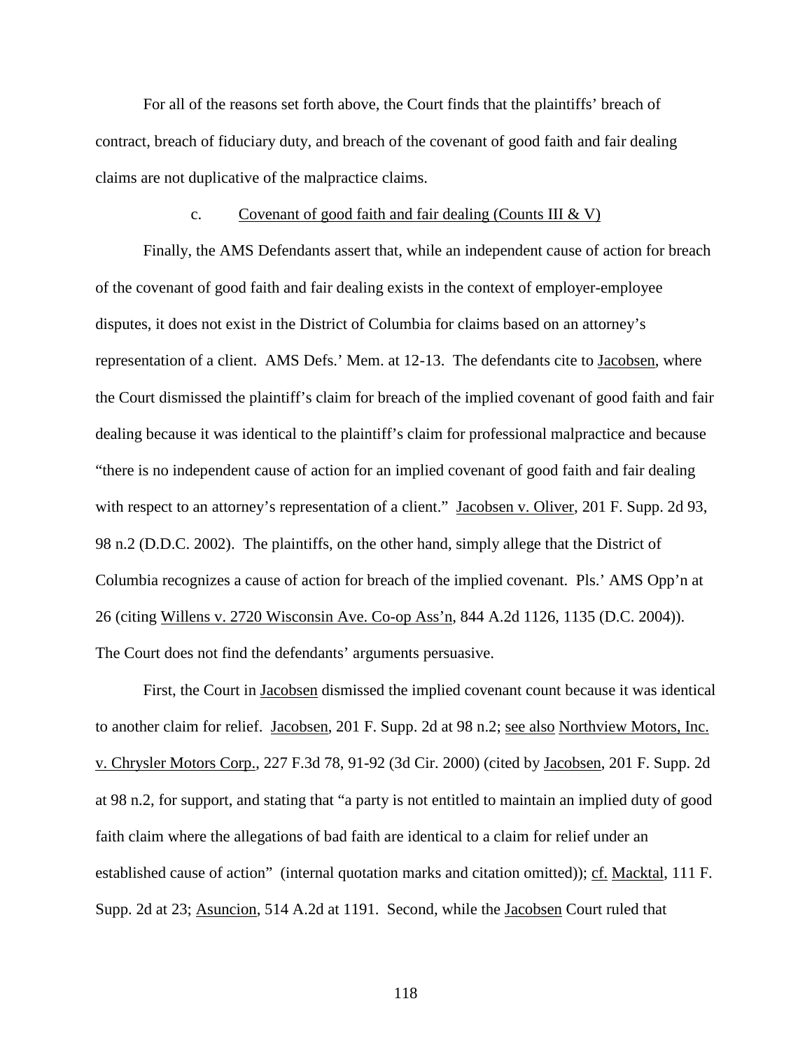For all of the reasons set forth above, the Court finds that the plaintiffs' breach of contract, breach of fiduciary duty, and breach of the covenant of good faith and fair dealing claims are not duplicative of the malpractice claims.

c. Covenant of good faith and fair dealing (Counts III & V)

Finally, the AMS Defendants assert that, while an independent cause of action for breach of the covenant of good faith and fair dealing exists in the context of employer-employee disputes, it does not exist in the District of Columbia for claims based on an attorney's representation of a client. AMS Defs.' Mem. at 12-13. The defendants cite to Jacobsen, where the Court dismissed the plaintiff's claim for breach of the implied covenant of good faith and fair dealing because it was identical to the plaintiff's claim for professional malpractice and because "there is no independent cause of action for an implied covenant of good faith and fair dealing with respect to an attorney's representation of a client." Jacobsen v. Oliver, 201 F. Supp. 2d 93, 98 n.2 (D.D.C. 2002). The plaintiffs, on the other hand, simply allege that the District of Columbia recognizes a cause of action for breach of the implied covenant. Pls.' AMS Opp'n at 26 (citing Willens v. 2720 Wisconsin Ave. Co-op Ass'n, 844 A.2d 1126, 1135 (D.C. 2004)). The Court does not find the defendants' arguments persuasive.

First, the Court in Jacobsen dismissed the implied covenant count because it was identical to another claim for relief. Jacobsen, 201 F. Supp. 2d at 98 n.2; see also Northview Motors, Inc. v. Chrysler Motors Corp., 227 F.3d 78, 91-92 (3d Cir. 2000) (cited by Jacobsen, 201 F. Supp. 2d at 98 n.2, for support, and stating that "a party is not entitled to maintain an implied duty of good faith claim where the allegations of bad faith are identical to a claim for relief under an established cause of action" (internal quotation marks and citation omitted)); cf. Macktal, 111 F. Supp. 2d at 23; Asuncion, 514 A.2d at 1191. Second, while the Jacobsen Court ruled that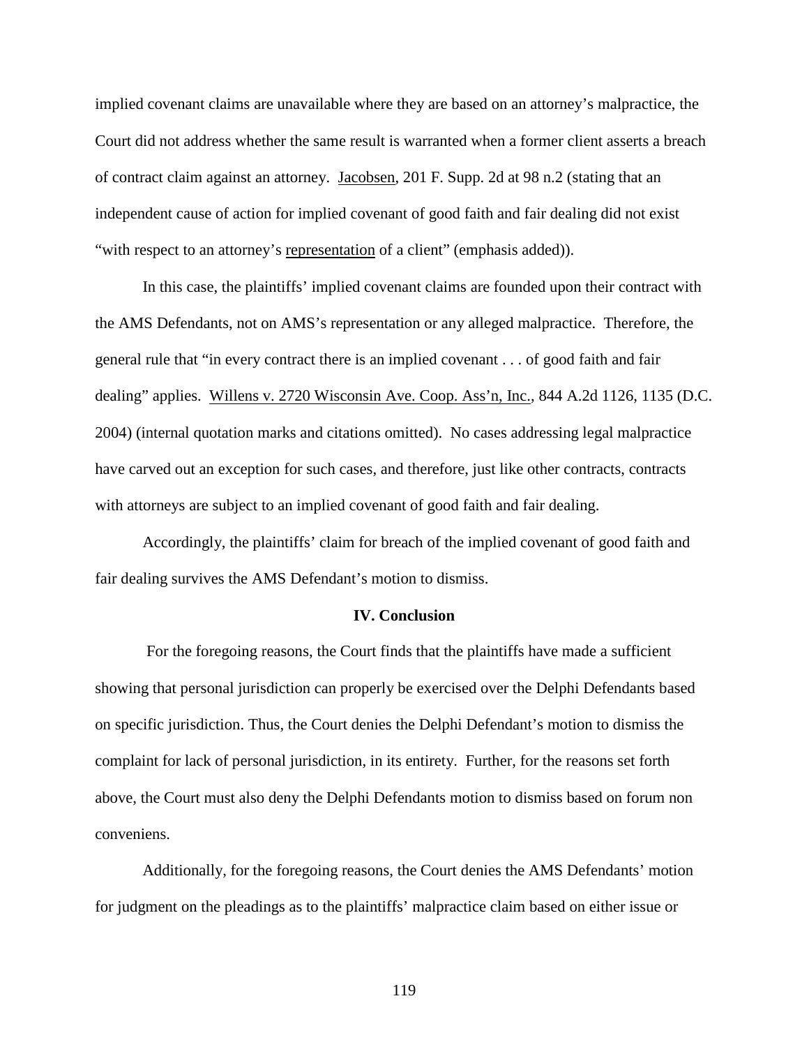implied covenant claims are unavailable where they are based on an attorney's malpractice, the Court did not address whether the same result is warranted when a former client asserts a breach of contract claim against an attorney. Jacobsen, 201 F. Supp. 2d at 98 n.2 (stating that an independent cause of action for implied covenant of good faith and fair dealing did not exist "with respect to an attorney's representation of a client" (emphasis added)).

In this case, the plaintiffs' implied covenant claims are founded upon their contract with the AMS Defendants, not on AMS's representation or any alleged malpractice. Therefore, the general rule that "in every contract there is an implied covenant . . . of good faith and fair dealing" applies. Willens v. 2720 Wisconsin Ave. Coop. Ass'n, Inc., 844 A.2d 1126, 1135 (D.C. 2004) (internal quotation marks and citations omitted). No cases addressing legal malpractice have carved out an exception for such cases, and therefore, just like other contracts, contracts with attorneys are subject to an implied covenant of good faith and fair dealing.

Accordingly, the plaintiffs' claim for breach of the implied covenant of good faith and fair dealing survives the AMS Defendant's motion to dismiss.

**IV. Conclusion**

For the foregoing reasons, the Court finds that the plaintiffs have made a sufficient showing that personal jurisdiction can properly be exercised over the Delphi Defendants based on specific jurisdiction. Thus, the Court denies the Delphi Defendant's motion to dismiss the complaint for lack of personal jurisdiction, in its entirety. Further, for the reasons set forth above, the Court must also deny the Delphi Defendants motion to dismiss based on forum non conveniens.

Additionally, for the foregoing reasons, the Court denies the AMS Defendants' motion for judgment on the pleadings as to the plaintiffs' malpractice claim based on either issue or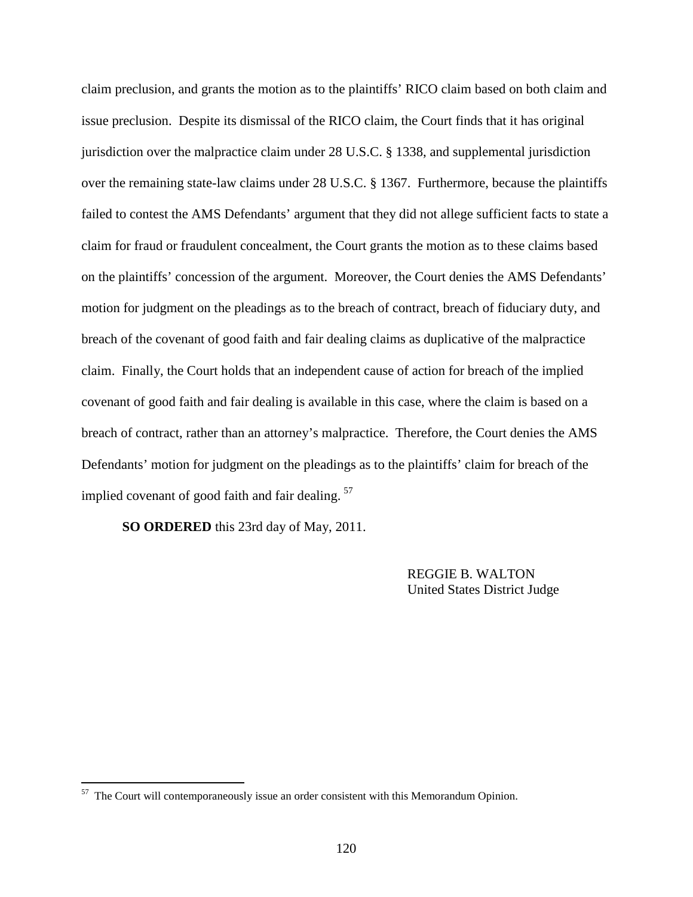claim preclusion, and grants the motion as to the plaintiffs' RICO claim based on both claim and issue preclusion. Despite its dismissal of the RICO claim, the Court finds that it has original jurisdiction over the malpractice claim under 28 U.S.C. § 1338, and supplemental jurisdiction over the remaining state-law claims under 28 U.S.C. § 1367. Furthermore, because the plaintiffs failed to contest the AMS Defendants' argument that they did not allege sufficient facts to state a claim for fraud or fraudulent concealment, the Court grants the motion as to these claims based on the plaintiffs' concession of the argument. Moreover, the Court denies the AMS Defendants' motion for judgment on the pleadings as to the breach of contract, breach of fiduciary duty, and breach of the covenant of good faith and fair dealing claims as duplicative of the malpractice claim. Finally, the Court holds that an independent cause of action for breach of the implied covenant of good faith and fair dealing is available in this case, where the claim is based on a breach of contract, rather than an attorney's malpractice. Therefore, the Court denies the AMS Defendants' motion for judgment on the pleadings as to the plaintiffs' claim for breach of the implied covenant of good faith and fair dealing. [57]

**SO ORDERED** this 23rd day of May, 2011.

REGGIE B. WALTON
United States District Judge

---

[57] The Court will contemporaneously issue an order consistent with this Memorandum Opinion.